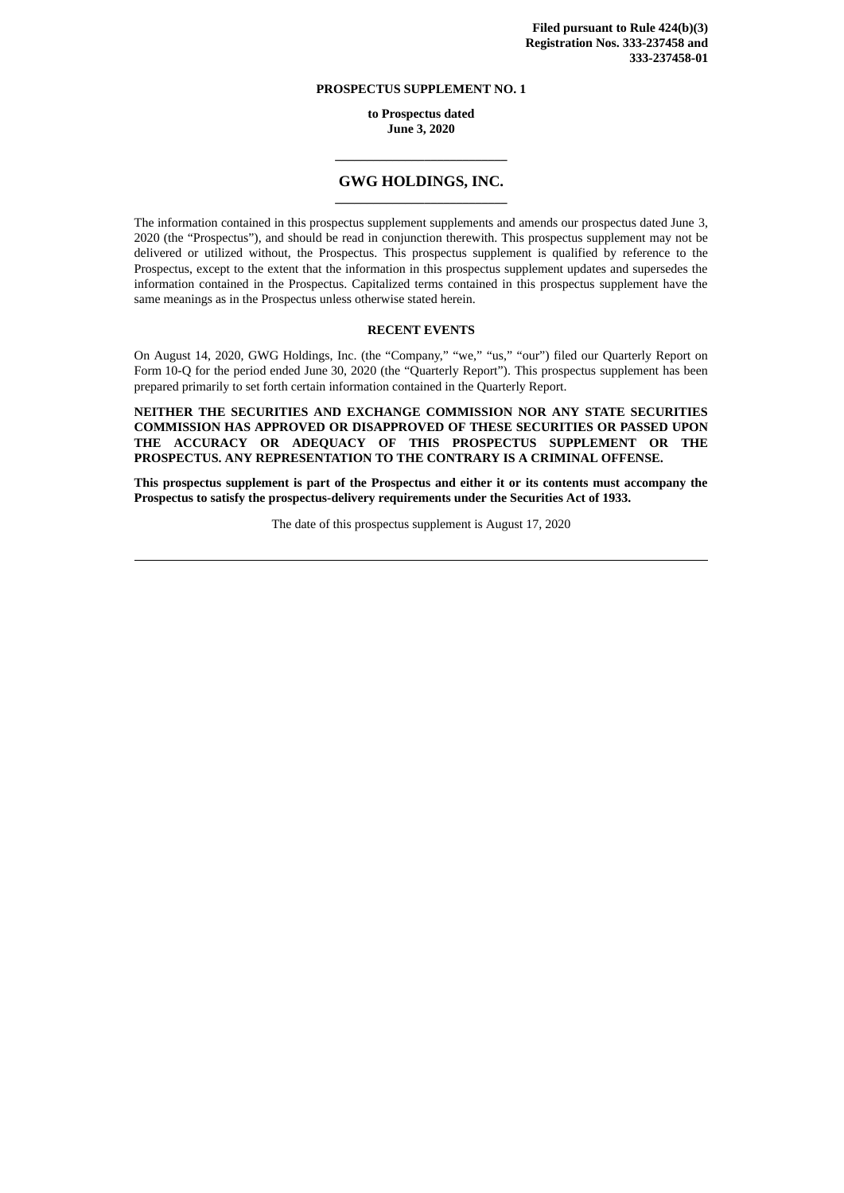**Filed pursuant to Rule 424(b)(3)**
**Registration Nos. 333-237458 and 333-237458-01**

**PROSPECTUS SUPPLEMENT NO. 1**

**to Prospectus dated**
**June 3, 2020**

---

# GWG HOLDINGS, INC.

---

The information contained in this prospectus supplement supplements and amends our prospectus dated June 3, 2020 (the "Prospectus"), and should be read in conjunction therewith. This prospectus supplement may not be delivered or utilized without, the Prospectus. This prospectus supplement is qualified by reference to the Prospectus, except to the extent that the information in this prospectus supplement updates and supersedes the information contained in the Prospectus. Capitalized terms contained in this prospectus supplement have the same meanings as in the Prospectus unless otherwise stated herein.

## RECENT EVENTS

On August 14, 2020, GWG Holdings, Inc. (the "Company," "we," "us," "our") filed our Quarterly Report on Form 10-Q for the period ended June 30, 2020 (the "Quarterly Report"). This prospectus supplement has been prepared primarily to set forth certain information contained in the Quarterly Report.

**NEITHER THE SECURITIES AND EXCHANGE COMMISSION NOR ANY STATE SECURITIES COMMISSION HAS APPROVED OR DISAPPROVED OF THESE SECURITIES OR PASSED UPON THE ACCURACY OR ADEQUACY OF THIS PROSPECTUS SUPPLEMENT OR THE PROSPECTUS. ANY REPRESENTATION TO THE CONTRARY IS A CRIMINAL OFFENSE.**

**This prospectus supplement is part of the Prospectus and either it or its contents must accompany the Prospectus to satisfy the prospectus-delivery requirements under the Securities Act of 1933.**

The date of this prospectus supplement is August 17, 2020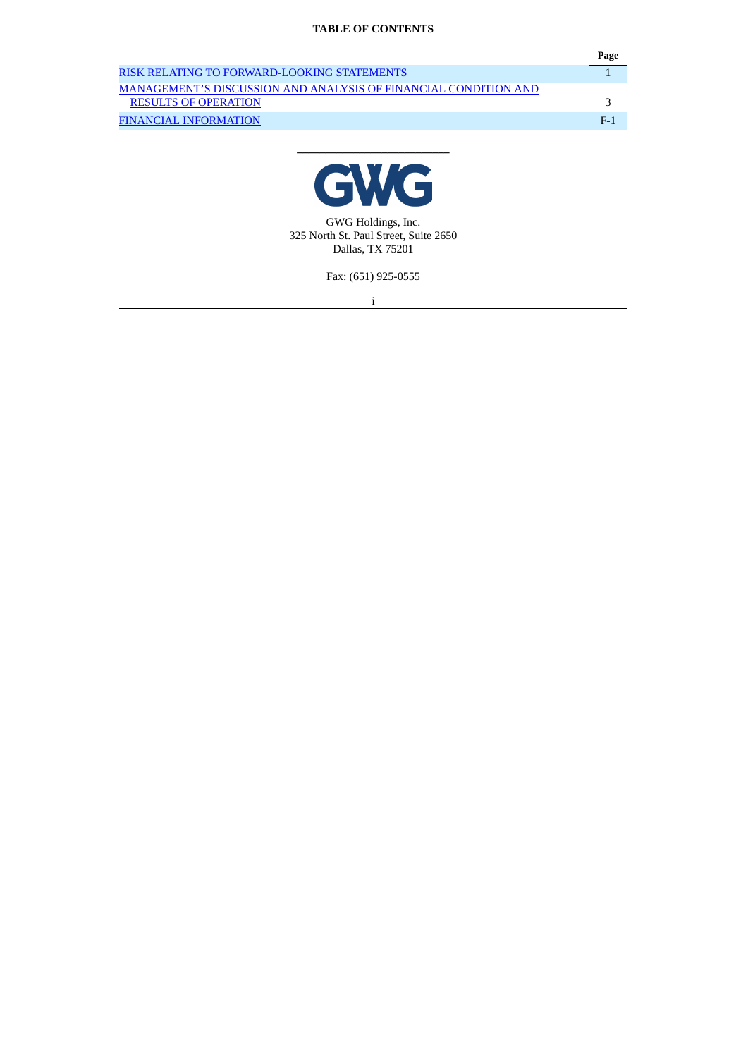**TABLE OF CONTENTS**

| | Page |
|---|---|
| RISK RELATING TO FORWARD-LOOKING STATEMENTS | 1 |
| MANAGEMENT'S DISCUSSION AND ANALYSIS OF FINANCIAL CONDITION AND RESULTS OF OPERATION | 3 |
| FINANCIAL INFORMATION | F-1 |

---

GWG

GWG Holdings, Inc.
325 North St. Paul Street, Suite 2650
Dallas, TX 75201

Fax: (651) 925-0555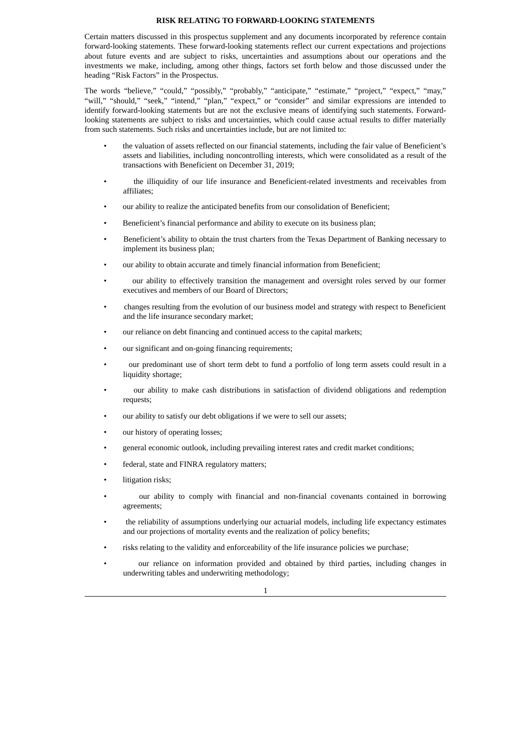## RISK RELATING TO FORWARD-LOOKING STATEMENTS

Certain matters discussed in this prospectus supplement and any documents incorporated by reference contain forward-looking statements. These forward-looking statements reflect our current expectations and projections about future events and are subject to risks, uncertainties and assumptions about our operations and the investments we make, including, among other things, factors set forth below and those discussed under the heading "Risk Factors" in the Prospectus.

The words "believe," "could," "possibly," "probably," "anticipate," "estimate," "project," "expect," "may," "will," "should," "seek," "intend," "plan," "expect," or "consider" and similar expressions are intended to identify forward-looking statements but are not the exclusive means of identifying such statements. Forward-looking statements are subject to risks and uncertainties, which could cause actual results to differ materially from such statements. Such risks and uncertainties include, but are not limited to:

- the valuation of assets reflected on our financial statements, including the fair value of Beneficient's assets and liabilities, including noncontrolling interests, which were consolidated as a result of the transactions with Beneficient on December 31, 2019;
- the illiquidity of our life insurance and Beneficient-related investments and receivables from affiliates;
- our ability to realize the anticipated benefits from our consolidation of Beneficient;
- Beneficient's financial performance and ability to execute on its business plan;
- Beneficient's ability to obtain the trust charters from the Texas Department of Banking necessary to implement its business plan;
- our ability to obtain accurate and timely financial information from Beneficient;
- our ability to effectively transition the management and oversight roles served by our former executives and members of our Board of Directors;
- changes resulting from the evolution of our business model and strategy with respect to Beneficient and the life insurance secondary market;
- our reliance on debt financing and continued access to the capital markets;
- our significant and on-going financing requirements;
- our predominant use of short term debt to fund a portfolio of long term assets could result in a liquidity shortage;
- our ability to make cash distributions in satisfaction of dividend obligations and redemption requests;
- our ability to satisfy our debt obligations if we were to sell our assets;
- our history of operating losses;
- general economic outlook, including prevailing interest rates and credit market conditions;
- federal, state and FINRA regulatory matters;
- litigation risks;
- our ability to comply with financial and non-financial covenants contained in borrowing agreements;
- the reliability of assumptions underlying our actuarial models, including life expectancy estimates and our projections of mortality events and the realization of policy benefits;
- risks relating to the validity and enforceability of the life insurance policies we purchase;
- our reliance on information provided and obtained by third parties, including changes in underwriting tables and underwriting methodology;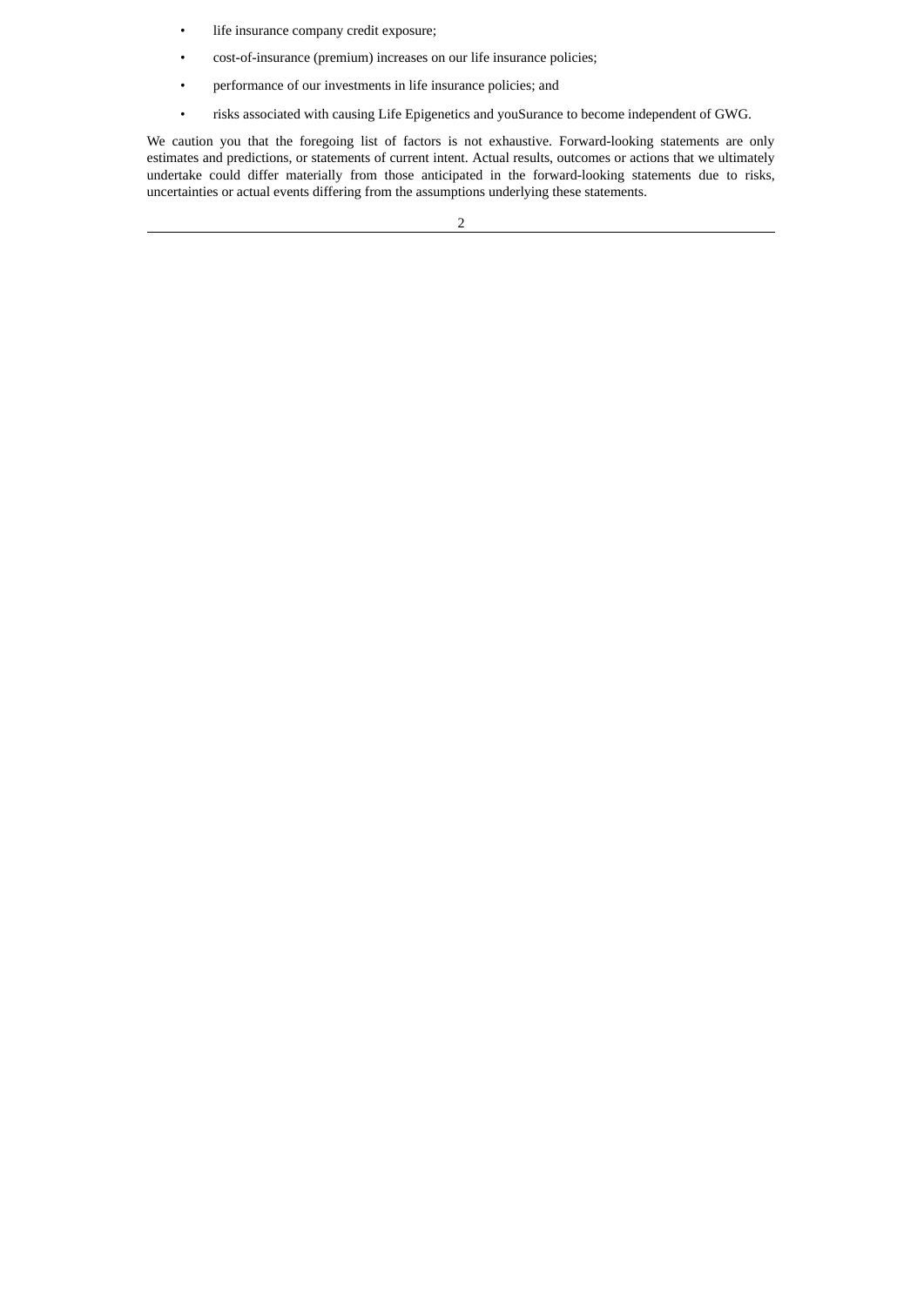- life insurance company credit exposure;
- cost-of-insurance (premium) increases on our life insurance policies;
- performance of our investments in life insurance policies; and
- risks associated with causing Life Epigenetics and youSurance to become independent of GWG.

We caution you that the foregoing list of factors is not exhaustive. Forward-looking statements are only estimates and predictions, or statements of current intent. Actual results, outcomes or actions that we ultimately undertake could differ materially from those anticipated in the forward-looking statements due to risks, uncertainties or actual events differing from the assumptions underlying these statements.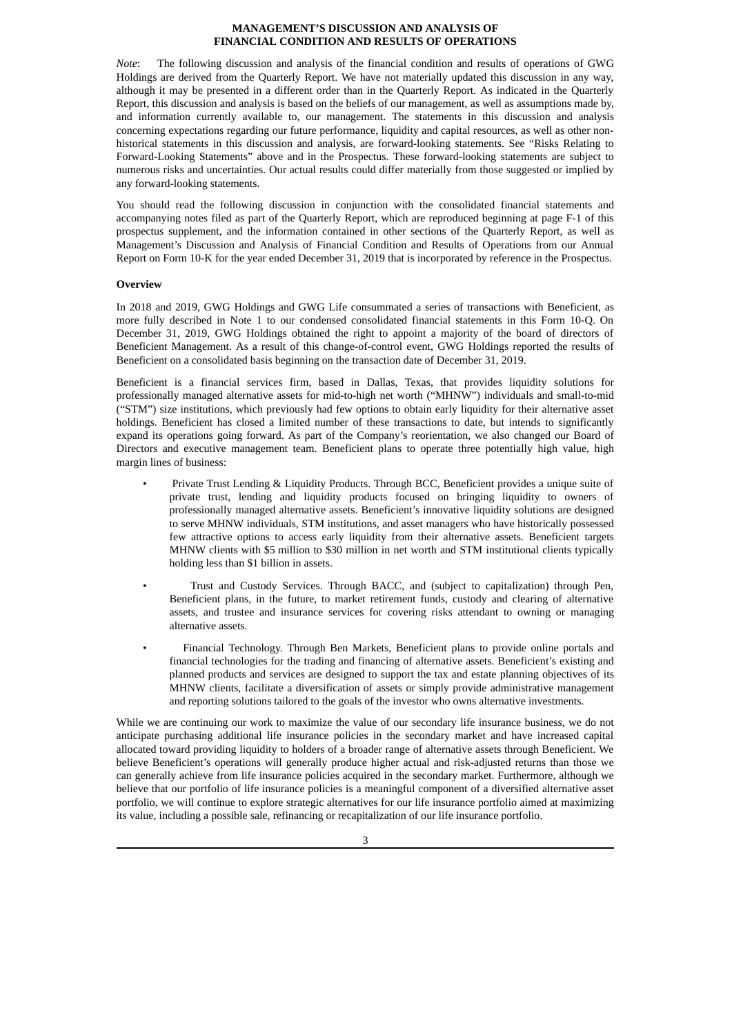# MANAGEMENT'S DISCUSSION AND ANALYSIS OF FINANCIAL CONDITION AND RESULTS OF OPERATIONS

*Note*: The following discussion and analysis of the financial condition and results of operations of GWG Holdings are derived from the Quarterly Report. We have not materially updated this discussion in any way, although it may be presented in a different order than in the Quarterly Report. As indicated in the Quarterly Report, this discussion and analysis is based on the beliefs of our management, as well as assumptions made by, and information currently available to, our management. The statements in this discussion and analysis concerning expectations regarding our future performance, liquidity and capital resources, as well as other non-historical statements in this discussion and analysis, are forward-looking statements. See "Risks Relating to Forward-Looking Statements" above and in the Prospectus. These forward-looking statements are subject to numerous risks and uncertainties. Our actual results could differ materially from those suggested or implied by any forward-looking statements.

You should read the following discussion in conjunction with the consolidated financial statements and accompanying notes filed as part of the Quarterly Report, which are reproduced beginning at page F-1 of this prospectus supplement, and the information contained in other sections of the Quarterly Report, as well as Management's Discussion and Analysis of Financial Condition and Results of Operations from our Annual Report on Form 10-K for the year ended December 31, 2019 that is incorporated by reference in the Prospectus.

**Overview**

In 2018 and 2019, GWG Holdings and GWG Life consummated a series of transactions with Beneficient, as more fully described in Note 1 to our condensed consolidated financial statements in this Form 10-Q. On December 31, 2019, GWG Holdings obtained the right to appoint a majority of the board of directors of Beneficient Management. As a result of this change-of-control event, GWG Holdings reported the results of Beneficient on a consolidated basis beginning on the transaction date of December 31, 2019.

Beneficient is a financial services firm, based in Dallas, Texas, that provides liquidity solutions for professionally managed alternative assets for mid-to-high net worth ("MHNW") individuals and small-to-mid ("STM") size institutions, which previously had few options to obtain early liquidity for their alternative asset holdings. Beneficient has closed a limited number of these transactions to date, but intends to significantly expand its operations going forward. As part of the Company's reorientation, we also changed our Board of Directors and executive management team. Beneficient plans to operate three potentially high value, high margin lines of business:

- Private Trust Lending & Liquidity Products. Through BCC, Beneficient provides a unique suite of private trust, lending and liquidity products focused on bringing liquidity to owners of professionally managed alternative assets. Beneficient's innovative liquidity solutions are designed to serve MHNW individuals, STM institutions, and asset managers who have historically possessed few attractive options to access early liquidity from their alternative assets. Beneficient targets MHNW clients with $5 million to $30 million in net worth and STM institutional clients typically holding less than $1 billion in assets.
- Trust and Custody Services. Through BACC, and (subject to capitalization) through Pen, Beneficient plans, in the future, to market retirement funds, custody and clearing of alternative assets, and trustee and insurance services for covering risks attendant to owning or managing alternative assets.
- Financial Technology. Through Ben Markets, Beneficient plans to provide online portals and financial technologies for the trading and financing of alternative assets. Beneficient's existing and planned products and services are designed to support the tax and estate planning objectives of its MHNW clients, facilitate a diversification of assets or simply provide administrative management and reporting solutions tailored to the goals of the investor who owns alternative investments.

While we are continuing our work to maximize the value of our secondary life insurance business, we do not anticipate purchasing additional life insurance policies in the secondary market and have increased capital allocated toward providing liquidity to holders of a broader range of alternative assets through Beneficient. We believe Beneficient's operations will generally produce higher actual and risk-adjusted returns than those we can generally achieve from life insurance policies acquired in the secondary market. Furthermore, although we believe that our portfolio of life insurance policies is a meaningful component of a diversified alternative asset portfolio, we will continue to explore strategic alternatives for our life insurance portfolio aimed at maximizing its value, including a possible sale, refinancing or recapitalization of our life insurance portfolio.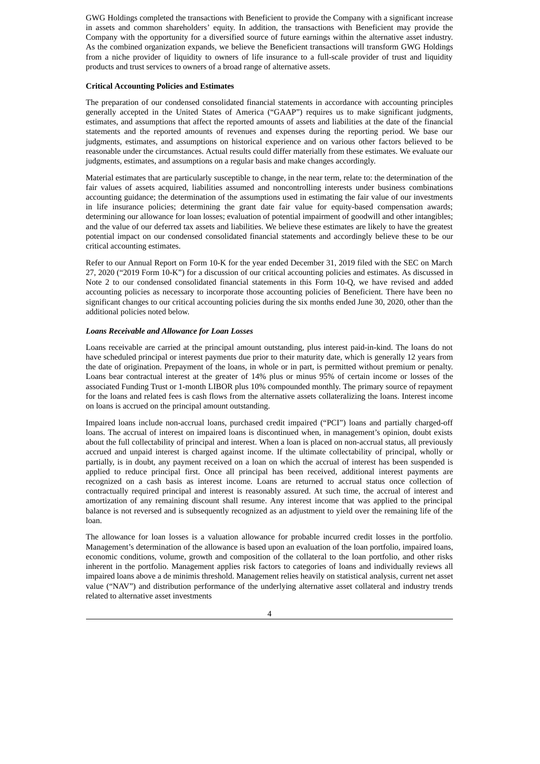GWG Holdings completed the transactions with Beneficient to provide the Company with a significant increase in assets and common shareholders' equity. In addition, the transactions with Beneficient may provide the Company with the opportunity for a diversified source of future earnings within the alternative asset industry. As the combined organization expands, we believe the Beneficient transactions will transform GWG Holdings from a niche provider of liquidity to owners of life insurance to a full-scale provider of trust and liquidity products and trust services to owners of a broad range of alternative assets.

**Critical Accounting Policies and Estimates**

The preparation of our condensed consolidated financial statements in accordance with accounting principles generally accepted in the United States of America ("GAAP") requires us to make significant judgments, estimates, and assumptions that affect the reported amounts of assets and liabilities at the date of the financial statements and the reported amounts of revenues and expenses during the reporting period. We base our judgments, estimates, and assumptions on historical experience and on various other factors believed to be reasonable under the circumstances. Actual results could differ materially from these estimates. We evaluate our judgments, estimates, and assumptions on a regular basis and make changes accordingly.

Material estimates that are particularly susceptible to change, in the near term, relate to: the determination of the fair values of assets acquired, liabilities assumed and noncontrolling interests under business combinations accounting guidance; the determination of the assumptions used in estimating the fair value of our investments in life insurance policies; determining the grant date fair value for equity-based compensation awards; determining our allowance for loan losses; evaluation of potential impairment of goodwill and other intangibles; and the value of our deferred tax assets and liabilities. We believe these estimates are likely to have the greatest potential impact on our condensed consolidated financial statements and accordingly believe these to be our critical accounting estimates.

Refer to our Annual Report on Form 10-K for the year ended December 31, 2019 filed with the SEC on March 27, 2020 ("2019 Form 10-K") for a discussion of our critical accounting policies and estimates. As discussed in Note 2 to our condensed consolidated financial statements in this Form 10-Q, we have revised and added accounting policies as necessary to incorporate those accounting policies of Beneficient. There have been no significant changes to our critical accounting policies during the six months ended June 30, 2020, other than the additional policies noted below.

***Loans Receivable and Allowance for Loan Losses***

Loans receivable are carried at the principal amount outstanding, plus interest paid-in-kind. The loans do not have scheduled principal or interest payments due prior to their maturity date, which is generally 12 years from the date of origination. Prepayment of the loans, in whole or in part, is permitted without premium or penalty. Loans bear contractual interest at the greater of 14% plus or minus 95% of certain income or losses of the associated Funding Trust or 1-month LIBOR plus 10% compounded monthly. The primary source of repayment for the loans and related fees is cash flows from the alternative assets collateralizing the loans. Interest income on loans is accrued on the principal amount outstanding.

Impaired loans include non-accrual loans, purchased credit impaired ("PCI") loans and partially charged-off loans. The accrual of interest on impaired loans is discontinued when, in management's opinion, doubt exists about the full collectability of principal and interest. When a loan is placed on non-accrual status, all previously accrued and unpaid interest is charged against income. If the ultimate collectability of principal, wholly or partially, is in doubt, any payment received on a loan on which the accrual of interest has been suspended is applied to reduce principal first. Once all principal has been received, additional interest payments are recognized on a cash basis as interest income. Loans are returned to accrual status once collection of contractually required principal and interest is reasonably assured. At such time, the accrual of interest and amortization of any remaining discount shall resume. Any interest income that was applied to the principal balance is not reversed and is subsequently recognized as an adjustment to yield over the remaining life of the loan.

The allowance for loan losses is a valuation allowance for probable incurred credit losses in the portfolio. Management's determination of the allowance is based upon an evaluation of the loan portfolio, impaired loans, economic conditions, volume, growth and composition of the collateral to the loan portfolio, and other risks inherent in the portfolio. Management applies risk factors to categories of loans and individually reviews all impaired loans above a de minimis threshold. Management relies heavily on statistical analysis, current net asset value ("NAV") and distribution performance of the underlying alternative asset collateral and industry trends related to alternative asset investments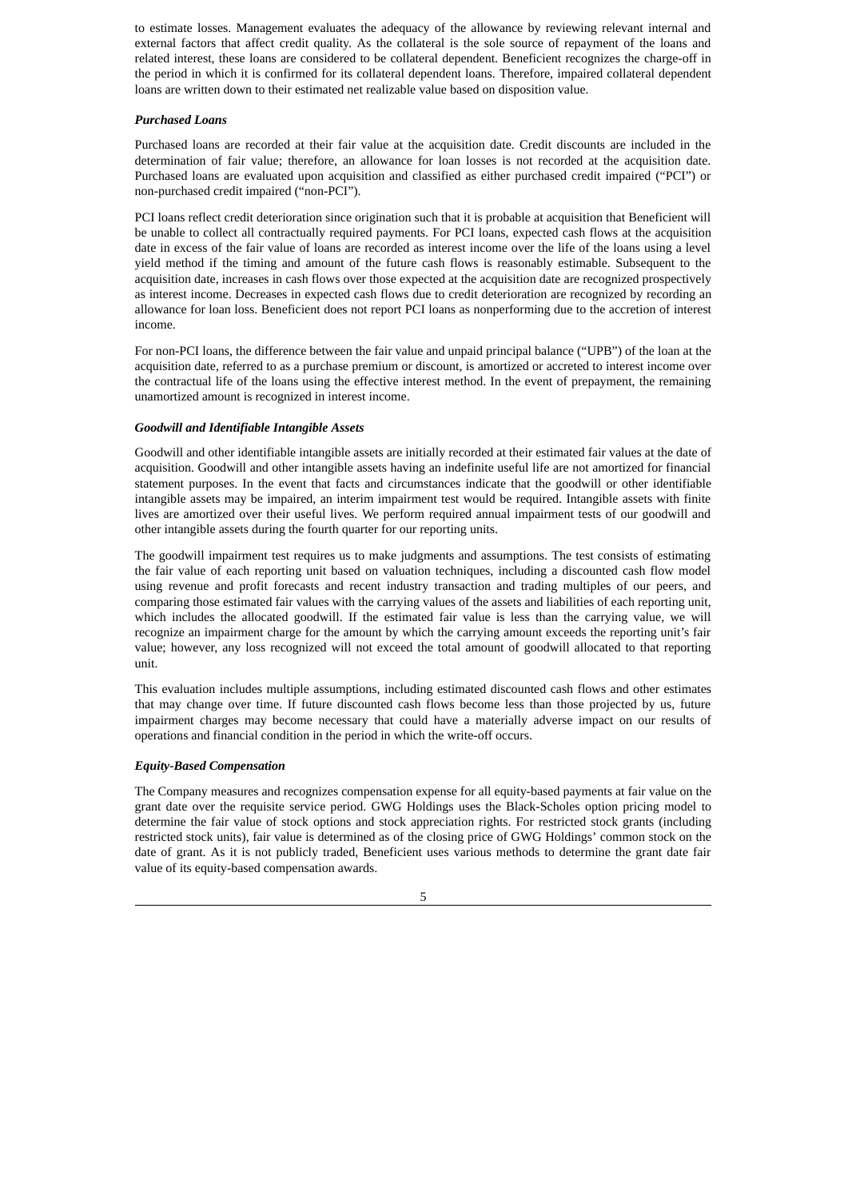to estimate losses. Management evaluates the adequacy of the allowance by reviewing relevant internal and external factors that affect credit quality. As the collateral is the sole source of repayment of the loans and related interest, these loans are considered to be collateral dependent. Beneficient recognizes the charge-off in the period in which it is confirmed for its collateral dependent loans. Therefore, impaired collateral dependent loans are written down to their estimated net realizable value based on disposition value.

***Purchased Loans***

Purchased loans are recorded at their fair value at the acquisition date. Credit discounts are included in the determination of fair value; therefore, an allowance for loan losses is not recorded at the acquisition date. Purchased loans are evaluated upon acquisition and classified as either purchased credit impaired ("PCI") or non-purchased credit impaired ("non-PCI").

PCI loans reflect credit deterioration since origination such that it is probable at acquisition that Beneficient will be unable to collect all contractually required payments. For PCI loans, expected cash flows at the acquisition date in excess of the fair value of loans are recorded as interest income over the life of the loans using a level yield method if the timing and amount of the future cash flows is reasonably estimable. Subsequent to the acquisition date, increases in cash flows over those expected at the acquisition date are recognized prospectively as interest income. Decreases in expected cash flows due to credit deterioration are recognized by recording an allowance for loan loss. Beneficient does not report PCI loans as nonperforming due to the accretion of interest income.

For non-PCI loans, the difference between the fair value and unpaid principal balance ("UPB") of the loan at the acquisition date, referred to as a purchase premium or discount, is amortized or accreted to interest income over the contractual life of the loans using the effective interest method. In the event of prepayment, the remaining unamortized amount is recognized in interest income.

***Goodwill and Identifiable Intangible Assets***

Goodwill and other identifiable intangible assets are initially recorded at their estimated fair values at the date of acquisition. Goodwill and other intangible assets having an indefinite useful life are not amortized for financial statement purposes. In the event that facts and circumstances indicate that the goodwill or other identifiable intangible assets may be impaired, an interim impairment test would be required. Intangible assets with finite lives are amortized over their useful lives. We perform required annual impairment tests of our goodwill and other intangible assets during the fourth quarter for our reporting units.

The goodwill impairment test requires us to make judgments and assumptions. The test consists of estimating the fair value of each reporting unit based on valuation techniques, including a discounted cash flow model using revenue and profit forecasts and recent industry transaction and trading multiples of our peers, and comparing those estimated fair values with the carrying values of the assets and liabilities of each reporting unit, which includes the allocated goodwill. If the estimated fair value is less than the carrying value, we will recognize an impairment charge for the amount by which the carrying amount exceeds the reporting unit's fair value; however, any loss recognized will not exceed the total amount of goodwill allocated to that reporting unit.

This evaluation includes multiple assumptions, including estimated discounted cash flows and other estimates that may change over time. If future discounted cash flows become less than those projected by us, future impairment charges may become necessary that could have a materially adverse impact on our results of operations and financial condition in the period in which the write-off occurs.

***Equity-Based Compensation***

The Company measures and recognizes compensation expense for all equity-based payments at fair value on the grant date over the requisite service period. GWG Holdings uses the Black-Scholes option pricing model to determine the fair value of stock options and stock appreciation rights. For restricted stock grants (including restricted stock units), fair value is determined as of the closing price of GWG Holdings' common stock on the date of grant. As it is not publicly traded, Beneficient uses various methods to determine the grant date fair value of its equity-based compensation awards.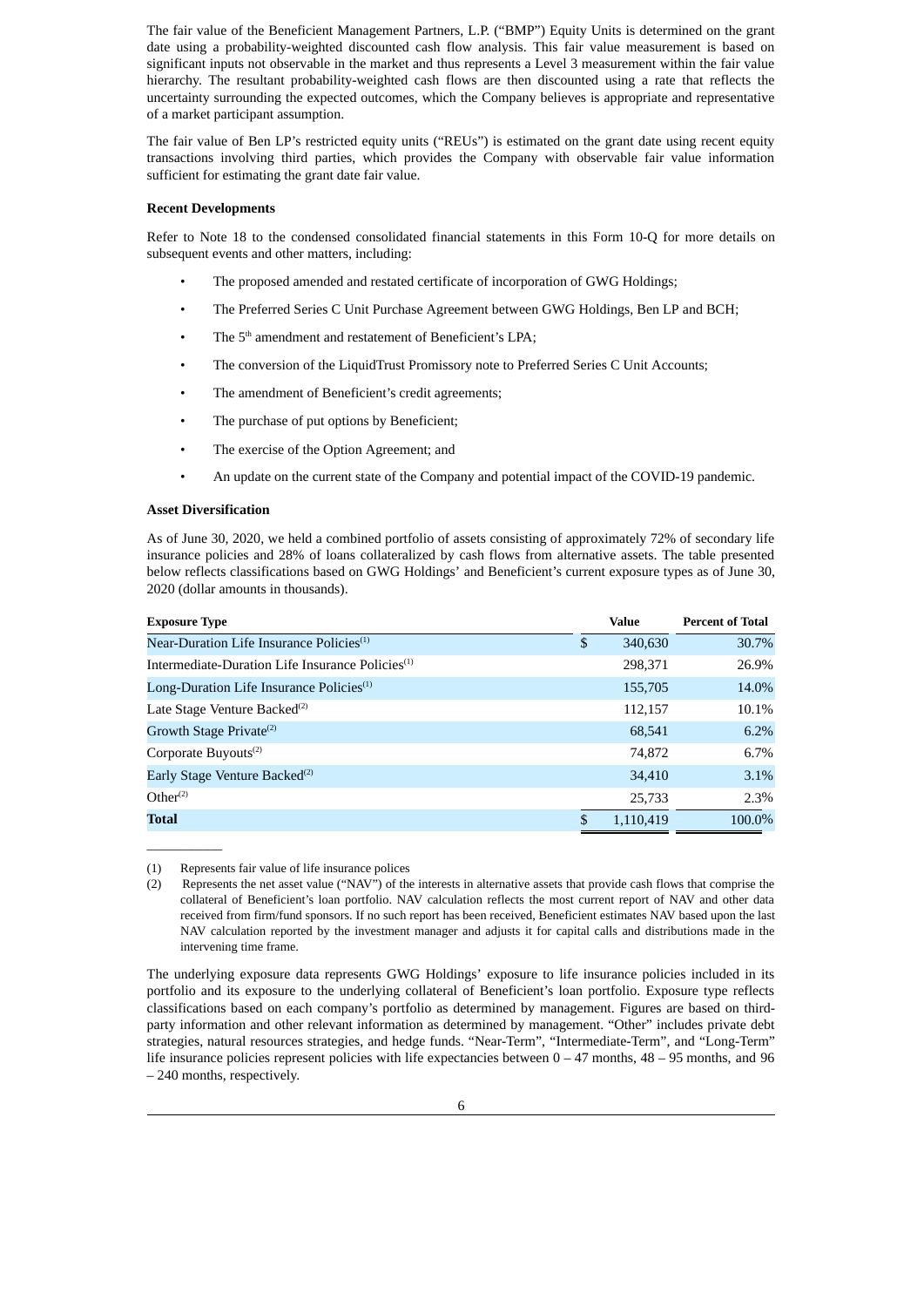The fair value of the Beneficient Management Partners, L.P. ("BMP") Equity Units is determined on the grant date using a probability-weighted discounted cash flow analysis. This fair value measurement is based on significant inputs not observable in the market and thus represents a Level 3 measurement within the fair value hierarchy. The resultant probability-weighted cash flows are then discounted using a rate that reflects the uncertainty surrounding the expected outcomes, which the Company believes is appropriate and representative of a market participant assumption.

The fair value of Ben LP's restricted equity units ("REUs") is estimated on the grant date using recent equity transactions involving third parties, which provides the Company with observable fair value information sufficient for estimating the grant date fair value.

**Recent Developments**

Refer to Note 18 to the condensed consolidated financial statements in this Form 10-Q for more details on subsequent events and other matters, including:

- The proposed amended and restated certificate of incorporation of GWG Holdings;
- The Preferred Series C Unit Purchase Agreement between GWG Holdings, Ben LP and BCH;
- The 5th amendment and restatement of Beneficient's LPA;
- The conversion of the LiquidTrust Promissory note to Preferred Series C Unit Accounts;
- The amendment of Beneficient's credit agreements;
- The purchase of put options by Beneficient;
- The exercise of the Option Agreement; and
- An update on the current state of the Company and potential impact of the COVID-19 pandemic.

**Asset Diversification**

As of June 30, 2020, we held a combined portfolio of assets consisting of approximately 72% of secondary life insurance policies and 28% of loans collateralized by cash flows from alternative assets. The table presented below reflects classifications based on GWG Holdings' and Beneficient's current exposure types as of June 30, 2020 (dollar amounts in thousands).

| Exposure Type | Value | Percent of Total |
|---|---|---|
| Near-Duration Life Insurance Policies[(1)] | $ 340,630 | 30.7% |
| Intermediate-Duration Life Insurance Policies[(1)] | 298,371 | 26.9% |
| Long-Duration Life Insurance Policies[(1)] | 155,705 | 14.0% |
| Late Stage Venture Backed[(2)] | 112,157 | 10.1% |
| Growth Stage Private[(2)] | 68,541 | 6.2% |
| Corporate Buyouts[(2)] | 74,872 | 6.7% |
| Early Stage Venture Backed[(2)] | 34,410 | 3.1% |
| Other[(2)] | 25,733 | 2.3% |
| **Total** | $ 1,110,419 | 100.0% |

(1) Represents fair value of life insurance polices

(2) Represents the net asset value ("NAV") of the interests in alternative assets that provide cash flows that comprise the collateral of Beneficient's loan portfolio. NAV calculation reflects the most current report of NAV and other data received from firm/fund sponsors. If no such report has been received, Beneficient estimates NAV based upon the last NAV calculation reported by the investment manager and adjusts it for capital calls and distributions made in the intervening time frame.

The underlying exposure data represents GWG Holdings' exposure to life insurance policies included in its portfolio and its exposure to the underlying collateral of Beneficient's loan portfolio. Exposure type reflects classifications based on each company's portfolio as determined by management. Figures are based on third-party information and other relevant information as determined by management. "Other" includes private debt strategies, natural resources strategies, and hedge funds. "Near-Term", "Intermediate-Term", and "Long-Term" life insurance policies represent policies with life expectancies between 0 – 47 months, 48 – 95 months, and 96 – 240 months, respectively.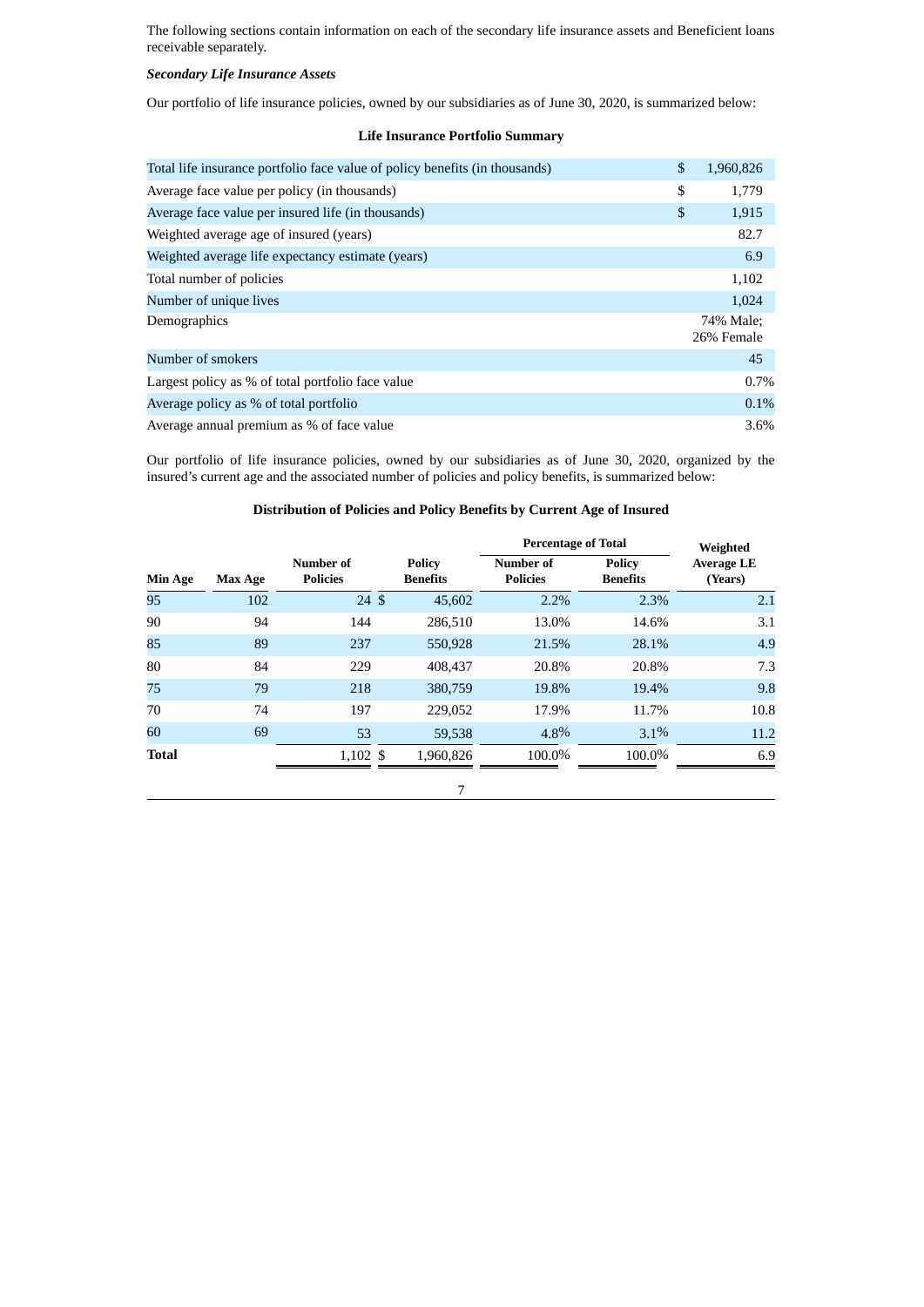The following sections contain information on each of the secondary life insurance assets and Beneficient loans receivable separately.

***Secondary Life Insurance Assets***

Our portfolio of life insurance policies, owned by our subsidiaries as of June 30, 2020, is summarized below:

**Life Insurance Portfolio Summary**

| | |
|---|---|
| Total life insurance portfolio face value of policy benefits (in thousands) | $ 1,960,826 |
| Average face value per policy (in thousands) | $ 1,779 |
| Average face value per insured life (in thousands) | $ 1,915 |
| Weighted average age of insured (years) | 82.7 |
| Weighted average life expectancy estimate (years) | 6.9 |
| Total number of policies | 1,102 |
| Number of unique lives | 1,024 |
| Demographics | 74% Male; 26% Female |
| Number of smokers | 45 |
| Largest policy as % of total portfolio face value | 0.7% |
| Average policy as % of total portfolio | 0.1% |
| Average annual premium as % of face value | 3.6% |

Our portfolio of life insurance policies, owned by our subsidiaries as of June 30, 2020, organized by the insured's current age and the associated number of policies and policy benefits, is summarized below:

**Distribution of Policies and Policy Benefits by Current Age of Insured**

| | | | | Percentage of Total | | Weighted |
|---|---|---|---|---|---|---|
| **Min Age** | **Max Age** | **Number of Policies** | **Policy Benefits** | **Number of Policies** | **Policy Benefits** | **Average LE (Years)** |
| 95 | 102 | 24 | $ 45,602 | 2.2% | 2.3% | 2.1 |
| 90 | 94 | 144 | 286,510 | 13.0% | 14.6% | 3.1 |
| 85 | 89 | 237 | 550,928 | 21.5% | 28.1% | 4.9 |
| 80 | 84 | 229 | 408,437 | 20.8% | 20.8% | 7.3 |
| 75 | 79 | 218 | 380,759 | 19.8% | 19.4% | 9.8 |
| 70 | 74 | 197 | 229,052 | 17.9% | 11.7% | 10.8 |
| 60 | 69 | 53 | 59,538 | 4.8% | 3.1% | 11.2 |
| **Total** | | 1,102 | $ 1,960,826 | 100.0% | 100.0% | 6.9 |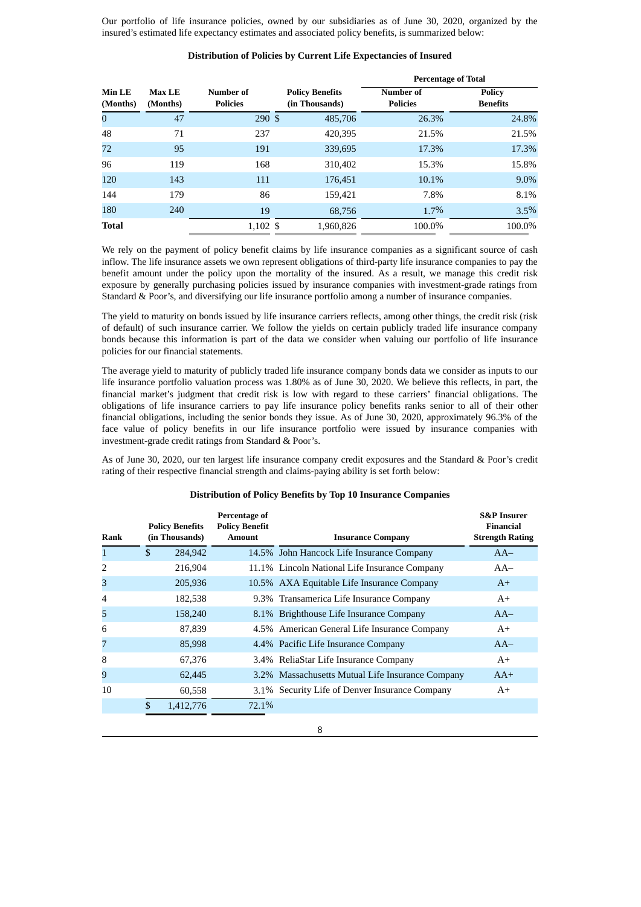Our portfolio of life insurance policies, owned by our subsidiaries as of June 30, 2020, organized by the insured's estimated life expectancy estimates and associated policy benefits, is summarized below:

**Distribution of Policies by Current Life Expectancies of Insured**

| | | | | Percentage of Total | |
|---|---|---|---|---|---|
| **Min LE (Months)** | **Max LE (Months)** | **Number of Policies** | **Policy Benefits (in Thousands)** | **Number of Policies** | **Policy Benefits** |
| 0 | 47 | 290 | $ 485,706 | 26.3% | 24.8% |
| 48 | 71 | 237 | 420,395 | 21.5% | 21.5% |
| 72 | 95 | 191 | 339,695 | 17.3% | 17.3% |
| 96 | 119 | 168 | 310,402 | 15.3% | 15.8% |
| 120 | 143 | 111 | 176,451 | 10.1% | 9.0% |
| 144 | 179 | 86 | 159,421 | 7.8% | 8.1% |
| 180 | 240 | 19 | 68,756 | 1.7% | 3.5% |
| **Total** | | 1,102 | $ 1,960,826 | 100.0% | 100.0% |

We rely on the payment of policy benefit claims by life insurance companies as a significant source of cash inflow. The life insurance assets we own represent obligations of third-party life insurance companies to pay the benefit amount under the policy upon the mortality of the insured. As a result, we manage this credit risk exposure by generally purchasing policies issued by insurance companies with investment-grade ratings from Standard & Poor's, and diversifying our life insurance portfolio among a number of insurance companies.

The yield to maturity on bonds issued by life insurance carriers reflects, among other things, the credit risk (risk of default) of such insurance carrier. We follow the yields on certain publicly traded life insurance company bonds because this information is part of the data we consider when valuing our portfolio of life insurance policies for our financial statements.

The average yield to maturity of publicly traded life insurance company bonds data we consider as inputs to our life insurance portfolio valuation process was 1.80% as of June 30, 2020. We believe this reflects, in part, the financial market's judgment that credit risk is low with regard to these carriers' financial obligations. The obligations of life insurance carriers to pay life insurance policy benefits ranks senior to all of their other financial obligations, including the senior bonds they issue. As of June 30, 2020, approximately 96.3% of the face value of policy benefits in our life insurance portfolio were issued by insurance companies with investment-grade credit ratings from Standard & Poor's.

As of June 30, 2020, our ten largest life insurance company credit exposures and the Standard & Poor's credit rating of their respective financial strength and claims-paying ability is set forth below:

**Distribution of Policy Benefits by Top 10 Insurance Companies**

| Rank | Policy Benefits (in Thousands) | Percentage of Policy Benefit Amount | Insurance Company | S&P Insurer Financial Strength Rating |
|---|---|---|---|---|
| 1 | $ 284,942 | 14.5% | John Hancock Life Insurance Company | AA– |
| 2 | 216,904 | 11.1% | Lincoln National Life Insurance Company | AA– |
| 3 | 205,936 | 10.5% | AXA Equitable Life Insurance Company | A+ |
| 4 | 182,538 | 9.3% | Transamerica Life Insurance Company | A+ |
| 5 | 158,240 | 8.1% | Brighthouse Life Insurance Company | AA– |
| 6 | 87,839 | 4.5% | American General Life Insurance Company | A+ |
| 7 | 85,998 | 4.4% | Pacific Life Insurance Company | AA– |
| 8 | 67,376 | 3.4% | ReliaStar Life Insurance Company | A+ |
| 9 | 62,445 | 3.2% | Massachusetts Mutual Life Insurance Company | AA+ |
| 10 | 60,558 | 3.1% | Security Life of Denver Insurance Company | A+ |
| | $ 1,412,776 | 72.1% | | |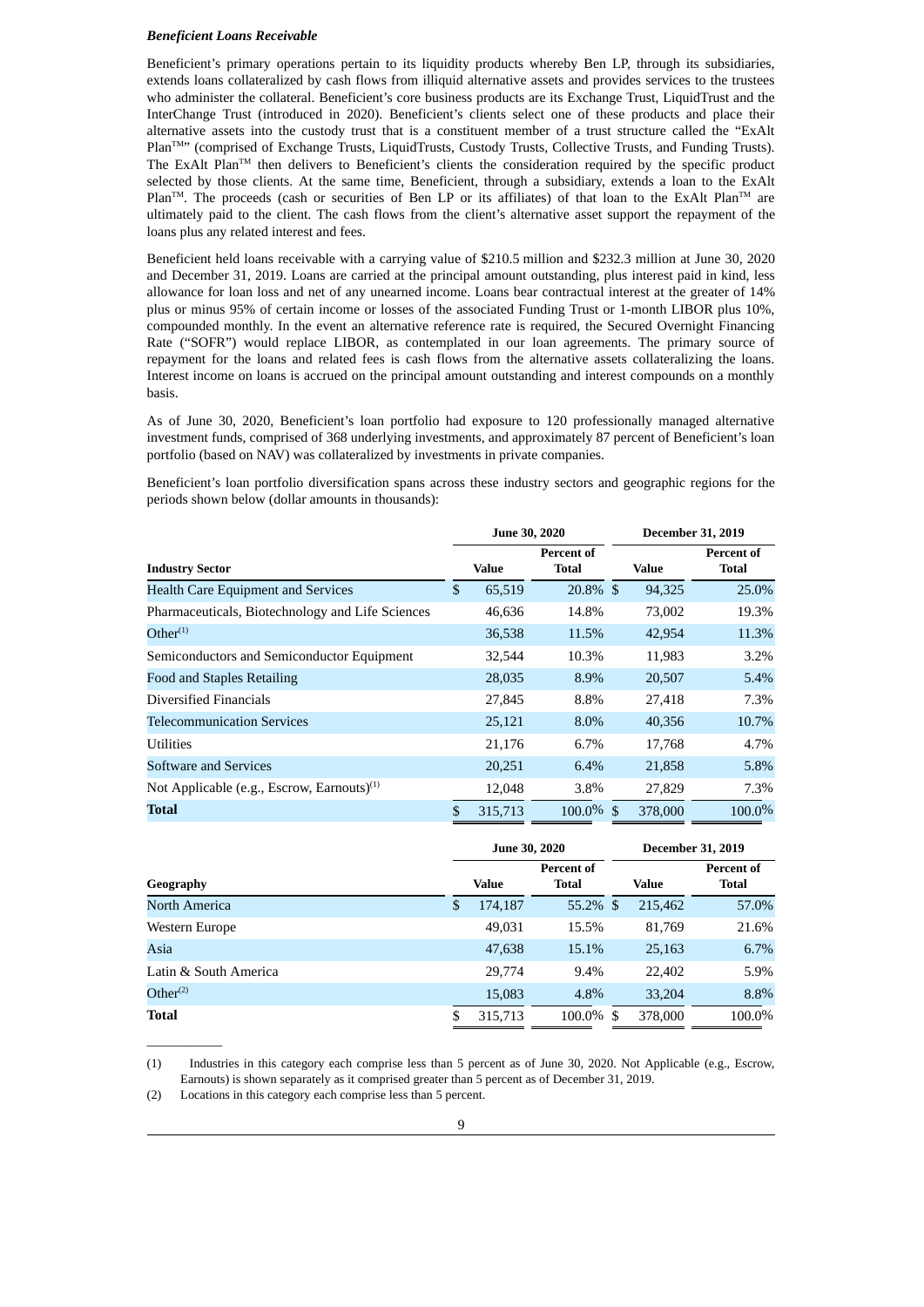***Beneficient Loans Receivable***

Beneficient's primary operations pertain to its liquidity products whereby Ben LP, through its subsidiaries, extends loans collateralized by cash flows from illiquid alternative assets and provides services to the trustees who administer the collateral. Beneficient's core business products are its Exchange Trust, LiquidTrust and the InterChange Trust (introduced in 2020). Beneficient's clients select one of these products and place their alternative assets into the custody trust that is a constituent member of a trust structure called the "ExAlt Plan™" (comprised of Exchange Trusts, LiquidTrusts, Custody Trusts, Collective Trusts, and Funding Trusts). The ExAlt Plan™ then delivers to Beneficient's clients the consideration required by the specific product selected by those clients. At the same time, Beneficient, through a subsidiary, extends a loan to the ExAlt Plan™. The proceeds (cash or securities of Ben LP or its affiliates) of that loan to the ExAlt Plan™ are ultimately paid to the client. The cash flows from the client's alternative asset support the repayment of the loans plus any related interest and fees.

Beneficient held loans receivable with a carrying value of $210.5 million and $232.3 million at June 30, 2020 and December 31, 2019. Loans are carried at the principal amount outstanding, plus interest paid in kind, less allowance for loan loss and net of any unearned income. Loans bear contractual interest at the greater of 14% plus or minus 95% of certain income or losses of the associated Funding Trust or 1-month LIBOR plus 10%, compounded monthly. In the event an alternative reference rate is required, the Secured Overnight Financing Rate ("SOFR") would replace LIBOR, as contemplated in our loan agreements. The primary source of repayment for the loans and related fees is cash flows from the alternative assets collateralizing the loans. Interest income on loans is accrued on the principal amount outstanding and interest compounds on a monthly basis.

As of June 30, 2020, Beneficient's loan portfolio had exposure to 120 professionally managed alternative investment funds, comprised of 368 underlying investments, and approximately 87 percent of Beneficient's loan portfolio (based on NAV) was collateralized by investments in private companies.

Beneficient's loan portfolio diversification spans across these industry sectors and geographic regions for the periods shown below (dollar amounts in thousands):

| | June 30, 2020 | | December 31, 2019 | |
|---|---|---|---|---|
| **Industry Sector** | **Value** | **Percent of Total** | **Value** | **Percent of Total** |
| Health Care Equipment and Services | $ 65,519 | 20.8% | $ 94,325 | 25.0% |
| Pharmaceuticals, Biotechnology and Life Sciences | 46,636 | 14.8% | 73,002 | 19.3% |
| Other[1] | 36,538 | 11.5% | 42,954 | 11.3% |
| Semiconductors and Semiconductor Equipment | 32,544 | 10.3% | 11,983 | 3.2% |
| Food and Staples Retailing | 28,035 | 8.9% | 20,507 | 5.4% |
| Diversified Financials | 27,845 | 8.8% | 27,418 | 7.3% |
| Telecommunication Services | 25,121 | 8.0% | 40,356 | 10.7% |
| Utilities | 21,176 | 6.7% | 17,768 | 4.7% |
| Software and Services | 20,251 | 6.4% | 21,858 | 5.8% |
| Not Applicable (e.g., Escrow, Earnouts)[1] | 12,048 | 3.8% | 27,829 | 7.3% |
| **Total** | $ 315,713 | 100.0% | $ 378,000 | 100.0% |

| | June 30, 2020 | | December 31, 2019 | |
|---|---|---|---|---|
| **Geography** | **Value** | **Percent of Total** | **Value** | **Percent of Total** |
| North America | $ 174,187 | 55.2% | $ 215,462 | 57.0% |
| Western Europe | 49,031 | 15.5% | 81,769 | 21.6% |
| Asia | 47,638 | 15.1% | 25,163 | 6.7% |
| Latin & South America | 29,774 | 9.4% | 22,402 | 5.9% |
| Other[2] | 15,083 | 4.8% | 33,204 | 8.8% |
| **Total** | $ 315,713 | 100.0% | $ 378,000 | 100.0% |

(1) Industries in this category each comprise less than 5 percent as of June 30, 2020. Not Applicable (e.g., Escrow, Earnouts) is shown separately as it comprised greater than 5 percent as of December 31, 2019.

(2) Locations in this category each comprise less than 5 percent.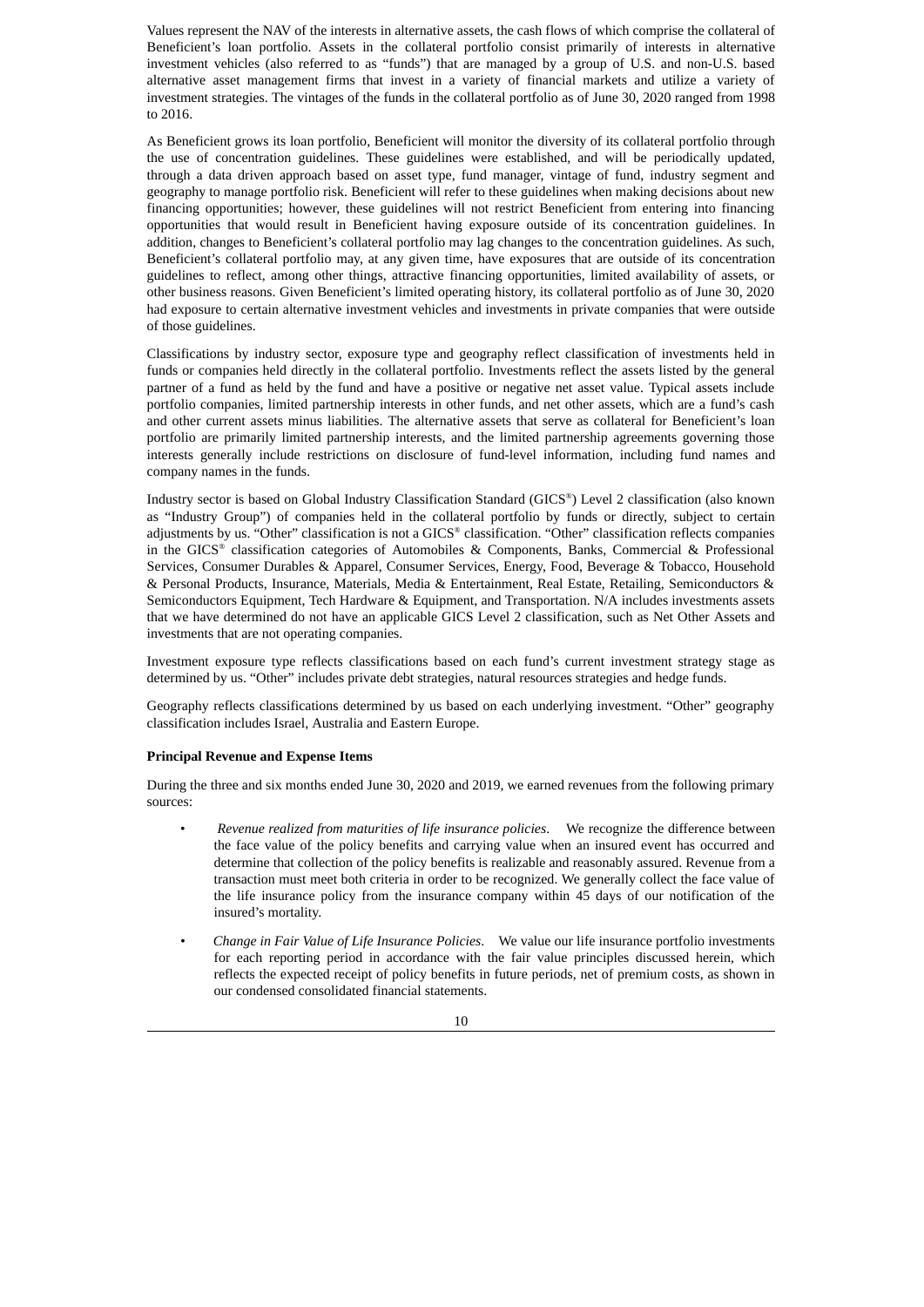Values represent the NAV of the interests in alternative assets, the cash flows of which comprise the collateral of Beneficient's loan portfolio. Assets in the collateral portfolio consist primarily of interests in alternative investment vehicles (also referred to as "funds") that are managed by a group of U.S. and non-U.S. based alternative asset management firms that invest in a variety of financial markets and utilize a variety of investment strategies. The vintages of the funds in the collateral portfolio as of June 30, 2020 ranged from 1998 to 2016.

As Beneficient grows its loan portfolio, Beneficient will monitor the diversity of its collateral portfolio through the use of concentration guidelines. These guidelines were established, and will be periodically updated, through a data driven approach based on asset type, fund manager, vintage of fund, industry segment and geography to manage portfolio risk. Beneficient will refer to these guidelines when making decisions about new financing opportunities; however, these guidelines will not restrict Beneficient from entering into financing opportunities that would result in Beneficient having exposure outside of its concentration guidelines. In addition, changes to Beneficient's collateral portfolio may lag changes to the concentration guidelines. As such, Beneficient's collateral portfolio may, at any given time, have exposures that are outside of its concentration guidelines to reflect, among other things, attractive financing opportunities, limited availability of assets, or other business reasons. Given Beneficient's limited operating history, its collateral portfolio as of June 30, 2020 had exposure to certain alternative investment vehicles and investments in private companies that were outside of those guidelines.

Classifications by industry sector, exposure type and geography reflect classification of investments held in funds or companies held directly in the collateral portfolio. Investments reflect the assets listed by the general partner of a fund as held by the fund and have a positive or negative net asset value. Typical assets include portfolio companies, limited partnership interests in other funds, and net other assets, which are a fund's cash and other current assets minus liabilities. The alternative assets that serve as collateral for Beneficient's loan portfolio are primarily limited partnership interests, and the limited partnership agreements governing those interests generally include restrictions on disclosure of fund-level information, including fund names and company names in the funds.

Industry sector is based on Global Industry Classification Standard (GICS®) Level 2 classification (also known as "Industry Group") of companies held in the collateral portfolio by funds or directly, subject to certain adjustments by us. "Other" classification is not a GICS® classification. "Other" classification reflects companies in the GICS® classification categories of Automobiles & Components, Banks, Commercial & Professional Services, Consumer Durables & Apparel, Consumer Services, Energy, Food, Beverage & Tobacco, Household & Personal Products, Insurance, Materials, Media & Entertainment, Real Estate, Retailing, Semiconductors & Semiconductors Equipment, Tech Hardware & Equipment, and Transportation. N/A includes investments assets that we have determined do not have an applicable GICS Level 2 classification, such as Net Other Assets and investments that are not operating companies.

Investment exposure type reflects classifications based on each fund's current investment strategy stage as determined by us. "Other" includes private debt strategies, natural resources strategies and hedge funds.

Geography reflects classifications determined by us based on each underlying investment. "Other" geography classification includes Israel, Australia and Eastern Europe.

**Principal Revenue and Expense Items**

During the three and six months ended June 30, 2020 and 2019, we earned revenues from the following primary sources:

- *Revenue realized from maturities of life insurance policies*. We recognize the difference between the face value of the policy benefits and carrying value when an insured event has occurred and determine that collection of the policy benefits is realizable and reasonably assured. Revenue from a transaction must meet both criteria in order to be recognized. We generally collect the face value of the life insurance policy from the insurance company within 45 days of our notification of the insured's mortality.
- *Change in Fair Value of Life Insurance Policies*. We value our life insurance portfolio investments for each reporting period in accordance with the fair value principles discussed herein, which reflects the expected receipt of policy benefits in future periods, net of premium costs, as shown in our condensed consolidated financial statements.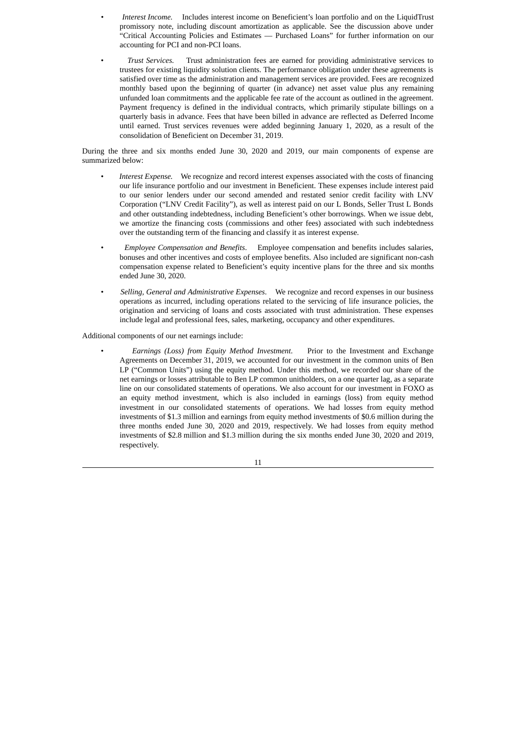- *Interest Income.* Includes interest income on Beneficient's loan portfolio and on the LiquidTrust promissory note, including discount amortization as applicable. See the discussion above under "Critical Accounting Policies and Estimates — Purchased Loans" for further information on our accounting for PCI and non-PCI loans.

- *Trust Services.* Trust administration fees are earned for providing administrative services to trustees for existing liquidity solution clients. The performance obligation under these agreements is satisfied over time as the administration and management services are provided. Fees are recognized monthly based upon the beginning of quarter (in advance) net asset value plus any remaining unfunded loan commitments and the applicable fee rate of the account as outlined in the agreement. Payment frequency is defined in the individual contracts, which primarily stipulate billings on a quarterly basis in advance. Fees that have been billed in advance are reflected as Deferred Income until earned. Trust services revenues were added beginning January 1, 2020, as a result of the consolidation of Beneficient on December 31, 2019.

During the three and six months ended June 30, 2020 and 2019, our main components of expense are summarized below:

- *Interest Expense.* We recognize and record interest expenses associated with the costs of financing our life insurance portfolio and our investment in Beneficient. These expenses include interest paid to our senior lenders under our second amended and restated senior credit facility with LNV Corporation ("LNV Credit Facility"), as well as interest paid on our L Bonds, Seller Trust L Bonds and other outstanding indebtedness, including Beneficient's other borrowings. When we issue debt, we amortize the financing costs (commissions and other fees) associated with such indebtedness over the outstanding term of the financing and classify it as interest expense.

- *Employee Compensation and Benefits*. Employee compensation and benefits includes salaries, bonuses and other incentives and costs of employee benefits. Also included are significant non-cash compensation expense related to Beneficient's equity incentive plans for the three and six months ended June 30, 2020.

- *Selling, General and Administrative Expenses*. We recognize and record expenses in our business operations as incurred, including operations related to the servicing of life insurance policies, the origination and servicing of loans and costs associated with trust administration. These expenses include legal and professional fees, sales, marketing, occupancy and other expenditures.

Additional components of our net earnings include:

- *Earnings (Loss) from Equity Method Investment*. Prior to the Investment and Exchange Agreements on December 31, 2019, we accounted for our investment in the common units of Ben LP ("Common Units") using the equity method. Under this method, we recorded our share of the net earnings or losses attributable to Ben LP common unitholders, on a one quarter lag, as a separate line on our consolidated statements of operations. We also account for our investment in FOXO as an equity method investment, which is also included in earnings (loss) from equity method investment in our consolidated statements of operations. We had losses from equity method investments of $1.3 million and earnings from equity method investments of $0.6 million during the three months ended June 30, 2020 and 2019, respectively. We had losses from equity method investments of $2.8 million and $1.3 million during the six months ended June 30, 2020 and 2019, respectively.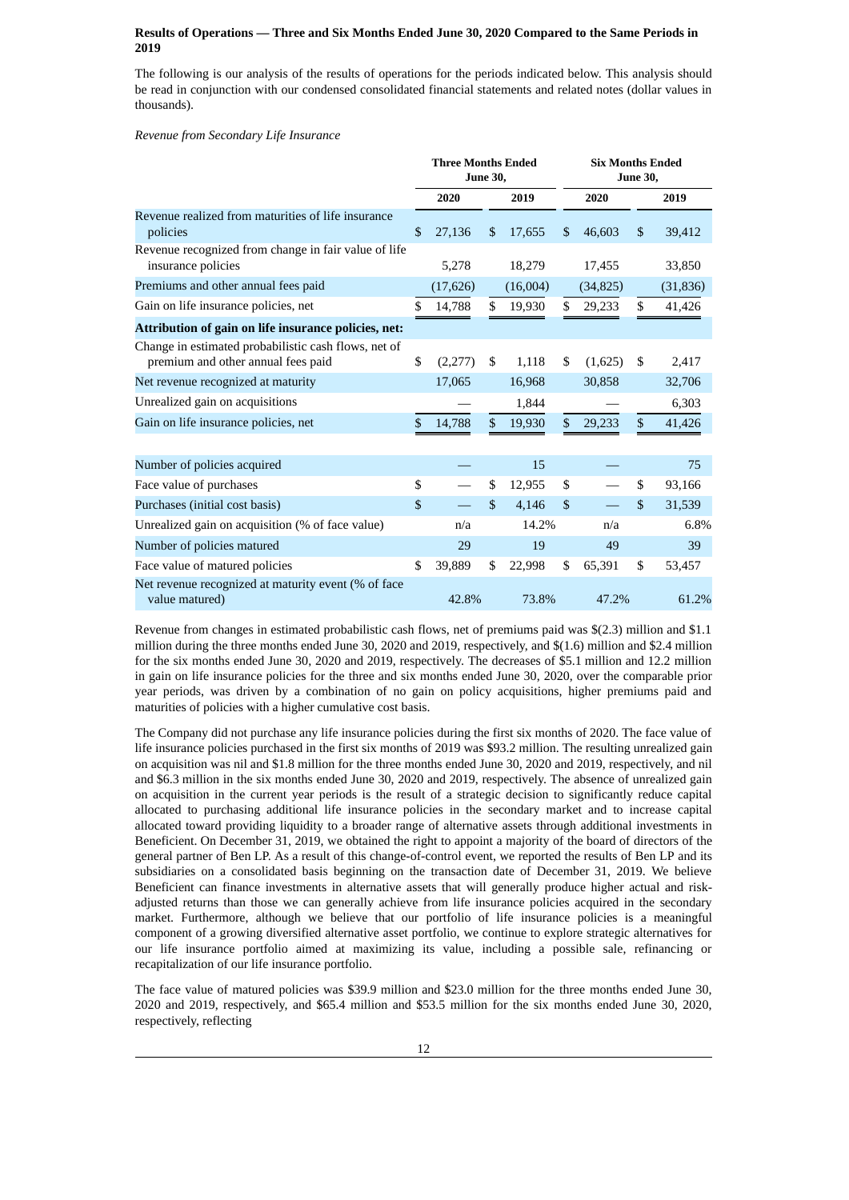### Results of Operations — Three and Six Months Ended June 30, 2020 Compared to the Same Periods in 2019

The following is our analysis of the results of operations for the periods indicated below. This analysis should be read in conjunction with our condensed consolidated financial statements and related notes (dollar values in thousands).

*Revenue from Secondary Life Insurance*

| | Three Months Ended June 30, | | Six Months Ended June 30, | |
|---|---|---|---|---|
| | 2020 | 2019 | 2020 | 2019 |
| Revenue realized from maturities of life insurance policies | $ 27,136 | $ 17,655 | $ 46,603 | $ 39,412 |
| Revenue recognized from change in fair value of life insurance policies | 5,278 | 18,279 | 17,455 | 33,850 |
| Premiums and other annual fees paid | (17,626) | (16,004) | (34,825) | (31,836) |
| Gain on life insurance policies, net | $ 14,788 | $ 19,930 | $ 29,233 | $ 41,426 |
| **Attribution of gain on life insurance policies, net:** | | | | |
| Change in estimated probabilistic cash flows, net of premium and other annual fees paid | $ (2,277) | $ 1,118 | $ (1,625) | $ 2,417 |
| Net revenue recognized at maturity | 17,065 | 16,968 | 30,858 | 32,706 |
| Unrealized gain on acquisitions | — | 1,844 | — | 6,303 |
| Gain on life insurance policies, net | $ 14,788 | $ 19,930 | $ 29,233 | $ 41,426 |
| | | | | |
| Number of policies acquired | — | 15 | — | 75 |
| Face value of purchases | $ — | $ 12,955 | $ — | $ 93,166 |
| Purchases (initial cost basis) | $ — | $ 4,146 | $ — | $ 31,539 |
| Unrealized gain on acquisition (% of face value) | n/a | 14.2% | n/a | 6.8% |
| Number of policies matured | 29 | 19 | 49 | 39 |
| Face value of matured policies | $ 39,889 | $ 22,998 | $ 65,391 | $ 53,457 |
| Net revenue recognized at maturity event (% of face value matured) | 42.8% | 73.8% | 47.2% | 61.2% |

Revenue from changes in estimated probabilistic cash flows, net of premiums was $(2.3) million and $1.1 million during the three months ended June 30, 2020 and 2019, respectively, and $(1.6) million and $2.4 million for the six months ended June 30, 2020 and 2019, respectively. The decreases of $5.1 million and 12.2 million in gain on life insurance policies for the three and six months ended June 30, 2020, over the comparable prior year periods, was driven by a combination of no gain on policy acquisitions, higher premiums paid and maturities of policies with a higher cumulative cost basis.

The Company did not purchase any life insurance policies during the first six months of 2020. The face value of life insurance policies purchased in the first six months of 2019 was $93.2 million. The resulting unrealized gain on acquisition was nil and $1.8 million for the three months ended June 30, 2020 and 2019, respectively, and nil and $6.3 million in the six months ended June 30, 2020 and 2019, respectively. The absence of unrealized gain on acquisition in the current year periods is the result of a strategic decision to significantly reduce capital allocated to purchasing additional life insurance policies in the secondary market and to increase capital allocated toward providing liquidity to a broader range of alternative assets through additional investments in Beneficient. On December 31, 2019, we obtained the right to appoint a majority of the board of directors of the general partner of Ben LP. As a result of this change-of-control event, we reported the results of Ben LP and its subsidiaries on a consolidated basis beginning on the transaction date of December 31, 2019. We believe Beneficient can finance investments in alternative assets that will generally produce higher actual and risk-adjusted returns than those we can generally achieve from life insurance policies acquired in the secondary market. Furthermore, although we believe that our portfolio of life insurance policies is a meaningful component of a growing diversified alternative asset portfolio, we continue to explore strategic alternatives for our life insurance portfolio aimed at maximizing its value, including a possible sale, refinancing or recapitalization of our life insurance portfolio.

The face value of matured policies was $39.9 million and $23.0 million for the three months ended June 30, 2020 and 2019, respectively, and $65.4 million and $53.5 million for the six months ended June 30, 2020, respectively, reflecting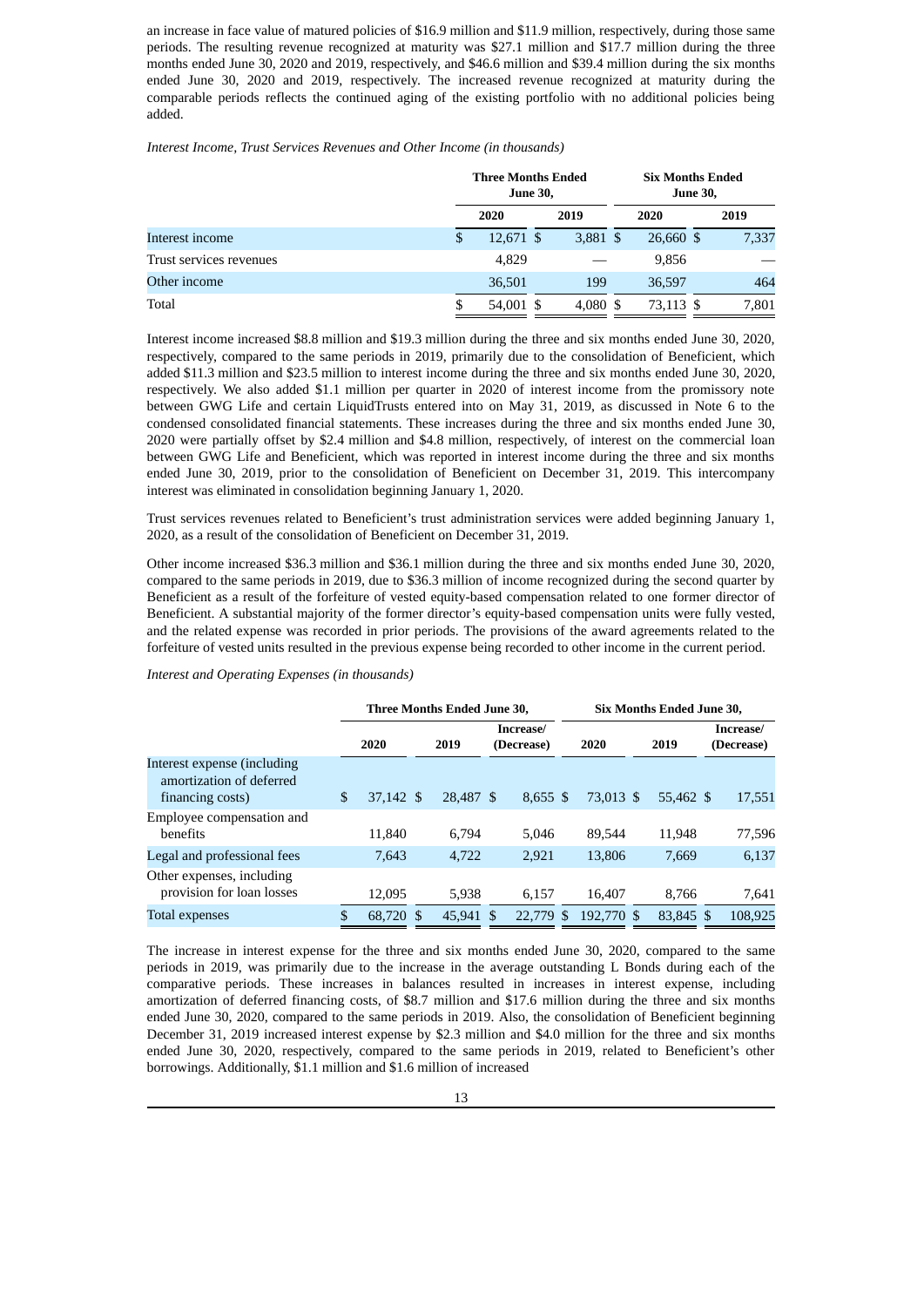an increase in face value of matured policies of $16.9 million and $11.9 million, respectively, during those same periods. The resulting revenue recognized at maturity was $27.1 million and $17.7 million during the three months ended June 30, 2020 and 2019, respectively, and $46.6 million and $39.4 million during the six months ended June 30, 2020 and 2019, respectively. The increased revenue recognized at maturity during the comparable periods reflects the continued aging of the existing portfolio with no additional policies being added.

*Interest Income, Trust Services Revenues and Other Income (in thousands)*

| | Three Months Ended June 30, | | Six Months Ended June 30, | |
|---|---|---|---|---|
| | 2020 | 2019 | 2020 | 2019 |
| Interest income | $ 12,671 | $ 3,881 | $ 26,660 | $ 7,337 |
| Trust services revenues | 4,829 | — | 9,856 | — |
| Other income | 36,501 | 199 | 36,597 | 464 |
| Total | $ 54,001 | $ 4,080 | $ 73,113 | $ 7,801 |

Interest income increased $8.8 million and $19.3 million during the three and six months ended June 30, 2020, respectively, compared to the same periods in 2019, primarily due to the consolidation of Beneficient, which added $11.3 million and $23.5 million to interest income during the three and six months ended June 30, 2020, respectively. We also added $1.1 million per quarter in 2020 of interest income from the promissory note between GWG Life and certain LiquidTrusts entered into on May 31, 2019, as discussed in Note 6 to the condensed consolidated financial statements. These increases during the three and six months ended June 30, 2020 were partially offset by $2.4 million and $4.8 million, respectively, of interest on the commercial loan between GWG Life and Beneficient, which was reported in interest income during the three and six months ended June 30, 2019, prior to the consolidation of Beneficient on December 31, 2019. This intercompany interest was eliminated in consolidation beginning January 1, 2020.

Trust services revenues related to Beneficient's trust administration services were added beginning January 1, 2020, as a result of the consolidation of Beneficient on December 31, 2019.

Other income increased $36.3 million and $36.1 million during the three and six months ended June 30, 2020, compared to the same periods in 2019, due to $36.3 million of income recognized during the second quarter by Beneficient as a result of the forfeiture of vested equity-based compensation related to one former director of Beneficient. A substantial majority of the former director's equity-based compensation units were fully vested, and the related expense was recorded in prior periods. The provisions of the award agreements related to the forfeiture of vested units resulted in the previous expense being recorded to other income in the current period.

*Interest and Operating Expenses (in thousands)*

| | Three Months Ended June 30, | | | Six Months Ended June 30, | | |
|---|---|---|---|---|---|---|
| | 2020 | 2019 | Increase/ (Decrease) | 2020 | 2019 | Increase/ (Decrease) |
| Interest expense (including amortization of deferred financing costs) | $ 37,142 | $ 28,487 | $ 8,655 | $ 73,013 | $ 55,462 | $ 17,551 |
| Employee compensation and benefits | 11,840 | 6,794 | 5,046 | 89,544 | 11,948 | 77,596 |
| Legal and professional fees | 7,643 | 4,722 | 2,921 | 13,806 | 7,669 | 6,137 |
| Other expenses, including provision for loan losses | 12,095 | 5,938 | 6,157 | 16,407 | 8,766 | 7,641 |
| Total expenses | $ 68,720 | $ 45,941 | $ 22,779 | $ 192,770 | $ 83,845 | $ 108,925 |

The increase in interest expense for the three and six months ended June 30, 2020, compared to the same periods in 2019, was primarily due to the increase in the average outstanding L Bonds during each of the comparative periods. These increases in balances resulted in increases in interest expense, including amortization of deferred financing costs, of $8.7 million and $17.6 million during the three and six months ended June 30, 2020, compared to the same periods in 2019. Also, the consolidation of Beneficient beginning December 31, 2019 increased interest expense by $2.3 million and $4.0 million for the three and six months ended June 30, 2020, respectively, compared to the same periods in 2019, related to Beneficient's other borrowings. Additionally, $1.1 million and $1.6 million of increased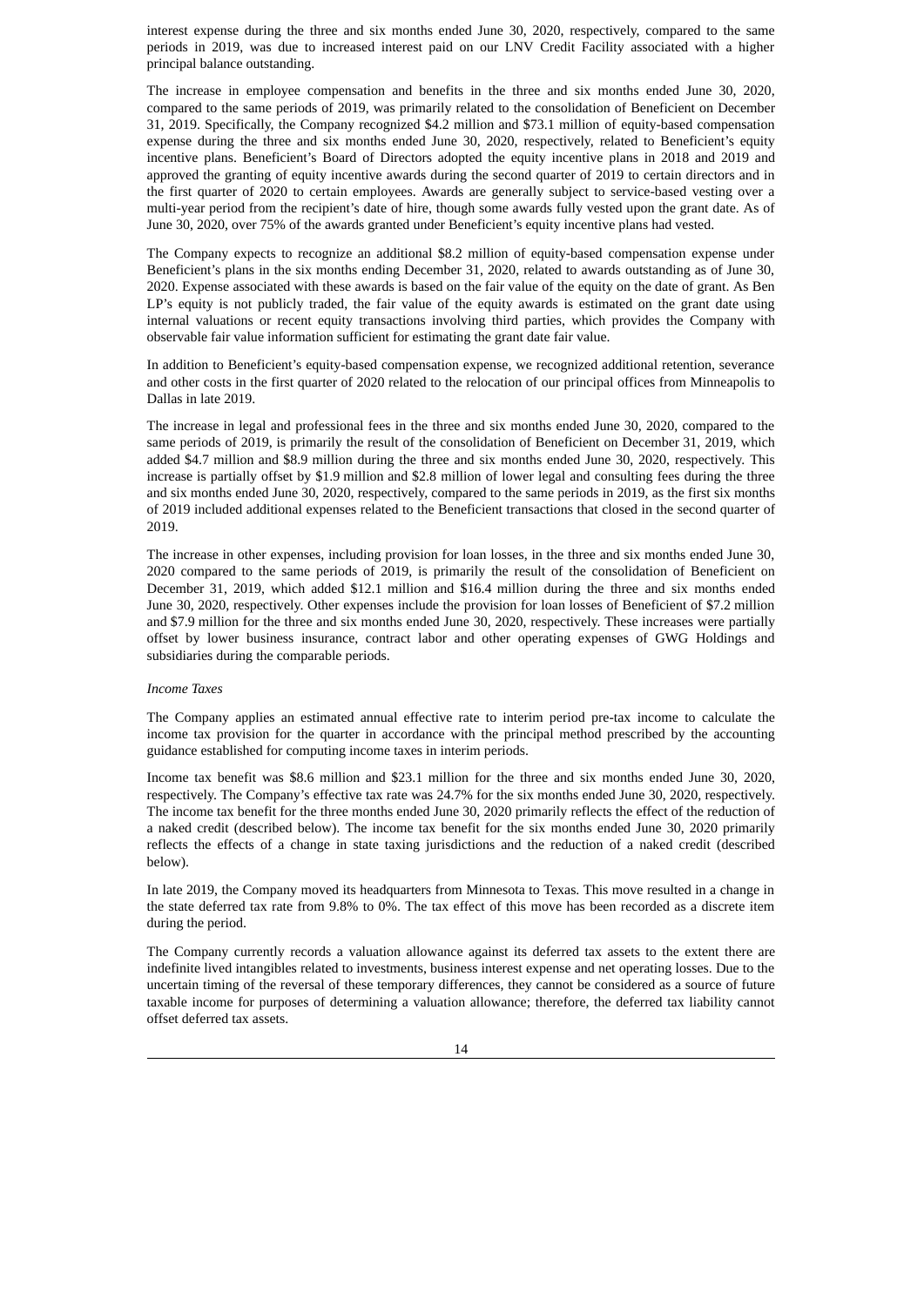interest expense during the three and six months ended June 30, 2020, respectively, compared to the same periods in 2019, was due to increased interest paid on our LNV Credit Facility associated with a higher principal balance outstanding.

The increase in employee compensation and benefits in the three and six months ended June 30, 2020, compared to the same periods of 2019, was primarily related to the consolidation of Beneficient on December 31, 2019. Specifically, the Company recognized $4.2 million and $73.1 million of equity-based compensation expense during the three and six months ended June 30, 2020, respectively, related to Beneficient's equity incentive plans. Beneficient's Board of Directors adopted the equity incentive plans in 2018 and 2019 and approved the granting of equity incentive awards during the second quarter of 2019 to certain directors and in the first quarter of 2020 to certain employees. Awards are generally subject to service-based vesting over a multi-year period from the recipient's date of hire, though some awards fully vested upon the grant date. As of June 30, 2020, over 75% of the awards granted under Beneficient's equity incentive plans had vested.

The Company expects to recognize an additional $8.2 million of equity-based compensation expense under Beneficient's plans in the six months ending December 31, 2020, related to awards outstanding as of June 30, 2020. Expense associated with these awards is based on the fair value of the equity on the date of grant. As Ben LP's equity is not publicly traded, the fair value of the equity awards is estimated on the grant date using internal valuations or recent equity transactions involving third parties, which provides the Company with observable fair value information sufficient for estimating the grant date fair value.

In addition to Beneficient's equity-based compensation expense, we recognized additional retention, severance and other costs in the first quarter of 2020 related to the relocation of our principal offices from Minneapolis to Dallas in late 2019.

The increase in legal and professional fees in the three and six months ended June 30, 2020, compared to the same periods of 2019, is primarily the result of the consolidation of Beneficient on December 31, 2019, which added $4.7 million and $8.9 million during the three and six months ended June 30, 2020, respectively. This increase is partially offset by $1.9 million and $2.8 million of lower legal and consulting fees during the three and six months ended June 30, 2020, respectively, compared to the same periods in 2019, as the first six months of 2019 included additional expenses related to the Beneficient transactions that closed in the second quarter of 2019.

The increase in other expenses, including provision for loan losses, in the three and six months ended June 30, 2020 compared to the same periods of 2019, is primarily the result of the consolidation of Beneficient on December 31, 2019, which added $12.1 million and $16.4 million during the three and six months ended June 30, 2020, respectively. Other expenses include the provision for loan losses of Beneficient of $7.2 million and $7.9 million for the three and six months ended June 30, 2020, respectively. These increases were partially offset by lower business insurance, contract labor and other operating expenses of GWG Holdings and subsidiaries during the comparable periods.

*Income Taxes*

The Company applies an estimated annual effective rate to interim period pre-tax income to calculate the income tax provision for the quarter in accordance with the principal method prescribed by the accounting guidance established for computing income taxes in interim periods.

Income tax benefit was $8.6 million and $23.1 million for the three and six months ended June 30, 2020, respectively. The Company's effective tax rate was 24.7% for the six months ended June 30, 2020, respectively. The income tax benefit for the three months ended June 30, 2020 primarily reflects the effect of the reduction of a naked credit (described below). The income tax benefit for the six months ended June 30, 2020 primarily reflects the effects of a change in state taxing jurisdictions and the reduction of a naked credit (described below).

In late 2019, the Company moved its headquarters from Minnesota to Texas. This move resulted in a change in the state deferred tax rate from 9.8% to 0%. The tax effect of this move has been recorded as a discrete item during the period.

The Company currently records a valuation allowance against its deferred tax assets to the extent there are indefinite lived intangibles related to investments, business interest expense and net operating losses. Due to the uncertain timing of the reversal of these temporary differences, they cannot be considered as a source of future taxable income for purposes of determining a valuation allowance; therefore, the deferred tax liability cannot offset deferred tax assets.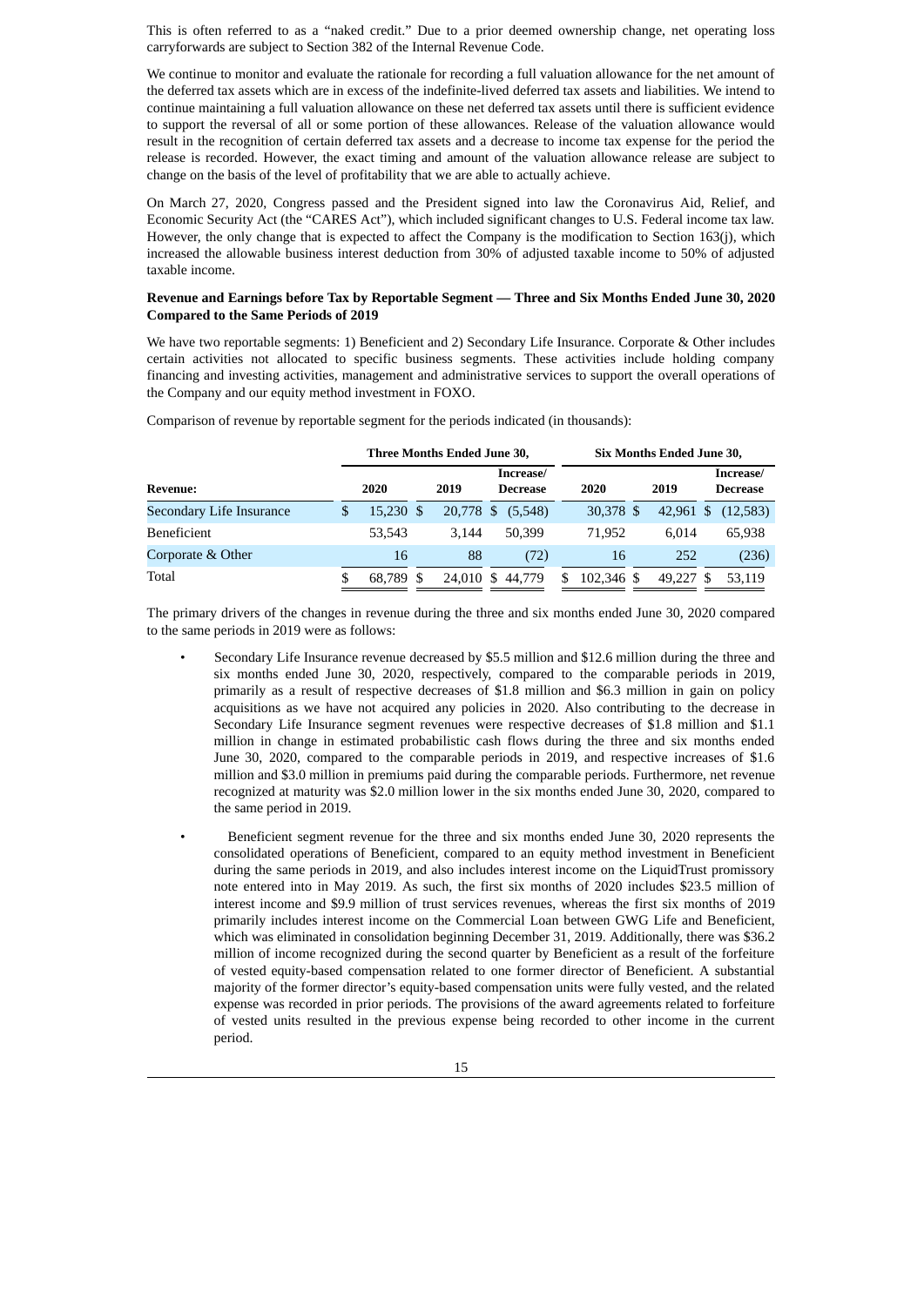This is often referred to as a "naked credit." Due to a prior deemed ownership change, net operating loss carryforwards are subject to Section 382 of the Internal Revenue Code.

We continue to monitor and evaluate the rationale for recording a full valuation allowance for the net amount of the deferred tax assets which are in excess of the indefinite-lived deferred tax assets and liabilities. We intend to continue maintaining a full valuation allowance on these net deferred tax assets until there is sufficient evidence to support the reversal of all or some portion of these allowances. Release of the valuation allowance would result in the recognition of certain deferred tax assets and a decrease to income tax expense for the period the release is recorded. However, the exact timing and amount of the valuation allowance release are subject to change on the basis of the level of profitability that we are able to actually achieve.

On March 27, 2020, Congress passed and the President signed into law the Coronavirus Aid, Relief, and Economic Security Act (the "CARES Act"), which included significant changes to U.S. Federal income tax law. However, the only change that is expected to affect the Company is the modification to Section 163(j), which increased the allowable business interest deduction from 30% of adjusted taxable income to 50% of adjusted taxable income.

**Revenue and Earnings before Tax by Reportable Segment — Three and Six Months Ended June 30, 2020 Compared to the Same Periods of 2019**

We have two reportable segments: 1) Beneficient and 2) Secondary Life Insurance. Corporate & Other includes certain activities not allocated to specific business segments. These activities include holding company financing and investing activities, management and administrative services to support the overall operations of the Company and our equity method investment in FOXO.

Comparison of revenue by reportable segment for the periods indicated (in thousands):

| | Three Months Ended June 30, | | | Six Months Ended June 30, | | |
|---|---|---|---|---|---|---|
| **Revenue:** | **2020** | **2019** | **Increase/ Decrease** | **2020** | **2019** | **Increase/ Decrease** |
| Secondary Life Insurance | $ 15,230 | $ 20,778 | $ (5,548) | 30,378 | $ 42,961 | $ (12,583) |
| Beneficient | 53,543 | 3,144 | 50,399 | 71,952 | 6,014 | 65,938 |
| Corporate & Other | 16 | 88 | (72) | 16 | 252 | (236) |
| Total | $ 68,789 | $ 24,010 | $ 44,779 | $ 102,346 | $ 49,227 | $ 53,119 |

The primary drivers of the changes in revenue during the three and six months ended June 30, 2020 compared to the same periods in 2019 were as follows:

- Secondary Life Insurance revenue decreased by $5.5 million and $12.6 million during the three and six months ended June 30, 2020, respectively, compared to the comparable periods in 2019, primarily as a result of respective decreases of $1.8 million and $6.3 million in gain on policy acquisitions as we have not acquired any policies in 2020. Also contributing to the decrease in Secondary Life Insurance segment revenues were respective decreases of $1.8 million and $1.1 million in change in estimated probabilistic cash flows during the three and six months ended June 30, 2020, compared to the comparable periods in 2019, and respective increases of $1.6 million and $3.0 million in premiums paid during the comparable periods. Furthermore, net revenue recognized at maturity was $2.0 million lower in the six months ended June 30, 2020, compared to the same period in 2019.
- Beneficient segment revenue for the three and six months ended June 30, 2020 represents the consolidated operations of Beneficient, compared to an equity method investment in Beneficient during the same periods in 2019, and also includes interest income on the LiquidTrust promissory note entered into in May 2019. As such, the first six months of 2020 includes $23.5 million of interest income and $9.9 million of trust services revenues, whereas the first six months of 2019 primarily includes interest income on the Commercial Loan between GWG Life and Beneficient, which was eliminated in consolidation beginning December 31, 2019. Additionally, there was $36.2 million of income recognized during the second quarter by Beneficient as a result of the forfeiture of vested equity-based compensation related to one former director of Beneficient. A substantial majority of the former director's equity-based compensation units were fully vested, and the related expense was recorded in prior periods. The provisions of the award agreements related to forfeiture of vested units resulted in the previous expense being recorded to other income in the current period.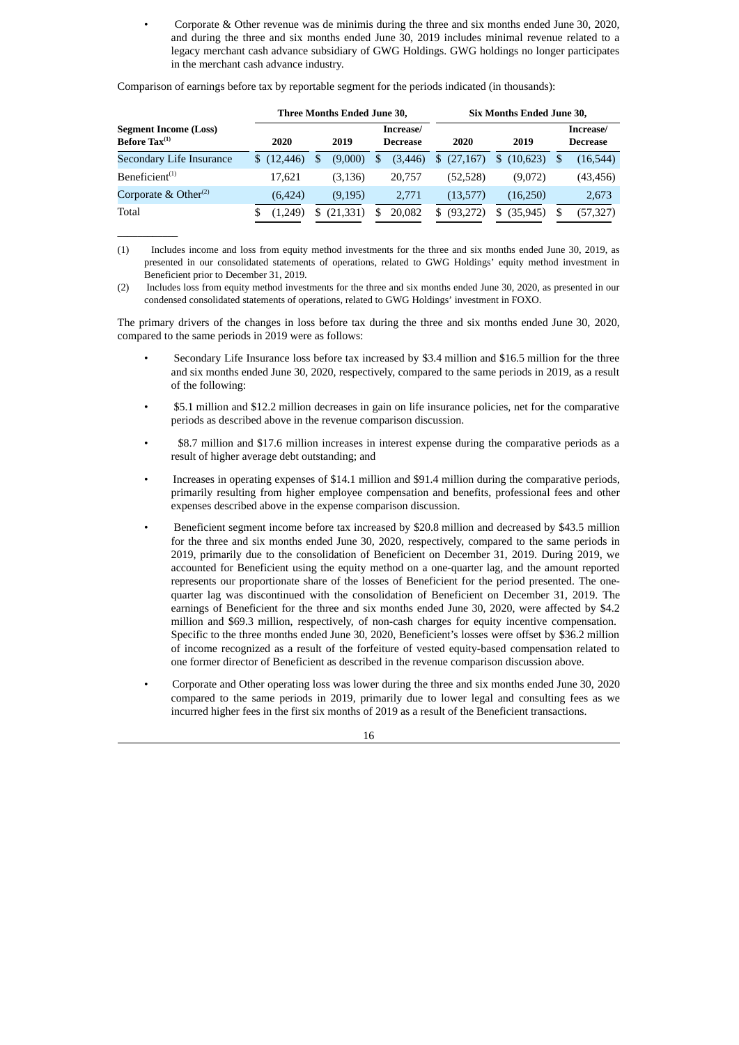- Corporate & Other revenue was de minimis during the three and six months ended June 30, 2020, and during the three and six months ended June 30, 2019 includes minimal revenue related to a legacy merchant cash advance subsidiary of GWG Holdings. GWG holdings no longer participates in the merchant cash advance industry.

Comparison of earnings before tax by reportable segment for the periods indicated (in thousands):

| Segment Income (Loss) Before Tax[(1)] | Three Months Ended June 30, | | | Six Months Ended June 30, | | |
|---|---|---|---|---|---|---|
| | 2020 | 2019 | Increase/ Decrease | 2020 | 2019 | Increase/ Decrease |
| Secondary Life Insurance | $ (12,446) | $ (9,000) | $ (3,446) | $ (27,167) | $ (10,623) | $ (16,544) |
| Beneficient[(1)] | 17,621 | (3,136) | 20,757 | (52,528) | (9,072) | (43,456) |
| Corporate & Other[(2)] | (6,424) | (9,195) | 2,771 | (13,577) | (16,250) | 2,673 |
| Total | $ (1,249) | $ (21,331) | $ 20,082 | $ (93,272) | $ (35,945) | $ (57,327) |

(1) Includes income and loss from equity method investments for the three and six months ended June 30, 2019, as presented in our consolidated statements of operations, related to GWG Holdings' equity method investment in Beneficient prior to December 31, 2019.

(2) Includes loss from equity method investments for the three and six months ended June 30, 2020, as presented in our condensed consolidated statements of operations, related to GWG Holdings' investment in FOXO.

The primary drivers of the changes in loss before tax during the three and six months ended June 30, 2020, compared to the same periods in 2019 were as follows:

- Secondary Life Insurance loss before tax increased by $3.4 million and $16.5 million for the three and six months ended June 30, 2020, respectively, compared to the same periods in 2019, as a result of the following:
- $5.1 million and $12.2 million decreases in gain on life insurance policies, net for the comparative periods as described above in the revenue comparison discussion.
- $8.7 million and $17.6 million increases in interest expense during the comparative periods as a result of higher average debt outstanding; and
- Increases in operating expenses of $14.1 million and $91.4 million during the comparative periods, primarily resulting from higher employee compensation and benefits, professional fees and other expenses described above in the expense comparison discussion.
- Beneficient segment income before tax increased by $20.8 million and decreased by $43.5 million for the three and six months ended June 30, 2020, respectively, compared to the same periods in 2019, primarily due to the consolidation of Beneficient on December 31, 2019. During 2019, we accounted for Beneficient using the equity method on a one-quarter lag, and the amount reported represents our proportionate share of the losses of Beneficient for the period presented. The one-quarter lag was discontinued with the consolidation of Beneficient on December 31, 2019. The earnings of Beneficient for the three and six months ended June 30, 2020, were affected by $4.2 million and $69.3 million, respectively, of non-cash charges for equity incentive compensation. Specific to the three months ended June 30, 2020, Beneficient's losses were offset by $36.2 million of income recognized as a result of the forfeiture of vested equity-based compensation related to one former director of Beneficient as described in the revenue comparison discussion above.
- Corporate and Other operating loss was lower during the three and six months ended June 30, 2020 compared to the same periods in 2019, primarily due to lower legal and consulting fees as we incurred higher fees in the first six months of 2019 as a result of the Beneficient transactions.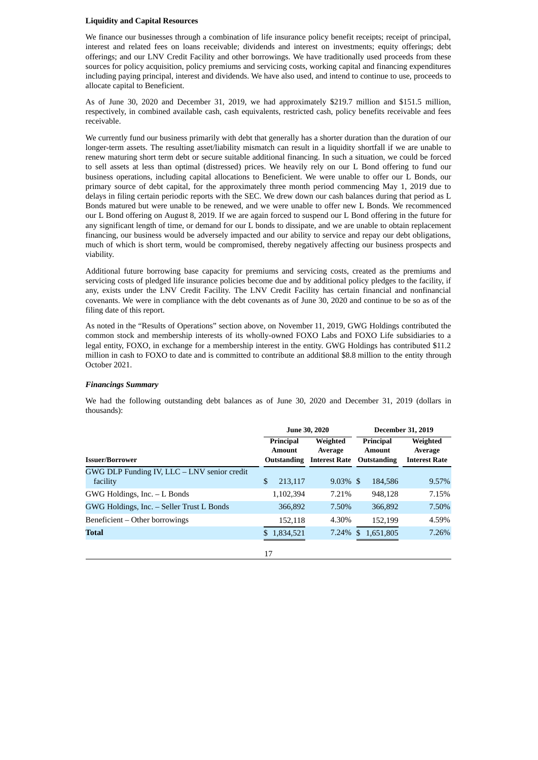**Liquidity and Capital Resources**

We finance our businesses through a combination of life insurance policy benefit receipts; receipt of principal, interest and related fees on loans receivable; dividends and interest on investments; equity offerings; debt offerings; and our LNV Credit Facility and other borrowings. We have traditionally used proceeds from these sources for policy acquisition, policy premiums and servicing costs, working capital and financing expenditures including paying principal, interest and dividends. We have also used, and intend to continue to use, proceeds to allocate capital to Beneficient.

As of June 30, 2020 and December 31, 2019, we had approximately $219.7 million and $151.5 million, respectively, in combined available cash, cash equivalents, restricted cash, policy benefits receivable and fees receivable.

We currently fund our business primarily with debt that generally has a shorter duration than the duration of our longer-term assets. The resulting asset/liability mismatch can result in a liquidity shortfall if we are unable to renew maturing short term debt or secure suitable additional financing. In such a situation, we could be forced to sell assets at less than optimal (distressed) prices. We heavily rely on our L Bond offering to fund our business operations, including capital allocations to Beneficient. We were unable to offer our L Bonds, our primary source of debt capital, for the approximately three month period commencing May 1, 2019 due to delays in filing certain periodic reports with the SEC. We drew down our cash balances during that period as L Bonds matured but were unable to be renewed, and we were unable to offer new L Bonds. We recommenced our L Bond offering on August 8, 2019. If we are again forced to suspend our L Bond offering in the future for any significant length of time, or demand for our L bonds to dissipate, and we are unable to obtain replacement financing, our business would be adversely impacted and our ability to service and repay our debt obligations, much of which is short term, would be compromised, thereby negatively affecting our business prospects and viability.

Additional future borrowing base capacity for premiums and servicing costs, created as the premiums and servicing costs of pledged life insurance policies become due and by additional policy pledges to the facility, if any, exists under the LNV Credit Facility. The LNV Credit Facility has certain financial and nonfinancial covenants. We were in compliance with the debt covenants as of June 30, 2020 and continue to be so as of the filing date of this report.

As noted in the "Results of Operations" section above, on November 11, 2019, GWG Holdings contributed the common stock and membership interests of its wholly-owned FOXO Labs and FOXO Life subsidiaries to a legal entity, FOXO, in exchange for a membership interest in the entity. GWG Holdings has contributed $11.2 million in cash to FOXO to date and is committed to contribute an additional $8.8 million to the entity through October 2021.

***Financings Summary***

We had the following outstanding debt balances as of June 30, 2020 and December 31, 2019 (dollars in thousands):

| | June 30, 2020 | | December 31, 2019 | |
|---|---|---|---|---|
| **Issuer/Borrower** | **Principal Amount Outstanding** | **Weighted Average Interest Rate** | **Principal Amount Outstanding** | **Weighted Average Interest Rate** |
| GWG DLP Funding IV, LLC – LNV senior credit facility | $ 213,117 | 9.03% | $ 184,586 | 9.57% |
| GWG Holdings, Inc. – L Bonds | 1,102,394 | 7.21% | 948,128 | 7.15% |
| GWG Holdings, Inc. – Seller Trust L Bonds | 366,892 | 7.50% | 366,892 | 7.50% |
| Beneficient – Other borrowings | 152,118 | 4.30% | 152,199 | 4.59% |
| **Total** | $ 1,834,521 | 7.24% | $ 1,651,805 | 7.26% |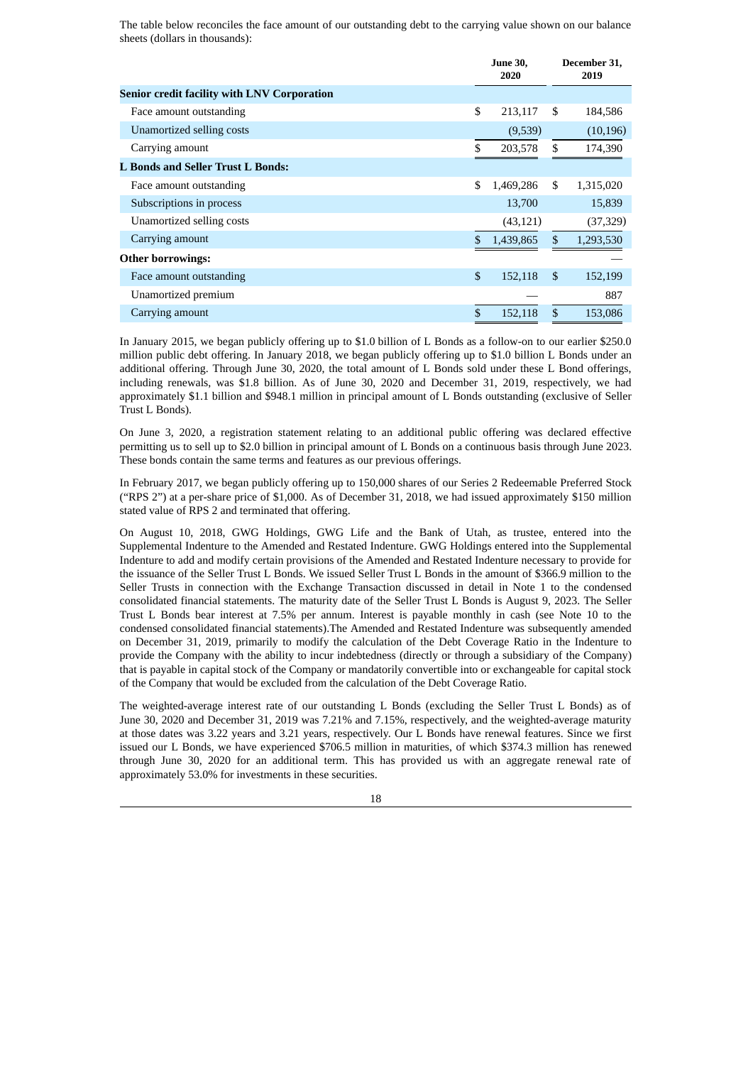The table below reconciles the face amount of our outstanding debt to the carrying value shown on our balance sheets (dollars in thousands):

| | June 30, 2020 | December 31, 2019 |
|---|---|---|
| **Senior credit facility with LNV Corporation** | | |
| Face amount outstanding | $ 213,117 | $ 184,586 |
| Unamortized selling costs | (9,539) | (10,196) |
| Carrying amount | $ 203,578 | $ 174,390 |
| **L Bonds and Seller Trust L Bonds:** | | |
| Face amount outstanding | $ 1,469,286 | $ 1,315,020 |
| Subscriptions in process | 13,700 | 15,839 |
| Unamortized selling costs | (43,121) | (37,329) |
| Carrying amount | $ 1,439,865 | $ 1,293,530 |
| **Other borrowings:** | | — |
| Face amount outstanding | $ 152,118 | $ 152,199 |
| Unamortized premium | — | 887 |
| Carrying amount | $ 152,118 | $ 153,086 |

In January 2015, we began publicly offering up to $1.0 billion of L Bonds as a follow-on to our earlier $250.0 million public debt offering. In January 2018, we began publicly offering up to $1.0 billion L Bonds under an additional offering. Through June 30, 2020, the total amount of L Bonds sold under these L Bond offerings, including renewals, was $1.8 billion. As of June 30, 2020 and December 31, 2019, respectively, we had approximately $1.1 billion and $948.1 million in principal amount of L Bonds outstanding (exclusive of Seller Trust L Bonds).

On June 3, 2020, a registration statement relating to an additional public offering was declared effective permitting us to sell up to $2.0 billion in principal amount of L Bonds on a continuous basis through June 2023. These bonds contain the same terms and features as our previous offerings.

In February 2017, we began publicly offering up to 150,000 shares of our Series 2 Redeemable Preferred Stock ("RPS 2") at a per-share price of $1,000. As of December 31, 2018, we had issued approximately $150 million stated value of RPS 2 and terminated that offering.

On August 10, 2018, GWG Holdings, GWG Life and the Bank of Utah, as trustee, entered into the Supplemental Indenture to the Amended and Restated Indenture. GWG Holdings entered into the Supplemental Indenture to add and modify certain provisions of the Amended and Restated Indenture necessary to provide for the issuance of the Seller Trust L Bonds. We issued Seller Trust L Bonds in the amount of $366.9 million to the Seller Trusts in connection with the Exchange Transaction discussed in detail in Note 1 to the condensed consolidated financial statements. The maturity date of the Seller Trust L Bonds is August 9, 2023. The Seller Trust L Bonds bear interest at 7.5% per annum. Interest is payable monthly in cash (see Note 10 to the condensed consolidated financial statements).The Amended and Restated Indenture was subsequently amended on December 31, 2019, primarily to modify the calculation of the Debt Coverage Ratio in the Indenture to provide the Company with the ability to incur indebtedness (directly or through a subsidiary of the Company) that is payable in capital stock of the Company or mandatorily convertible into or exchangeable for capital stock of the Company that would be excluded from the calculation of the Debt Coverage Ratio.

The weighted-average interest rate of our outstanding L Bonds (excluding the Seller Trust L Bonds) as of June 30, 2020 and December 31, 2019 was 7.21% and 7.15%, respectively, and the weighted-average maturity at those dates was 3.22 years and 3.21 years, respectively. Our L Bonds have renewal features. Since we first issued our L Bonds, we have experienced $706.5 million in maturities, of which $374.3 million has renewed through June 30, 2020 for an additional term. This has provided us with an aggregate renewal rate of approximately 53.0% for investments in these securities.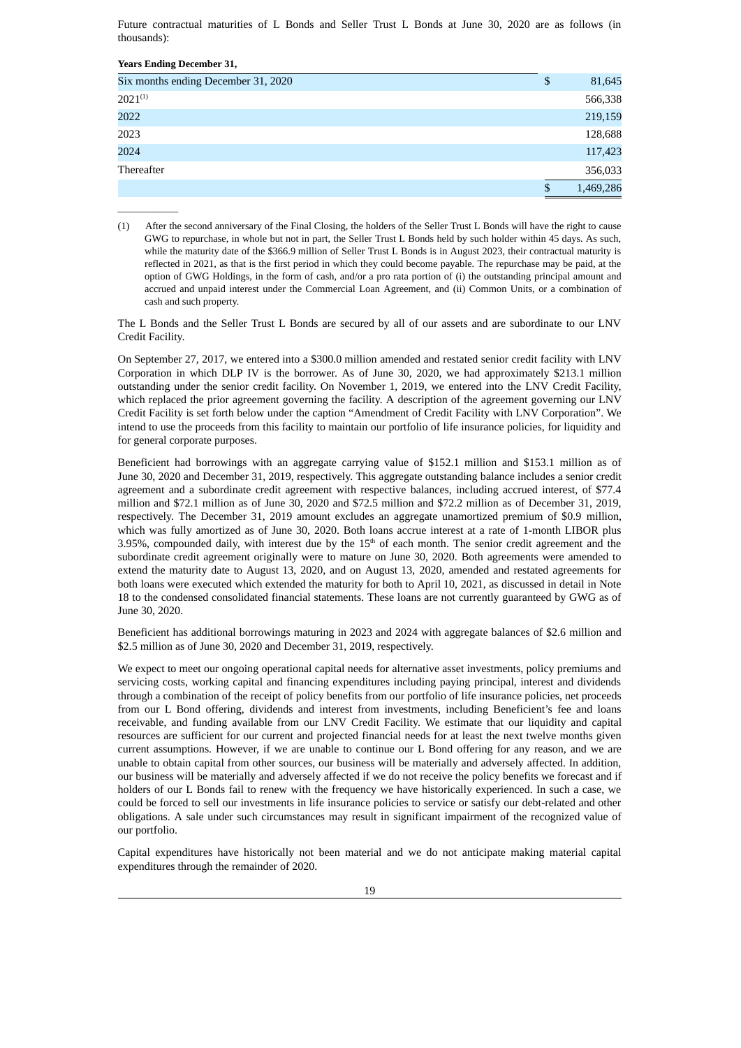Future contractual maturities of L Bonds and Seller Trust L Bonds at June 30, 2020 are as follows (in thousands):

| Years Ending December 31, | |
|---|---|
| Six months ending December 31, 2020 | $ 81,645 |
| 2021[(1)] | 566,338 |
| 2022 | 219,159 |
| 2023 | 128,688 |
| 2024 | 117,423 |
| Thereafter | 356,033 |
| | $ 1,469,286 |

(1) After the second anniversary of the Final Closing, the holders of the Seller Trust L Bonds will have the right to cause GWG to repurchase, in whole but not in part, the Seller Trust L Bonds held by such holder within 45 days. As such, while the maturity date of the $366.9 million of Seller Trust L Bonds is in August 2023, their contractual maturity is reflected in 2021, as that is the first period in which they could become payable. The repurchase may be paid, at the option of GWG Holdings, in the form of cash, and/or a pro rata portion of (i) the outstanding principal amount and accrued and unpaid interest under the Commercial Loan Agreement, and (ii) Common Units, or a combination of cash and such property.

The L Bonds and the Seller Trust L Bonds are secured by all of our assets and are subordinate to our LNV Credit Facility.

On September 27, 2017, we entered into a $300.0 million amended and restated senior credit facility with LNV Corporation in which DLP IV is the borrower. As of June 30, 2020, we had approximately $213.1 million outstanding under the senior credit facility. On November 1, 2019, we entered into the LNV Credit Facility, which replaced the prior agreement governing the facility. A description of the agreement governing our LNV Credit Facility is set forth below under the caption "Amendment of Credit Facility with LNV Corporation". We intend to use the proceeds from this facility to maintain our portfolio of life insurance policies, for liquidity and for general corporate purposes.

Beneficient had borrowings with an aggregate carrying value of $152.1 million and $153.1 million as of June 30, 2020 and December 31, 2019, respectively. This aggregate outstanding balance includes a senior credit agreement and a subordinate credit agreement with respective balances, including accrued interest, of $77.4 million and $72.1 million as of June 30, 2020 and $72.5 million and $72.2 million as of December 31, 2019, respectively. The December 31, 2019 amount excludes an aggregate unamortized premium of $0.9 million, which was fully amortized as of June 30, 2020. Both loans accrue interest at a rate of 1-month LIBOR plus 3.95%, compounded daily, with interest due by the 15th of each month. The senior credit agreement and the subordinate credit agreement originally were to mature on June 30, 2020. Both agreements were amended to extend the maturity date to August 13, 2020, and on August 13, 2020, amended and restated agreements for both loans were executed which extended the maturity for both to April 10, 2021, as discussed in detail in Note 18 to the condensed consolidated financial statements. These loans are not currently guaranteed by GWG as of June 30, 2020.

Beneficient has additional borrowings maturing in 2023 and 2024 with aggregate balances of $2.6 million and $2.5 million as of June 30, 2020 and December 31, 2019, respectively.

We expect to meet our ongoing operational capital needs for alternative asset investments, policy premiums and servicing costs, working capital and financing expenditures including paying principal, interest and dividends through a combination of the receipt of policy benefits from our portfolio of life insurance policies, net proceeds from our L Bond offering, dividends and interest from investments, including Beneficient's fee and loans receivable, and funding available from our LNV Credit Facility. We estimate that our liquidity and capital resources are sufficient for our current and projected financial needs for at least the next twelve months given current assumptions. However, if we are unable to continue our L Bond offering for any reason, and we are unable to obtain capital from other sources, our business will be materially and adversely affected. In addition, our business will be materially and adversely affected if we do not receive the policy benefits we forecast and if holders of our L Bonds fail to renew with the frequency we have historically experienced. In such a case, we could be forced to sell our investments in life insurance policies to service or satisfy our debt-related and other obligations. A sale under such circumstances may result in significant impairment of the recognized value of our portfolio.

Capital expenditures have historically not been material and we do not anticipate making material capital expenditures through the remainder of 2020.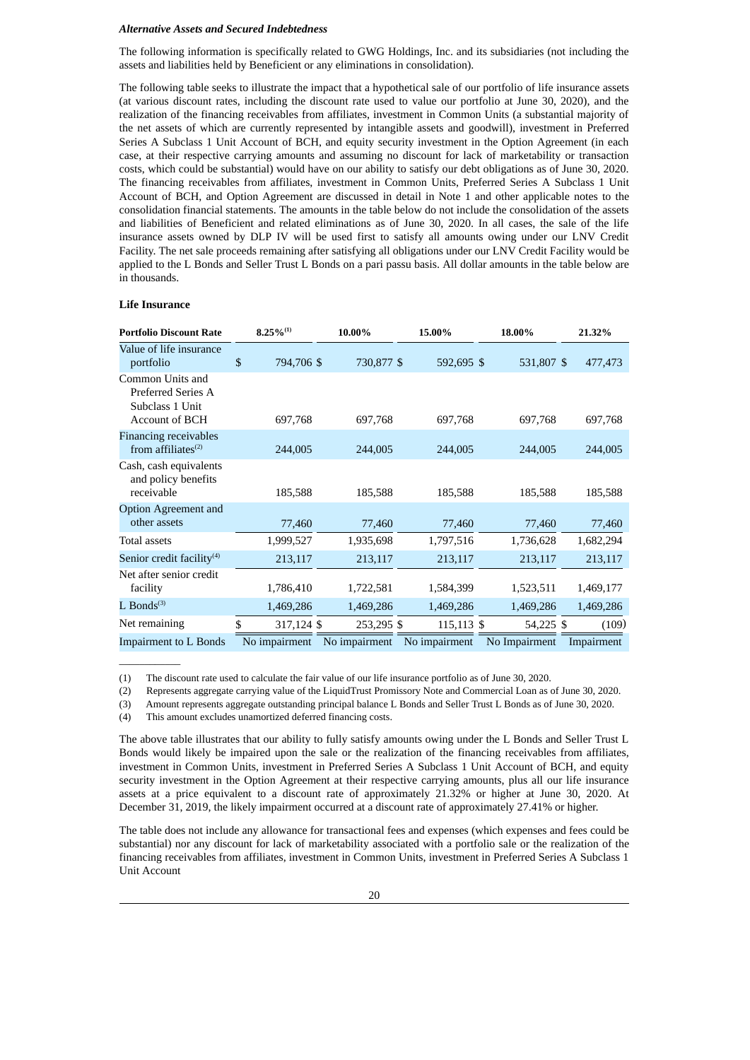*Alternative Assets and Secured Indebtedness*

The following information is specifically related to GWG Holdings, Inc. and its subsidiaries (not including the assets and liabilities held by Beneficient or any eliminations in consolidation).

The following table seeks to illustrate the impact that a hypothetical sale of our portfolio of life insurance assets (at various discount rates, including the discount rate used to value our portfolio at June 30, 2020), and the realization of the financing receivables from affiliates, investment in Common Units (a substantial majority of the net assets of which are currently represented by intangible assets and goodwill), investment in Preferred Series A Subclass 1 Unit Account of BCH, and equity security investment in the Option Agreement (in each case, at their respective carrying amounts and assuming no discount for lack of marketability or transaction costs, which could be substantial) would have on our ability to satisfy our debt obligations as of June 30, 2020. The financing receivables from affiliates, investment in Common Units, Preferred Series A Subclass 1 Unit Account of BCH, and Option Agreement are discussed in detail in Note 1 and other applicable notes to the consolidation financial statements. The amounts in the table below do not include the consolidation of the assets and liabilities of Beneficient and related eliminations as of June 30, 2020. In all cases, the sale of the life insurance assets owned by DLP IV will be used first to satisfy all amounts owing under our LNV Credit Facility. The net sale proceeds remaining after satisfying all obligations under our LNV Credit Facility would be applied to the L Bonds and Seller Trust L Bonds on a pari passu basis. All dollar amounts in the table below are in thousands.

**Life Insurance**

| Portfolio Discount Rate | 8.25%[(1)] | 10.00% | 15.00% | 18.00% | 21.32% |
|---|---|---|---|---|---|
| Value of life insurance portfolio | $ 794,706 | $ 730,877 | $ 592,695 | $ 531,807 | $ 477,473 |
| Common Units and Preferred Series A Subclass 1 Unit Account of BCH | 697,768 | 697,768 | 697,768 | 697,768 | 697,768 |
| Financing receivables from affiliates[(2)] | 244,005 | 244,005 | 244,005 | 244,005 | 244,005 |
| Cash, cash equivalents and policy benefits receivable | 185,588 | 185,588 | 185,588 | 185,588 | 185,588 |
| Option Agreement and other assets | 77,460 | 77,460 | 77,460 | 77,460 | 77,460 |
| Total assets | 1,999,527 | 1,935,698 | 1,797,516 | 1,736,628 | 1,682,294 |
| Senior credit facility[(4)] | 213,117 | 213,117 | 213,117 | 213,117 | 213,117 |
| Net after senior credit facility | 1,786,410 | 1,722,581 | 1,584,399 | 1,523,511 | 1,469,177 |
| L Bonds[(3)] | 1,469,286 | 1,469,286 | 1,469,286 | 1,469,286 | 1,469,286 |
| Net remaining | $ 317,124 | $ 253,295 | $ 115,113 | $ 54,225 | $ (109) |
| Impairment to L Bonds | No impairment | No impairment | No impairment | No Impairment | Impairment |

(1) The discount rate used to calculate the fair value of our life insurance portfolio as of June 30, 2020.

(2) Represents aggregate carrying value of the LiquidTrust Promissory Note and Commercial Loan as of June 30, 2020.

(3) Amount represents aggregate outstanding principal balance L Bonds and Seller Trust L Bonds as of June 30, 2020.

(4) This amount excludes unamortized deferred financing costs.

The above table illustrates that our ability to fully satisfy amounts owing under the L Bonds and Seller Trust L Bonds would likely be impaired upon the sale or the realization of the financing receivables from affiliates, investment in Common Units, investment in Preferred Series A Subclass 1 Unit Account of BCH, and equity security investment in the Option Agreement at their respective carrying amounts, plus all our life insurance assets at a price equivalent to a discount rate of approximately 21.32% or higher at June 30, 2020. At December 31, 2019, the likely impairment occurred at a discount rate of approximately 27.41% or higher.

The table does not include any allowance for transactional fees and expenses (which expenses and fees could be substantial) nor any discount for lack of marketability associated with a portfolio sale or the realization of the financing receivables from affiliates, investment in Common Units, investment in Preferred Series A Subclass 1 Unit Account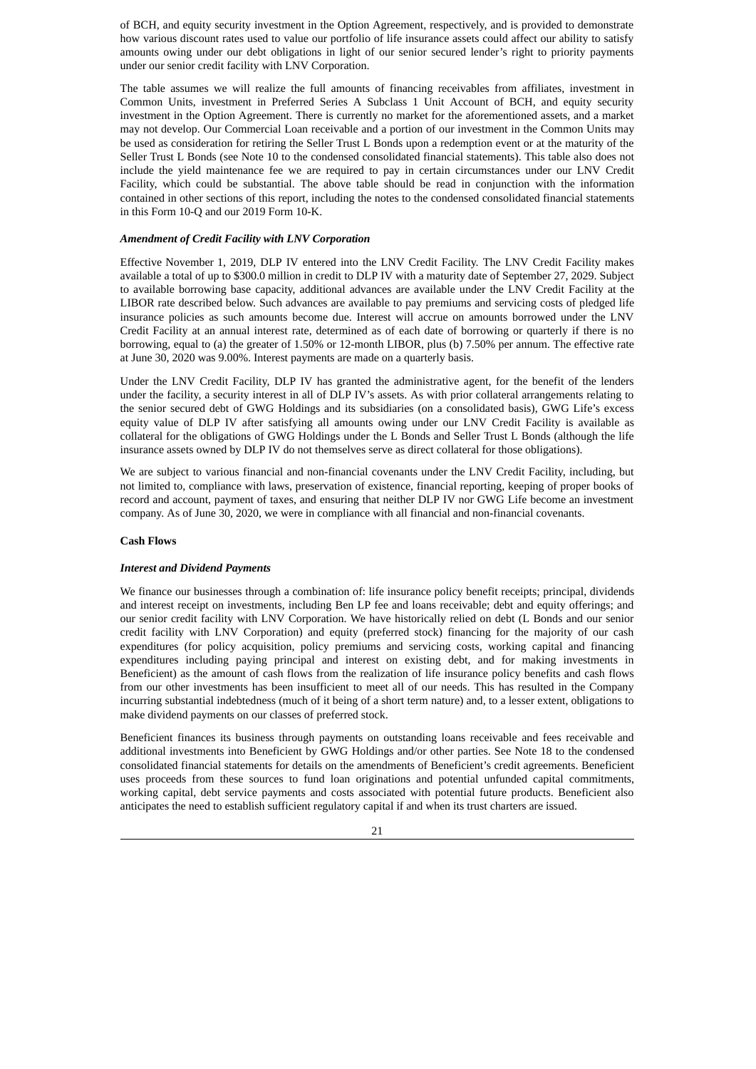of BCH, and equity security investment in the Option Agreement, respectively, and is provided to demonstrate how various discount rates used to value our portfolio of life insurance assets could affect our ability to satisfy amounts owing under our debt obligations in light of our senior secured lender's right to priority payments under our senior credit facility with LNV Corporation.

The table assumes we will realize the full amounts of financing receivables from affiliates, investment in Common Units, investment in Preferred Series A Subclass 1 Unit Account of BCH, and equity security investment in the Option Agreement. There is currently no market for the aforementioned assets, and a market may not develop. Our Commercial Loan receivable and a portion of our investment in the Common Units may be used as consideration for retiring the Seller Trust L Bonds upon a redemption event or at the maturity of the Seller Trust L Bonds (see Note 10 to the condensed consolidated financial statements). This table also does not include the yield maintenance fee we are required to pay in certain circumstances under our LNV Credit Facility, which could be substantial. The above table should be read in conjunction with the information contained in other sections of this report, including the notes to the condensed consolidated financial statements in this Form 10-Q and our 2019 Form 10-K.

***Amendment of Credit Facility with LNV Corporation***

Effective November 1, 2019, DLP IV entered into the LNV Credit Facility. The LNV Credit Facility makes available a total of up to $300.0 million in credit to DLP IV with a maturity date of September 27, 2029. Subject to available borrowing base capacity, additional advances are available under the LNV Credit Facility at the LIBOR rate described below. Such advances are available to pay premiums and servicing costs of pledged life insurance policies as such amounts become due. Interest will accrue on amounts borrowed under the LNV Credit Facility at an annual interest rate, determined as of each date of borrowing or quarterly if there is no borrowing, equal to (a) the greater of 1.50% or 12-month LIBOR, plus (b) 7.50% per annum. The effective rate at June 30, 2020 was 9.00%. Interest payments are made on a quarterly basis.

Under the LNV Credit Facility, DLP IV has granted the administrative agent, for the benefit of the lenders under the facility, a security interest in all of DLP IV's assets. As with prior collateral arrangements relating to the senior secured debt of GWG Holdings and its subsidiaries (on a consolidated basis), GWG Life's excess equity value of DLP IV after satisfying all amounts owing under our LNV Credit Facility is available as collateral for the obligations of GWG Holdings under the L Bonds and Seller Trust L Bonds (although the life insurance assets owned by DLP IV do not themselves serve as direct collateral for those obligations).

We are subject to various financial and non-financial covenants under the LNV Credit Facility, including, but not limited to, compliance with laws, preservation of existence, financial reporting, keeping of proper books of record and account, payment of taxes, and ensuring that neither DLP IV nor GWG Life become an investment company. As of June 30, 2020, we were in compliance with all financial and non-financial covenants.

**Cash Flows**

***Interest and Dividend Payments***

We finance our businesses through a combination of: life insurance policy benefit receipts; principal, dividends and interest receipt on investments, including Ben LP fee and loans receivable; debt and equity offerings; and our senior credit facility with LNV Corporation. We have historically relied on debt (L Bonds and our senior credit facility with LNV Corporation) and equity (preferred stock) financing for the majority of our cash expenditures (for policy acquisition, policy premiums and servicing costs, working capital and financing expenditures including paying principal and interest on existing debt, and for making investments in Beneficient) as the amount of cash flows from the realization of life insurance policy benefits and cash flows from our other investments has been insufficient to meet all of our needs. This has resulted in the Company incurring substantial indebtedness (much of it being of a short term nature) and, to a lesser extent, obligations to make dividend payments on our classes of preferred stock.

Beneficient finances its business through payments on outstanding loans receivable and fees receivable and additional investments into Beneficient by GWG Holdings and/or other parties. See Note 18 to the condensed consolidated financial statements for details on the amendments of Beneficient's credit agreements. Beneficient uses proceeds from these sources to fund loan originations and potential unfunded capital commitments, working capital, debt service payments and costs associated with potential future products. Beneficient also anticipates the need to establish sufficient regulatory capital if and when its trust charters are issued.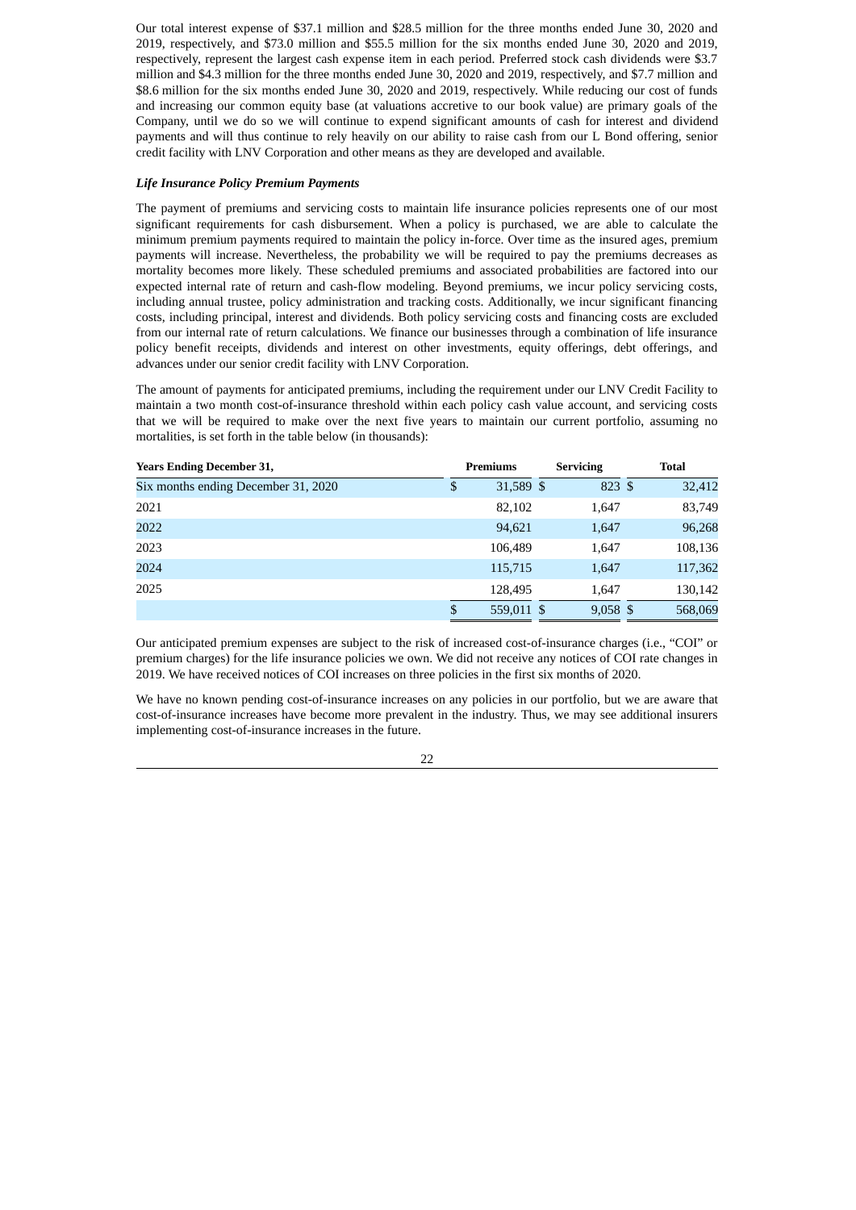Our total interest expense of $37.1 million and $28.5 million for the three months ended June 30, 2020 and 2019, respectively, and $73.0 million and $55.5 million for the six months ended June 30, 2020 and 2019, respectively, represent the largest cash expense item in each period. Preferred stock cash dividends were $3.7 million and $4.3 million for the three months ended June 30, 2020 and 2019, respectively, and $7.7 million and $8.6 million for the six months ended June 30, 2020 and 2019, respectively. While reducing our cost of funds and increasing our common equity base (at valuations accretive to our book value) are primary goals of the Company, until we do so we will continue to expend significant amounts of cash for interest and dividend payments and will thus continue to rely heavily on our ability to raise cash from our L Bond offering, senior credit facility with LNV Corporation and other means as they are developed and available.

***Life Insurance Policy Premium Payments***

The payment of premiums and servicing costs to maintain life insurance policies represents one of our most significant requirements for cash disbursement. When a policy is purchased, we are able to calculate the minimum premium payments required to maintain the policy in-force. Over time as the insured ages, premium payments will increase. Nevertheless, the probability we will be required to pay the premiums decreases as mortality becomes more likely. These scheduled premiums and associated probabilities are factored into our expected internal rate of return and cash-flow modeling. Beyond premiums, we incur policy servicing costs, including annual trustee, policy administration and tracking costs. Additionally, we incur significant financing costs, including principal, interest and dividends. Both policy servicing costs and financing costs are excluded from our internal rate of return calculations. We finance our businesses through a combination of life insurance policy benefit receipts, dividends and interest on other investments, equity offerings, debt offerings, and advances under our senior credit facility with LNV Corporation.

The amount of payments for anticipated premiums, including the requirement under our LNV Credit Facility to maintain a two month cost-of-insurance threshold within each policy cash value account, and servicing costs that we will be required to make over the next five years to maintain our current portfolio, assuming no mortalities, is set forth in the table below (in thousands):

| Years Ending December 31, | Premiums | Servicing | Total |
|---|---|---|---|
| Six months ending December 31, 2020 | $ 31,589 | $ 823 | $ 32,412 |
| 2021 | 82,102 | 1,647 | 83,749 |
| 2022 | 94,621 | 1,647 | 96,268 |
| 2023 | 106,489 | 1,647 | 108,136 |
| 2024 | 115,715 | 1,647 | 117,362 |
| 2025 | 128,495 | 1,647 | 130,142 |
| | $ 559,011 | $ 9,058 | $ 568,069 |

Our anticipated premium expenses are subject to the risk of increased cost-of-insurance charges (i.e., "COI" or premium charges) for the life insurance policies we own. We did not receive any notices of COI rate changes in 2019. We have received notices of COI increases on three policies in the first six months of 2020.

We have no known pending cost-of-insurance increases on any policies in our portfolio, but we are aware that cost-of-insurance increases have become more prevalent in the industry. Thus, we may see additional insurers implementing cost-of-insurance increases in the future.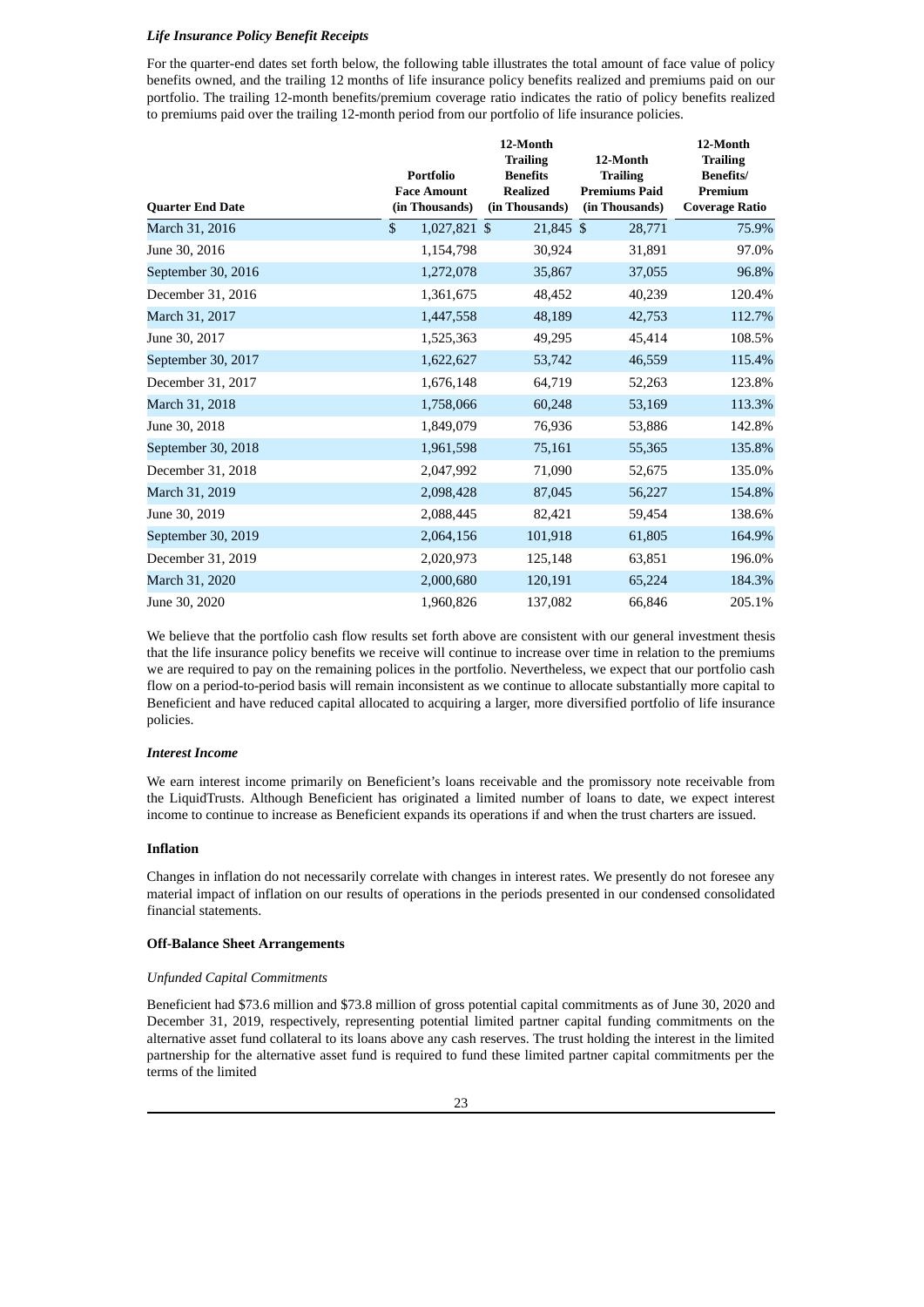*Life Insurance Policy Benefit Receipts*

For the quarter-end dates set forth below, the following table illustrates the total amount of face value of policy benefits owned, and the trailing 12 months of life insurance policy benefits realized and premiums paid on our portfolio. The trailing 12-month benefits/premium coverage ratio indicates the ratio of policy benefits realized to premiums paid over the trailing 12-month period from our portfolio of life insurance policies.

| Quarter End Date | Portfolio Face Amount (in Thousands) | 12-Month Trailing Benefits Realized (in Thousands) | 12-Month Trailing Premiums Paid (in Thousands) | 12-Month Trailing Benefits/ Premium Coverage Ratio |
|---|---|---|---|---|
| March 31, 2016 | $ 1,027,821 | $ 21,845 | $ 28,771 | 75.9% |
| June 30, 2016 | 1,154,798 | 30,924 | 31,891 | 97.0% |
| September 30, 2016 | 1,272,078 | 35,867 | 37,055 | 96.8% |
| December 31, 2016 | 1,361,675 | 48,452 | 40,239 | 120.4% |
| March 31, 2017 | 1,447,558 | 48,189 | 42,753 | 112.7% |
| June 30, 2017 | 1,525,363 | 49,295 | 45,414 | 108.5% |
| September 30, 2017 | 1,622,627 | 53,742 | 46,559 | 115.4% |
| December 31, 2017 | 1,676,148 | 64,719 | 52,263 | 123.8% |
| March 31, 2018 | 1,758,066 | 60,248 | 53,169 | 113.3% |
| June 30, 2018 | 1,849,079 | 76,936 | 53,886 | 142.8% |
| September 30, 2018 | 1,961,598 | 75,161 | 55,365 | 135.8% |
| December 31, 2018 | 2,047,992 | 71,090 | 52,675 | 135.0% |
| March 31, 2019 | 2,098,428 | 87,045 | 56,227 | 154.8% |
| June 30, 2019 | 2,088,445 | 82,421 | 59,454 | 138.6% |
| September 30, 2019 | 2,064,156 | 101,918 | 61,805 | 164.9% |
| December 31, 2019 | 2,020,973 | 125,148 | 63,851 | 196.0% |
| March 31, 2020 | 2,000,680 | 120,191 | 65,224 | 184.3% |
| June 30, 2020 | 1,960,826 | 137,082 | 66,846 | 205.1% |

We believe that the portfolio cash flow results set forth above are consistent with our general investment thesis that the life insurance policy benefits we receive will continue to increase over time in relation to the premiums we are required to pay on the remaining polices in the portfolio. Nevertheless, we expect that our portfolio cash flow on a period-to-period basis will remain inconsistent as we continue to allocate substantially more capital to Beneficient and have reduced capital allocated to acquiring a larger, more diversified portfolio of life insurance policies.

*Interest Income*

We earn interest income primarily on Beneficient's loans receivable and the promissory note receivable from the LiquidTrusts. Although Beneficient has originated a limited number of loans to date, we expect interest income to continue to increase as Beneficient expands its operations if and when the trust charters are issued.

**Inflation**

Changes in inflation do not necessarily correlate with changes in interest rates. We presently do not foresee any material impact of inflation on our results of operations in the periods presented in our condensed consolidated financial statements.

**Off-Balance Sheet Arrangements**

*Unfunded Capital Commitments*

Beneficient had $73.6 million and $73.8 million of gross potential capital commitments as of June 30, 2020 and December 31, 2019, respectively, representing potential limited partner capital funding commitments on the alternative asset fund collateral to its loans above any cash reserves. The trust holding the interest in the limited partnership for the alternative asset fund is required to fund these limited partner capital commitments per the terms of the limited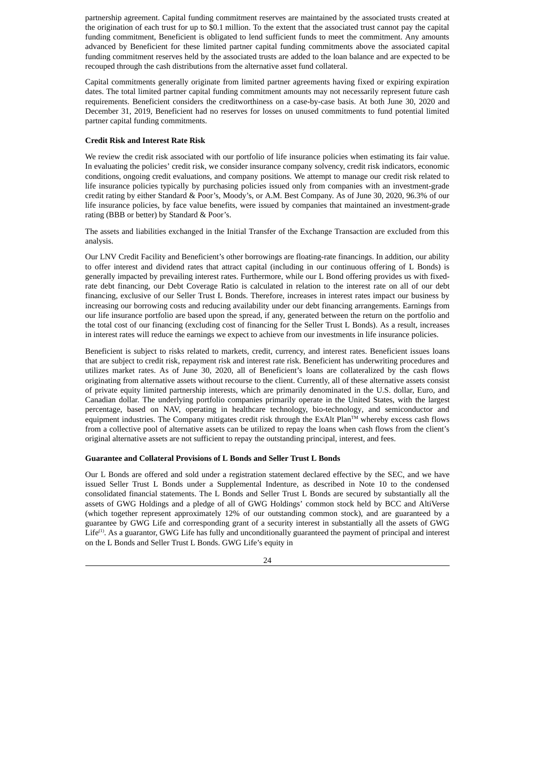partnership agreement. Capital funding commitment reserves are maintained by the associated trusts created at the origination of each trust for up to $0.1 million. To the extent that the associated trust cannot pay the capital funding commitment, Beneficient is obligated to lend sufficient funds to meet the commitment. Any amounts advanced by Beneficient for these limited partner capital funding commitments above the associated capital funding commitment reserves held by the associated trusts are added to the loan balance and are expected to be recouped through the cash distributions from the alternative asset fund collateral.

Capital commitments generally originate from limited partner agreements having fixed or expiring expiration dates. The total limited partner capital funding commitment amounts may not necessarily represent future cash requirements. Beneficient considers the creditworthiness on a case-by-case basis. At both June 30, 2020 and December 31, 2019, Beneficient had no reserves for losses on unused commitments to fund potential limited partner capital funding commitments.

**Credit Risk and Interest Rate Risk**

We review the credit risk associated with our portfolio of life insurance policies when estimating its fair value. In evaluating the policies' credit risk, we consider insurance company solvency, credit risk indicators, economic conditions, ongoing credit evaluations, and company positions. We attempt to manage our credit risk related to life insurance policies typically by purchasing policies issued only from companies with an investment-grade credit rating by either Standard & Poor's, Moody's, or A.M. Best Company. As of June 30, 2020, 96.3% of our life insurance policies, by face value benefits, were issued by companies that maintained an investment-grade rating (BBB or better) by Standard & Poor's.

The assets and liabilities exchanged in the Initial Transfer of the Exchange Transaction are excluded from this analysis.

Our LNV Credit Facility and Beneficient's other borrowings are floating-rate financings. In addition, our ability to offer interest and dividend rates that attract capital (including in our continuous offering of L Bonds) is generally impacted by prevailing interest rates. Furthermore, while our L Bond offering provides us with fixed-rate debt financing, our Debt Coverage Ratio is calculated in relation to the interest rate on all of our debt financing, exclusive of our Seller Trust L Bonds. Therefore, increases in interest rates impact our business by increasing our borrowing costs and reducing availability under our debt financing arrangements. Earnings from our life insurance portfolio are based upon the spread, if any, generated between the return on the portfolio and the total cost of our financing (excluding cost of financing for the Seller Trust L Bonds). As a result, increases in interest rates will reduce the earnings we expect to achieve from our investments in life insurance policies.

Beneficient is subject to risks related to markets, credit, currency, and interest rates. Beneficient issues loans that are subject to credit risk, repayment risk and interest rate risk. Beneficient has underwriting procedures and utilizes market rates. As of June 30, 2020, all of Beneficient's loans are collateralized by the cash flows originating from alternative assets without recourse to the client. Currently, all of these alternative assets consist of private equity limited partnership interests, which are primarily denominated in the U.S. dollar, Euro, and Canadian dollar. The underlying portfolio companies primarily operate in the United States, with the largest percentage, based on NAV, operating in healthcare technology, bio-technology, and semiconductor and equipment industries. The Company mitigates credit risk through the ExAlt Plan™ whereby excess cash flows from a collective pool of alternative assets can be utilized to repay the loans when cash flows from the client's original alternative assets are not sufficient to repay the outstanding principal, interest, and fees.

**Guarantee and Collateral Provisions of L Bonds and Seller Trust L Bonds**

Our L Bonds are offered and sold under a registration statement declared effective by the SEC, and we have issued Seller Trust L Bonds under a Supplemental Indenture, as described in Note 10 to the condensed consolidated financial statements. The L Bonds and Seller Trust L Bonds are secured by substantially all the assets of GWG Holdings and a pledge of all of GWG Holdings' common stock held by BCC and AltiVerse (which together represent approximately 12% of our outstanding common stock), and are guaranteed by a guarantee by GWG Life and corresponding grant of a security interest in substantially all the assets of GWG Life[(1)]. As a guarantor, GWG Life has fully and unconditionally guaranteed the payment of principal and interest on the L Bonds and Seller Trust L Bonds. GWG Life's equity in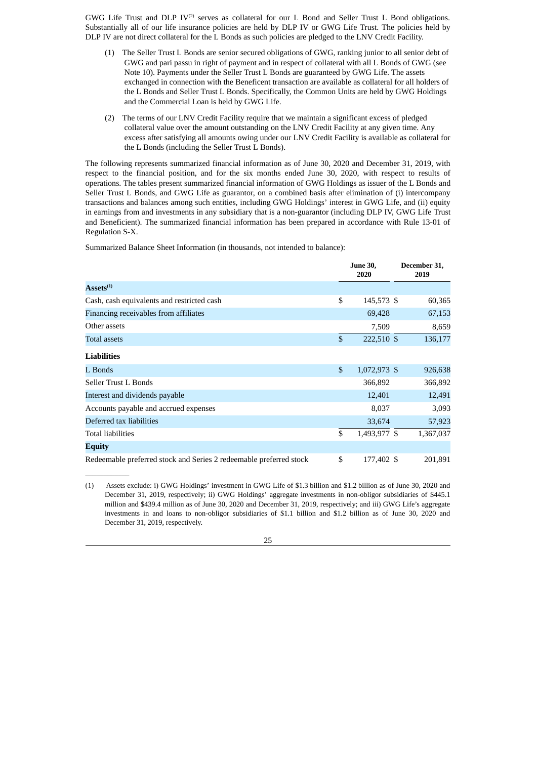GWG Life Trust and DLP IV[2] serves as collateral for our L Bond and Seller Trust L Bond obligations. Substantially all of our life insurance policies are held by DLP IV or GWG Life Trust. The policies held by DLP IV are not direct collateral for the L Bonds as such policies are pledged to the LNV Credit Facility.

(1) The Seller Trust L Bonds are senior secured obligations of GWG, ranking junior to all senior debt of GWG and pari passu in right of payment and in respect of collateral with all L Bonds of GWG (see Note 10). Payments under the Seller Trust L Bonds are guaranteed by GWG Life. The assets exchanged in connection with the Beneficent transaction are available as collateral for all holders of the L Bonds and Seller Trust L Bonds. Specifically, the Common Units are held by GWG Holdings and the Commercial Loan is held by GWG Life.

(2) The terms of our LNV Credit Facility require that we maintain a significant excess of pledged collateral value over the amount outstanding on the LNV Credit Facility at any given time. Any excess after satisfying all amounts owing under our LNV Credit Facility is available as collateral for the L Bonds (including the Seller Trust L Bonds).

The following represents summarized financial information as of June 30, 2020 and December 31, 2019, with respect to the financial position, and for the six months ended June 30, 2020, with respect to results of operations. The tables present summarized financial information of GWG Holdings as issuer of the L Bonds and Seller Trust L Bonds, and GWG Life as guarantor, on a combined basis after elimination of (i) intercompany transactions and balances among such entities, including GWG Holdings' interest in GWG Life, and (ii) equity in earnings from and investments in any subsidiary that is a non-guarantor (including DLP IV, GWG Life Trust and Beneficient). The summarized financial information has been prepared in accordance with Rule 13-01 of Regulation S-X.

Summarized Balance Sheet Information (in thousands, not intended to balance):

| | June 30, 2020 | December 31, 2019 |
|---|---|---|
| **Assets**[1] | | |
| Cash, cash equivalents and restricted cash | $ 145,573 | $ 60,365 |
| Financing receivables from affiliates | 69,428 | 67,153 |
| Other assets | 7,509 | 8,659 |
| Total assets | $ 222,510 | $ 136,177 |
| **Liabilities** | | |
| L Bonds | $ 1,072,973 | $ 926,638 |
| Seller Trust L Bonds | 366,892 | 366,892 |
| Interest and dividends payable | 12,401 | 12,491 |
| Accounts payable and accrued expenses | 8,037 | 3,093 |
| Deferred tax liabilities | 33,674 | 57,923 |
| Total liabilities | $ 1,493,977 | $ 1,367,037 |
| **Equity** | | |
| Redeemable preferred stock and Series 2 redeemable preferred stock | $ 177,402 | $ 201,891 |

(1) Assets exclude: i) GWG Holdings' investment in GWG Life of $1.3 billion and $1.2 billion as of June 30, 2020 and December 31, 2019, respectively; ii) GWG Holdings' aggregate investments in non-obligor subsidiaries of $445.1 million and $439.4 million as of June 30, 2020 and December 31, 2019, respectively; and iii) GWG Life's aggregate investments in and loans to non-obligor subsidiaries of $1.1 billion and $1.2 billion as of June 30, 2020 and December 31, 2019, respectively.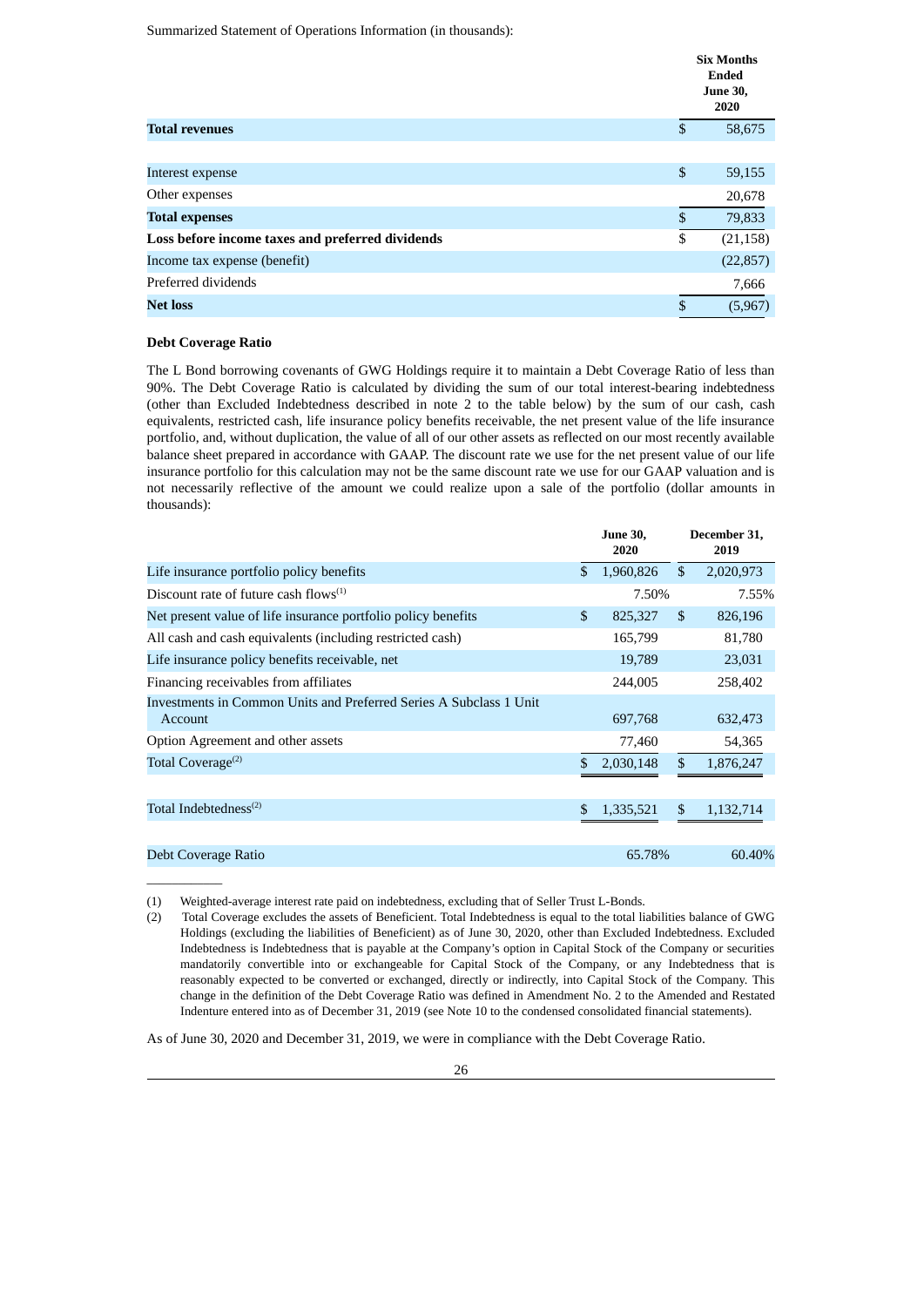Summarized Statement of Operations Information (in thousands):

| | Six Months Ended June 30, 2020 |
|---|---|
| **Total revenues** | $ 58,675 |
| | |
| Interest expense | $ 59,155 |
| Other expenses | 20,678 |
| **Total expenses** | $ 79,833 |
| **Loss before income taxes and preferred dividends** | $ (21,158) |
| Income tax expense (benefit) | (22,857) |
| Preferred dividends | 7,666 |
| **Net loss** | $ (5,967) |

**Debt Coverage Ratio**

The L Bond borrowing covenants of GWG Holdings require it to maintain a Debt Coverage Ratio of less than 90%. The Debt Coverage Ratio is calculated by dividing the sum of our total interest-bearing indebtedness (other than Excluded Indebtedness described in note 2 to the table below) by the sum of our cash, cash equivalents, restricted cash, life insurance policy benefits receivable, the net present value of the life insurance portfolio, and, without duplication, the value of all of our other assets as reflected on our most recently available balance sheet prepared in accordance with GAAP. The discount rate we use for the net present value of our life insurance portfolio for this calculation may not be the same discount rate we use for our GAAP valuation and is not necessarily reflective of the amount we could realize upon a sale of the portfolio (dollar amounts in thousands):

| | June 30, 2020 | December 31, 2019 |
|---|---|---|
| Life insurance portfolio policy benefits | $ 1,960,826 | $ 2,020,973 |
| Discount rate of future cash flows[1] | 7.50% | 7.55% |
| Net present value of life insurance portfolio policy benefits | $ 825,327 | $ 826,196 |
| All cash and cash equivalents (including restricted cash) | 165,799 | 81,780 |
| Life insurance policy benefits receivable, net | 19,789 | 23,031 |
| Financing receivables from affiliates | 244,005 | 258,402 |
| Investments in Common Units and Preferred Series A Subclass 1 Unit Account | 697,768 | 632,473 |
| Option Agreement and other assets | 77,460 | 54,365 |
| Total Coverage[2] | $ 2,030,148 | $ 1,876,247 |
| | | |
| Total Indebtedness[2] | $ 1,335,521 | $ 1,132,714 |
| | | |
| Debt Coverage Ratio | 65.78% | 60.40% |

(1) Weighted-average interest rate paid on indebtedness, excluding that of Seller Trust L-Bonds.

(2) Total Coverage excludes the assets of Beneficient. Total Indebtedness is equal to the total liabilities balance of GWG Holdings (excluding the liabilities of Beneficient) as of June 30, 2020, other than Excluded Indebtedness. Excluded Indebtedness is Indebtedness that is payable at the Company's option in Capital Stock of the Company or securities mandatorily convertible into or exchangeable for Capital Stock of the Company, or any Indebtedness that is reasonably expected to be converted or exchanged, directly or indirectly, into Capital Stock of the Company. This change in the definition of the Debt Coverage Ratio was defined in Amendment No. 2 to the Amended and Restated Indenture entered into as of December 31, 2019 (see Note 10 to the condensed consolidated financial statements).

As of June 30, 2020 and December 31, 2019, we were in compliance with the Debt Coverage Ratio.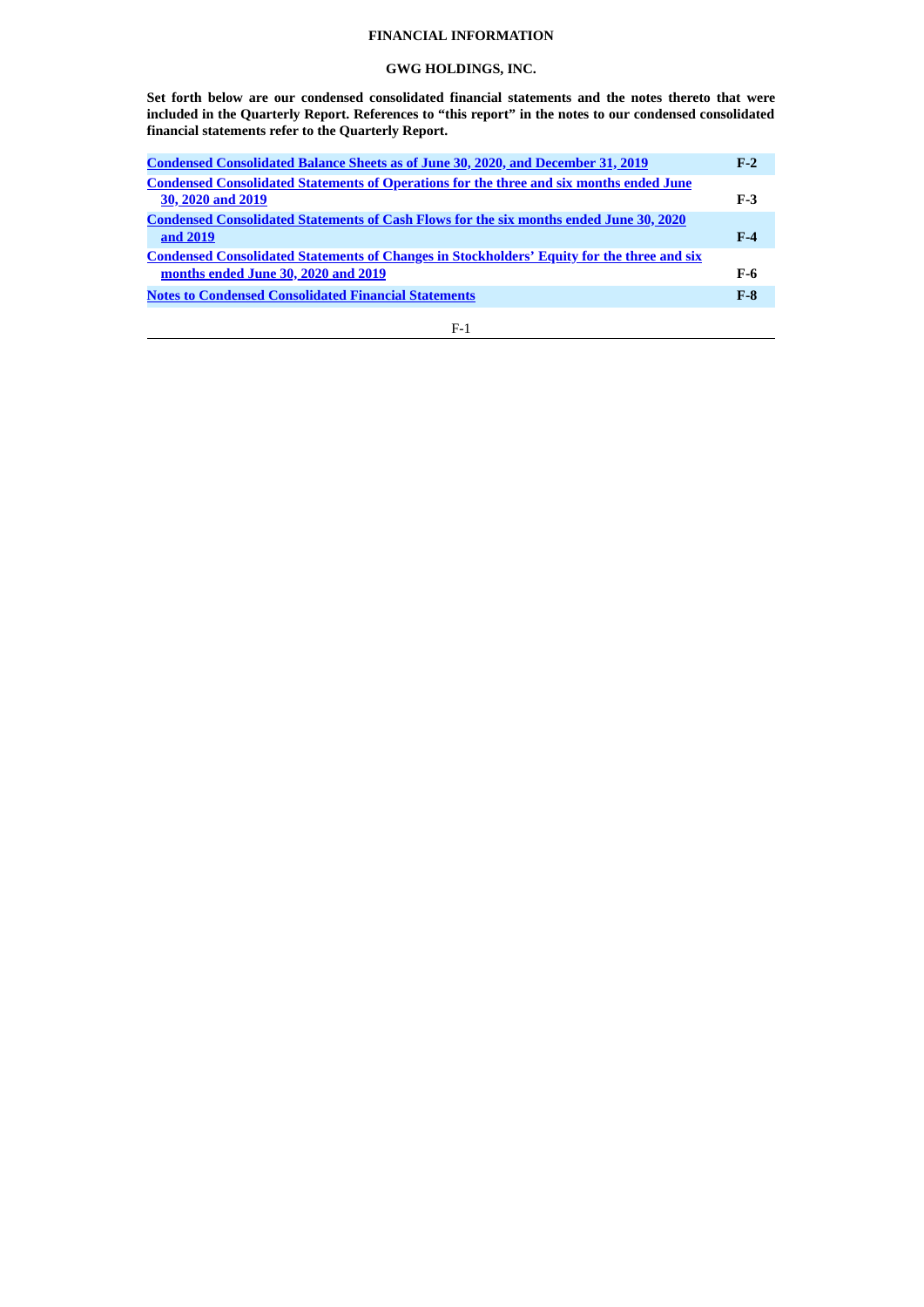# FINANCIAL INFORMATION

## GWG HOLDINGS, INC.

**Set forth below are our condensed consolidated financial statements and the notes thereto that were included in the Quarterly Report. References to "this report" in the notes to our condensed consolidated financial statements refer to the Quarterly Report.**

| | |
|---|---|
| **Condensed Consolidated Balance Sheets as of June 30, 2020, and December 31, 2019** | **F-2** |
| **Condensed Consolidated Statements of Operations for the three and six months ended June 30, 2020 and 2019** | **F-3** |
| **Condensed Consolidated Statements of Cash Flows for the six months ended June 30, 2020 and 2019** | **F-4** |
| **Condensed Consolidated Statements of Changes in Stockholders' Equity for the three and six months ended June 30, 2020 and 2019** | **F-6** |
| **Notes to Condensed Consolidated Financial Statements** | **F-8** |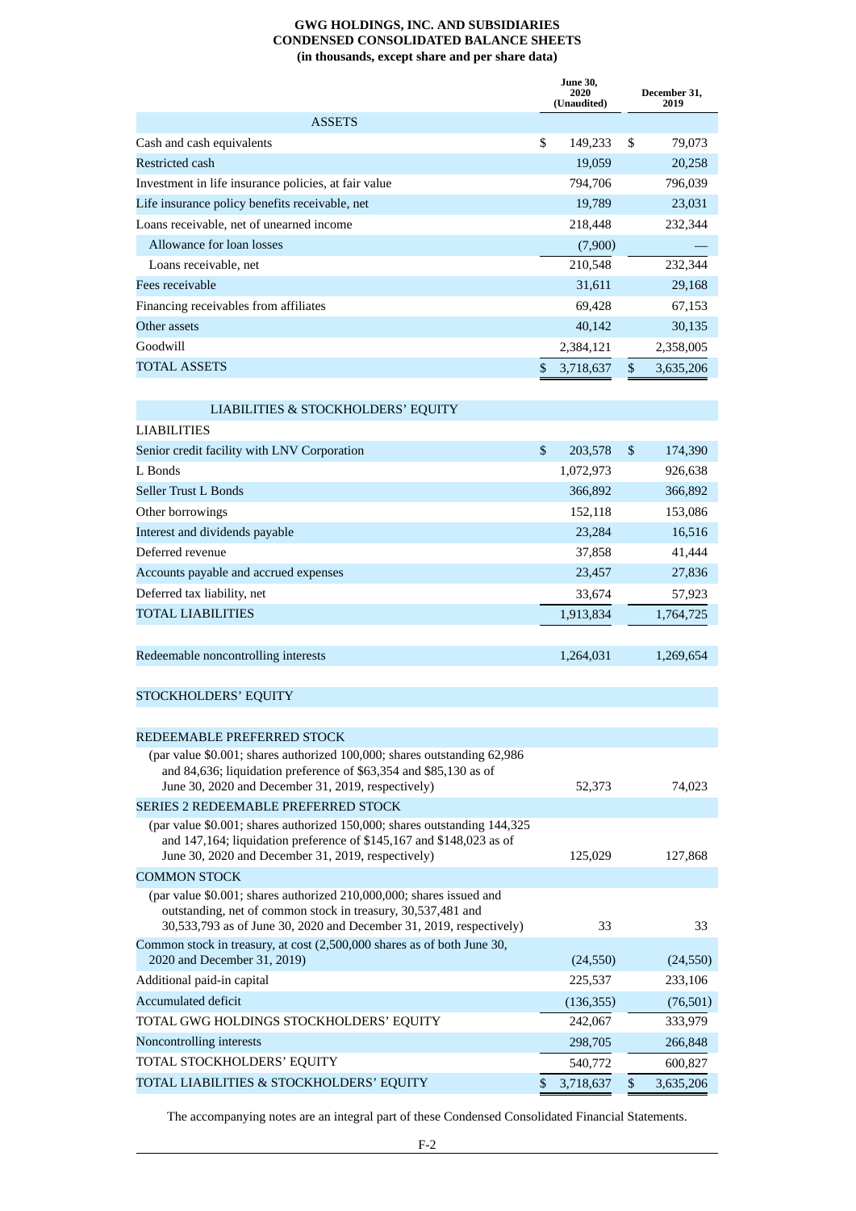**GWG HOLDINGS, INC. AND SUBSIDIARIES**
**CONDENSED CONSOLIDATED BALANCE SHEETS**
**(in thousands, except share and per share data)**

| | June 30, 2020 (Unaudited) | December 31, 2019 |
|---|---|---|
| **ASSETS** | | |
| Cash and cash equivalents | $ 149,233 | $ 79,073 |
| Restricted cash | 19,059 | 20,258 |
| Investment in life insurance policies, at fair value | 794,706 | 796,039 |
| Life insurance policy benefits receivable, net | 19,789 | 23,031 |
| Loans receivable, net of unearned income | 218,448 | 232,344 |
| Allowance for loan losses | (7,900) | — |
| Loans receivable, net | 210,548 | 232,344 |
| Fees receivable | 31,611 | 29,168 |
| Financing receivables from affiliates | 69,428 | 67,153 |
| Other assets | 40,142 | 30,135 |
| Goodwill | 2,384,121 | 2,358,005 |
| TOTAL ASSETS | $ 3,718,637 | $ 3,635,206 |
| | | |
| **LIABILITIES & STOCKHOLDERS' EQUITY** | | |
| LIABILITIES | | |
| Senior credit facility with LNV Corporation | $ 203,578 | $ 174,390 |
| L Bonds | 1,072,973 | 926,638 |
| Seller Trust L Bonds | 366,892 | 366,892 |
| Other borrowings | 152,118 | 153,086 |
| Interest and dividends payable | 23,284 | 16,516 |
| Deferred revenue | 37,858 | 41,444 |
| Accounts payable and accrued expenses | 23,457 | 27,836 |
| Deferred tax liability, net | 33,674 | 57,923 |
| TOTAL LIABILITIES | 1,913,834 | 1,764,725 |
| | | |
| Redeemable noncontrolling interests | 1,264,031 | 1,269,654 |
| | | |
| STOCKHOLDERS' EQUITY | | |
| | | |
| REDEEMABLE PREFERRED STOCK | | |
| (par value $0.001; shares authorized 100,000; shares outstanding 62,986 and 84,636; liquidation preference of $63,354 and $85,130 as of June 30, 2020 and December 31, 2019, respectively) | 52,373 | 74,023 |
| SERIES 2 REDEEMABLE PREFERRED STOCK | | |
| (par value $0.001; shares authorized 150,000; shares outstanding 144,325 and 147,164; liquidation preference of $145,167 and $148,023 as of June 30, 2020 and December 31, 2019, respectively) | 125,029 | 127,868 |
| COMMON STOCK | | |
| (par value $0.001; shares authorized 210,000,000; shares issued and outstanding, net of common stock in treasury, 30,537,481 and 30,533,793 as of June 30, 2020 and December 31, 2019, respectively) | 33 | 33 |
| Common stock in treasury, at cost (2,500,000 shares as of both June 30, 2020 and December 31, 2019) | (24,550) | (24,550) |
| Additional paid-in capital | 225,537 | 233,106 |
| Accumulated deficit | (136,355) | (76,501) |
| TOTAL GWG HOLDINGS STOCKHOLDERS' EQUITY | 242,067 | 333,979 |
| Noncontrolling interests | 298,705 | 266,848 |
| TOTAL STOCKHOLDERS' EQUITY | 540,772 | 600,827 |
| TOTAL LIABILITIES & STOCKHOLDERS' EQUITY | $ 3,718,637 | $ 3,635,206 |

The accompanying notes are an integral part of these Condensed Consolidated Financial Statements.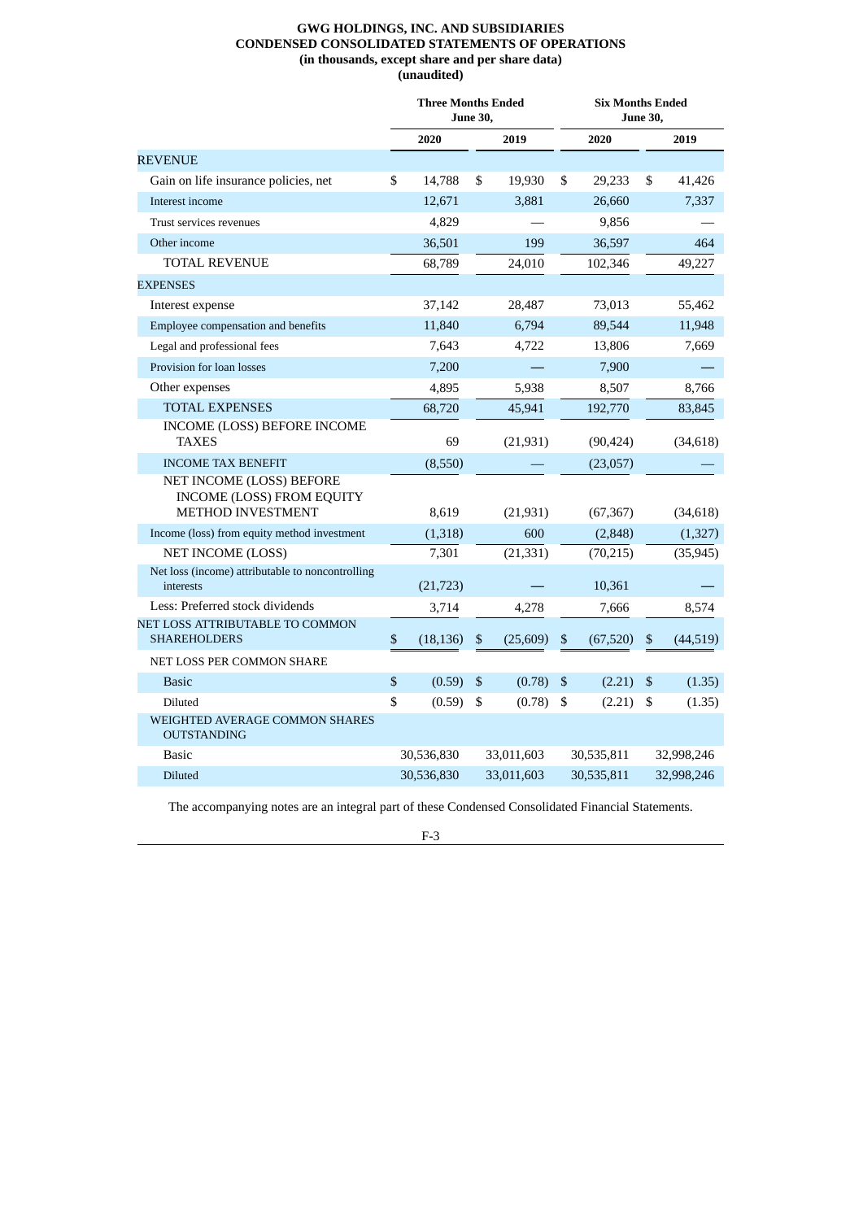# GWG HOLDINGS, INC. AND SUBSIDIARIES
## CONDENSED CONSOLIDATED STATEMENTS OF OPERATIONS
### (in thousands, except share and per share data)
### (unaudited)

| | Three Months Ended June 30, | | Six Months Ended June 30, | |
|---|---|---|---|---|
| | 2020 | 2019 | 2020 | 2019 |
| REVENUE | | | | |
| Gain on life insurance policies, net | $ 14,788 | $ 19,930 | $ 29,233 | $ 41,426 |
| Interest income | 12,671 | 3,881 | 26,660 | 7,337 |
| Trust services revenues | 4,829 | — | 9,856 | — |
| Other income | 36,501 | 199 | 36,597 | 464 |
| TOTAL REVENUE | 68,789 | 24,010 | 102,346 | 49,227 |
| EXPENSES | | | | |
| Interest expense | 37,142 | 28,487 | 73,013 | 55,462 |
| Employee compensation and benefits | 11,840 | 6,794 | 89,544 | 11,948 |
| Legal and professional fees | 7,643 | 4,722 | 13,806 | 7,669 |
| Provision for loan losses | 7,200 | — | 7,900 | — |
| Other expenses | 4,895 | 5,938 | 8,507 | 8,766 |
| TOTAL EXPENSES | 68,720 | 45,941 | 192,770 | 83,845 |
| INCOME (LOSS) BEFORE INCOME TAXES | 69 | (21,931) | (90,424) | (34,618) |
| INCOME TAX BENEFIT | (8,550) | — | (23,057) | — |
| NET INCOME (LOSS) BEFORE INCOME (LOSS) FROM EQUITY METHOD INVESTMENT | 8,619 | (21,931) | (67,367) | (34,618) |
| Income (loss) from equity method investment | (1,318) | 600 | (2,848) | (1,327) |
| NET INCOME (LOSS) | 7,301 | (21,331) | (70,215) | (35,945) |
| Net loss (income) attributable to noncontrolling interests | (21,723) | — | 10,361 | — |
| Less: Preferred stock dividends | 3,714 | 4,278 | 7,666 | 8,574 |
| NET LOSS ATTRIBUTABLE TO COMMON SHAREHOLDERS | $ (18,136) | $ (25,609) | $ (67,520) | $ (44,519) |
| NET LOSS PER COMMON SHARE | | | | |
| Basic | $ (0.59) | $ (0.78) | $ (2.21) | $ (1.35) |
| Diluted | $ (0.59) | $ (0.78) | $ (2.21) | $ (1.35) |
| WEIGHTED AVERAGE COMMON SHARES OUTSTANDING | | | | |
| Basic | 30,536,830 | 33,011,603 | 30,535,811 | 32,998,246 |
| Diluted | 30,536,830 | 33,011,603 | 30,535,811 | 32,998,246 |

The accompanying notes are an integral part of these Condensed Consolidated Financial Statements.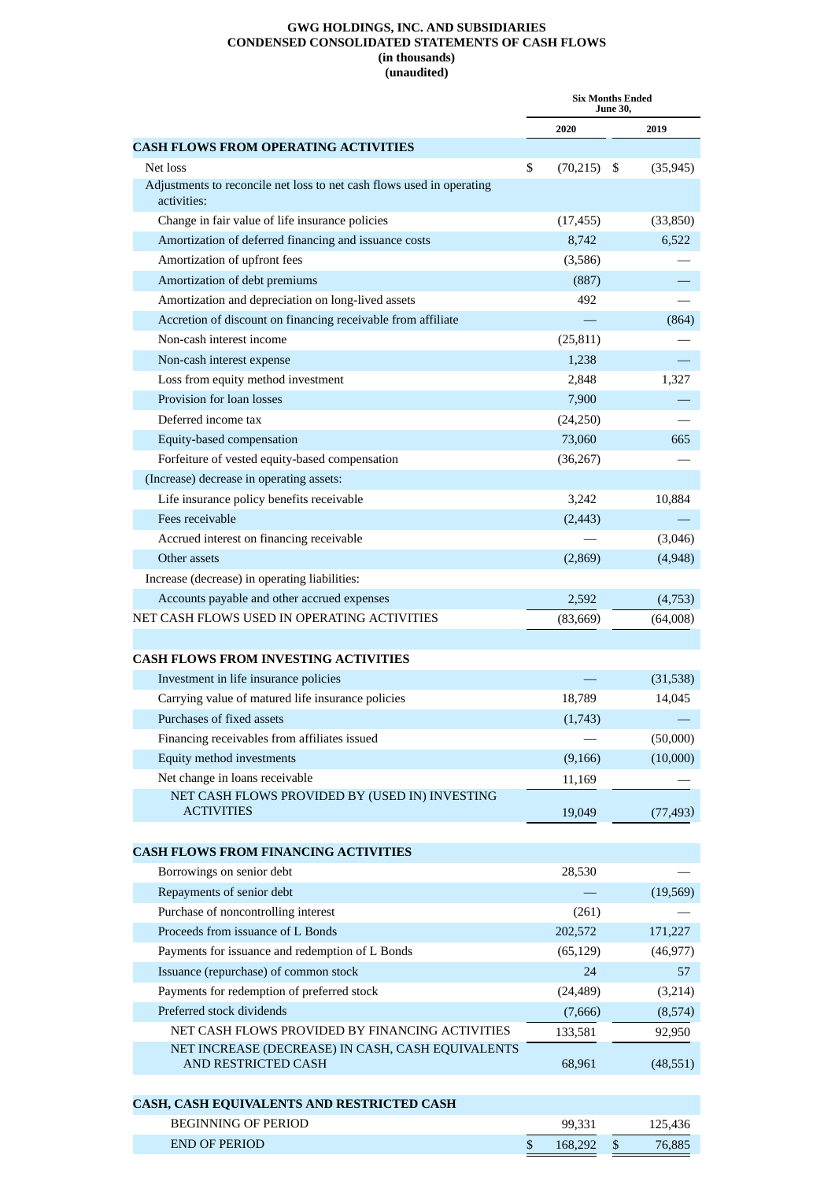# GWG HOLDINGS, INC. AND SUBSIDIARIES
## CONDENSED CONSOLIDATED STATEMENTS OF CASH FLOWS
### (in thousands)
### (unaudited)

| | Six Months Ended June 30, | |
|---|---|---|
| | 2020 | 2019 |
| **CASH FLOWS FROM OPERATING ACTIVITIES** | | |
| Net loss | $ (70,215) | $ (35,945) |
| Adjustments to reconcile net loss to net cash flows used in operating activities: | | |
| Change in fair value of life insurance policies | (17,455) | (33,850) |
| Amortization of deferred financing and issuance costs | 8,742 | 6,522 |
| Amortization of upfront fees | (3,586) | — |
| Amortization of debt premiums | (887) | — |
| Amortization and depreciation on long-lived assets | 492 | — |
| Accretion of discount on financing receivable from affiliate | — | (864) |
| Non-cash interest income | (25,811) | — |
| Non-cash interest expense | 1,238 | — |
| Loss from equity method investment | 2,848 | 1,327 |
| Provision for loan losses | 7,900 | — |
| Deferred income tax | (24,250) | — |
| Equity-based compensation | 73,060 | 665 |
| Forfeiture of vested equity-based compensation | (36,267) | — |
| (Increase) decrease in operating assets: | | |
| Life insurance policy benefits receivable | 3,242 | 10,884 |
| Fees receivable | (2,443) | — |
| Accrued interest on financing receivable | — | (3,046) |
| Other assets | (2,869) | (4,948) |
| Increase (decrease) in operating liabilities: | | |
| Accounts payable and other accrued expenses | 2,592 | (4,753) |
| NET CASH FLOWS USED IN OPERATING ACTIVITIES | (83,669) | (64,008) |
| | | |
| **CASH FLOWS FROM INVESTING ACTIVITIES** | | |
| Investment in life insurance policies | — | (31,538) |
| Carrying value of matured life insurance policies | 18,789 | 14,045 |
| Purchases of fixed assets | (1,743) | — |
| Financing receivables from affiliates issued | — | (50,000) |
| Equity method investments | (9,166) | (10,000) |
| Net change in loans receivable | 11,169 | — |
| NET CASH FLOWS PROVIDED BY (USED IN) INVESTING ACTIVITIES | 19,049 | (77,493) |
| | | |
| **CASH FLOWS FROM FINANCING ACTIVITIES** | | |
| Borrowings on senior debt | 28,530 | — |
| Repayments of senior debt | — | (19,569) |
| Purchase of noncontrolling interest | (261) | — |
| Proceeds from issuance of L Bonds | 202,572 | 171,227 |
| Payments for issuance and redemption of L Bonds | (65,129) | (46,977) |
| Issuance (repurchase) of common stock | 24 | 57 |
| Payments for redemption of preferred stock | (24,489) | (3,214) |
| Preferred stock dividends | (7,666) | (8,574) |
| NET CASH FLOWS PROVIDED BY FINANCING ACTIVITIES | 133,581 | 92,950 |
| NET INCREASE (DECREASE) IN CASH, CASH EQUIVALENTS AND RESTRICTED CASH | 68,961 | (48,551) |
| | | |
| **CASH, CASH EQUIVALENTS AND RESTRICTED CASH** | | |
| BEGINNING OF PERIOD | 99,331 | 125,436 |
| END OF PERIOD | $ 168,292 | $ 76,885 |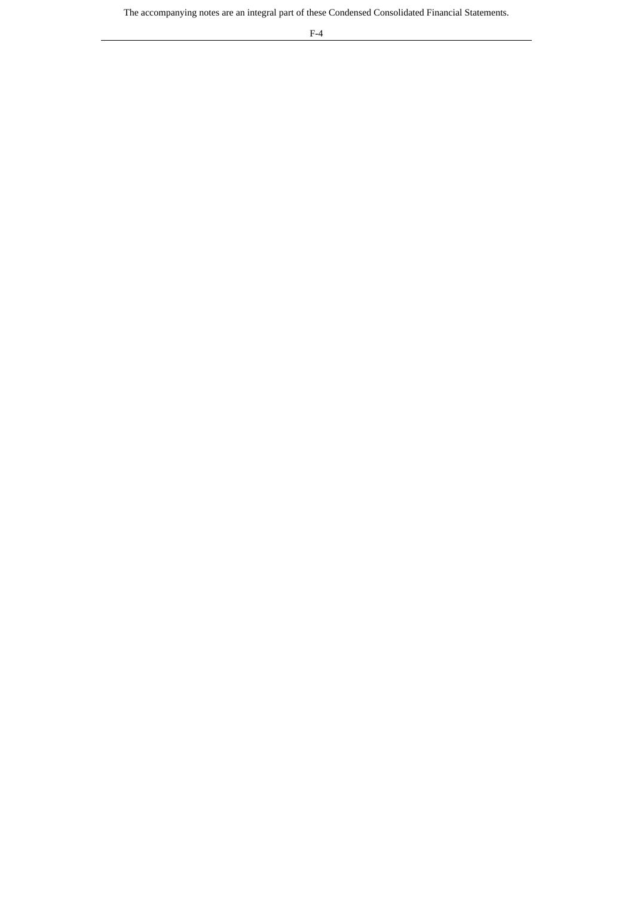The accompanying notes are an integral part of these Condensed Consolidated Financial Statements.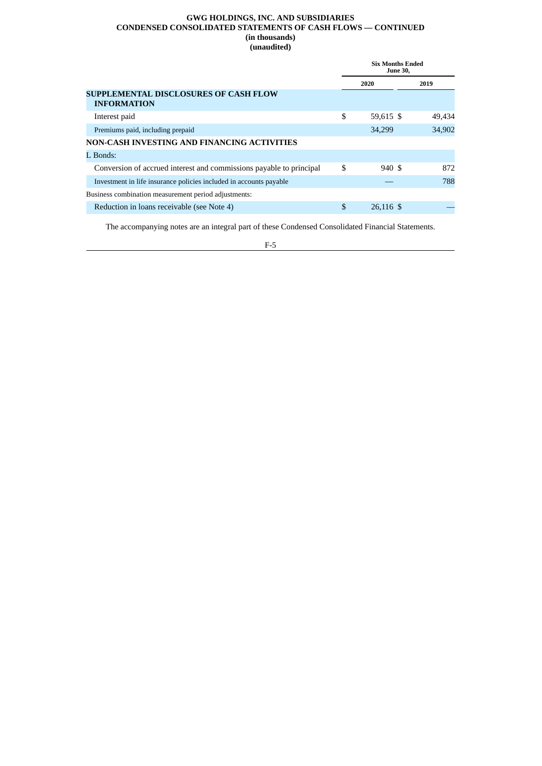**GWG HOLDINGS, INC. AND SUBSIDIARIES**
**CONDENSED CONSOLIDATED STATEMENTS OF CASH FLOWS — CONTINUED**
**(in thousands)**
**(unaudited)**

| | Six Months Ended June 30, | |
|---|---|---|
| | 2020 | 2019 |
| **SUPPLEMENTAL DISCLOSURES OF CASH FLOW INFORMATION** | | |
| Interest paid | $ 59,615 | $ 49,434 |
| Premiums paid, including prepaid | 34,299 | 34,902 |
| **NON-CASH INVESTING AND FINANCING ACTIVITIES** | | |
| L Bonds: | | |
| Conversion of accrued interest and commissions payable to principal | $ 940 | $ 872 |
| Investment in life insurance policies included in accounts payable | — | 788 |
| Business combination measurement period adjustments: | | |
| Reduction in loans receivable (see Note 4) | $ 26,116 | $ — |

The accompanying notes are an integral part of these Condensed Consolidated Financial Statements.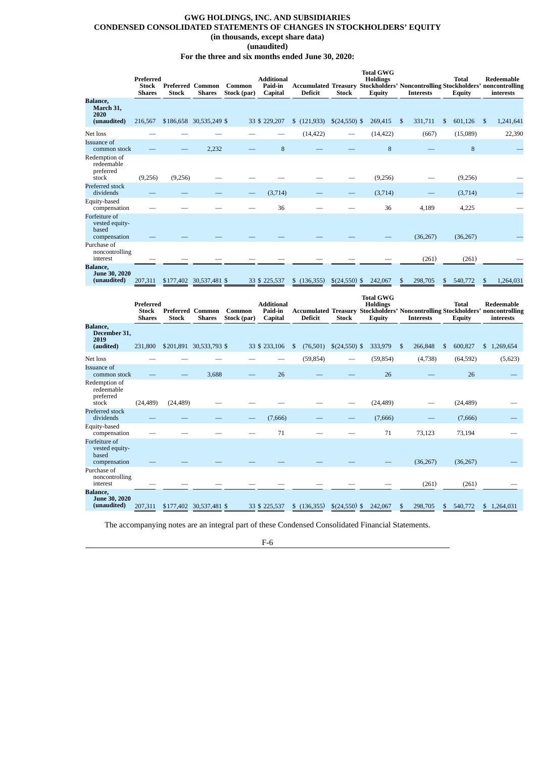**GWG HOLDINGS, INC. AND SUBSIDIARIES**
**CONDENSED CONSOLIDATED STATEMENTS OF CHANGES IN STOCKHOLDERS' EQUITY**
**(in thousands, except share data)**
**(unaudited)**
**For the three and six months ended June 30, 2020:**

| | Preferred Stock Shares | Preferred Stock | Common Shares | Common Stock (par) | Additional Paid-in Capital | Accumulated Deficit | Treasury Stock | Total GWG Holdings Stockholders' Equity | Noncontrolling Interests | Total Stockholders' Equity | Redeemable noncontrolling interests |
|---|---|---|---|---|---|---|---|---|---|---|---|
| **Balance, March 31, 2020 (unaudited)** | 216,567 | $186,658 | 30,535,249 | $ 33 | $ 229,207 | $ (121,933) | $(24,550) | $ 269,415 | $ 331,711 | $ 601,126 | $ 1,241,641 |
| Net loss | — | — | — | — | — | (14,422) | — | (14,422) | (667) | (15,089) | 22,390 |
| Issuance of common stock | — | — | 2,232 | — | 8 | — | — | 8 | — | 8 | — |
| Redemption of redeemable preferred stock | (9,256) | (9,256) | — | — | — | — | — | (9,256) | — | (9,256) | — |
| Preferred stock dividends | — | — | — | — | (3,714) | — | — | (3,714) | — | (3,714) | — |
| Equity-based compensation | — | — | — | — | 36 | — | — | 36 | 4,189 | 4,225 | — |
| Forfeiture of vested equity-based compensation | — | — | — | — | — | — | — | — | (36,267) | (36,267) | — |
| Purchase of noncontrolling interest | — | — | — | — | — | — | — | — | (261) | (261) | — |
| **Balance, June 30, 2020 (unaudited)** | 207,311 | $177,402 | 30,537,481 | $ 33 | $ 225,537 | $ (136,355) | $(24,550) | $ 242,067 | $ 298,705 | $ 540,772 | $ 1,264,031 |

| | Preferred Stock Shares | Preferred Stock | Common Shares | Common Stock (par) | Additional Paid-in Capital | Accumulated Deficit | Treasury Stock | Total GWG Holdings Stockholders' Equity | Noncontrolling Interests | Total Stockholders' Equity | Redeemable noncontrolling interests |
|---|---|---|---|---|---|---|---|---|---|---|---|
| **Balance, December 31, 2019 (audited)** | 231,800 | $201,891 | 30,533,793 | $ 33 | $ 233,106 | $ (76,501) | $(24,550) | $ 333,979 | $ 266,848 | $ 600,827 | $ 1,269,654 |
| Net loss | — | — | — | — | — | (59,854) | — | (59,854) | (4,738) | (64,592) | (5,623) |
| Issuance of common stock | — | — | 3,688 | — | 26 | — | — | 26 | — | 26 | — |
| Redemption of redeemable preferred stock | (24,489) | (24,489) | — | — | — | — | — | (24,489) | — | (24,489) | — |
| Preferred stock dividends | — | — | — | — | (7,666) | — | — | (7,666) | — | (7,666) | — |
| Equity-based compensation | — | — | — | — | 71 | — | — | 71 | 73,123 | 73,194 | — |
| Forfeiture of vested equity-based compensation | — | — | — | — | — | — | — | — | (36,267) | (36,267) | — |
| Purchase of noncontrolling interest | — | — | — | — | — | — | — | — | (261) | (261) | — |
| **Balance, June 30, 2020 (unaudited)** | 207,311 | $177,402 | 30,537,481 | $ 33 | $ 225,537 | $ (136,355) | $(24,550) | $ 242,067 | $ 298,705 | $ 540,772 | $ 1,264,031 |

The accompanying notes are an integral part of these Condensed Consolidated Financial Statements.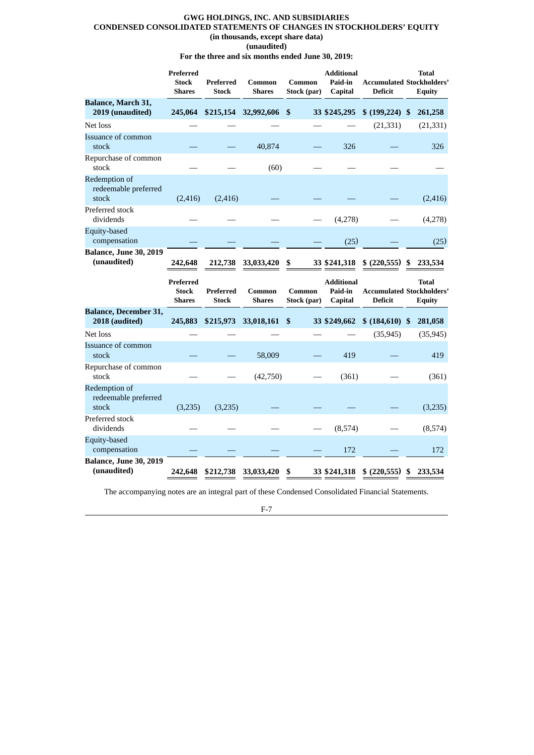**GWG HOLDINGS, INC. AND SUBSIDIARIES**
**CONDENSED CONSOLIDATED STATEMENTS OF CHANGES IN STOCKHOLDERS' EQUITY**
**(in thousands, except share data)**
**(unaudited)**
**For the three and six months ended June 30, 2019:**

| | Preferred Stock Shares | Preferred Stock | Common Shares | Common Stock (par) | Additional Paid-in Capital | Accumulated Deficit | Total Stockholders' Equity |
|---|---|---|---|---|---|---|---|
| **Balance, March 31, 2019 (unaudited)** | **245,064** | **$215,154** | **32,992,606** | **$ 33** | **$245,295** | **$ (199,224)** | **$ 261,258** |
| Net loss | — | — | — | — | — | (21,331) | (21,331) |
| Issuance of common stock | — | — | 40,874 | — | 326 | — | 326 |
| Repurchase of common stock | — | — | (60) | — | — | — | — |
| Redemption of redeemable preferred stock | (2,416) | (2,416) | — | — | — | — | (2,416) |
| Preferred stock dividends | — | — | — | — | (4,278) | — | (4,278) |
| Equity-based compensation | — | — | — | — | (25) | — | (25) |
| **Balance, June 30, 2019 (unaudited)** | **242,648** | **212,738** | **33,033,420** | **$ 33** | **$241,318** | **$ (220,555)** | **$ 233,534** |

| | Preferred Stock Shares | Preferred Stock | Common Shares | Common Stock (par) | Additional Paid-in Capital | Accumulated Deficit | Total Stockholders' Equity |
|---|---|---|---|---|---|---|---|
| **Balance, December 31, 2018 (audited)** | **245,883** | **$215,973** | **33,018,161** | **$ 33** | **$249,662** | **$ (184,610)** | **$ 281,058** |
| Net loss | — | — | — | — | — | (35,945) | (35,945) |
| Issuance of common stock | — | — | 58,009 | — | 419 | — | 419 |
| Repurchase of common stock | — | — | (42,750) | — | (361) | — | (361) |
| Redemption of redeemable preferred stock | (3,235) | (3,235) | — | — | — | — | (3,235) |
| Preferred stock dividends | — | — | — | — | (8,574) | — | (8,574) |
| Equity-based compensation | — | — | — | — | 172 | — | 172 |
| **Balance, June 30, 2019 (unaudited)** | **242,648** | **$212,738** | **33,033,420** | **$ 33** | **$241,318** | **$ (220,555)** | **$ 233,534** |

The accompanying notes are an integral part of these Condensed Consolidated Financial Statements.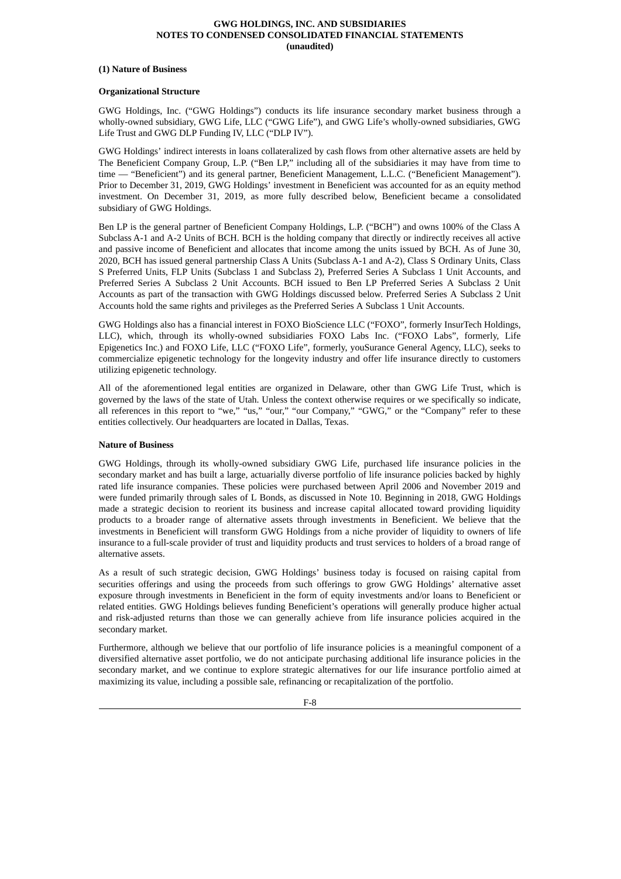## (1) Nature of Business

### Organizational Structure

GWG Holdings, Inc. ("GWG Holdings") conducts its life insurance secondary market business through a wholly-owned subsidiary, GWG Life, LLC ("GWG Life"), and GWG Life's wholly-owned subsidiaries, GWG Life Trust and GWG DLP Funding IV, LLC ("DLP IV").

GWG Holdings' indirect interests in loans collateralized by cash flows from other alternative assets are held by The Beneficient Company Group, L.P. ("Ben LP," including all of the subsidiaries it may have from time to time — "Beneficient") and its general partner, Beneficient Management, L.L.C. ("Beneficient Management"). Prior to December 31, 2019, GWG Holdings' investment in Beneficient was accounted for as an equity method investment. On December 31, 2019, as more fully described below, Beneficient became a consolidated subsidiary of GWG Holdings.

Ben LP is the general partner of Beneficient Company Holdings, L.P. ("BCH") and owns 100% of the Class A Subclass A-1 and A-2 Units of BCH. BCH is the holding company that directly or indirectly receives all active and passive income of Beneficient and allocates that income among the units issued by BCH. As of June 30, 2020, BCH has issued general partnership Class A Units (Subclass A-1 and A-2), Class S Ordinary Units, Class S Preferred Units, FLP Units (Subclass 1 and Subclass 2), Preferred Series A Subclass 1 Unit Accounts, and Preferred Series A Subclass 2 Unit Accounts. BCH issued to Ben LP Preferred Series A Subclass 2 Unit Accounts as part of the transaction with GWG Holdings discussed below. Preferred Series A Subclass 2 Unit Accounts hold the same rights and privileges as the Preferred Series A Subclass 1 Unit Accounts.

GWG Holdings also has a financial interest in FOXO BioScience LLC ("FOXO", formerly InsurTech Holdings, LLC), which, through its wholly-owned subsidiaries FOXO Labs Inc. ("FOXO Labs", formerly, Life Epigenetics Inc.) and FOXO Life, LLC ("FOXO Life", formerly, youSurance General Agency, LLC), seeks to commercialize epigenetic technology for the longevity industry and offer life insurance directly to customers utilizing epigenetic technology.

All of the aforementioned legal entities are organized in Delaware, other than GWG Life Trust, which is governed by the laws of the state of Utah. Unless the context otherwise requires or we specifically so indicate, all references in this report to "we," "us," "our," "our Company," "GWG," or the "Company" refer to these entities collectively. Our headquarters are located in Dallas, Texas.

### Nature of Business

GWG Holdings, through its wholly-owned subsidiary GWG Life, purchased life insurance policies in the secondary market and has built a large, actuarially diverse portfolio of life insurance policies backed by highly rated life insurance companies. These policies were purchased between April 2006 and November 2019 and were funded primarily through sales of L Bonds, as discussed in Note 10. Beginning in 2018, GWG Holdings made a strategic decision to reorient its business and increase capital allocated toward providing liquidity products to a broader range of alternative assets through investments in Beneficient. We believe that the investments in Beneficient will transform GWG Holdings from a niche provider of liquidity to owners of life insurance to a full-scale provider of trust and liquidity products and trust services to holders of a broad range of alternative assets.

As a result of such strategic decision, GWG Holdings' business today is focused on raising capital from securities offerings and using the proceeds from such offerings to grow GWG Holdings' alternative asset exposure through investments in Beneficient in the form of equity investments and/or loans to Beneficient or related entities. GWG Holdings believes funding Beneficient's operations will generally produce higher actual and risk-adjusted returns than those we can generally achieve from life insurance policies acquired in the secondary market.

Furthermore, although we believe that our portfolio of life insurance policies is a meaningful component of a diversified alternative asset portfolio, we do not anticipate purchasing additional life insurance policies in the secondary market, and we continue to explore strategic alternatives for our life insurance portfolio aimed at maximizing its value, including a possible sale, refinancing or recapitalization of the portfolio.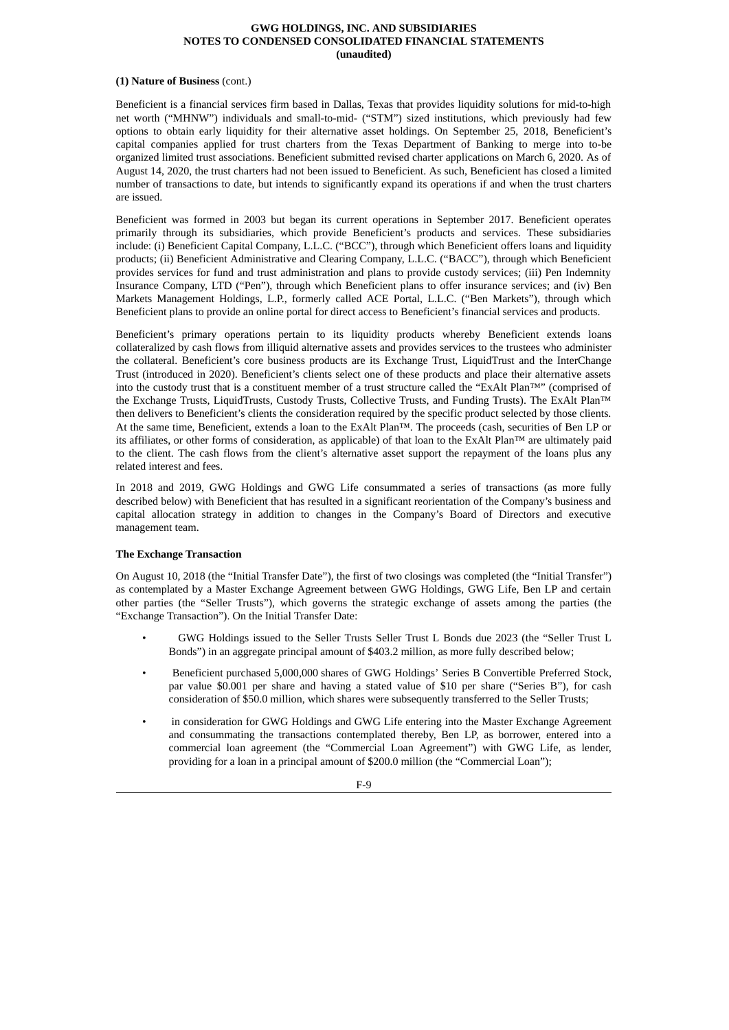**(1) Nature of Business** (cont.)

Beneficient is a financial services firm based in Dallas, Texas that provides liquidity solutions for mid-to-high net worth ("MHNW") individuals and small-to-mid- ("STM") sized institutions, which previously had few options to obtain early liquidity for their alternative asset holdings. On September 25, 2018, Beneficient's capital companies applied for trust charters from the Texas Department of Banking to merge into to-be organized limited trust associations. Beneficient submitted revised charter applications on March 6, 2020. As of August 14, 2020, the trust charters had not been issued to Beneficient. As such, Beneficient has closed a limited number of transactions to date, but intends to significantly expand its operations if and when the trust charters are issued.

Beneficient was formed in 2003 but began its current operations in September 2017. Beneficient operates primarily through its subsidiaries, which provide Beneficient's products and services. These subsidiaries include: (i) Beneficient Capital Company, L.L.C. ("BCC"), through which Beneficient offers loans and liquidity products; (ii) Beneficient Administrative and Clearing Company, L.L.C. ("BACC"), through which Beneficient provides services for fund and trust administration and plans to provide custody services; (iii) Pen Indemnity Insurance Company, LTD ("Pen"), through which Beneficient plans to offer insurance services; and (iv) Ben Markets Management Holdings, L.P., formerly called ACE Portal, L.L.C. ("Ben Markets"), through which Beneficient plans to provide an online portal for direct access to Beneficient's financial services and products.

Beneficient's primary operations pertain to its liquidity products whereby Beneficient extends loans collateralized by cash flows from illiquid alternative assets and provides services to the trustees who administer the collateral. Beneficient's core business products are its Exchange Trust, LiquidTrust and the InterChange Trust (introduced in 2020). Beneficient's clients select one of these products and place their alternative assets into the custody trust that is a constituent member of a trust structure called the "ExAlt Plan™" (comprised of the Exchange Trusts, LiquidTrusts, Custody Trusts, Collective Trusts, and Funding Trusts). The ExAlt Plan™ then delivers to Beneficient's clients the consideration required by the specific product selected by those clients. At the same time, Beneficient, extends a loan to the ExAlt Plan™. The proceeds (cash, securities of Ben LP or its affiliates, or other forms of consideration, as applicable) of that loan to the ExAlt Plan™ are ultimately paid to the client. The cash flows from the client's alternative asset support the repayment of the loans plus any related interest and fees.

In 2018 and 2019, GWG Holdings and GWG Life consummated a series of transactions (as more fully described below) with Beneficient that has resulted in a significant reorientation of the Company's business and capital allocation strategy in addition to changes in the Company's Board of Directors and executive management team.

**The Exchange Transaction**

On August 10, 2018 (the "Initial Transfer Date"), the first of two closings was completed (the "Initial Transfer") as contemplated by a Master Exchange Agreement between GWG Holdings, GWG Life, Ben LP and certain other parties (the "Seller Trusts"), which governs the strategic exchange of assets among the parties (the "Exchange Transaction"). On the Initial Transfer Date:

- GWG Holdings issued to the Seller Trusts Seller Trust L Bonds due 2023 (the "Seller Trust L Bonds") in an aggregate principal amount of $403.2 million, as more fully described below;
- Beneficient purchased 5,000,000 shares of GWG Holdings' Series B Convertible Preferred Stock, par value $0.001 per share and having a stated value of $10 per share ("Series B"), for cash consideration of $50.0 million, which shares were subsequently transferred to the Seller Trusts;
- in consideration for GWG Holdings and GWG Life entering into the Master Exchange Agreement and consummating the transactions contemplated thereby, Ben LP, as borrower, entered into a commercial loan agreement (the "Commercial Loan Agreement") with GWG Life, as lender, providing for a loan in a principal amount of $200.0 million (the "Commercial Loan");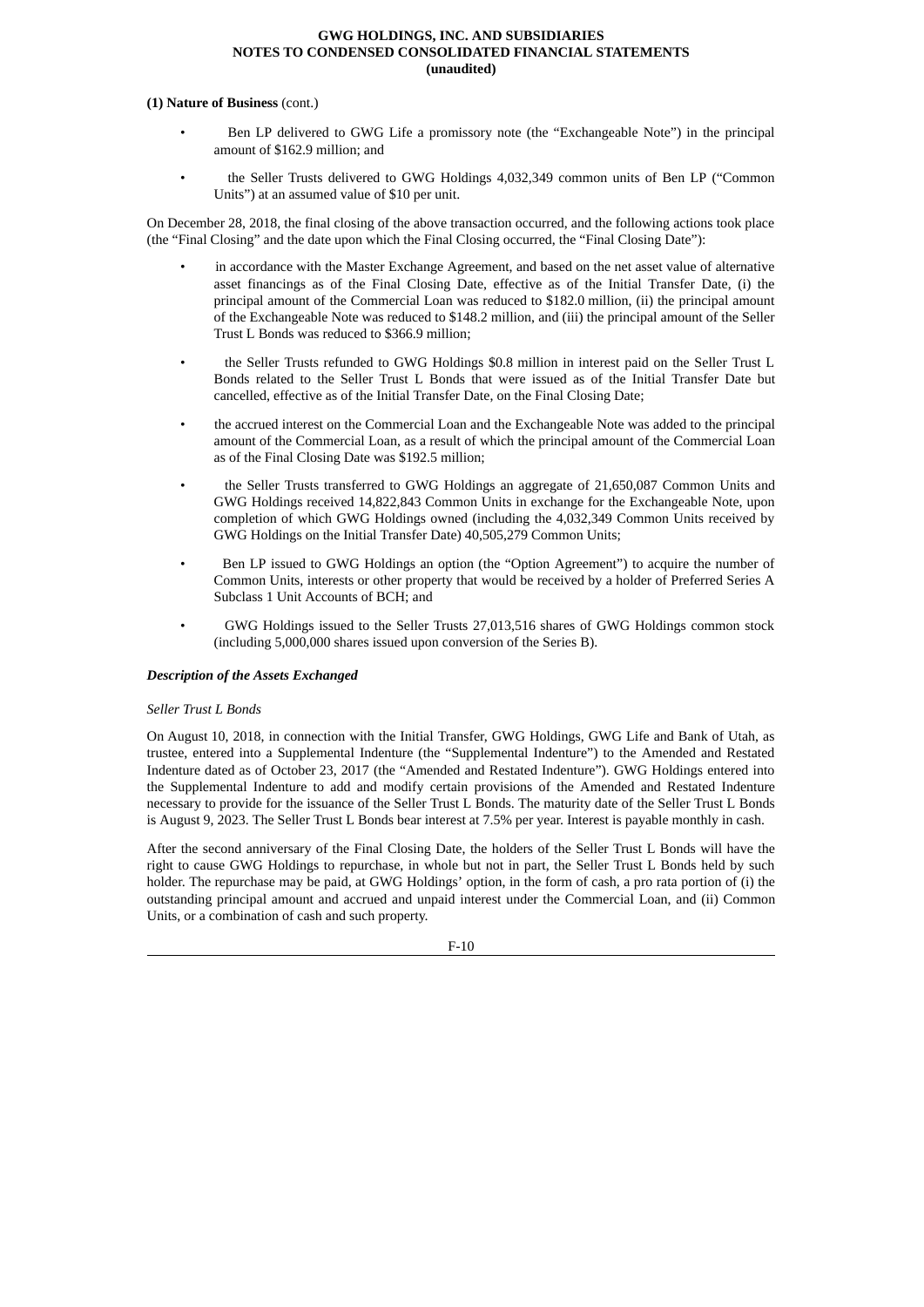**(1) Nature of Business** (cont.)

- Ben LP delivered to GWG Life a promissory note (the "Exchangeable Note") in the principal amount of $162.9 million; and
- the Seller Trusts delivered to GWG Holdings 4,032,349 common units of Ben LP ("Common Units") at an assumed value of $10 per unit.

On December 28, 2018, the final closing of the above transaction occurred, and the following actions took place (the "Final Closing" and the date upon which the Final Closing occurred, the "Final Closing Date"):

- in accordance with the Master Exchange Agreement, and based on the net asset value of alternative asset financings as of the Final Closing Date, effective as of the Initial Transfer Date, (i) the principal amount of the Commercial Loan was reduced to $182.0 million, (ii) the principal amount of the Exchangeable Note was reduced to $148.2 million, and (iii) the principal amount of the Seller Trust L Bonds was reduced to $366.9 million;
- the Seller Trusts refunded to GWG Holdings $0.8 million in interest paid on the Seller Trust L Bonds related to the Seller Trust L Bonds that were issued as of the Initial Transfer Date but cancelled, effective as of the Initial Transfer Date, on the Final Closing Date;
- the accrued interest on the Commercial Loan and the Exchangeable Note was added to the principal amount of the Commercial Loan, as a result of which the principal amount of the Commercial Loan as of the Final Closing Date was $192.5 million;
- the Seller Trusts transferred to GWG Holdings an aggregate of 21,650,087 Common Units and GWG Holdings received 14,822,843 Common Units in exchange for the Exchangeable Note, upon completion of which GWG Holdings owned (including the 4,032,349 Common Units received by GWG Holdings on the Initial Transfer Date) 40,505,279 Common Units;
- Ben LP issued to GWG Holdings an option (the "Option Agreement") to acquire the number of Common Units, interests or other property that would be received by a holder of Preferred Series A Subclass 1 Unit Accounts of BCH; and
- GWG Holdings issued to the Seller Trusts 27,013,516 shares of GWG Holdings common stock (including 5,000,000 shares issued upon conversion of the Series B).

***Description of the Assets Exchanged***

*Seller Trust L Bonds*

On August 10, 2018, in connection with the Initial Transfer, GWG Holdings, GWG Life and Bank of Utah, as trustee, entered into a Supplemental Indenture (the "Supplemental Indenture") to the Amended and Restated Indenture dated as of October 23, 2017 (the "Amended and Restated Indenture"). GWG Holdings entered into the Supplemental Indenture to add and modify certain provisions of the Amended and Restated Indenture necessary to provide for the issuance of the Seller Trust L Bonds. The maturity date of the Seller Trust L Bonds is August 9, 2023. The Seller Trust L Bonds bear interest at 7.5% per year. Interest is payable monthly in cash.

After the second anniversary of the Final Closing Date, the holders of the Seller Trust L Bonds will have the right to cause GWG Holdings to repurchase, in whole but not in part, the Seller Trust L Bonds held by such holder. The repurchase may be paid, at GWG Holdings' option, in the form of cash, a pro rata portion of (i) the outstanding principal amount and accrued and unpaid interest under the Commercial Loan, and (ii) Common Units, or a combination of cash and such property.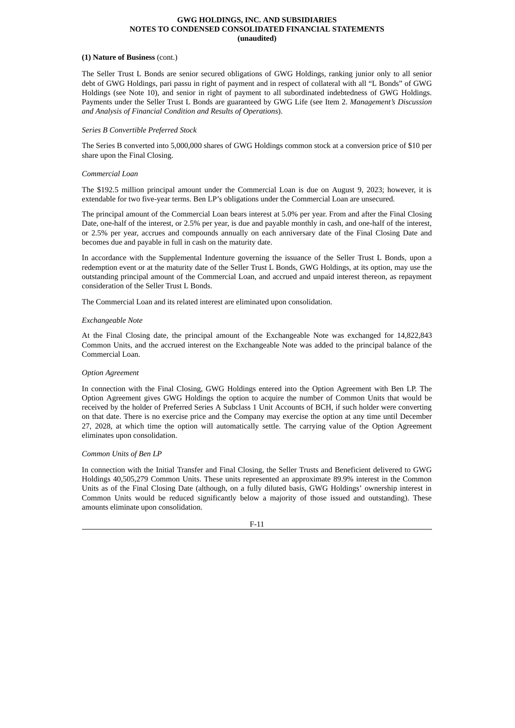**(1) Nature of Business** (cont.)

The Seller Trust L Bonds are senior secured obligations of GWG Holdings, ranking junior only to all senior debt of GWG Holdings, pari passu in right of payment and in respect of collateral with all "L Bonds" of GWG Holdings (see Note 10), and senior in right of payment to all subordinated indebtedness of GWG Holdings. Payments under the Seller Trust L Bonds are guaranteed by GWG Life (see Item 2. *Management's Discussion and Analysis of Financial Condition and Results of Operations*).

*Series B Convertible Preferred Stock*

The Series B converted into 5,000,000 shares of GWG Holdings common stock at a conversion price of $10 per share upon the Final Closing.

*Commercial Loan*

The $192.5 million principal amount under the Commercial Loan is due on August 9, 2023; however, it is extendable for two five-year terms. Ben LP's obligations under the Commercial Loan are unsecured.

The principal amount of the Commercial Loan bears interest at 5.0% per year. From and after the Final Closing Date, one-half of the interest, or 2.5% per year, is due and payable monthly in cash, and one-half of the interest, or 2.5% per year, accrues and compounds annually on each anniversary date of the Final Closing Date and becomes due and payable in full in cash on the maturity date.

In accordance with the Supplemental Indenture governing the issuance of the Seller Trust L Bonds, upon a redemption event or at the maturity date of the Seller Trust L Bonds, GWG Holdings, at its option, may use the outstanding principal amount of the Commercial Loan, and accrued and unpaid interest thereon, as repayment consideration of the Seller Trust L Bonds.

The Commercial Loan and its related interest are eliminated upon consolidation.

*Exchangeable Note*

At the Final Closing date, the principal amount of the Exchangeable Note was exchanged for 14,822,843 Common Units, and the accrued interest on the Exchangeable Note was added to the principal balance of the Commercial Loan.

*Option Agreement*

In connection with the Final Closing, GWG Holdings entered into the Option Agreement with Ben LP. The Option Agreement gives GWG Holdings the option to acquire the number of Common Units that would be received by the holder of Preferred Series A Subclass 1 Unit Accounts of BCH, if such holder were converting on that date. There is no exercise price and the Company may exercise the option at any time until December 27, 2028, at which time the option will automatically settle. The carrying value of the Option Agreement eliminates upon consolidation.

*Common Units of Ben LP*

In connection with the Initial Transfer and Final Closing, the Seller Trusts and Beneficient delivered to GWG Holdings 40,505,279 Common Units. These units represented an approximate 89.9% interest in the Common Units as of the Final Closing Date (although, on a fully diluted basis, GWG Holdings' ownership interest in Common Units would be reduced significantly below a majority of those issued and outstanding). These amounts eliminate upon consolidation.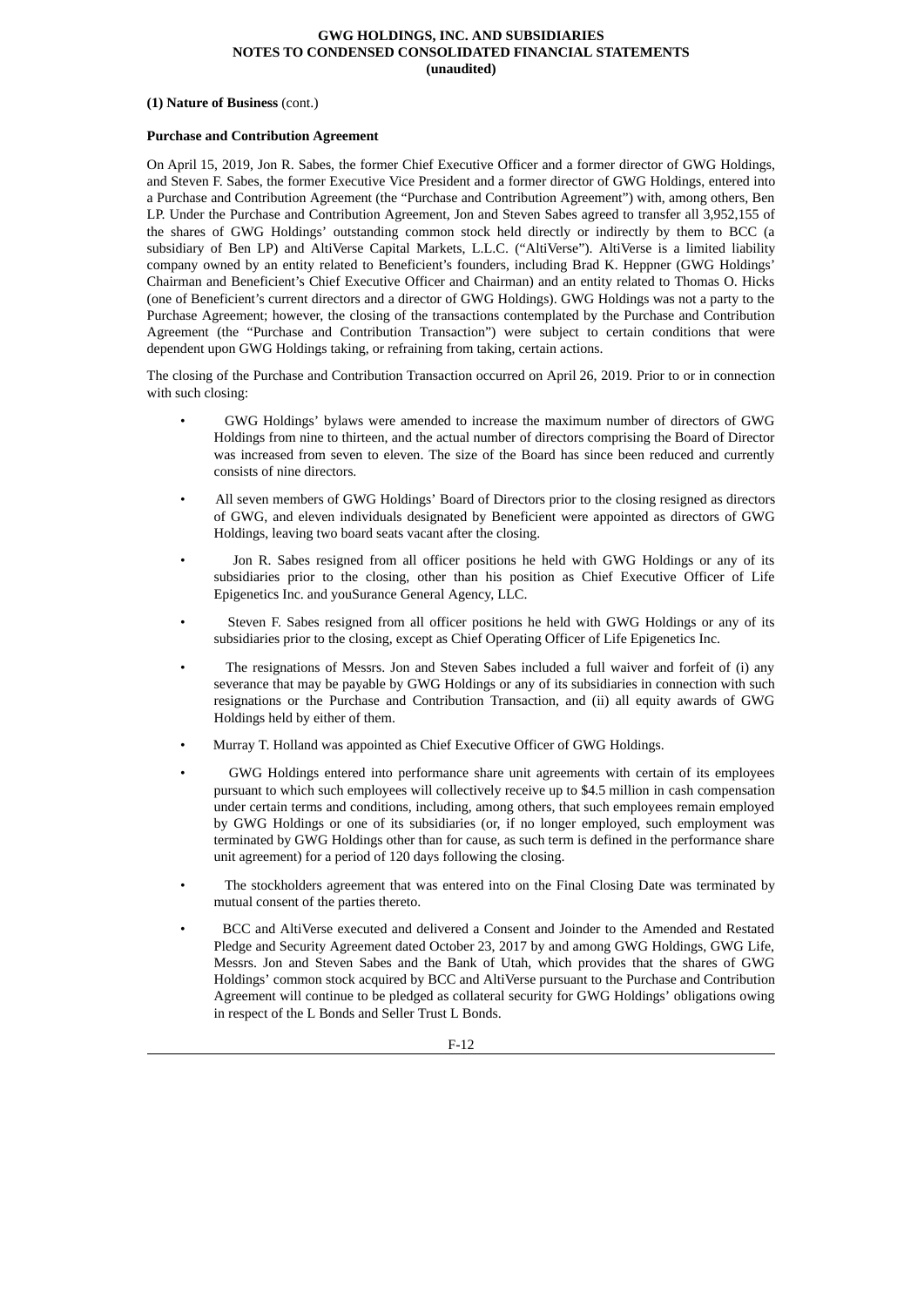**(1) Nature of Business** (cont.)

**Purchase and Contribution Agreement**

On April 15, 2019, Jon R. Sabes, the former Chief Executive Officer and a former director of GWG Holdings, and Steven F. Sabes, the former Executive Vice President and a former director of GWG Holdings, entered into a Purchase and Contribution Agreement (the "Purchase and Contribution Agreement") with, among others, Ben LP. Under the Purchase and Contribution Agreement, Jon and Steven Sabes agreed to transfer all 3,952,155 of the shares of GWG Holdings' outstanding common stock held directly or indirectly by them to BCC (a subsidiary of Ben LP) and AltiVerse Capital Markets, L.L.C. ("AltiVerse"). AltiVerse is a limited liability company owned by an entity related to Beneficient's founders, including Brad K. Heppner (GWG Holdings' Chairman and Beneficient's Chief Executive Officer and Chairman) and an entity related to Thomas O. Hicks (one of Beneficient's current directors and a director of GWG Holdings). GWG Holdings was not a party to the Purchase Agreement; however, the closing of the transactions contemplated by the Purchase and Contribution Agreement (the "Purchase and Contribution Transaction") were subject to certain conditions that were dependent upon GWG Holdings taking, or refraining from taking, certain actions.

The closing of the Purchase and Contribution Transaction occurred on April 26, 2019. Prior to or in connection with such closing:

- GWG Holdings' bylaws were amended to increase the maximum number of directors of GWG Holdings from nine to thirteen, and the actual number of directors comprising the Board of Director was increased from seven to eleven. The size of the Board has since been reduced and currently consists of nine directors.
- All seven members of GWG Holdings' Board of Directors prior to the closing resigned as directors of GWG, and eleven individuals designated by Beneficient were appointed as directors of GWG Holdings, leaving two board seats vacant after the closing.
- Jon R. Sabes resigned from all officer positions he held with GWG Holdings or any of its subsidiaries prior to the closing, other than his position as Chief Executive Officer of Life Epigenetics Inc. and youSurance General Agency, LLC.
- Steven F. Sabes resigned from all officer positions he held with GWG Holdings or any of its subsidiaries prior to the closing, except as Chief Operating Officer of Life Epigenetics Inc.
- The resignations of Messrs. Jon and Steven Sabes included a full waiver and forfeit of (i) any severance that may be payable by GWG Holdings or any of its subsidiaries in connection with such resignations or the Purchase and Contribution Transaction, and (ii) all equity awards of GWG Holdings held by either of them.
- Murray T. Holland was appointed as Chief Executive Officer of GWG Holdings.
- GWG Holdings entered into performance share unit agreements with certain of its employees pursuant to which such employees will collectively receive up to $4.5 million in cash compensation under certain terms and conditions, including, among others, that such employees remain employed by GWG Holdings or one of its subsidiaries (or, if no longer employed, such employment was terminated by GWG Holdings other than for cause, as such term is defined in the performance share unit agreement) for a period of 120 days following the closing.
- The stockholders agreement that was entered into on the Final Closing Date was terminated by mutual consent of the parties thereto.
- BCC and AltiVerse executed and delivered a Consent and Joinder to the Amended and Restated Pledge and Security Agreement dated October 23, 2017 by and among GWG Holdings, GWG Life, Messrs. Jon and Steven Sabes and the Bank of Utah, which provides that the shares of GWG Holdings' common stock acquired by BCC and AltiVerse pursuant to the Purchase and Contribution Agreement will continue to be pledged as collateral security for GWG Holdings' obligations owing in respect of the L Bonds and Seller Trust L Bonds.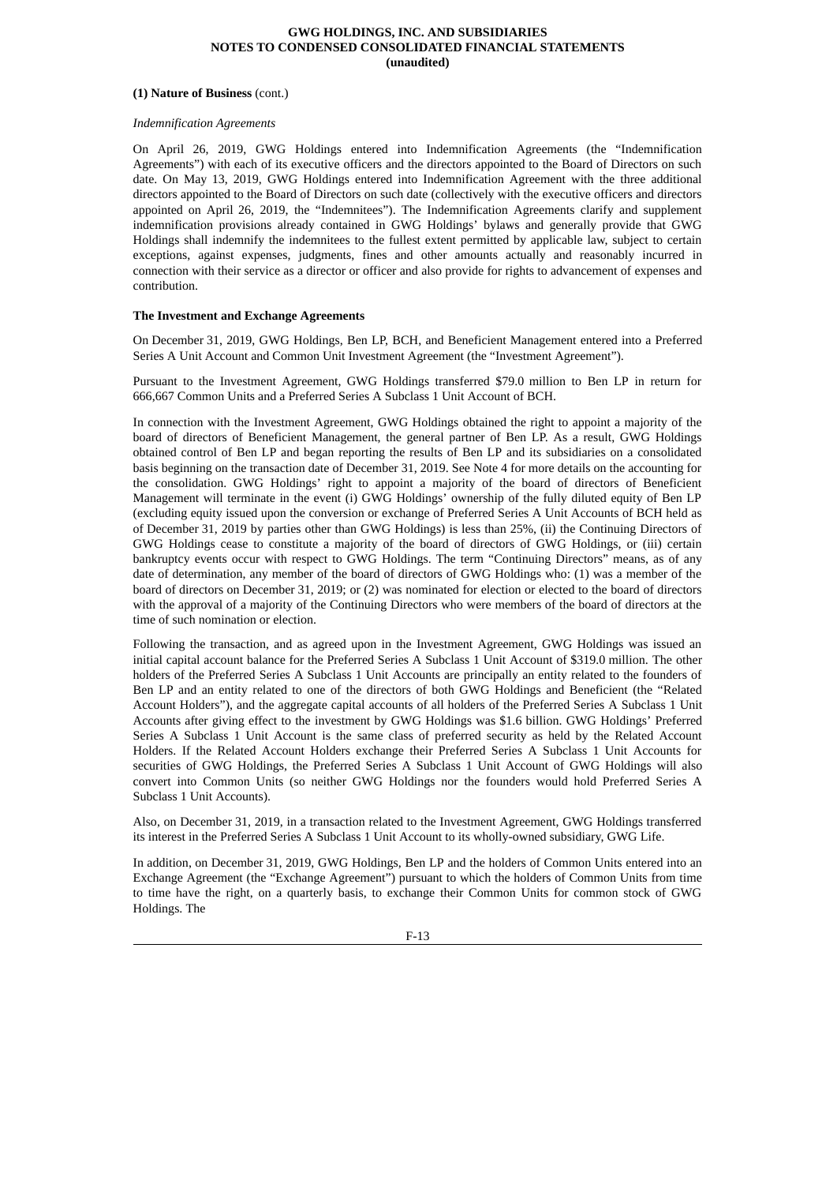**(1) Nature of Business** (cont.)

*Indemnification Agreements*

On April 26, 2019, GWG Holdings entered into Indemnification Agreements (the "Indemnification Agreements") with each of its executive officers and the directors appointed to the Board of Directors on such date. On May 13, 2019, GWG Holdings entered into Indemnification Agreement with the three additional directors appointed to the Board of Directors on such date (collectively with the executive officers and directors appointed on April 26, 2019, the "Indemnitees"). The Indemnification Agreements clarify and supplement indemnification provisions already contained in GWG Holdings' bylaws and generally provide that GWG Holdings shall indemnify the indemnitees to the fullest extent permitted by applicable law, subject to certain exceptions, against expenses, judgments, fines and other amounts actually and reasonably incurred in connection with their service as a director or officer and also provide for rights to advancement of expenses and contribution.

**The Investment and Exchange Agreements**

On December 31, 2019, GWG Holdings, Ben LP, BCH, and Beneficient Management entered into a Preferred Series A Unit Account and Common Unit Investment Agreement (the "Investment Agreement").

Pursuant to the Investment Agreement, GWG Holdings transferred $79.0 million to Ben LP in return for 666,667 Common Units and a Preferred Series A Subclass 1 Unit Account of BCH.

In connection with the Investment Agreement, GWG Holdings obtained the right to appoint a majority of the board of directors of Beneficient Management, the general partner of Ben LP. As a result, GWG Holdings obtained control of Ben LP and began reporting the results of Ben LP and its subsidiaries on a consolidated basis beginning on the transaction date of December 31, 2019. See Note 4 for more details on the accounting for the consolidation. GWG Holdings' right to appoint a majority of the board of directors of Beneficient Management will terminate in the event (i) GWG Holdings' ownership of the fully diluted equity of Ben LP (excluding equity issued upon the conversion or exchange of Preferred Series A Unit Accounts of BCH held as of December 31, 2019 by parties other than GWG Holdings) is less than 25%, (ii) the Continuing Directors of GWG Holdings cease to constitute a majority of the board of directors of GWG Holdings, or (iii) certain bankruptcy events occur with respect to GWG Holdings. The term "Continuing Directors" means, as of any date of determination, any member of the board of directors of GWG Holdings who: (1) was a member of the board of directors on December 31, 2019; or (2) was nominated for election or elected to the board of directors with the approval of a majority of the Continuing Directors who were members of the board of directors at the time of such nomination or election.

Following the transaction, and as agreed upon in the Investment Agreement, GWG Holdings was issued an initial capital account balance for the Preferred Series A Subclass 1 Unit Account of $319.0 million. The other holders of the Preferred Series A Subclass 1 Unit Accounts are principally an entity related to the founders of Ben LP and an entity related to one of the directors of both GWG Holdings and Beneficient (the "Related Account Holders"), and the aggregate capital accounts of all holders of the Preferred Series A Subclass 1 Unit Accounts after giving effect to the investment by GWG Holdings was $1.6 billion. GWG Holdings' Preferred Series A Subclass 1 Unit Account is the same class of preferred security as held by the Related Account Holders. If the Related Account Holders exchange their Preferred Series A Subclass 1 Unit Accounts for securities of GWG Holdings, the Preferred Series A Subclass 1 Unit Account of GWG Holdings will also convert into Common Units (so neither GWG Holdings nor the founders would hold Preferred Series A Subclass 1 Unit Accounts).

Also, on December 31, 2019, in a transaction related to the Investment Agreement, GWG Holdings transferred its interest in the Preferred Series A Subclass 1 Unit Account to its wholly-owned subsidiary, GWG Life.

In addition, on December 31, 2019, GWG Holdings, Ben LP and the holders of Common Units entered into an Exchange Agreement (the "Exchange Agreement") pursuant to which the holders of Common Units from time to time have the right, on a quarterly basis, to exchange their Common Units for common stock of GWG Holdings. The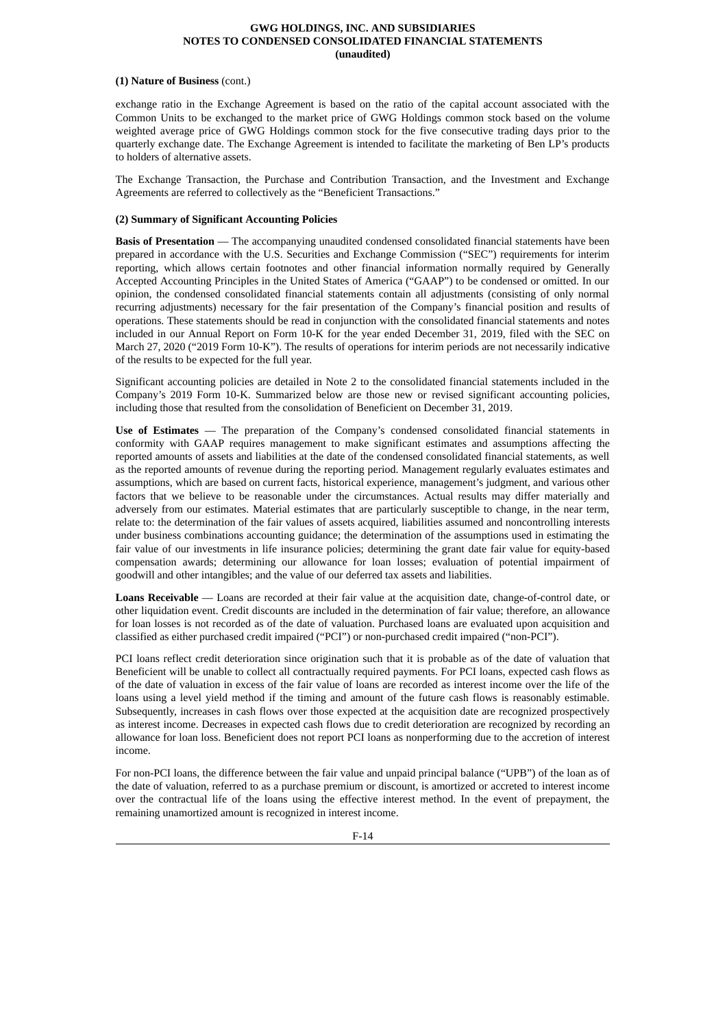**(1) Nature of Business** (cont.)

exchange ratio in the Exchange Agreement is based on the ratio of the capital account associated with the Common Units to be exchanged to the market price of GWG Holdings common stock based on the volume weighted average price of GWG Holdings common stock for the five consecutive trading days prior to the quarterly exchange date. The Exchange Agreement is intended to facilitate the marketing of Ben LP's products to holders of alternative assets.

The Exchange Transaction, the Purchase and Contribution Transaction, and the Investment and Exchange Agreements are referred to collectively as the "Beneficient Transactions."

**(2) Summary of Significant Accounting Policies**

**Basis of Presentation** — The accompanying unaudited condensed consolidated financial statements have been prepared in accordance with the U.S. Securities and Exchange Commission ("SEC") requirements for interim reporting, which allows certain footnotes and other financial information normally required by Generally Accepted Accounting Principles in the United States of America ("GAAP") to be condensed or omitted. In our opinion, the condensed consolidated financial statements contain all adjustments (consisting of only normal recurring adjustments) necessary for the fair presentation of the Company's financial position and results of operations. These statements should be read in conjunction with the consolidated financial statements and notes included in our Annual Report on Form 10-K for the year ended December 31, 2019, filed with the SEC on March 27, 2020 ("2019 Form 10-K"). The results of operations for interim periods are not necessarily indicative of the results to be expected for the full year.

Significant accounting policies are detailed in Note 2 to the consolidated financial statements included in the Company's 2019 Form 10-K. Summarized below are those new or revised significant accounting policies, including those that resulted from the consolidation of Beneficient on December 31, 2019.

**Use of Estimates** — The preparation of the Company's condensed consolidated financial statements in conformity with GAAP requires management to make significant estimates and assumptions affecting the reported amounts of assets and liabilities at the date of the condensed consolidated financial statements, as well as the reported amounts of revenue during the reporting period. Management regularly evaluates estimates and assumptions, which are based on current facts, historical experience, management's judgment, and various other factors that we believe to be reasonable under the circumstances. Actual results may differ materially and adversely from our estimates. Material estimates that are particularly susceptible to change, in the near term, relate to: the determination of the fair values of assets acquired, liabilities assumed and noncontrolling interests under business combinations accounting guidance; the determination of the assumptions used in estimating the fair value of our investments in life insurance policies; determining the grant date fair value for equity-based compensation awards; determining our allowance for loan losses; evaluation of potential impairment of goodwill and other intangibles; and the value of our deferred tax assets and liabilities.

**Loans Receivable** — Loans are recorded at their fair value at the acquisition date, change-of-control date, or other liquidation event. Credit discounts are included in the determination of fair value; therefore, an allowance for loan losses is not recorded as of the date of valuation. Purchased loans are evaluated upon acquisition and classified as either purchased credit impaired ("PCI") or non-purchased credit impaired ("non-PCI").

PCI loans reflect credit deterioration since origination such that it is probable as of the date of valuation that Beneficient will be unable to collect all contractually required payments. For PCI loans, expected cash flows as of the date of valuation in excess of the fair value of loans are recorded as interest income over the life of the loans using a level yield method if the timing and amount of the future cash flows is reasonably estimable. Subsequently, increases in cash flows over those expected at the acquisition date are recognized prospectively as interest income. Decreases in expected cash flows due to credit deterioration are recognized by recording an allowance for loan loss. Beneficient does not report PCI loans as nonperforming due to the accretion of interest income.

For non-PCI loans, the difference between the fair value and unpaid principal balance ("UPB") of the loan as of the date of valuation, referred to as a purchase premium or discount, is amortized or accreted to interest income over the contractual life of the loans using the effective interest method. In the event of prepayment, the remaining unamortized amount is recognized in interest income.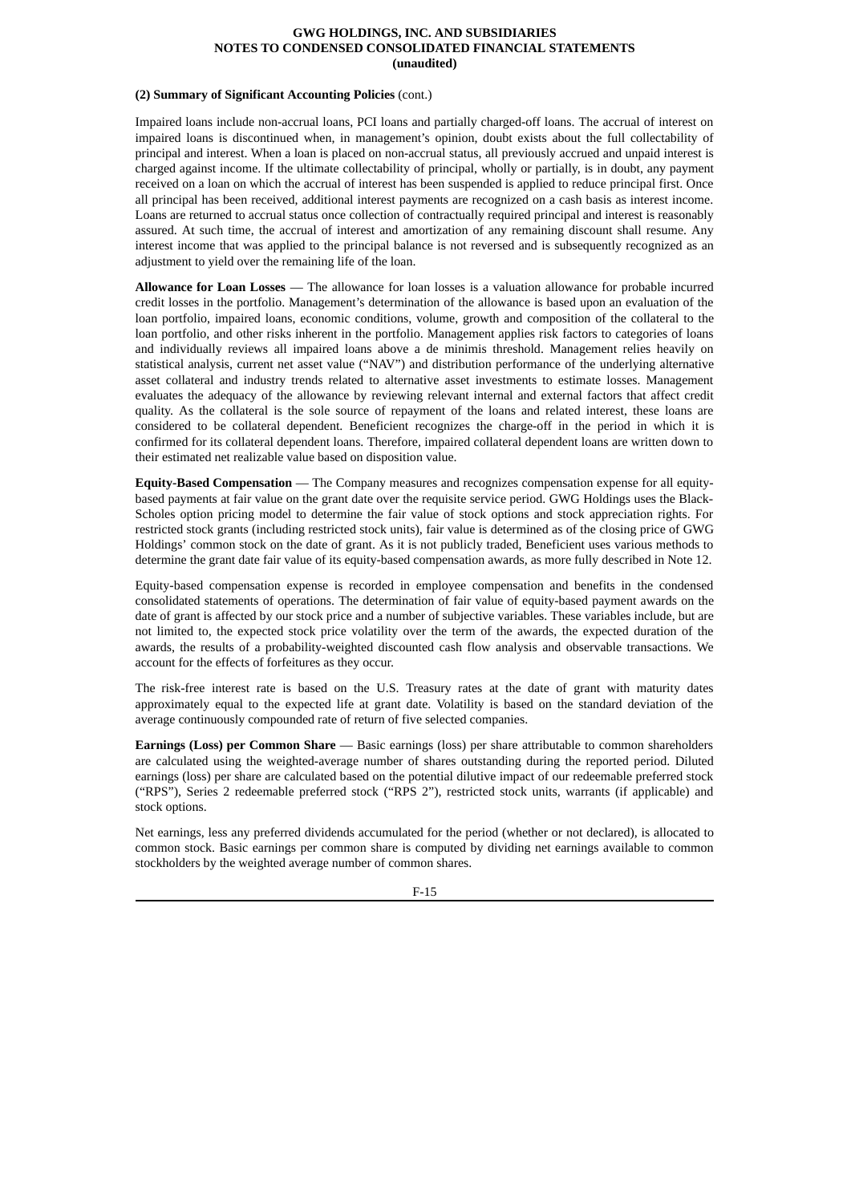**(2) Summary of Significant Accounting Policies** (cont.)

Impaired loans include non-accrual loans, PCI loans and partially charged-off loans. The accrual of interest on impaired loans is discontinued when, in management's opinion, doubt exists about the full collectability of principal and interest. When a loan is placed on non-accrual status, all previously accrued and unpaid interest is charged against income. If the ultimate collectability of principal, wholly or partially, is in doubt, any payment received on a loan on which the accrual of interest has been suspended is applied to reduce principal first. Once all principal has been received, additional interest payments are recognized on a cash basis as interest income. Loans are returned to accrual status once collection of contractually required principal and interest is reasonably assured. At such time, the accrual of interest and amortization of any remaining discount shall resume. Any interest income that was applied to the principal balance is not reversed and is subsequently recognized as an adjustment to yield over the remaining life of the loan.

**Allowance for Loan Losses** — The allowance for loan losses is a valuation allowance for probable incurred credit losses in the portfolio. Management's determination of the allowance is based upon an evaluation of the loan portfolio, impaired loans, economic conditions, volume, growth and composition of the collateral to the loan portfolio, and other risks inherent in the portfolio. Management applies risk factors to categories of loans and individually reviews all impaired loans above a de minimis threshold. Management relies heavily on statistical analysis, current net asset value ("NAV") and distribution performance of the underlying alternative asset collateral and industry trends related to alternative asset investments to estimate losses. Management evaluates the adequacy of the allowance by reviewing relevant internal and external factors that affect credit quality. As the collateral is the sole source of repayment of the loans and related interest, these loans are considered to be collateral dependent. Beneficient recognizes the charge-off in the period in which it is confirmed for its collateral dependent loans. Therefore, impaired collateral dependent loans are written down to their estimated net realizable value based on disposition value.

**Equity-Based Compensation** — The Company measures and recognizes compensation expense for all equity-based payments at fair value on the grant date over the requisite service period. GWG Holdings uses the Black-Scholes option pricing model to determine the fair value of stock options and stock appreciation rights. For restricted stock grants (including restricted stock units), fair value is determined as of the closing price of GWG Holdings' common stock on the date of grant. As it is not publicly traded, Beneficient uses various methods to determine the grant date fair value of its equity-based compensation awards, as more fully described in Note 12.

Equity-based compensation expense is recorded in employee compensation and benefits in the condensed consolidated statements of operations. The determination of fair value of equity-based payment awards on the date of grant is affected by our stock price and a number of subjective variables. These variables include, but are not limited to, the expected stock price volatility over the term of the awards, the expected duration of the awards, the results of a probability-weighted discounted cash flow analysis and observable transactions. We account for the effects of forfeitures as they occur.

The risk-free interest rate is based on the U.S. Treasury rates at the date of grant with maturity dates approximately equal to the expected life at grant date. Volatility is based on the standard deviation of the average continuously compounded rate of return of five selected companies.

**Earnings (Loss) per Common Share** — Basic earnings (loss) per share attributable to common shareholders are calculated using the weighted-average number of shares outstanding during the reported period. Diluted earnings (loss) per share are calculated based on the potential dilutive impact of our redeemable preferred stock ("RPS"), Series 2 redeemable preferred stock ("RPS 2"), restricted stock units, warrants (if applicable) and stock options.

Net earnings, less any preferred dividends accumulated for the period (whether or not declared), is allocated to common stock. Basic earnings per common share is computed by dividing net earnings available to common stockholders by the weighted average number of common shares.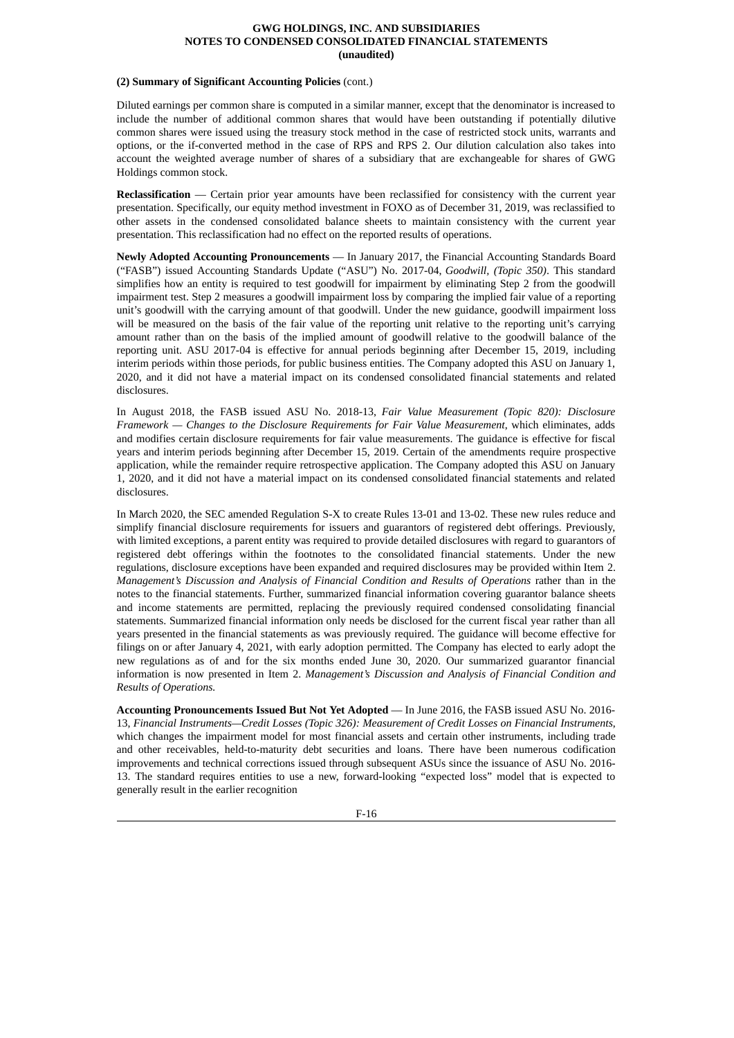**(2) Summary of Significant Accounting Policies** (cont.)

Diluted earnings per common share is computed in a similar manner, except that the denominator is increased to include the number of additional common shares that would have been outstanding if potentially dilutive common shares were issued using the treasury stock method in the case of restricted stock units, warrants and options, or the if-converted method in the case of RPS and RPS 2. Our dilution calculation also takes into account the weighted average number of shares of a subsidiary that are exchangeable for shares of GWG Holdings common stock.

**Reclassification** — Certain prior year amounts have been reclassified for consistency with the current year presentation. Specifically, our equity method investment in FOXO as of December 31, 2019, was reclassified to other assets in the condensed consolidated balance sheets to maintain consistency with the current year presentation. This reclassification had no effect on the reported results of operations.

**Newly Adopted Accounting Pronouncements** — In January 2017, the Financial Accounting Standards Board ("FASB") issued Accounting Standards Update ("ASU") No. 2017-04, *Goodwill, (Topic 350)*. This standard simplifies how an entity is required to test goodwill for impairment by eliminating Step 2 from the goodwill impairment test. Step 2 measures a goodwill impairment loss by comparing the implied fair value of a reporting unit's goodwill with the carrying amount of that goodwill. Under the new guidance, goodwill impairment loss will be measured on the basis of the fair value of the reporting unit relative to the reporting unit's carrying amount rather than on the basis of the implied amount of goodwill relative to the goodwill balance of the reporting unit. ASU 2017-04 is effective for annual periods beginning after December 15, 2019, including interim periods within those periods, for public business entities. The Company adopted this ASU on January 1, 2020, and it did not have a material impact on its condensed consolidated financial statements and related disclosures.

In August 2018, the FASB issued ASU No. 2018-13, *Fair Value Measurement (Topic 820): Disclosure Framework — Changes to the Disclosure Requirements for Fair Value Measurement*, which eliminates, adds and modifies certain disclosure requirements for fair value measurements. The guidance is effective for fiscal years and interim periods beginning after December 15, 2019. Certain of the amendments require prospective application, while the remainder require retrospective application. The Company adopted this ASU on January 1, 2020, and it did not have a material impact on its condensed consolidated financial statements and related disclosures.

In March 2020, the SEC amended Regulation S-X to create Rules 13-01 and 13-02. These new rules reduce and simplify financial disclosure requirements for issuers and guarantors of registered debt offerings. Previously, with limited exceptions, a parent entity was required to provide detailed disclosures with regard to guarantors of registered debt offerings within the footnotes to the consolidated financial statements. Under the new regulations, disclosure exceptions have been expanded and required disclosures may be provided within Item 2. *Management's Discussion and Analysis of Financial Condition and Results of Operations* rather than in the notes to the financial statements. Further, summarized financial information covering guarantor balance sheets and income statements are permitted, replacing the previously required condensed consolidating financial statements. Summarized financial information only needs be disclosed for the current fiscal year rather than all years presented in the financial statements as was previously required. The guidance will become effective for filings on or after January 4, 2021, with early adoption permitted. The Company has elected to early adopt the new regulations as of and for the six months ended June 30, 2020. Our summarized guarantor financial information is now presented in Item 2. *Management's Discussion and Analysis of Financial Condition and Results of Operations.*

**Accounting Pronouncements Issued But Not Yet Adopted** — In June 2016, the FASB issued ASU No. 2016-13, *Financial Instruments—Credit Losses (Topic 326): Measurement of Credit Losses on Financial Instruments*, which changes the impairment model for most financial assets and certain other instruments, including trade and other receivables, held-to-maturity debt securities and loans. There have been numerous codification improvements and technical corrections issued through subsequent ASUs since the issuance of ASU No. 2016-13. The standard requires entities to use a new, forward-looking "expected loss" model that is expected to generally result in the earlier recognition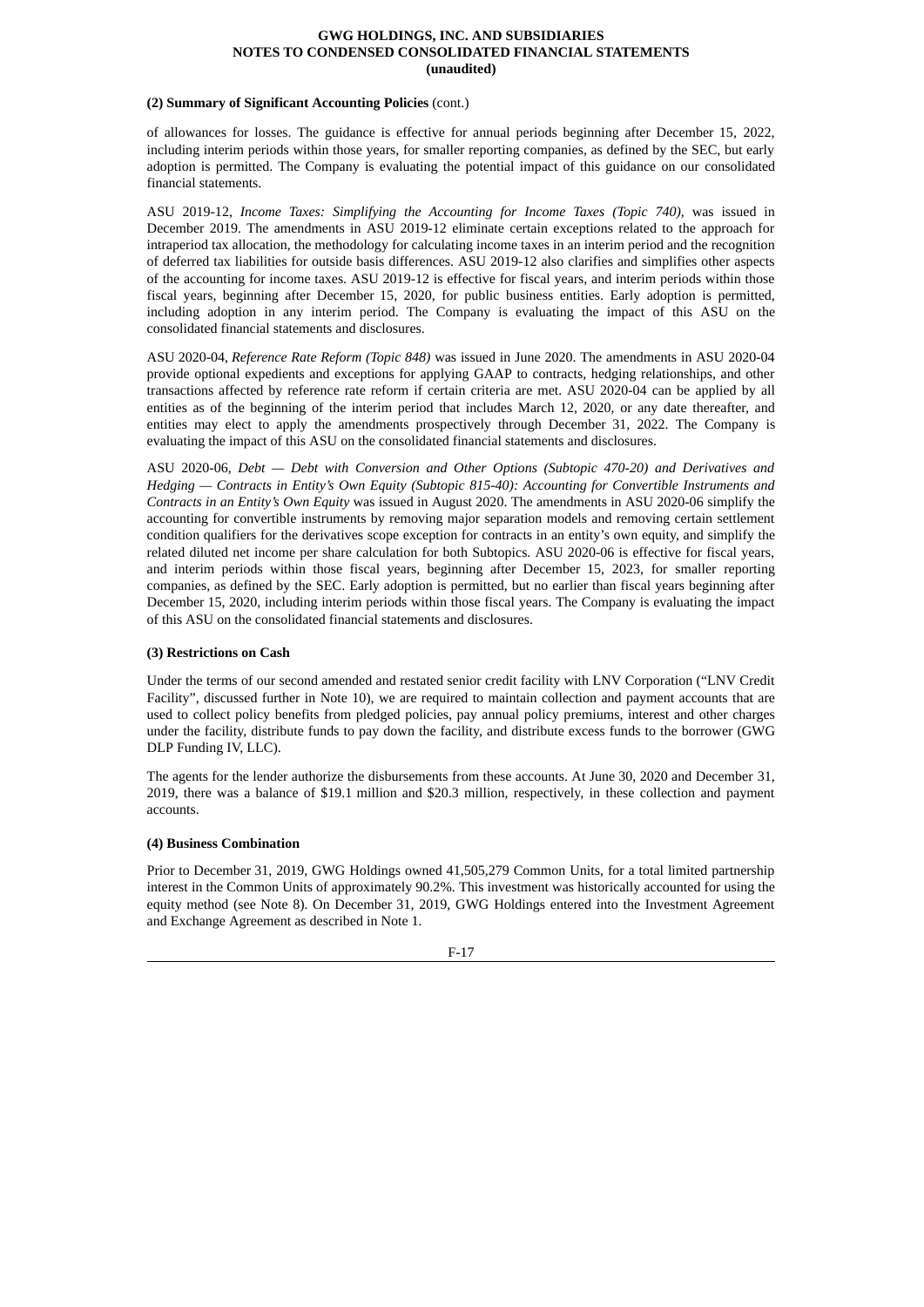**(2) Summary of Significant Accounting Policies** (cont.)

of allowances for losses. The guidance is effective for annual periods beginning after December 15, 2022, including interim periods within those years, for smaller reporting companies, as defined by the SEC, but early adoption is permitted. The Company is evaluating the potential impact of this guidance on our consolidated financial statements.

ASU 2019-12, *Income Taxes: Simplifying the Accounting for Income Taxes (Topic 740),* was issued in December 2019. The amendments in ASU 2019-12 eliminate certain exceptions related to the approach for intraperiod tax allocation, the methodology for calculating income taxes in an interim period and the recognition of deferred tax liabilities for outside basis differences. ASU 2019-12 also clarifies and simplifies other aspects of the accounting for income taxes. ASU 2019-12 is effective for fiscal years, and interim periods within those fiscal years, beginning after December 15, 2020, for public business entities. Early adoption is permitted, including adoption in any interim period. The Company is evaluating the impact of this ASU on the consolidated financial statements and disclosures.

ASU 2020-04, *Reference Rate Reform (Topic 848)* was issued in June 2020. The amendments in ASU 2020-04 provide optional expedients and exceptions for applying GAAP to contracts, hedging relationships, and other transactions affected by reference rate reform if certain criteria are met. ASU 2020-04 can be applied by all entities as of the beginning of the interim period that includes March 12, 2020, or any date thereafter, and entities may elect to apply the amendments prospectively through December 31, 2022. The Company is evaluating the impact of this ASU on the consolidated financial statements and disclosures.

ASU 2020-06, *Debt — Debt with Conversion and Other Options (Subtopic 470-20) and Derivatives and Hedging — Contracts in Entity's Own Equity (Subtopic 815-40): Accounting for Convertible Instruments and Contracts in an Entity's Own Equity* was issued in August 2020. The amendments in ASU 2020-06 simplify the accounting for convertible instruments by removing major separation models and removing certain settlement condition qualifiers for the derivatives scope exception for contracts in an entity's own equity, and simplify the related diluted net income per share calculation for both Subtopics. ASU 2020-06 is effective for fiscal years, and interim periods within those fiscal years, beginning after December 15, 2023, for smaller reporting companies, as defined by the SEC. Early adoption is permitted, but no earlier than fiscal years beginning after December 15, 2020, including interim periods within those fiscal years. The Company is evaluating the impact of this ASU on the consolidated financial statements and disclosures.

**(3) Restrictions on Cash**

Under the terms of our second amended and restated senior credit facility with LNV Corporation ("LNV Credit Facility", discussed further in Note 10), we are required to maintain collection and payment accounts that are used to collect policy benefits from pledged policies, pay annual policy premiums, interest and other charges under the facility, distribute funds to pay down the facility, and distribute excess funds to the borrower (GWG DLP Funding IV, LLC).

The agents for the lender authorize the disbursements from these accounts. At June 30, 2020 and December 31, 2019, there was a balance of $19.1 million and $20.3 million, respectively, in these collection and payment accounts.

**(4) Business Combination**

Prior to December 31, 2019, GWG Holdings owned 41,505,279 Common Units, for a total limited partnership interest in the Common Units of approximately 90.2%. This investment was historically accounted for using the equity method (see Note 8). On December 31, 2019, GWG Holdings entered into the Investment Agreement and Exchange Agreement as described in Note 1.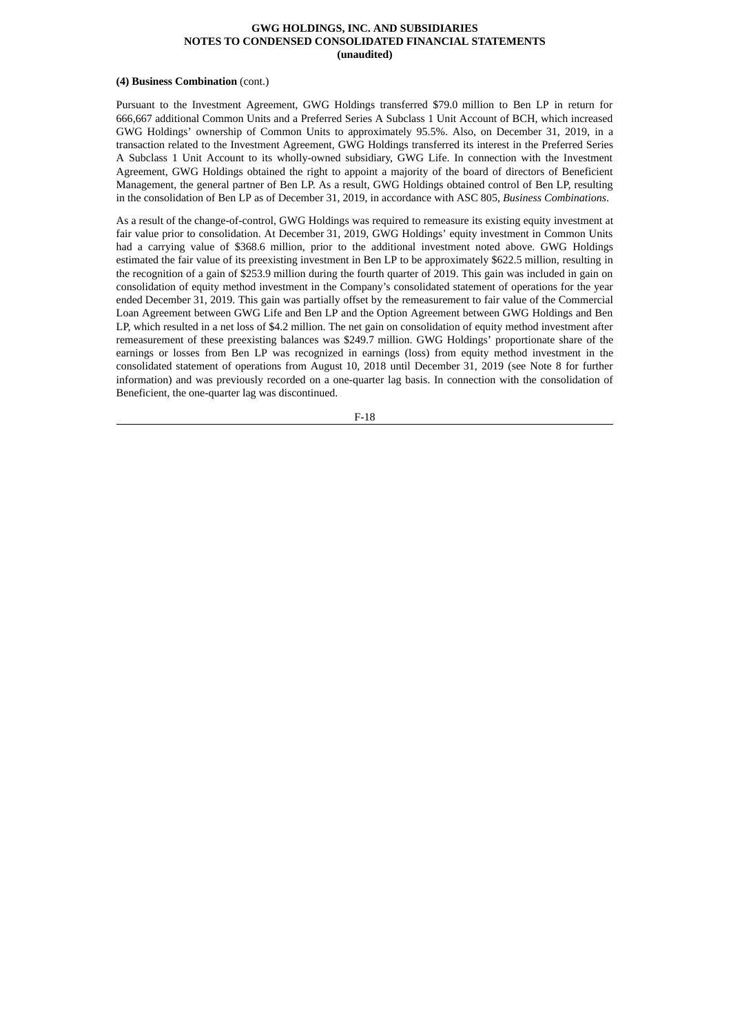**(4) Business Combination** (cont.)

Pursuant to the Investment Agreement, GWG Holdings transferred $79.0 million to Ben LP in return for 666,667 additional Common Units and a Preferred Series A Subclass 1 Unit Account of BCH, which increased GWG Holdings' ownership of Common Units to approximately 95.5%. Also, on December 31, 2019, in a transaction related to the Investment Agreement, GWG Holdings transferred its interest in the Preferred Series A Subclass 1 Unit Account to its wholly-owned subsidiary, GWG Life. In connection with the Investment Agreement, GWG Holdings obtained the right to appoint a majority of the board of directors of Beneficient Management, the general partner of Ben LP. As a result, GWG Holdings obtained control of Ben LP, resulting in the consolidation of Ben LP as of December 31, 2019, in accordance with ASC 805, *Business Combinations*.

As a result of the change-of-control, GWG Holdings was required to remeasure its existing equity investment at fair value prior to consolidation. At December 31, 2019, GWG Holdings' equity investment in Common Units had a carrying value of $368.6 million, prior to the additional investment noted above. GWG Holdings estimated the fair value of its preexisting investment in Ben LP to be approximately $622.5 million, resulting in the recognition of a gain of $253.9 million during the fourth quarter of 2019. This gain was included in gain on consolidation of equity method investment in the Company's consolidated statement of operations for the year ended December 31, 2019. This gain was partially offset by the remeasurement to fair value of the Commercial Loan Agreement between GWG Life and Ben LP and the Option Agreement between GWG Holdings and Ben LP, which resulted in a net loss of $4.2 million. The net gain on consolidation of equity method investment after remeasurement of these preexisting balances was $249.7 million. GWG Holdings' proportionate share of the earnings or losses from Ben LP was recognized in earnings (loss) from equity method investment in the consolidated statement of operations from August 10, 2018 until December 31, 2019 (see Note 8 for further information) and was previously recorded on a one-quarter lag basis. In connection with the consolidation of Beneficient, the one-quarter lag was discontinued.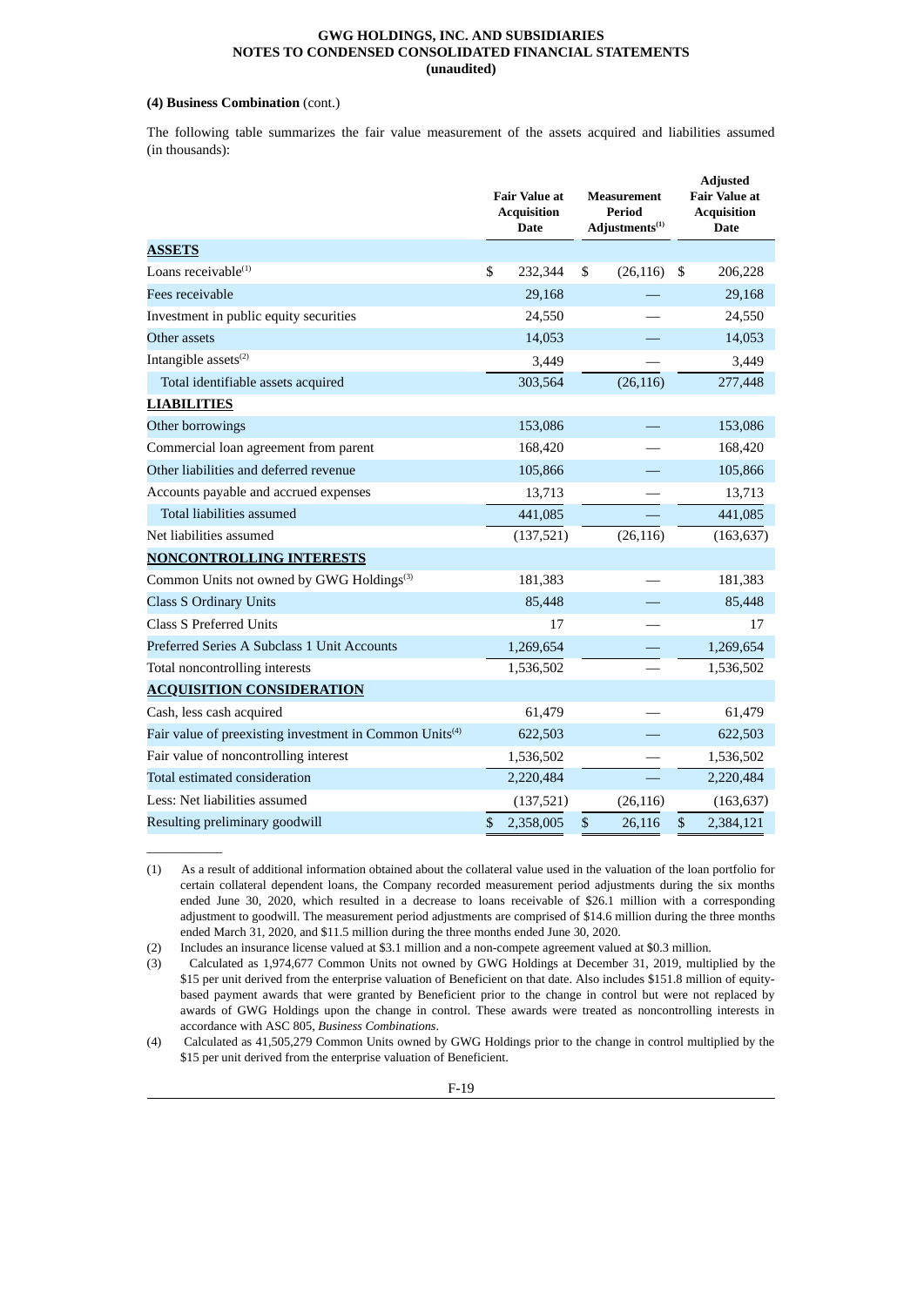**(4) Business Combination** (cont.)

The following table summarizes the fair value measurement of the assets acquired and liabilities assumed (in thousands):

| | Fair Value at Acquisition Date | Measurement Period Adjustments[(1)] | Adjusted Fair Value at Acquisition Date |
|---|---|---|---|
| **ASSETS** | | | |
| Loans receivable[(1)] | $ 232,344 | $ (26,116) | $ 206,228 |
| Fees receivable | 29,168 | — | 29,168 |
| Investment in public equity securities | 24,550 | — | 24,550 |
| Other assets | 14,053 | — | 14,053 |
| Intangible assets[(2)] | 3,449 | — | 3,449 |
| Total identifiable assets acquired | 303,564 | (26,116) | 277,448 |
| **LIABILITIES** | | | |
| Other borrowings | 153,086 | — | 153,086 |
| Commercial loan agreement from parent | 168,420 | — | 168,420 |
| Other liabilities and deferred revenue | 105,866 | — | 105,866 |
| Accounts payable and accrued expenses | 13,713 | — | 13,713 |
| Total liabilities assumed | 441,085 | — | 441,085 |
| Net liabilities assumed | (137,521) | (26,116) | (163,637) |
| **NONCONTROLLING INTERESTS** | | | |
| Common Units not owned by GWG Holdings[(3)] | 181,383 | — | 181,383 |
| Class S Ordinary Units | 85,448 | — | 85,448 |
| Class S Preferred Units | 17 | — | 17 |
| Preferred Series A Subclass 1 Unit Accounts | 1,269,654 | — | 1,269,654 |
| Total noncontrolling interests | 1,536,502 | — | 1,536,502 |
| **ACQUISITION CONSIDERATION** | | | |
| Cash, less cash acquired | 61,479 | — | 61,479 |
| Fair value of preexisting investment in Common Units[(4)] | 622,503 | — | 622,503 |
| Fair value of noncontrolling interest | 1,536,502 | — | 1,536,502 |
| Total estimated consideration | 2,220,484 | — | 2,220,484 |
| Less: Net liabilities assumed | (137,521) | (26,116) | (163,637) |
| Resulting preliminary goodwill | $ 2,358,005 | $ 26,116 | $ 2,384,121 |

(1) As a result of additional information obtained about the collateral value used in the valuation of the loan portfolio for certain collateral dependent loans, the Company recorded measurement period adjustments during the six months ended June 30, 2020, which resulted in a decrease to loans receivable of $26.1 million with a corresponding adjustment to goodwill. The measurement period adjustments are comprised of $14.6 million during the three months ended March 31, 2020, and $11.5 million during the three months ended June 30, 2020.

(2) Includes an insurance license valued at $3.1 million and a non-compete agreement valued at $0.3 million.

(3) Calculated as 1,974,677 Common Units not owned by GWG Holdings at December 31, 2019, multiplied by the $15 per unit derived from the enterprise valuation of Beneficient on that date. Also includes $151.8 million of equity-based payment awards that were granted by Beneficient prior to the change in control but were not replaced by awards of GWG Holdings upon the change in control. These awards were treated as noncontrolling interests in accordance with ASC 805, *Business Combinations*.

(4) Calculated as 41,505,279 Common Units owned by GWG Holdings prior to the change in control multiplied by the $15 per unit derived from the enterprise valuation of Beneficient.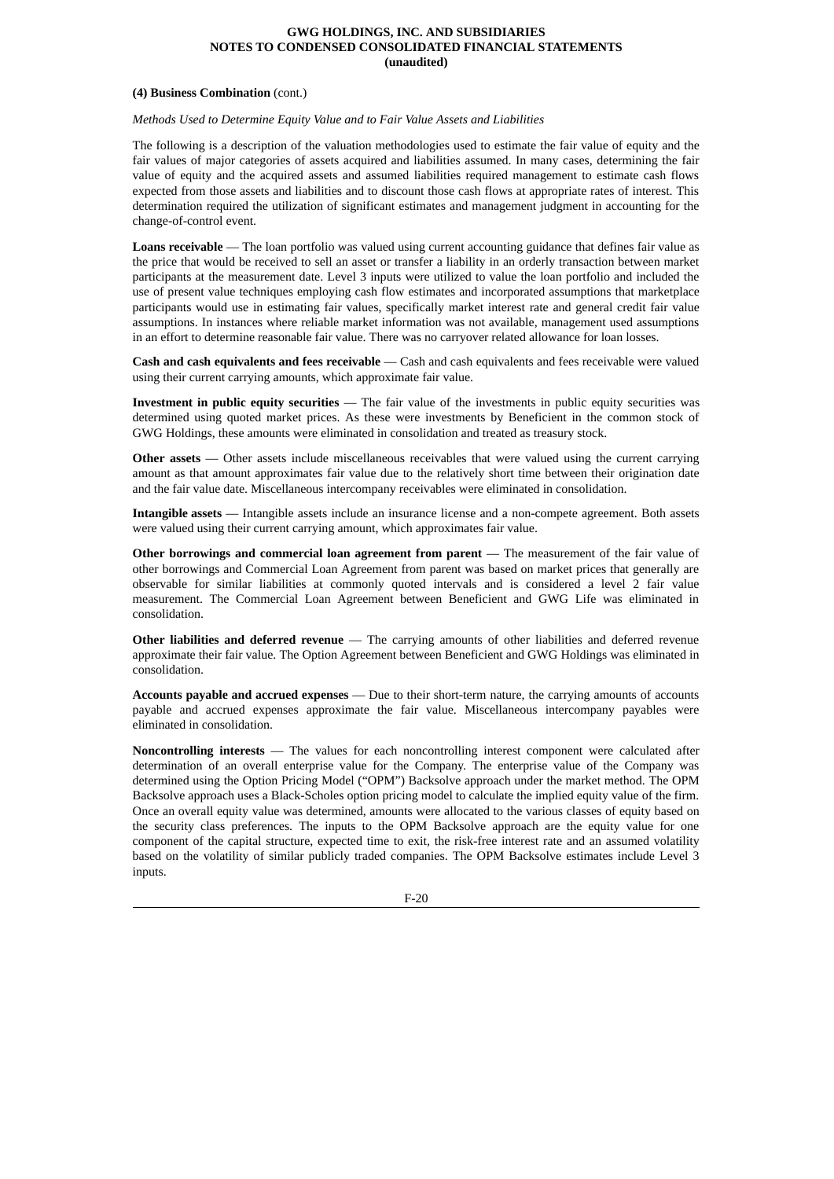**(4) Business Combination** (cont.)

*Methods Used to Determine Equity Value and to Fair Value Assets and Liabilities*

The following is a description of the valuation methodologies used to estimate the fair value of equity and the fair values of major categories of assets acquired and liabilities assumed. In many cases, determining the fair value of equity and the acquired assets and assumed liabilities required management to estimate cash flows expected from those assets and liabilities and to discount those cash flows at appropriate rates of interest. This determination required the utilization of significant estimates and management judgment in accounting for the change-of-control event.

**Loans receivable** — The loan portfolio was valued using current accounting guidance that defines fair value as the price that would be received to sell an asset or transfer a liability in an orderly transaction between market participants at the measurement date. Level 3 inputs were utilized to value the loan portfolio and included the use of present value techniques employing cash flow estimates and incorporated assumptions that marketplace participants would use in estimating fair values, specifically market interest rate and general credit fair value assumptions. In instances where reliable market information was not available, management used assumptions in an effort to determine reasonable fair value. There was no carryover related allowance for loan losses.

**Cash and cash equivalents and fees receivable** — Cash and cash equivalents and fees receivable were valued using their current carrying amounts, which approximate fair value.

**Investment in public equity securities** — The fair value of the investments in public equity securities was determined using quoted market prices. As these were investments by Beneficient in the common stock of GWG Holdings, these amounts were eliminated in consolidation and treated as treasury stock.

**Other assets** — Other assets include miscellaneous receivables that were valued using the current carrying amount as that amount approximates fair value due to the relatively short time between their origination date and the fair value date. Miscellaneous intercompany receivables were eliminated in consolidation.

**Intangible assets** — Intangible assets include an insurance license and a non-compete agreement. Both assets were valued using their current carrying amount, which approximates fair value.

**Other borrowings and commercial loan agreement from parent** — The measurement of the fair value of other borrowings and Commercial Loan Agreement from parent was based on market prices that generally are observable for similar liabilities at commonly quoted intervals and is considered a level 2 fair value measurement. The Commercial Loan Agreement between Beneficient and GWG Life was eliminated in consolidation.

**Other liabilities and deferred revenue** — The carrying amounts of other liabilities and deferred revenue approximate their fair value. The Option Agreement between Beneficient and GWG Holdings was eliminated in consolidation.

**Accounts payable and accrued expenses** — Due to their short-term nature, the carrying amounts of accounts payable and accrued expenses approximate the fair value. Miscellaneous intercompany payables were eliminated in consolidation.

**Noncontrolling interests** — The values for each noncontrolling interest component were calculated after determination of an overall enterprise value for the Company. The enterprise value of the Company was determined using the Option Pricing Model ("OPM") Backsolve approach under the market method. The OPM Backsolve approach uses a Black-Scholes option pricing model to calculate the implied equity value of the firm. Once an overall equity value was determined, amounts were allocated to the various classes of equity based on the security class preferences. The inputs to the OPM Backsolve approach are the equity value for one component of the capital structure, expected time to exit, the risk-free interest rate and an assumed volatility based on the volatility of similar publicly traded companies. The OPM Backsolve estimates include Level 3 inputs.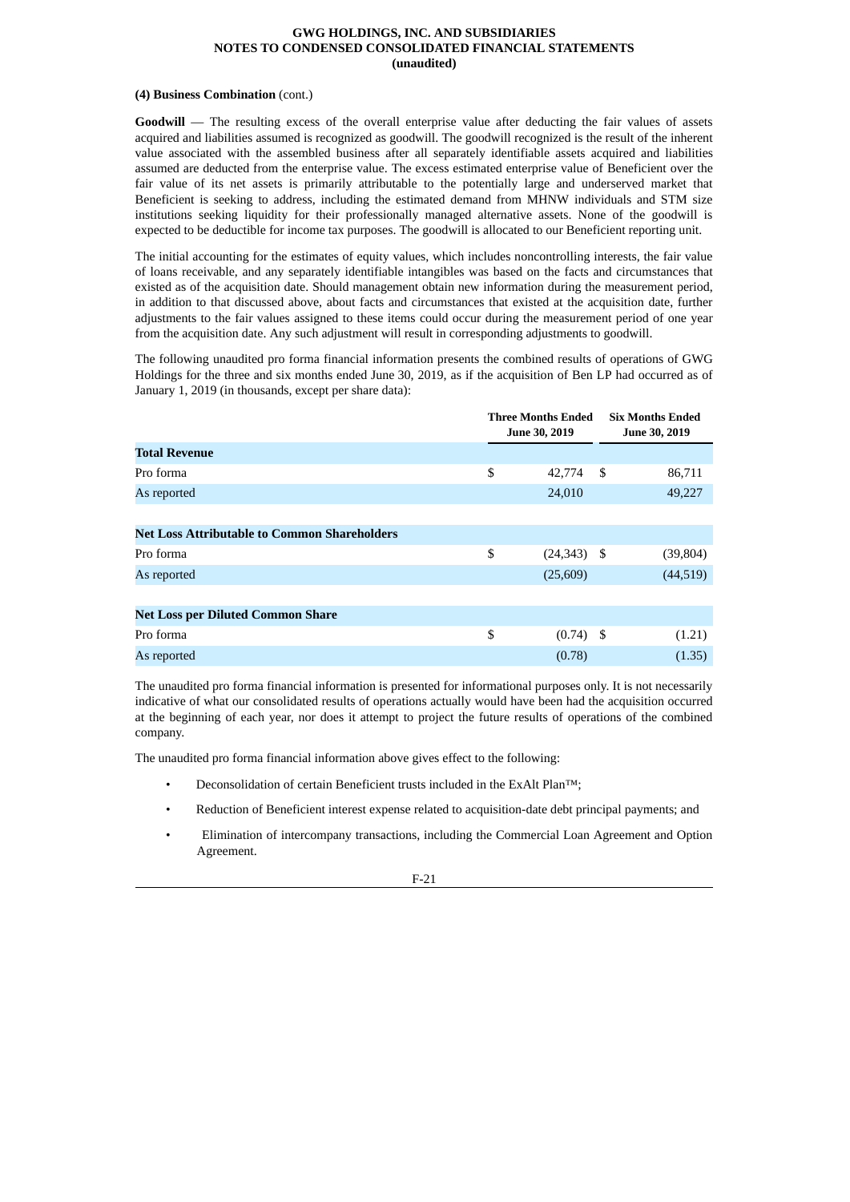**(4) Business Combination** (cont.)

**Goodwill** — The resulting excess of the overall enterprise value after deducting the fair values of assets acquired and liabilities assumed is recognized as goodwill. The goodwill recognized is the result of the inherent value associated with the assembled business after all separately identifiable assets acquired and liabilities assumed are deducted from the enterprise value. The excess estimated enterprise value of Beneficient over the fair value of its net assets is primarily attributable to the potentially large and underserved market that Beneficient is seeking to address, including the estimated demand from MHNW individuals and STM size institutions seeking liquidity for their professionally managed alternative assets. None of the goodwill is expected to be deductible for income tax purposes. The goodwill is allocated to our Beneficient reporting unit.

The initial accounting for the estimates of equity values, which includes noncontrolling interests, the fair value of loans receivable, and any separately identifiable intangibles was based on the facts and circumstances that existed as of the acquisition date. Should management obtain new information during the measurement period, in addition to that discussed above, about facts and circumstances that existed at the acquisition date, further adjustments to the fair values assigned to these items could occur during the measurement period of one year from the acquisition date. Any such adjustment will result in corresponding adjustments to goodwill.

The following unaudited pro forma financial information presents the combined results of operations of GWG Holdings for the three and six months ended June 30, 2019, as if the acquisition of Ben LP had occurred as of January 1, 2019 (in thousands, except per share data):

| | Three Months Ended June 30, 2019 | Six Months Ended June 30, 2019 |
|---|---|---|
| **Total Revenue** | | |
| Pro forma | $ 42,774 | $ 86,711 |
| As reported | 24,010 | 49,227 |
| | | |
| **Net Loss Attributable to Common Shareholders** | | |
| Pro forma | $ (24,343) | $ (39,804) |
| As reported | (25,609) | (44,519) |
| | | |
| **Net Loss per Diluted Common Share** | | |
| Pro forma | $ (0.74) | $ (1.21) |
| As reported | (0.78) | (1.35) |

The unaudited pro forma financial information is presented for informational purposes only. It is not necessarily indicative of what our consolidated results of operations actually would have been had the acquisition occurred at the beginning of each year, nor does it attempt to project the future results of operations of the combined company.

The unaudited pro forma financial information above gives effect to the following:

- Deconsolidation of certain Beneficient trusts included in the ExAlt Plan™;
- Reduction of Beneficient interest expense related to acquisition-date debt principal payments; and
- Elimination of intercompany transactions, including the Commercial Loan Agreement and Option Agreement.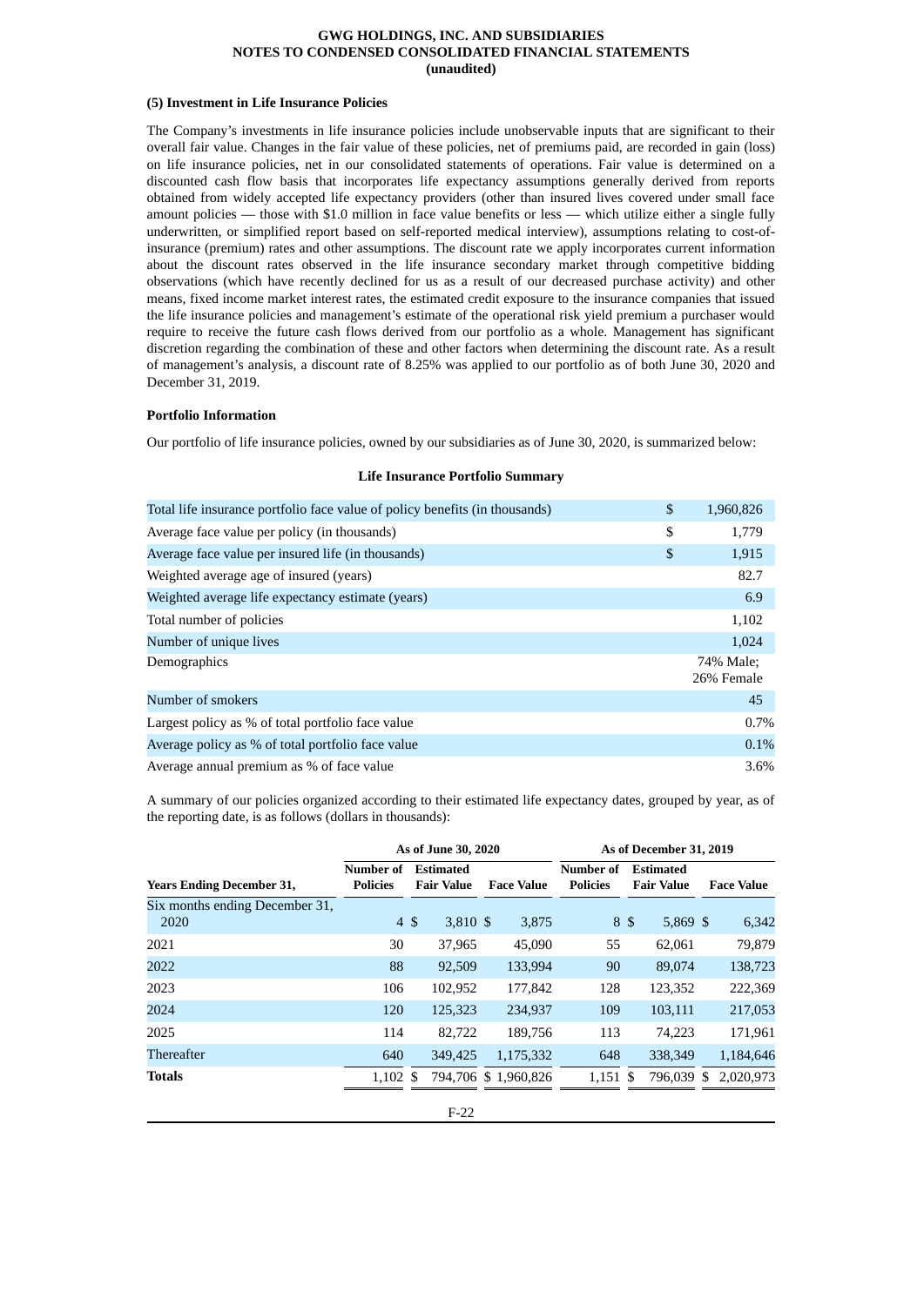### (5) Investment in Life Insurance Policies

The Company's investments in life insurance policies include unobservable inputs that are significant to their overall fair value. Changes in the fair value of these policies, net of premiums paid, are recorded in gain (loss) on life insurance policies, net in our consolidated statements of operations. Fair value is determined on a discounted cash flow basis that incorporates life expectancy assumptions generally derived from reports obtained from widely accepted life expectancy providers (other than insured lives covered under small face amount policies — those with $1.0 million in face value benefits or less — which utilize either a single fully underwritten, or simplified report based on self-reported medical interview), assumptions relating to cost-of-insurance (premium) rates and other assumptions. The discount rate we apply incorporates current information about the discount rates observed in the life insurance secondary market through competitive bidding observations (which have recently declined for us as a result of our decreased purchase activity) and other means, fixed income market interest rates, the estimated credit exposure to the insurance companies that issued the life insurance policies and management's estimate of the operational risk yield premium a purchaser would require to receive the future cash flows derived from our portfolio as a whole. Management has significant discretion regarding the combination of these and other factors when determining the discount rate. As a result of management's analysis, a discount rate of 8.25% was applied to our portfolio as of both June 30, 2020 and December 31, 2019.

**Portfolio Information**

Our portfolio of life insurance policies, owned by our subsidiaries as of June 30, 2020, is summarized below:

**Life Insurance Portfolio Summary**

| | |
|---|---|
| Total life insurance portfolio face value of policy benefits (in thousands) | $ 1,960,826 |
| Average face value per policy (in thousands) | $ 1,779 |
| Average face value per insured life (in thousands) | $ 1,915 |
| Weighted average age of insured (years) | 82.7 |
| Weighted average life expectancy estimate (years) | 6.9 |
| Total number of policies | 1,102 |
| Number of unique lives | 1,024 |
| Demographics | 74% Male; 26% Female |
| Number of smokers | 45 |
| Largest policy as % of total portfolio face value | 0.7% |
| Average policy as % of total portfolio face value | 0.1% |
| Average annual premium as % of face value | 3.6% |

A summary of our policies organized according to their estimated life expectancy dates, grouped by year, as of the reporting date, is as follows (dollars in thousands):

| | As of June 30, 2020 | | | As of December 31, 2019 | | |
|---|---|---|---|---|---|---|
| **Years Ending December 31,** | **Number of Policies** | **Estimated Fair Value** | **Face Value** | **Number of Policies** | **Estimated Fair Value** | **Face Value** |
| Six months ending December 31, 2020 | 4 | $ 3,810 | $ 3,875 | 8 | $ 5,869 | $ 6,342 |
| 2021 | 30 | 37,965 | 45,090 | 55 | 62,061 | 79,879 |
| 2022 | 88 | 92,509 | 133,994 | 90 | 89,074 | 138,723 |
| 2023 | 106 | 102,952 | 177,842 | 128 | 123,352 | 222,369 |
| 2024 | 120 | 125,323 | 234,937 | 109 | 103,111 | 217,053 |
| 2025 | 114 | 82,722 | 189,756 | 113 | 74,223 | 171,961 |
| Thereafter | 640 | 349,425 | 1,175,332 | 648 | 338,349 | 1,184,646 |
| **Totals** | 1,102 | $ 794,706 | $ 1,960,826 | 1,151 | $ 796,039 | $ 2,020,973 |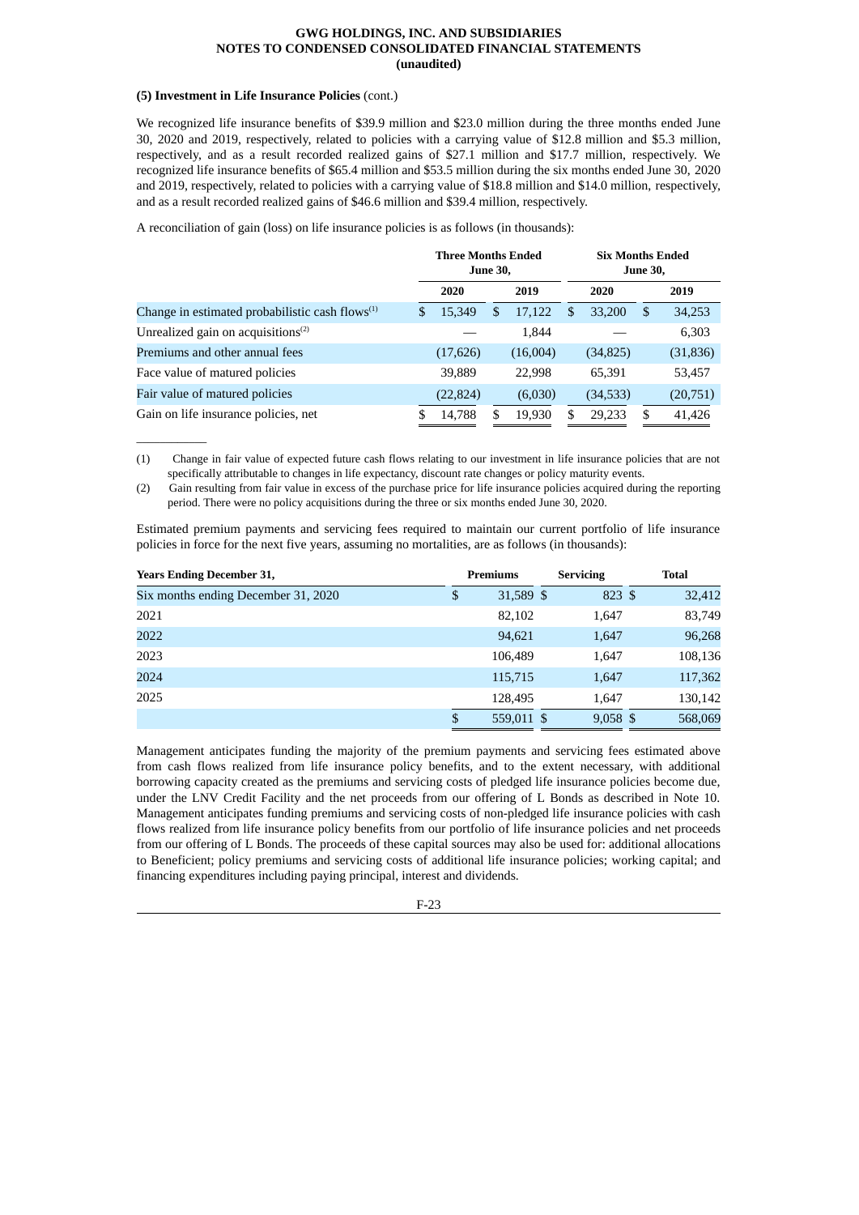**GWG HOLDINGS, INC. AND SUBSIDIARIES**
**NOTES TO CONDENSED CONSOLIDATED FINANCIAL STATEMENTS**
**(unaudited)**

**(5) Investment in Life Insurance Policies** (cont.)

We recognized life insurance benefits of $39.9 million and $23.0 million during the three months ended June 30, 2020 and 2019, respectively, related to policies with a carrying value of $12.8 million and $5.3 million, respectively, and as a result recorded realized gains of $27.1 million and $17.7 million, respectively. We recognized life insurance benefits of $65.4 million and $53.5 million during the six months ended June 30, 2020 and 2019, respectively, related to policies with a carrying value of $18.8 million and $14.0 million, respectively, and as a result recorded realized gains of $46.6 million and $39.4 million, respectively.

A reconciliation of gain (loss) on life insurance policies is as follows (in thousands):

| | Three Months Ended June 30, | | Six Months Ended June 30, | |
|---|---|---|---|---|
| | 2020 | 2019 | 2020 | 2019 |
| Change in estimated probabilistic cash flows[(1)] | $ 15,349 | $ 17,122 | $ 33,200 | $ 34,253 |
| Unrealized gain on acquisitions[(2)] | — | 1,844 | — | 6,303 |
| Premiums and other annual fees | (17,626) | (16,004) | (34,825) | (31,836) |
| Face value of matured policies | 39,889 | 22,998 | 65,391 | 53,457 |
| Fair value of matured policies | (22,824) | (6,030) | (34,533) | (20,751) |
| Gain on life insurance policies, net | $ 14,788 | $ 19,930 | $ 29,233 | $ 41,426 |

(1) Change in fair value of expected future cash flows relating to our investment in life insurance policies that are not specifically attributable to changes in life expectancy, discount rate changes or policy maturity events.

(2) Gain resulting from fair value in excess of the purchase price for life insurance policies acquired during the reporting period. There were no policy acquisitions during the three or six months ended June 30, 2020.

Estimated premium payments and servicing fees required to maintain our current portfolio of life insurance policies in force for the next five years, assuming no mortalities, are as follows (in thousands):

| Years Ending December 31, | Premiums | Servicing | Total |
|---|---|---|---|
| Six months ending December 31, 2020 | $ 31,589 | $ 823 | $ 32,412 |
| 2021 | 82,102 | 1,647 | 83,749 |
| 2022 | 94,621 | 1,647 | 96,268 |
| 2023 | 106,489 | 1,647 | 108,136 |
| 2024 | 115,715 | 1,647 | 117,362 |
| 2025 | 128,495 | 1,647 | 130,142 |
| | $ 559,011 | $ 9,058 | $ 568,069 |

Management anticipates funding the majority of the premium payments and servicing fees estimated above from cash flows realized from life insurance policy benefits, and to the extent necessary, with additional borrowing capacity created as the premiums and servicing costs of pledged life insurance policies become due, under the LNV Credit Facility and the net proceeds from our offering of L Bonds as described in Note 10. Management anticipates funding premiums and servicing costs of non-pledged life insurance policies with cash flows realized from life insurance policy benefits from our portfolio of life insurance policies and net proceeds from our offering of L Bonds. The proceeds of these capital sources may also be used for: additional allocations to Beneficient; policy premiums and servicing costs of additional life insurance policies; working capital; and financing expenditures including paying principal, interest and dividends.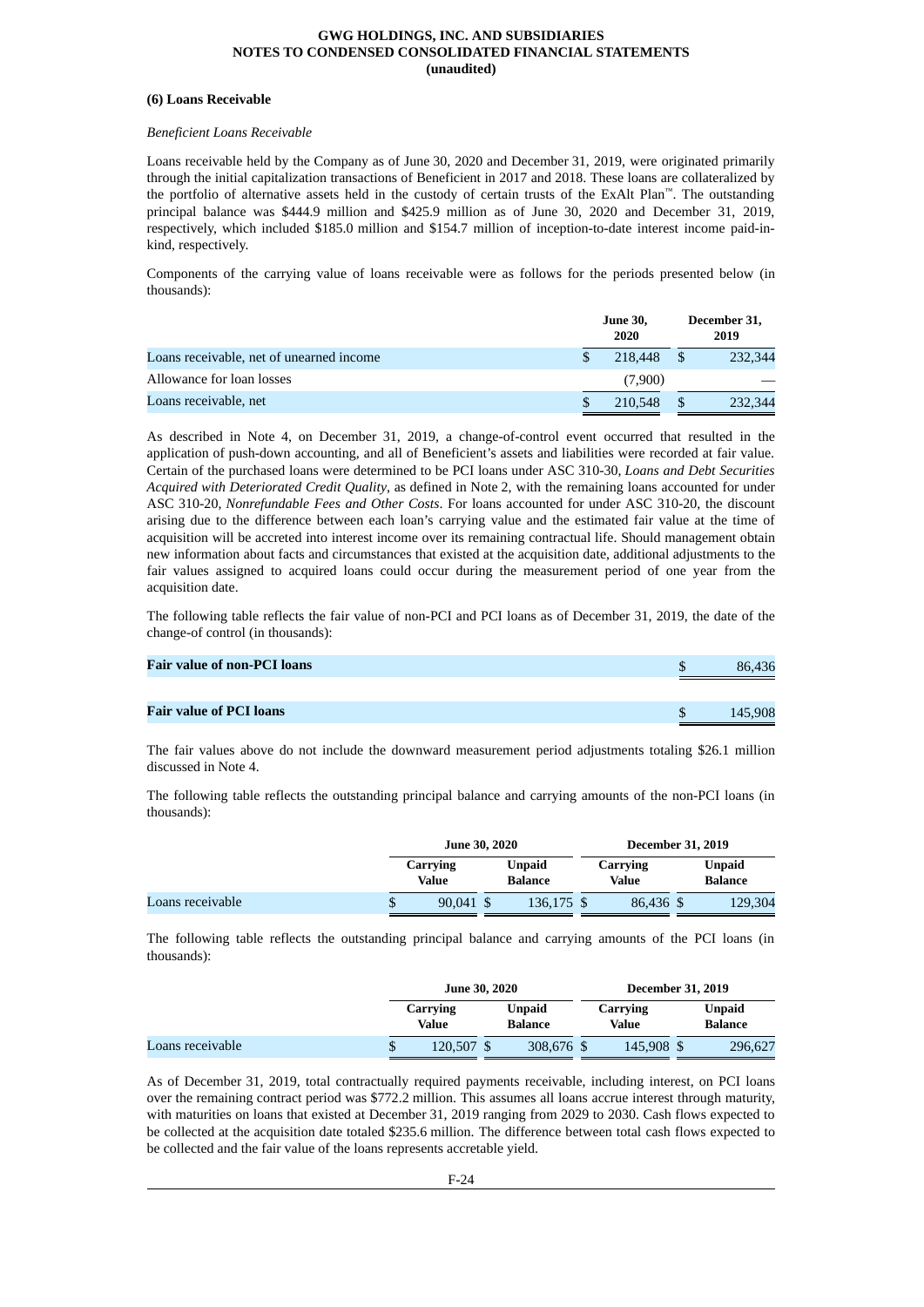**GWG HOLDINGS, INC. AND SUBSIDIARIES**
**NOTES TO CONDENSED CONSOLIDATED FINANCIAL STATEMENTS**
**(unaudited)**

**(6) Loans Receivable**

*Beneficient Loans Receivable*

Loans receivable held by the Company as of June 30, 2020 and December 31, 2019, were originated primarily through the initial capitalization transactions of Beneficient in 2017 and 2018. These loans are collateralized by the portfolio of alternative assets held in the custody of certain trusts of the ExAlt Plan™. The outstanding principal balance was $444.9 million and $425.9 million as of June 30, 2020 and December 31, 2019, respectively, which included $185.0 million and $154.7 million of inception-to-date interest income paid-in-kind, respectively.

Components of the carrying value of loans receivable were as follows for the periods presented below (in thousands):

| | June 30, 2020 | December 31, 2019 |
|---|---|---|
| Loans receivable, net of unearned income | $ 218,448 | $ 232,344 |
| Allowance for loan losses | (7,900) | — |
| Loans receivable, net | $ 210,548 | $ 232,344 |

As described in Note 4, on December 31, 2019, a change-of-control event occurred that resulted in the application of push-down accounting, and all of Beneficient's assets and liabilities were recorded at fair value. Certain of the purchased loans were determined to be PCI loans under ASC 310-30, *Loans and Debt Securities Acquired with Deteriorated Credit Quality*, as defined in Note 2, with the remaining loans accounted for under ASC 310-20, *Nonrefundable Fees and Other Costs*. For loans accounted for under ASC 310-20, the discount arising due to the difference between each loan's carrying value and the estimated fair value at the time of acquisition will be accreted into interest income over its remaining contractual life. Should management obtain new information about facts and circumstances that existed at the acquisition date, additional adjustments to the fair values assigned to acquired loans could occur during the measurement period of one year from the acquisition date.

The following table reflects the fair value of non-PCI and PCI loans as of December 31, 2019, the date of the change-of control (in thousands):

| | |
|---|---|
| **Fair value of non-PCI loans** | $ 86,436 |
| **Fair value of PCI loans** | $ 145,908 |

The fair values above do not include the downward measurement period adjustments totaling $26.1 million discussed in Note 4.

The following table reflects the outstanding principal balance and carrying amounts of the non-PCI loans (in thousands):

| | June 30, 2020 | | December 31, 2019 | |
|---|---|---|---|---|
| | Carrying Value | Unpaid Balance | Carrying Value | Unpaid Balance |
| Loans receivable | $ 90,041 | $ 136,175 | $ 86,436 | $ 129,304 |

The following table reflects the outstanding principal balance and carrying amounts of the PCI loans (in thousands):

| | June 30, 2020 | | December 31, 2019 | |
|---|---|---|---|---|
| | Carrying Value | Unpaid Balance | Carrying Value | Unpaid Balance |
| Loans receivable | $ 120,507 | $ 308,676 | $ 145,908 | $ 296,627 |

As of December 31, 2019, total contractually required payments receivable, including interest, on PCI loans over the remaining contract period was $772.2 million. This assumes all loans accrue interest through maturity, with maturities on loans that existed at December 31, 2019 ranging from 2029 to 2030. Cash flows expected to be collected at the acquisition date totaled $235.6 million. The difference between total cash flows expected to be collected and the fair value of the loans represents accretable yield.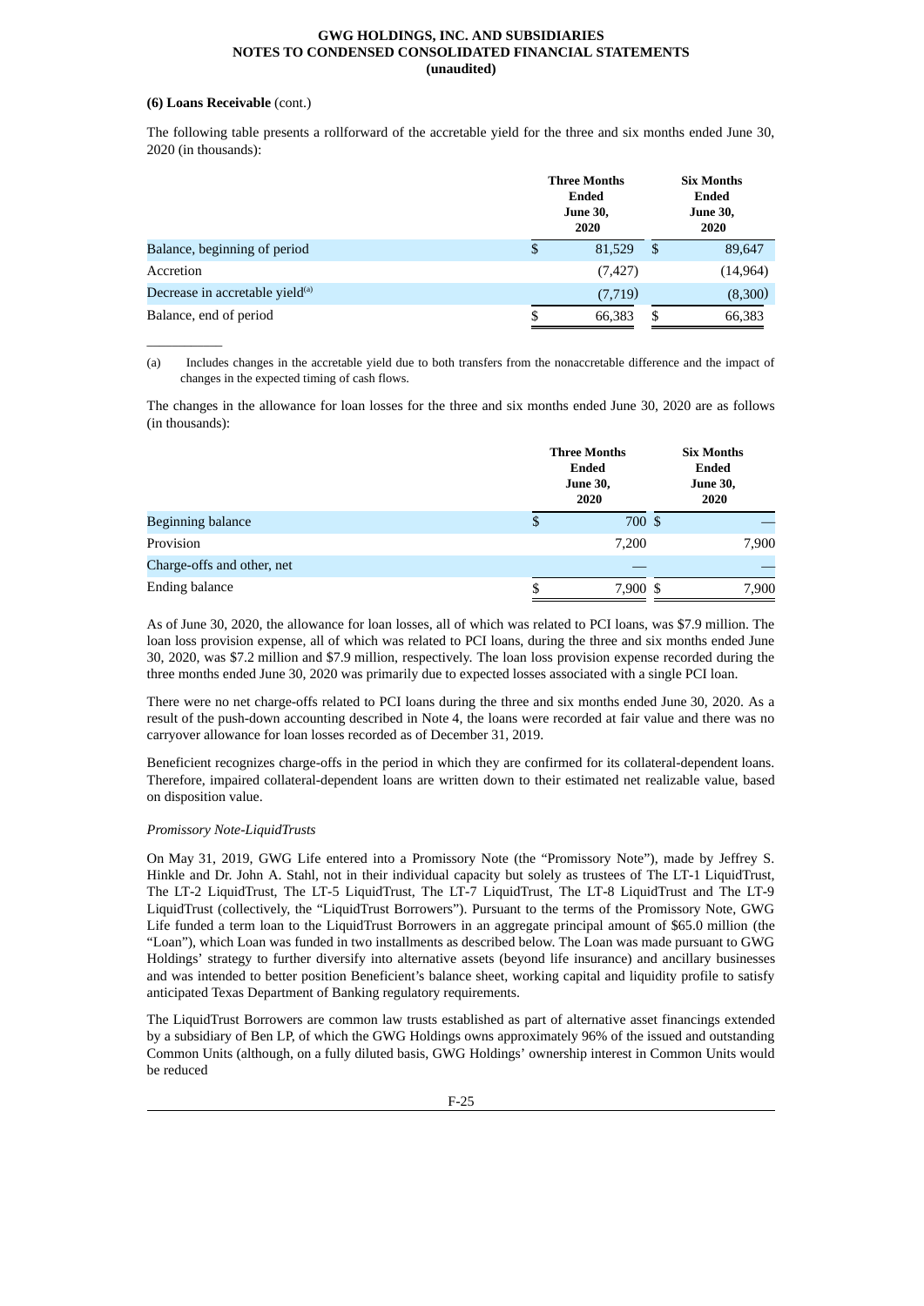**(6) Loans Receivable** (cont.)

The following table presents a rollforward of the accretable yield for the three and six months ended June 30, 2020 (in thousands):

| | Three Months Ended June 30, 2020 | Six Months Ended June 30, 2020 |
|---|---|---|
| Balance, beginning of period | $ 81,529 | $ 89,647 |
| Accretion | (7,427) | (14,964) |
| Decrease in accretable yield[(a)] | (7,719) | (8,300) |
| Balance, end of period | $ 66,383 | $ 66,383 |

(a) Includes changes in the accretable yield due to both transfers from the nonaccretable difference and the impact of changes in the expected timing of cash flows.

The changes in the allowance for loan losses for the three and six months ended June 30, 2020 are as follows (in thousands):

| | Three Months Ended June 30, 2020 | Six Months Ended June 30, 2020 |
|---|---|---|
| Beginning balance | $ 700 | $ — |
| Provision | 7,200 | 7,900 |
| Charge-offs and other, net | — | — |
| Ending balance | $ 7,900 | $ 7,900 |

As of June 30, 2020, the allowance for loan losses, all of which was related to PCI loans, was $7.9 million. The loan loss provision expense, all of which was related to PCI loans, during the three and six months ended June 30, 2020, was $7.2 million and $7.9 million, respectively. The loan loss provision expense recorded during the three months ended June 30, 2020 was primarily due to expected losses associated with a single PCI loan.

There were no net charge-offs related to PCI loans during the three and six months ended June 30, 2020. As a result of the push-down accounting described in Note 4, the loans were recorded at fair value and there was no carryover allowance for loan losses recorded as of December 31, 2019.

Beneficient recognizes charge-offs in the period in which they are confirmed for its collateral-dependent loans. Therefore, impaired collateral-dependent loans are written down to their estimated net realizable value, based on disposition value.

*Promissory Note-LiquidTrusts*

On May 31, 2019, GWG Life entered into a Promissory Note (the "Promissory Note"), made by Jeffrey S. Hinkle and Dr. John A. Stahl, not in their individual capacity but solely as trustees of The LT-1 LiquidTrust, The LT-2 LiquidTrust, The LT-5 LiquidTrust, The LT-7 LiquidTrust, The LT-8 LiquidTrust and The LT-9 LiquidTrust (collectively, the "LiquidTrust Borrowers"). Pursuant to the terms of the Promissory Note, GWG Life funded a term loan to the LiquidTrust Borrowers in an aggregate principal amount of $65.0 million (the "Loan"), which Loan was funded in two installments as described below. The Loan was made pursuant to GWG Holdings' strategy to further diversify into alternative assets (beyond life insurance) and ancillary businesses and was intended to better position Beneficient's balance sheet, working capital and liquidity profile to satisfy anticipated Texas Department of Banking regulatory requirements.

The LiquidTrust Borrowers are common law trusts established as part of alternative asset financings extended by a subsidiary of Ben LP, of which the GWG Holdings owns approximately 96% of the issued and outstanding Common Units (although, on a fully diluted basis, GWG Holdings' ownership interest in Common Units would be reduced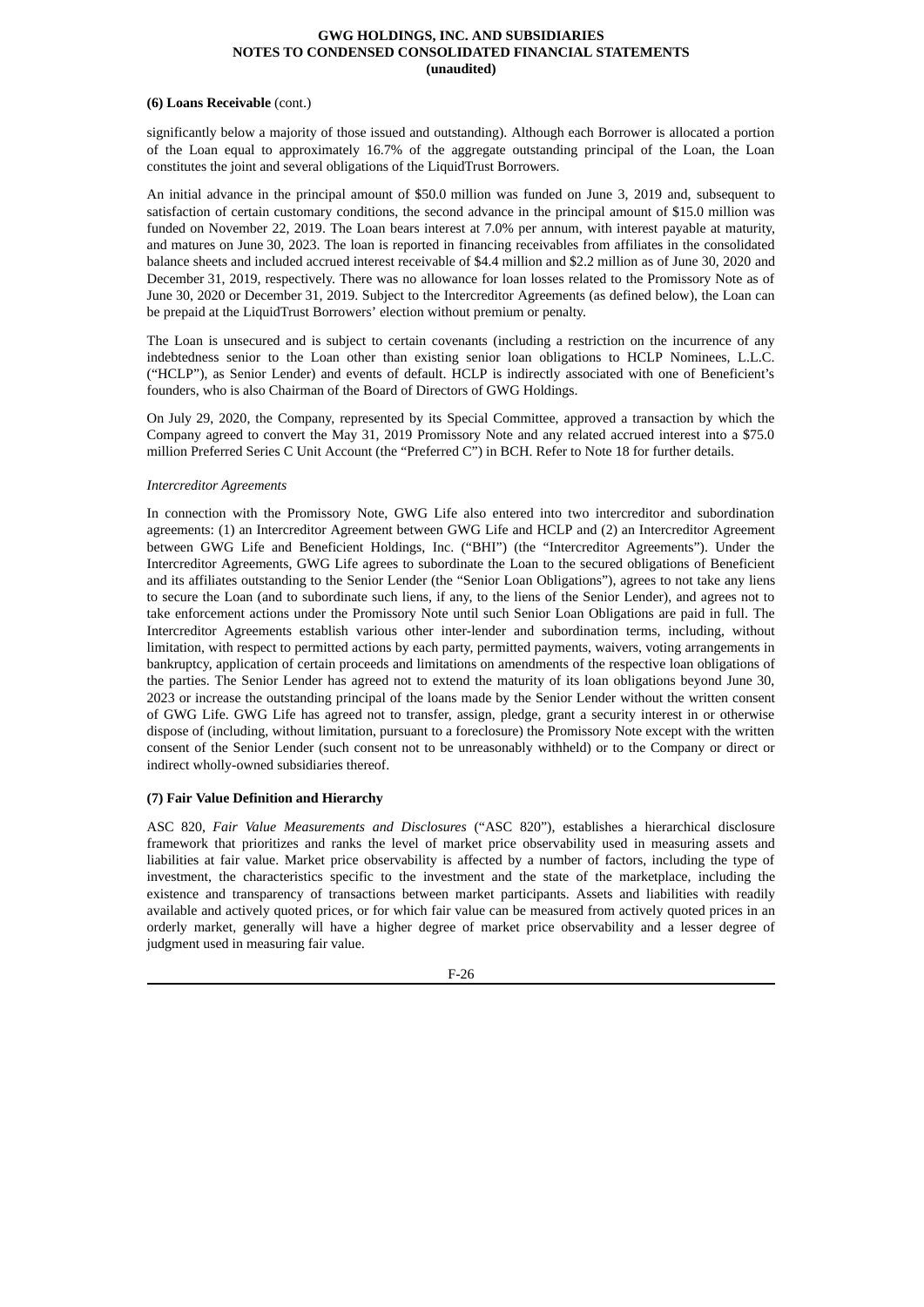**(6) Loans Receivable** (cont.)

significantly below a majority of those issued and outstanding). Although each Borrower is allocated a portion of the Loan equal to approximately 16.7% of the aggregate outstanding principal of the Loan, the Loan constitutes the joint and several obligations of the LiquidTrust Borrowers.

An initial advance in the principal amount of $50.0 million was funded on June 3, 2019 and, subsequent to satisfaction of certain customary conditions, the second advance in the principal amount of $15.0 million was funded on November 22, 2019. The Loan bears interest at 7.0% per annum, with interest payable at maturity, and matures on June 30, 2023. The loan is reported in financing receivables from affiliates in the consolidated balance sheets and included accrued interest receivable of $4.4 million and $2.2 million as of June 30, 2020 and December 31, 2019, respectively. There was no allowance for loan losses related to the Promissory Note as of June 30, 2020 or December 31, 2019. Subject to the Intercreditor Agreements (as defined below), the Loan can be prepaid at the LiquidTrust Borrowers' election without premium or penalty.

The Loan is unsecured and is subject to certain covenants (including a restriction on the incurrence of any indebtedness senior to the Loan other than existing senior loan obligations to HCLP Nominees, L.L.C. ("HCLP"), as Senior Lender) and events of default. HCLP is indirectly associated with one of Beneficient's founders, who is also Chairman of the Board of Directors of GWG Holdings.

On July 29, 2020, the Company, represented by its Special Committee, approved a transaction by which the Company agreed to convert the May 31, 2019 Promissory Note and any related accrued interest into a $75.0 million Preferred Series C Unit Account (the "Preferred C") in BCH. Refer to Note 18 for further details.

*Intercreditor Agreements*

In connection with the Promissory Note, GWG Life also entered into two intercreditor and subordination agreements: (1) an Intercreditor Agreement between GWG Life and HCLP and (2) an Intercreditor Agreement between GWG Life and Beneficient Holdings, Inc. ("BHI") (the "Intercreditor Agreements"). Under the Intercreditor Agreements, GWG Life agrees to subordinate the Loan to the secured obligations of Beneficient and its affiliates outstanding to the Senior Lender (the "Senior Loan Obligations"), agrees to not take any liens to secure the Loan (and to subordinate such liens, if any, to the liens of the Senior Lender), and agrees not to take enforcement actions under the Promissory Note until such Senior Loan Obligations are paid in full. The Intercreditor Agreements establish various other inter-lender and subordination terms, including, without limitation, with respect to permitted actions by each party, permitted payments, waivers, voting arrangements in bankruptcy, application of certain proceeds and limitations on amendments of the respective loan obligations of the parties. The Senior Lender has agreed not to extend the maturity of its loan obligations beyond June 30, 2023 or increase the outstanding principal of the loans made by the Senior Lender without the written consent of GWG Life. GWG Life has agreed not to transfer, assign, pledge, grant a security interest in or otherwise dispose of (including, without limitation, pursuant to a foreclosure) the Promissory Note except with the written consent of the Senior Lender (such consent not to be unreasonably withheld) or to the Company or direct or indirect wholly-owned subsidiaries thereof.

**(7) Fair Value Definition and Hierarchy**

ASC 820, *Fair Value Measurements and Disclosures* ("ASC 820"), establishes a hierarchical disclosure framework that prioritizes and ranks the level of market price observability used in measuring assets and liabilities at fair value. Market price observability is affected by a number of factors, including the type of investment, the characteristics specific to the investment and the state of the marketplace, including the existence and transparency of transactions between market participants. Assets and liabilities with readily available and actively quoted prices, or for which fair value can be measured from actively quoted prices in an orderly market, generally will have a higher degree of market price observability and a lesser degree of judgment used in measuring fair value.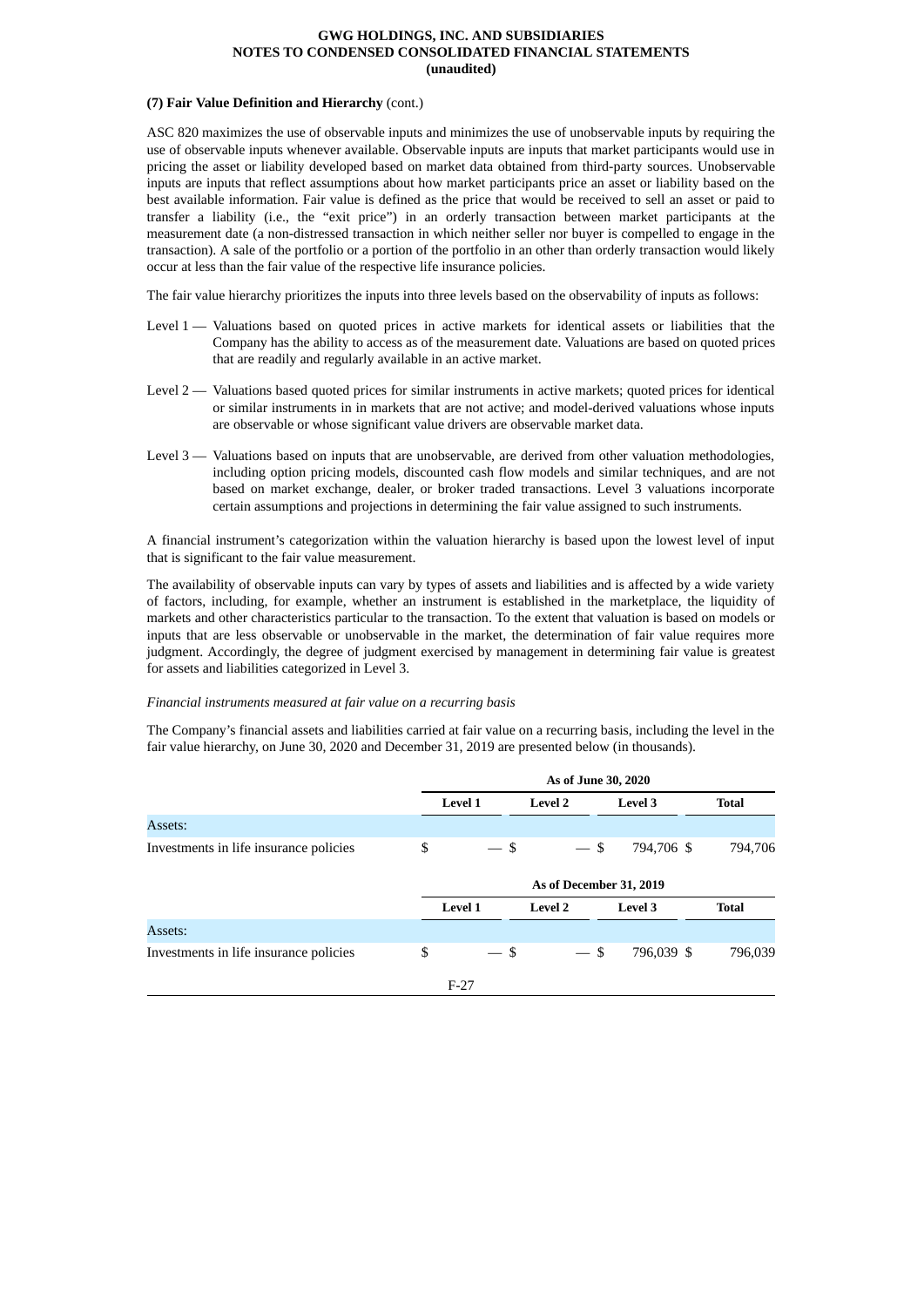**(7) Fair Value Definition and Hierarchy** (cont.)

ASC 820 maximizes the use of observable inputs and minimizes the use of unobservable inputs by requiring the use of observable inputs whenever available. Observable inputs are inputs that market participants would use in pricing the asset or liability developed based on market data obtained from third-party sources. Unobservable inputs are inputs that reflect assumptions about how market participants price an asset or liability based on the best available information. Fair value is defined as the price that would be received to sell an asset or paid to transfer a liability (i.e., the "exit price") in an orderly transaction between market participants at the measurement date (a non-distressed transaction in which neither seller nor buyer is compelled to engage in the transaction). A sale of the portfolio or a portion of the portfolio in an other than orderly transaction would likely occur at less than the fair value of the respective life insurance policies.

The fair value hierarchy prioritizes the inputs into three levels based on the observability of inputs as follows:

Level 1 — Valuations based on quoted prices in active markets for identical assets or liabilities that the Company has the ability to access as of the measurement date. Valuations are based on quoted prices that are readily and regularly available in an active market.

Level 2 — Valuations based quoted prices for similar instruments in active markets; quoted prices for identical or similar instruments in in markets that are not active; and model-derived valuations whose inputs are observable or whose significant value drivers are observable market data.

Level 3 — Valuations based on inputs that are unobservable, are derived from other valuation methodologies, including option pricing models, discounted cash flow models and similar techniques, and are not based on market exchange, dealer, or broker traded transactions. Level 3 valuations incorporate certain assumptions and projections in determining the fair value assigned to such instruments.

A financial instrument's categorization within the valuation hierarchy is based upon the lowest level of input that is significant to the fair value measurement.

The availability of observable inputs can vary by types of assets and liabilities and is affected by a wide variety of factors, including, for example, whether an instrument is established in the marketplace, the liquidity of markets and other characteristics particular to the transaction. To the extent that valuation is based on models or inputs that are less observable or unobservable in the market, the determination of fair value requires more judgment. Accordingly, the degree of judgment exercised by management in determining fair value is greatest for assets and liabilities categorized in Level 3.

*Financial instruments measured at fair value on a recurring basis*

The Company's financial assets and liabilities carried at fair value on a recurring basis, including the level in the fair value hierarchy, on June 30, 2020 and December 31, 2019 are presented below (in thousands).

| | As of June 30, 2020 | | | |
|---|---|---|---|---|
| | **Level 1** | **Level 2** | **Level 3** | **Total** |
| Assets: | | | | |
| Investments in life insurance policies | $ — | $ — | $ 794,706 | $ 794,706 |

| | As of December 31, 2019 | | | |
|---|---|---|---|---|
| | **Level 1** | **Level 2** | **Level 3** | **Total** |
| Assets: | | | | |
| Investments in life insurance policies | $ — | $ — | $ 796,039 | $ 796,039 |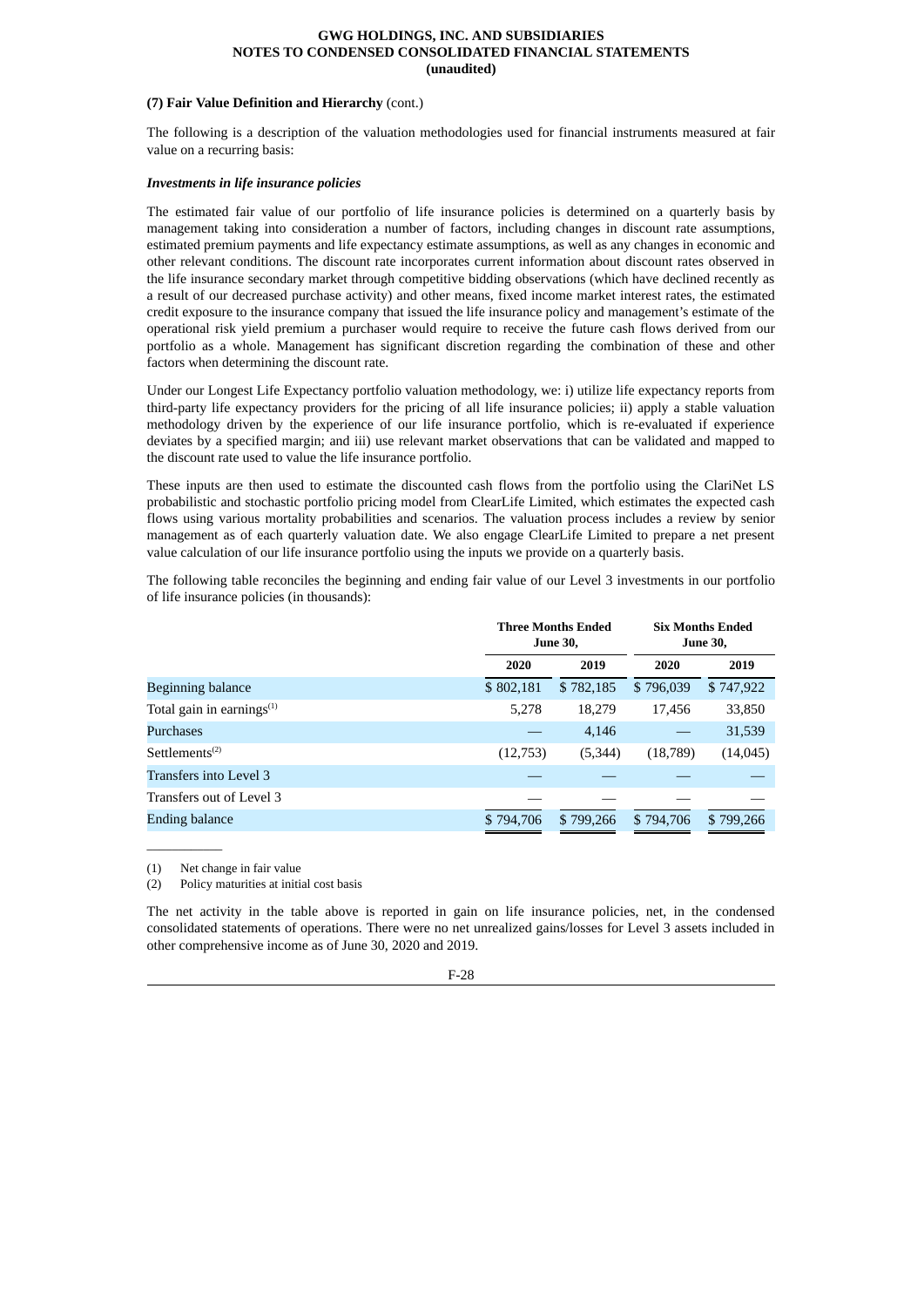**(7) Fair Value Definition and Hierarchy** (cont.)

The following is a description of the valuation methodologies used for financial instruments measured at fair value on a recurring basis:

***Investments in life insurance policies***

The estimated fair value of our portfolio of life insurance policies is determined on a quarterly basis by management taking into consideration a number of factors, including changes in discount rate assumptions, estimated premium payments and life expectancy estimate assumptions, as well as any changes in economic and other relevant conditions. The discount rate incorporates current information about discount rates observed in the life insurance secondary market through competitive bidding observations (which have declined recently as a result of our decreased purchase activity) and other means, fixed income market interest rates, the estimated credit exposure to the insurance company that issued the life insurance policy and management's estimate of the operational risk yield premium a purchaser would require to receive the future cash flows derived from our portfolio as a whole. Management has significant discretion regarding the combination of these and other factors when determining the discount rate.

Under our Longest Life Expectancy portfolio valuation methodology, we: i) utilize life expectancy reports from third-party life expectancy providers for the pricing of all life insurance policies; ii) apply a stable valuation methodology driven by the experience of our life insurance portfolio, which is re-evaluated if experience deviates by a specified margin; and iii) use relevant market observations that can be validated and mapped to the discount rate used to value the life insurance portfolio.

These inputs are then used to estimate the discounted cash flows from the portfolio using the ClariNet LS probabilistic and stochastic portfolio pricing model from ClearLife Limited, which estimates the expected cash flows using various mortality probabilities and scenarios. The valuation process includes a review by senior management as of each quarterly valuation date. We also engage ClearLife Limited to prepare a net present value calculation of our life insurance portfolio using the inputs we provide on a quarterly basis.

The following table reconciles the beginning and ending fair value of our Level 3 investments in our portfolio of life insurance policies (in thousands):

| | Three Months Ended June 30, | | Six Months Ended June 30, | |
|---|---|---|---|---|
| | 2020 | 2019 | 2020 | 2019 |
| Beginning balance | $ 802,181 | $ 782,185 | $ 796,039 | $ 747,922 |
| Total gain in earnings[(1)] | 5,278 | 18,279 | 17,456 | 33,850 |
| Purchases | — | 4,146 | — | 31,539 |
| Settlements[(2)] | (12,753) | (5,344) | (18,789) | (14,045) |
| Transfers into Level 3 | — | — | — | — |
| Transfers out of Level 3 | — | — | — | — |
| Ending balance | $ 794,706 | $ 799,266 | $ 794,706 | $ 799,266 |

(1) Net change in fair value

(2) Policy maturities at initial cost basis

The net activity in the table above is reported in gain on life insurance policies, net, in the condensed consolidated statements of operations. There were no net unrealized gains/losses for Level 3 assets included in other comprehensive income as of June 30, 2020 and 2019.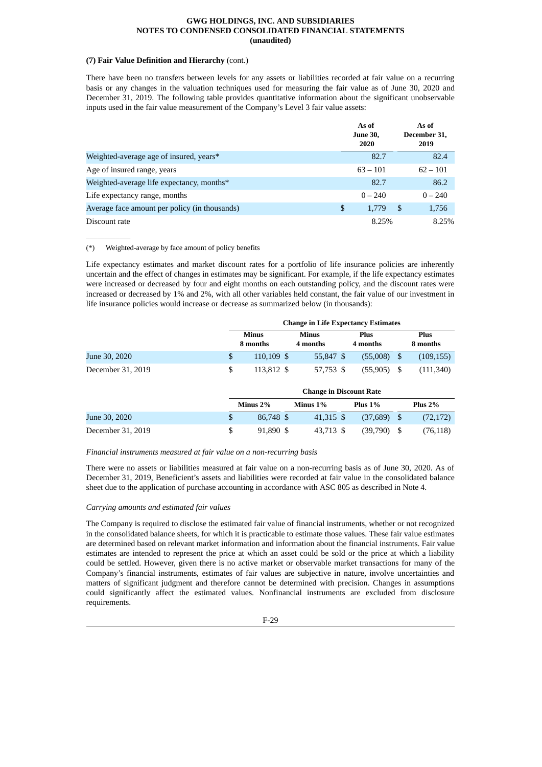**(7) Fair Value Definition and Hierarchy** (cont.)

There have been no transfers between levels for any assets or liabilities recorded at fair value on a recurring basis or any changes in the valuation techniques used for measuring the fair value as of June 30, 2020 and December 31, 2019. The following table provides quantitative information about the significant unobservable inputs used in the fair value measurement of the Company's Level 3 fair value assets:

| | As of June 30, 2020 | As of December 31, 2019 |
|---|---|---|
| Weighted-average age of insured, years* | 82.7 | 82.4 |
| Age of insured range, years | 63 – 101 | 62 – 101 |
| Weighted-average life expectancy, months* | 82.7 | 86.2 |
| Life expectancy range, months | 0 – 240 | 0 – 240 |
| Average face amount per policy (in thousands) | $ 1,779 | $ 1,756 |
| Discount rate | 8.25% | 8.25% |

(*) Weighted-average by face amount of policy benefits

Life expectancy estimates and market discount rates for a portfolio of life insurance policies are inherently uncertain and the effect of changes in estimates may be significant. For example, if the life expectancy estimates were increased or decreased by four and eight months on each outstanding policy, and the discount rates were increased or decreased by 1% and 2%, with all other variables held constant, the fair value of our investment in life insurance policies would increase or decrease as summarized below (in thousands):

| | Change in Life Expectancy Estimates | | | |
|---|---|---|---|---|
| | Minus 8 months | Minus 4 months | Plus 4 months | Plus 8 months |
| June 30, 2020 | $ 110,109 | $ 55,847 | $ (55,008) | $ (109,155) |
| December 31, 2019 | $ 113,812 | $ 57,753 | $ (55,905) | $ (111,340) |

| | Change in Discount Rate | | | |
|---|---|---|---|---|
| | Minus 2% | Minus 1% | Plus 1% | Plus 2% |
| June 30, 2020 | $ 86,748 | $ 41,315 | $ (37,689) | $ (72,172) |
| December 31, 2019 | $ 91,890 | $ 43,713 | $ (39,790) | $ (76,118) |

*Financial instruments measured at fair value on a non-recurring basis*

There were no assets or liabilities measured at fair value on a non-recurring basis as of June 30, 2020. As of December 31, 2019, Beneficient's assets and liabilities were recorded at fair value in the consolidated balance sheet due to the application of purchase accounting in accordance with ASC 805 as described in Note 4.

*Carrying amounts and estimated fair values*

The Company is required to disclose the estimated fair value of financial instruments, whether or not recognized in the consolidated balance sheets, for which it is practicable to estimate those values. These fair value estimates are determined based on relevant market information and information about the financial instruments. Fair value estimates are intended to represent the price at which an asset could be sold or the price at which a liability could be settled. However, given there is no active market or observable market transactions for many of the Company's financial instruments, estimates of fair values are subjective in nature, involve uncertainties and matters of significant judgment and therefore cannot be determined with precision. Changes in assumptions could significantly affect the estimated values. Nonfinancial instruments are excluded from disclosure requirements.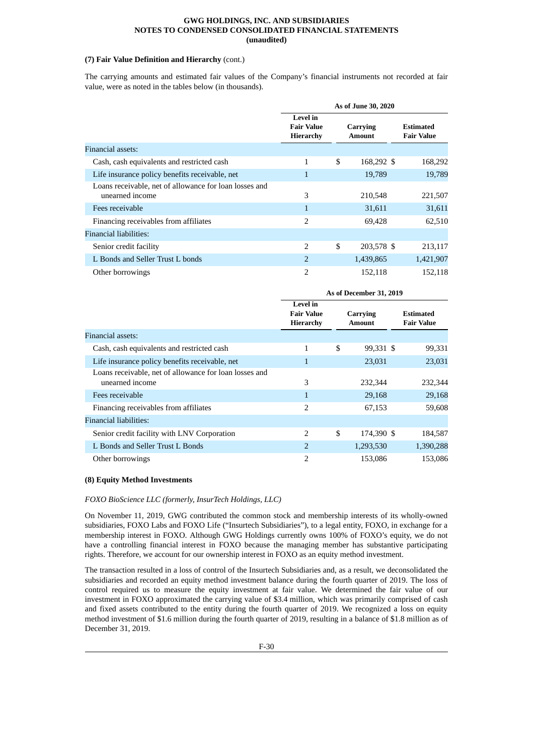**(7) Fair Value Definition and Hierarchy** (cont.)

The carrying amounts and estimated fair values of the Company's financial instruments not recorded at fair value, were as noted in the tables below (in thousands).

| | As of June 30, 2020 | | |
|---|---|---|---|
| | Level in Fair Value Hierarchy | Carrying Amount | Estimated Fair Value |
| Financial assets: | | | |
| Cash, cash equivalents and restricted cash | 1 | $ 168,292 | $ 168,292 |
| Life insurance policy benefits receivable, net | 1 | 19,789 | 19,789 |
| Loans receivable, net of allowance for loan losses and unearned income | 3 | 210,548 | 221,507 |
| Fees receivable | 1 | 31,611 | 31,611 |
| Financing receivables from affiliates | 2 | 69,428 | 62,510 |
| Financial liabilities: | | | |
| Senior credit facility | 2 | $ 203,578 | $ 213,117 |
| L Bonds and Seller Trust L bonds | 2 | 1,439,865 | 1,421,907 |
| Other borrowings | 2 | 152,118 | 152,118 |

| | As of December 31, 2019 | | |
|---|---|---|---|
| | Level in Fair Value Hierarchy | Carrying Amount | Estimated Fair Value |
| Financial assets: | | | |
| Cash, cash equivalents and restricted cash | 1 | $ 99,331 | $ 99,331 |
| Life insurance policy benefits receivable, net | 1 | 23,031 | 23,031 |
| Loans receivable, net of allowance for loan losses and unearned income | 3 | 232,344 | 232,344 |
| Fees receivable | 1 | 29,168 | 29,168 |
| Financing receivables from affiliates | 2 | 67,153 | 59,608 |
| Financial liabilities: | | | |
| Senior credit facility with LNV Corporation | 2 | $ 174,390 | $ 184,587 |
| L Bonds and Seller Trust L Bonds | 2 | 1,293,530 | 1,390,288 |
| Other borrowings | 2 | 153,086 | 153,086 |

**(8) Equity Method Investments**

*FOXO BioScience LLC (formerly, InsurTech Holdings, LLC)*

On November 11, 2019, GWG contributed the common stock and membership interests of its wholly-owned subsidiaries, FOXO Labs and FOXO Life ("Insurtech Subsidiaries"), to a legal entity, FOXO, in exchange for a membership interest in FOXO. Although GWG Holdings currently owns 100% of FOXO's equity, we do not have a controlling financial interest in FOXO because the managing member has substantive participating rights. Therefore, we account for our ownership interest in FOXO as an equity method investment.

The transaction resulted in a loss of control of the Insurtech Subsidiaries and, as a result, we deconsolidated the subsidiaries and recorded an equity method investment balance during the fourth quarter of 2019. The loss of control required us to measure the equity investment at fair value. We determined the fair value of our investment in FOXO approximated the carrying value of $3.4 million, which was primarily comprised of cash and fixed assets contributed to the entity during the fourth quarter of 2019. We recognized a loss on equity method investment of $1.6 million during the fourth quarter of 2019, resulting in a balance of $1.8 million as of December 31, 2019.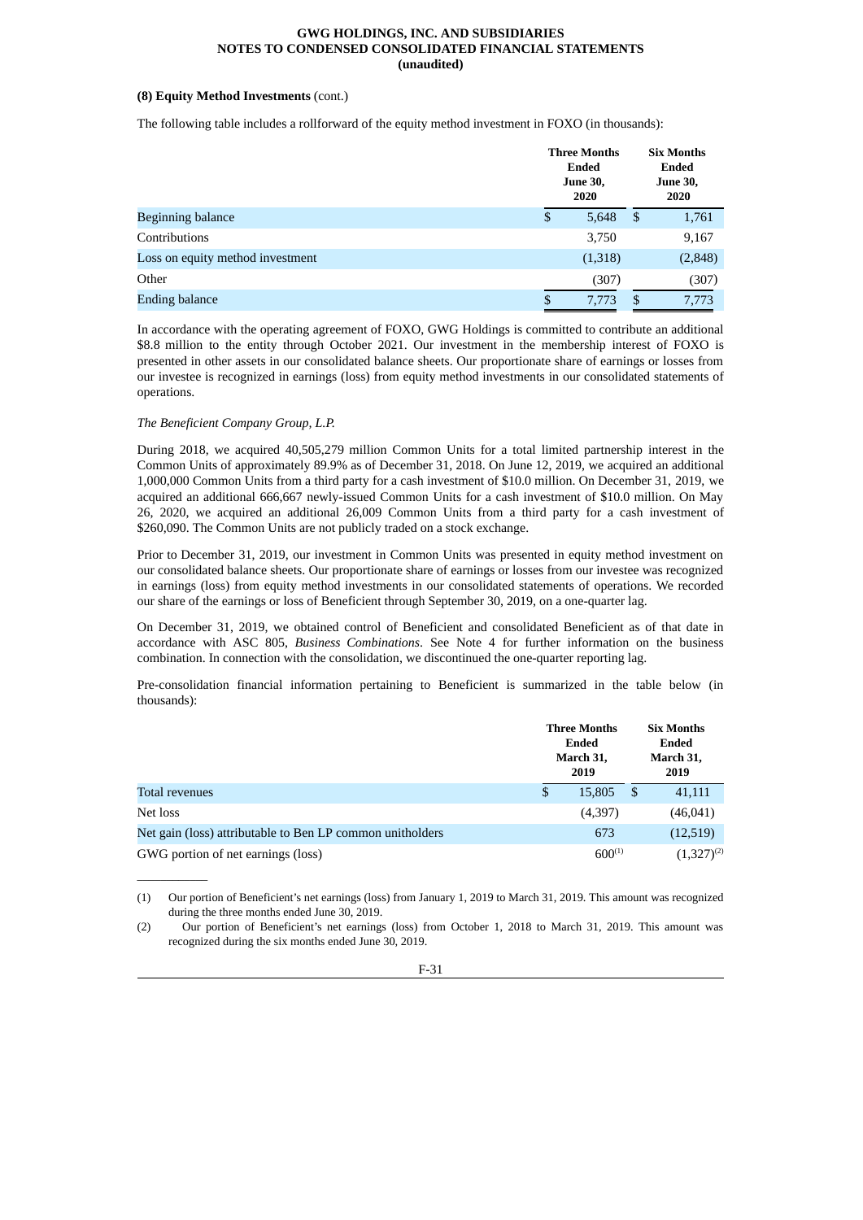**(8) Equity Method Investments** (cont.)

The following table includes a rollforward of the equity method investment in FOXO (in thousands):

| | Three Months Ended June 30, 2020 | Six Months Ended June 30, 2020 |
|---|---|---|
| Beginning balance | $ 5,648 | $ 1,761 |
| Contributions | 3,750 | 9,167 |
| Loss on equity method investment | (1,318) | (2,848) |
| Other | (307) | (307) |
| Ending balance | $ 7,773 | $ 7,773 |

In accordance with the operating agreement of FOXO, GWG Holdings is committed to contribute an additional $8.8 million to the entity through October 2021. Our investment in the membership interest of FOXO is presented in other assets in our consolidated balance sheets. Our proportionate share of earnings or losses from our investee is recognized in earnings (loss) from equity method investments in our consolidated statements of operations.

*The Beneficient Company Group, L.P.*

During 2018, we acquired 40,505,279 million Common Units for a total limited partnership interest in the Common Units of approximately 89.9% as of December 31, 2018. On June 12, 2019, we acquired an additional 1,000,000 Common Units from a third party for a cash investment of $10.0 million. On December 31, 2019, we acquired an additional 666,667 newly-issued Common Units for a cash investment of $10.0 million. On May 26, 2020, we acquired an additional 26,009 Common Units from a third party for a cash investment of $260,090. The Common Units are not publicly traded on a stock exchange.

Prior to December 31, 2019, our investment in Common Units was presented in equity method investment on our consolidated balance sheets. Our proportionate share of earnings or losses from our investee was recognized in earnings (loss) from equity method investments in our consolidated statements of operations. We recorded our share of the earnings or loss of Beneficient through September 30, 2019, on a one-quarter lag.

On December 31, 2019, we obtained control of Beneficient and consolidated Beneficient as of that date in accordance with ASC 805, *Business Combinations*. See Note 4 for further information on the business combination. In connection with the consolidation, we discontinued the one-quarter reporting lag.

Pre-consolidation financial information pertaining to Beneficient is summarized in the table below (in thousands):

| | Three Months Ended March 31, 2019 | Six Months Ended March 31, 2019 |
|---|---|---|
| Total revenues | $ 15,805 | $ 41,111 |
| Net loss | (4,397) | (46,041) |
| Net gain (loss) attributable to Ben LP common unitholders | 673 | (12,519) |
| GWG portion of net earnings (loss) | 600[(1)] | (1,327)[(2)] |

(1) Our portion of Beneficient's net earnings (loss) from January 1, 2019 to March 31, 2019. This amount was recognized during the three months ended June 30, 2019.

(2) Our portion of Beneficient's net earnings (loss) from October 1, 2018 to March 31, 2019. This amount was recognized during the six months ended June 30, 2019.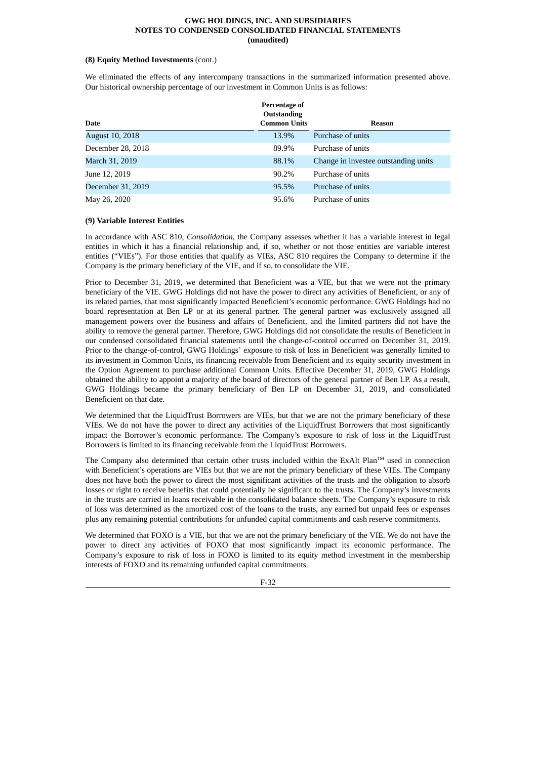**(8) Equity Method Investments** (cont.)

We eliminated the effects of any intercompany transactions in the summarized information presented above. Our historical ownership percentage of our investment in Common Units is as follows:

| Date | Percentage of Outstanding Common Units | Reason |
|---|---|---|
| August 10, 2018 | 13.9% | Purchase of units |
| December 28, 2018 | 89.9% | Purchase of units |
| March 31, 2019 | 88.1% | Change in investee outstanding units |
| June 12, 2019 | 90.2% | Purchase of units |
| December 31, 2019 | 95.5% | Purchase of units |
| May 26, 2020 | 95.6% | Purchase of units |

**(9) Variable Interest Entities**

In accordance with ASC 810, *Consolidation*, the Company assesses whether it has a variable interest in legal entities in which it has a financial relationship and, if so, whether or not those entities are variable interest entities ("VIEs"). For those entities that qualify as VIEs, ASC 810 requires the Company to determine if the Company is the primary beneficiary of the VIE, and if so, to consolidate the VIE.

Prior to December 31, 2019, we determined that Beneficient was a VIE, but that we were not the primary beneficiary of the VIE. GWG Holdings did not have the power to direct any activities of Beneficient, or any of its related parties, that most significantly impacted Beneficient's economic performance. GWG Holdings had no board representation at Ben LP or at its general partner. The general partner was exclusively assigned all management powers over the business and affairs of Beneficient, and the limited partners did not have the ability to remove the general partner. Therefore, GWG Holdings did not consolidate the results of Beneficient in our condensed consolidated financial statements until the change-of-control occurred on December 31, 2019. Prior to the change-of-control, GWG Holdings' exposure to risk of loss in Beneficient was generally limited to its investment in Common Units, its financing receivable from Beneficient and its equity security investment in the Option Agreement to purchase additional Common Units. Effective December 31, 2019, GWG Holdings obtained the ability to appoint a majority of the board of directors of the general partner of Ben LP. As a result, GWG Holdings became the primary beneficiary of Ben LP on December 31, 2019, and consolidated Beneficient on that date.

We determined that the LiquidTrust Borrowers are VIEs, but that we are not the primary beneficiary of these VIEs. We do not have the power to direct any activities of the LiquidTrust Borrowers that most significantly impact the Borrower's economic performance. The Company's exposure to risk of loss in the LiquidTrust Borrowers is limited to its financing receivable from the LiquidTrust Borrowers.

The Company also determined that certain other trusts included within the ExAlt Plan™ used in connection with Beneficient's operations are VIEs but that we are not the primary beneficiary of these VIEs. The Company does not have both the power to direct the most significant activities of the trusts and the obligation to absorb losses or right to receive benefits that could potentially be significant to the trusts. The Company's investments in the trusts are carried in loans receivable in the consolidated balance sheets. The Company's exposure to risk of loss was determined as the amortized cost of the loans to the trusts, any earned but unpaid fees or expenses plus any remaining potential contributions for unfunded capital commitments and cash reserve commitments.

We determined that FOXO is a VIE, but that we are not the primary beneficiary of the VIE. We do not have the power to direct any activities of FOXO that most significantly impact its economic performance. The Company's exposure to risk of loss in FOXO is limited to its equity method investment in the membership interests of FOXO and its remaining unfunded capital commitments.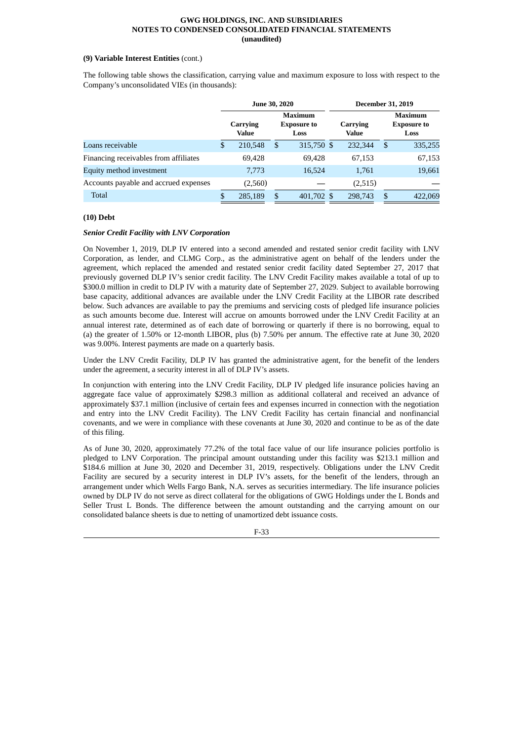**(9) Variable Interest Entities** (cont.)

The following table shows the classification, carrying value and maximum exposure to loss with respect to the Company's unconsolidated VIEs (in thousands):

| | June 30, 2020 | | December 31, 2019 | |
|---|---|---|---|---|
| | Carrying Value | Maximum Exposure to Loss | Carrying Value | Maximum Exposure to Loss |
| Loans receivable | $ 210,548 | $ 315,750 | $ 232,344 | $ 335,255 |
| Financing receivables from affiliates | 69,428 | 69,428 | 67,153 | 67,153 |
| Equity method investment | 7,773 | 16,524 | 1,761 | 19,661 |
| Accounts payable and accrued expenses | (2,560) | — | (2,515) | — |
| Total | $ 285,189 | $ 401,702 | $ 298,743 | $ 422,069 |

**(10) Debt**

***Senior Credit Facility with LNV Corporation***

On November 1, 2019, DLP IV entered into a second amended and restated senior credit facility with LNV Corporation, as lender, and CLMG Corp., as the administrative agent on behalf of the lenders under the agreement, which replaced the amended and restated senior credit facility dated September 27, 2017 that previously governed DLP IV's senior credit facility. The LNV Credit Facility makes available a total of up to $300.0 million in credit to DLP IV with a maturity date of September 27, 2029. Subject to available borrowing base capacity, additional advances are available under the LNV Credit Facility at the LIBOR rate described below. Such advances are available to pay the premiums and servicing costs of pledged life insurance policies as such amounts become due. Interest will accrue on amounts borrowed under the LNV Credit Facility at an annual interest rate, determined as of each date of borrowing or quarterly if there is no borrowing, equal to (a) the greater of 1.50% or 12-month LIBOR, plus (b) 7.50% per annum. The effective rate at June 30, 2020 was 9.00%. Interest payments are made on a quarterly basis.

Under the LNV Credit Facility, DLP IV has granted the administrative agent, for the benefit of the lenders under the agreement, a security interest in all of DLP IV's assets.

In conjunction with entering into the LNV Credit Facility, DLP IV pledged life insurance policies having an aggregate face value of approximately $298.3 million as additional collateral and received an advance of approximately $37.1 million (inclusive of certain fees and expenses incurred in connection with the negotiation and entry into the LNV Credit Facility). The LNV Credit Facility has certain financial and nonfinancial covenants, and we were in compliance with these covenants at June 30, 2020 and continue to be as of the date of this filing.

As of June 30, 2020, approximately 77.2% of the total face value of our life insurance policies portfolio is pledged to LNV Corporation. The principal amount outstanding under this facility was $213.1 million and $184.6 million at June 30, 2020 and December 31, 2019, respectively. Obligations under the LNV Credit Facility are secured by a security interest in DLP IV's assets, for the benefit of the lenders, through an arrangement under which Wells Fargo Bank, N.A. serves as securities intermediary. The life insurance policies owned by DLP IV do not serve as direct collateral for the obligations of GWG Holdings under the L Bonds and Seller Trust L Bonds. The difference between the amount outstanding and the carrying amount on our consolidated balance sheets is due to netting of unamortized debt issuance costs.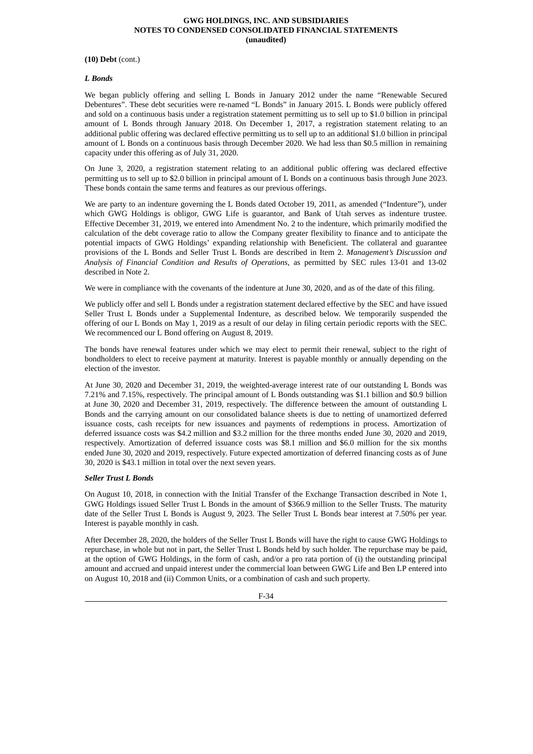**(10) Debt** (cont.)

***L Bonds***

We began publicly offering and selling L Bonds in January 2012 under the name "Renewable Secured Debentures". These debt securities were re-named "L Bonds" in January 2015. L Bonds were publicly offered and sold on a continuous basis under a registration statement permitting us to sell up to $1.0 billion in principal amount of L Bonds through January 2018. On December 1, 2017, a registration statement relating to an additional public offering was declared effective permitting us to sell up to an additional $1.0 billion in principal amount of L Bonds on a continuous basis through December 2020. We had less than $0.5 million in remaining capacity under this offering as of July 31, 2020.

On June 3, 2020, a registration statement relating to an additional public offering was declared effective permitting us to sell up to $2.0 billion in principal amount of L Bonds on a continuous basis through June 2023. These bonds contain the same terms and features as our previous offerings.

We are party to an indenture governing the L Bonds dated October 19, 2011, as amended ("Indenture"), under which GWG Holdings is obligor, GWG Life is guarantor, and Bank of Utah serves as indenture trustee. Effective December 31, 2019, we entered into Amendment No. 2 to the indenture, which primarily modified the calculation of the debt coverage ratio to allow the Company greater flexibility to finance and to anticipate the potential impacts of GWG Holdings' expanding relationship with Beneficient. The collateral and guarantee provisions of the L Bonds and Seller Trust L Bonds are described in Item 2. *Management's Discussion and Analysis of Financial Condition and Results of Operations*, as permitted by SEC rules 13-01 and 13-02 described in Note 2.

We were in compliance with the covenants of the indenture at June 30, 2020, and as of the date of this filing.

We publicly offer and sell L Bonds under a registration statement declared effective by the SEC and have issued Seller Trust L Bonds under a Supplemental Indenture, as described below. We temporarily suspended the offering of our L Bonds on May 1, 2019 as a result of our delay in filing certain periodic reports with the SEC. We recommenced our L Bond offering on August 8, 2019.

The bonds have renewal features under which we may elect to permit their renewal, subject to the right of bondholders to elect to receive payment at maturity. Interest is payable monthly or annually depending on the election of the investor.

At June 30, 2020 and December 31, 2019, the weighted-average interest rate of our outstanding L Bonds was 7.21% and 7.15%, respectively. The principal amount of L Bonds outstanding was $1.1 billion and $0.9 billion at June 30, 2020 and December 31, 2019, respectively. The difference between the amount of outstanding L Bonds and the carrying amount on our consolidated balance sheets is due to netting of unamortized deferred issuance costs, cash receipts for new issuances and payments of redemptions in process. Amortization of deferred issuance costs was $4.2 million and $3.2 million for the three months ended June 30, 2020 and 2019, respectively. Amortization of deferred issuance costs was $8.1 million and $6.0 million for the six months ended June 30, 2020 and 2019, respectively. Future expected amortization of deferred financing costs as of June 30, 2020 is $43.1 million in total over the next seven years.

***Seller Trust L Bonds***

On August 10, 2018, in connection with the Initial Transfer of the Exchange Transaction described in Note 1, GWG Holdings issued Seller Trust L Bonds in the amount of $366.9 million to the Seller Trusts. The maturity date of the Seller Trust L Bonds is August 9, 2023. The Seller Trust L Bonds bear interest at 7.50% per year. Interest is payable monthly in cash.

After December 28, 2020, the holders of the Seller Trust L Bonds will have the right to cause GWG Holdings to repurchase, in whole but not in part, the Seller Trust L Bonds held by such holder. The repurchase may be paid, at the option of GWG Holdings, in the form of cash, and/or a pro rata portion of (i) the outstanding principal amount and accrued and unpaid interest under the commercial loan between GWG Life and Ben LP entered into on August 10, 2018 and (ii) Common Units, or a combination of cash and such property.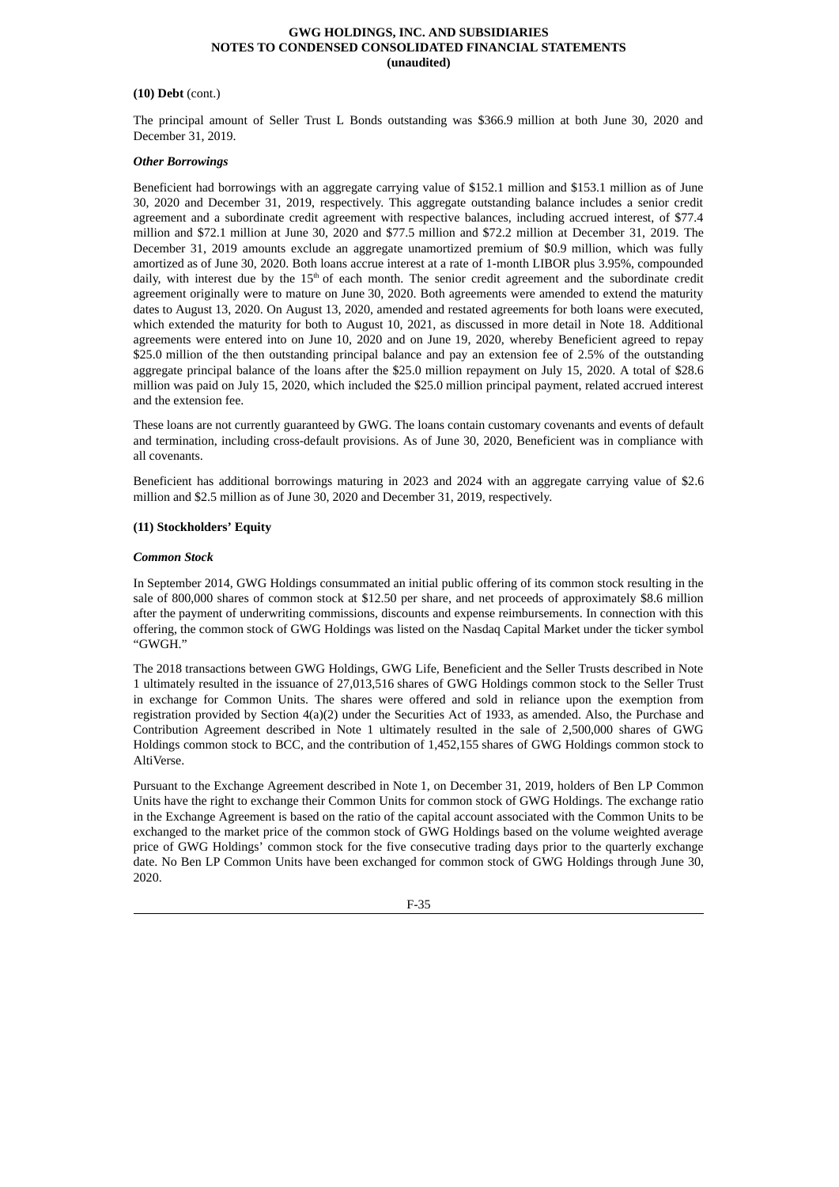**(10) Debt** (cont.)

The principal amount of Seller Trust L Bonds outstanding was $366.9 million at both June 30, 2020 and December 31, 2019.

***Other Borrowings***

Beneficient had borrowings with an aggregate carrying value of $152.1 million and $153.1 million as of June 30, 2020 and December 31, 2019, respectively. This aggregate outstanding balance includes a senior credit agreement and a subordinate credit agreement with respective balances, including accrued interest, of $77.4 million and $72.1 million at June 30, 2020 and $77.5 million and $72.2 million at December 31, 2019. The December 31, 2019 amounts exclude an aggregate unamortized premium of $0.9 million, which was fully amortized as of June 30, 2020. Both loans accrue interest at a rate of 1-month LIBOR plus 3.95%, compounded daily, with interest due by the 15th of each month. The senior credit agreement and the subordinate credit agreement originally were to mature on June 30, 2020. Both agreements were amended to extend the maturity dates to August 13, 2020. On August 13, 2020, amended and restated agreements for both loans were executed, which extended the maturity for both to August 10, 2021, as discussed in more detail in Note 18. Additional agreements were entered into on June 10, 2020 and on June 19, 2020, whereby Beneficient agreed to repay $25.0 million of the then outstanding principal balance and pay an extension fee of 2.5% of the outstanding aggregate principal balance of the loans after the $25.0 million repayment on July 15, 2020. A total of $28.6 million was paid on July 15, 2020, which included the $25.0 million principal payment, related accrued interest and the extension fee.

These loans are not currently guaranteed by GWG. The loans contain customary covenants and events of default and termination, including cross-default provisions. As of June 30, 2020, Beneficient was in compliance with all covenants.

Beneficient has additional borrowings maturing in 2023 and 2024 with an aggregate carrying value of $2.6 million and $2.5 million as of June 30, 2020 and December 31, 2019, respectively.

**(11) Stockholders' Equity**

***Common Stock***

In September 2014, GWG Holdings consummated an initial public offering of its common stock resulting in the sale of 800,000 shares of common stock at $12.50 per share, and net proceeds of approximately $8.6 million after the payment of underwriting commissions, discounts and expense reimbursements. In connection with this offering, the common stock of GWG Holdings was listed on the Nasdaq Capital Market under the ticker symbol "GWGH."

The 2018 transactions between GWG Holdings, GWG Life, Beneficient and the Seller Trusts described in Note 1 ultimately resulted in the issuance of 27,013,516 shares of GWG Holdings common stock to the Seller Trust in exchange for Common Units. The shares were offered and sold in reliance upon the exemption from registration provided by Section 4(a)(2) under the Securities Act of 1933, as amended. Also, the Purchase and Contribution Agreement described in Note 1 ultimately resulted in the sale of 2,500,000 shares of GWG Holdings common stock to BCC, and the contribution of 1,452,155 shares of GWG Holdings common stock to AltiVerse.

Pursuant to the Exchange Agreement described in Note 1, on December 31, 2019, holders of Ben LP Common Units have the right to exchange their Common Units for common stock of GWG Holdings. The exchange ratio in the Exchange Agreement is based on the ratio of the capital account associated with the Common Units to be exchanged to the market price of the common stock of GWG Holdings based on the volume weighted average price of GWG Holdings' common stock for the five consecutive trading days prior to the quarterly exchange date. No Ben LP Common Units have been exchanged for common stock of GWG Holdings through June 30, 2020.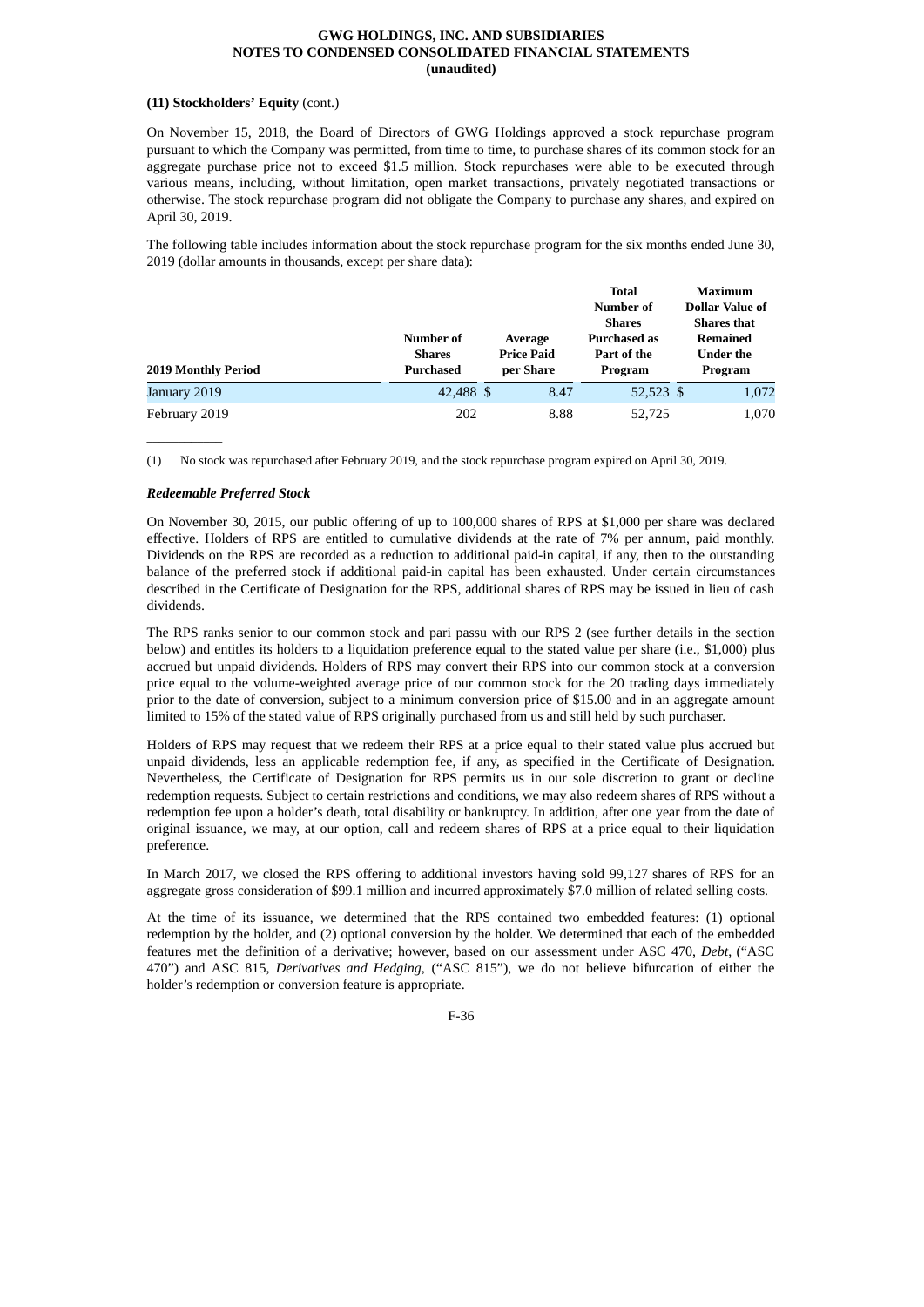**(11) Stockholders' Equity** (cont.)

On November 15, 2018, the Board of Directors of GWG Holdings approved a stock repurchase program pursuant to which the Company was permitted, from time to time, to purchase shares of its common stock for an aggregate purchase price not to exceed $1.5 million. Stock repurchases were able to be executed through various means, including, without limitation, open market transactions, privately negotiated transactions or otherwise. The stock repurchase program did not obligate the Company to purchase any shares, and expired on April 30, 2019.

The following table includes information about the stock repurchase program for the six months ended June 30, 2019 (dollar amounts in thousands, except per share data):

| 2019 Monthly Period | Number of Shares Purchased | Average Price Paid per Share | Total Number of Shares Purchased as Part of the Program | Maximum Dollar Value of Shares that Remained Under the Program |
|---|---|---|---|---|
| January 2019 | 42,488 | $ 8.47 | 52,523 | $ 1,072 |
| February 2019 | 202 | 8.88 | 52,725 | 1,070 |

(1) No stock was repurchased after February 2019, and the stock repurchase program expired on April 30, 2019.

***Redeemable Preferred Stock***

On November 30, 2015, our public offering of up to 100,000 shares of RPS at $1,000 per share was declared effective. Holders of RPS are entitled to cumulative dividends at the rate of 7% per annum, paid monthly. Dividends on the RPS are recorded as a reduction to additional paid-in capital, if any, then to the outstanding balance of the preferred stock if additional paid-in capital has been exhausted. Under certain circumstances described in the Certificate of Designation for the RPS, additional shares of RPS may be issued in lieu of cash dividends.

The RPS ranks senior to our common stock and pari passu with our RPS 2 (see further details in the section below) and entitles its holders to a liquidation preference equal to the stated value per share (i.e., $1,000) plus accrued but unpaid dividends. Holders of RPS may convert their RPS into our common stock at a conversion price equal to the volume-weighted average price of our common stock for the 20 trading days immediately prior to the date of conversion, subject to a minimum conversion price of $15.00 and in an aggregate amount limited to 15% of the stated value of RPS originally purchased from us and still held by such purchaser.

Holders of RPS may request that we redeem their RPS at a price equal to their stated value plus accrued but unpaid dividends, less an applicable redemption fee, if any, as specified in the Certificate of Designation. Nevertheless, the Certificate of Designation for RPS permits us in our sole discretion to grant or decline redemption requests. Subject to certain restrictions and conditions, we may also redeem shares of RPS without a redemption fee upon a holder's death, total disability or bankruptcy. In addition, after one year from the date of original issuance, we may, at our option, call and redeem shares of RPS at a price equal to their liquidation preference.

In March 2017, we closed the RPS offering to additional investors having sold 99,127 shares of RPS for an aggregate gross consideration of $99.1 million and incurred approximately $7.0 million of related selling costs.

At the time of its issuance, we determined that the RPS contained two embedded features: (1) optional redemption by the holder, and (2) optional conversion by the holder. We determined that each of the embedded features met the definition of a derivative; however, based on our assessment under ASC 470, *Debt*, ("ASC 470") and ASC 815, *Derivatives and Hedging*, ("ASC 815"), we do not believe bifurcation of either the holder's redemption or conversion feature is appropriate.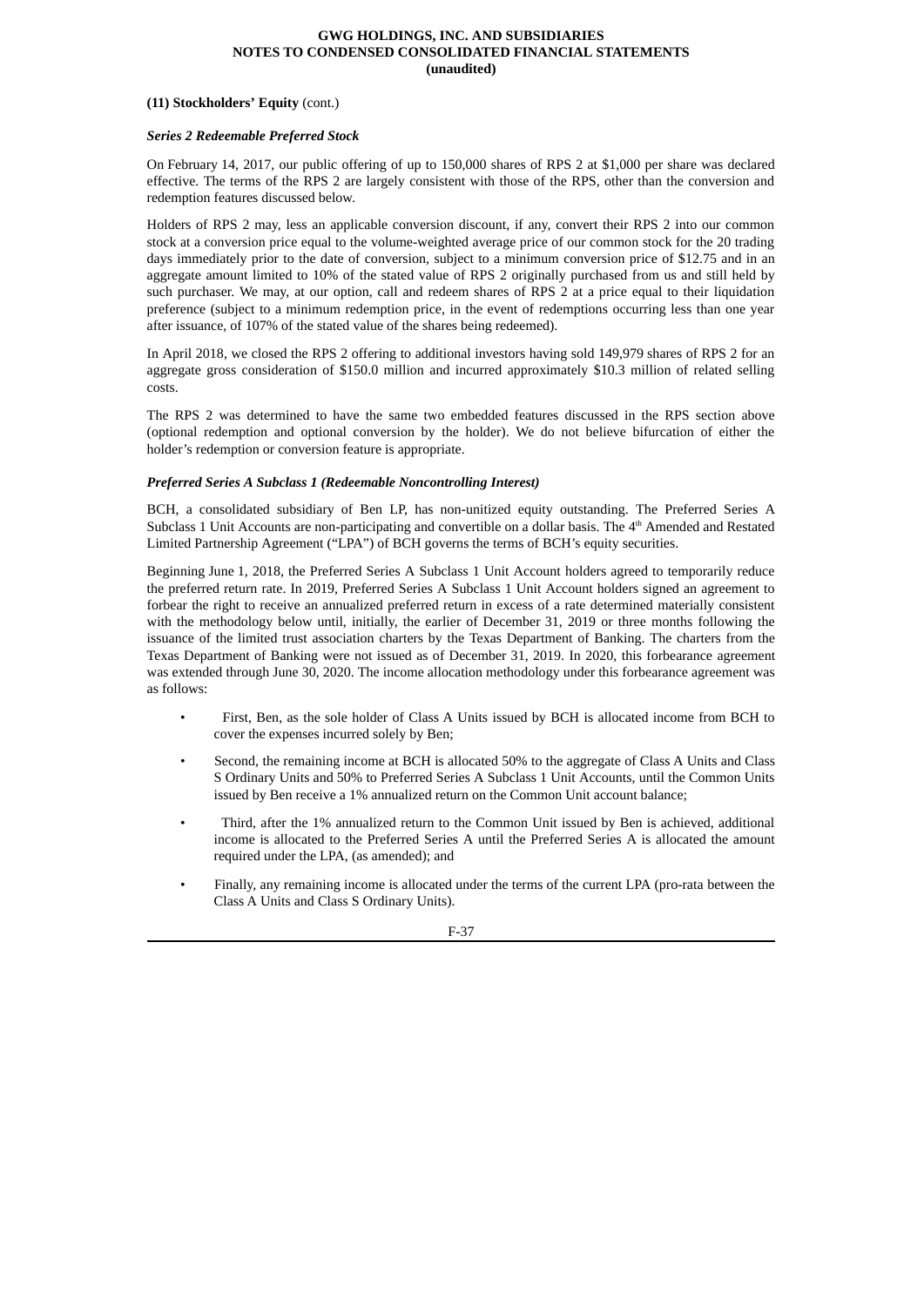**(11) Stockholders' Equity** (cont.)

***Series 2 Redeemable Preferred Stock***

On February 14, 2017, our public offering of up to 150,000 shares of RPS 2 at $1,000 per share was declared effective. The terms of the RPS 2 are largely consistent with those of the RPS, other than the conversion and redemption features discussed below.

Holders of RPS 2 may, less an applicable conversion discount, if any, convert their RPS 2 into our common stock at a conversion price equal to the volume-weighted average price of our common stock for the 20 trading days immediately prior to the date of conversion, subject to a minimum conversion price of $12.75 and in an aggregate amount limited to 10% of the stated value of RPS 2 originally purchased from us and still held by such purchaser. We may, at our option, call and redeem shares of RPS 2 at a price equal to their liquidation preference (subject to a minimum redemption price, in the event of redemptions occurring less than one year after issuance, of 107% of the stated value of the shares being redeemed).

In April 2018, we closed the RPS 2 offering to additional investors having sold 149,979 shares of RPS 2 for an aggregate gross consideration of $150.0 million and incurred approximately $10.3 million of related selling costs.

The RPS 2 was determined to have the same two embedded features discussed in the RPS section above (optional redemption and optional conversion by the holder). We do not believe bifurcation of either the holder's redemption or conversion feature is appropriate.

***Preferred Series A Subclass 1 (Redeemable Noncontrolling Interest)***

BCH, a consolidated subsidiary of Ben LP, has non-unitized equity outstanding. The Preferred Series A Subclass 1 Unit Accounts are non-participating and convertible on a dollar basis. The 4th Amended and Restated Limited Partnership Agreement ("LPA") of BCH governs the terms of BCH's equity securities.

Beginning June 1, 2018, the Preferred Series A Subclass 1 Unit Account holders agreed to temporarily reduce the preferred return rate. In 2019, Preferred Series A Subclass 1 Unit Account holders signed an agreement to forbear the right to receive an annualized preferred return in excess of a rate determined materially consistent with the methodology below until, initially, the earlier of December 31, 2019 or three months following the issuance of the limited trust association charters by the Texas Department of Banking. The charters from the Texas Department of Banking were not issued as of December 31, 2019. In 2020, this forbearance agreement was extended through June 30, 2020. The income allocation methodology under this forbearance agreement was as follows:

- First, Ben, as the sole holder of Class A Units issued by BCH is allocated income from BCH to cover the expenses incurred solely by Ben;
- Second, the remaining income at BCH is allocated 50% to the aggregate of Class A Units and Class S Ordinary Units and 50% to Preferred Series A Subclass 1 Unit Accounts, until the Common Units issued by Ben receive a 1% annualized return on the Common Unit account balance;
- Third, after the 1% annualized return to the Common Unit issued by Ben is achieved, additional income is allocated to the Preferred Series A until the Preferred Series A is allocated the amount required under the LPA, (as amended); and
- Finally, any remaining income is allocated under the terms of the current LPA (pro-rata between the Class A Units and Class S Ordinary Units).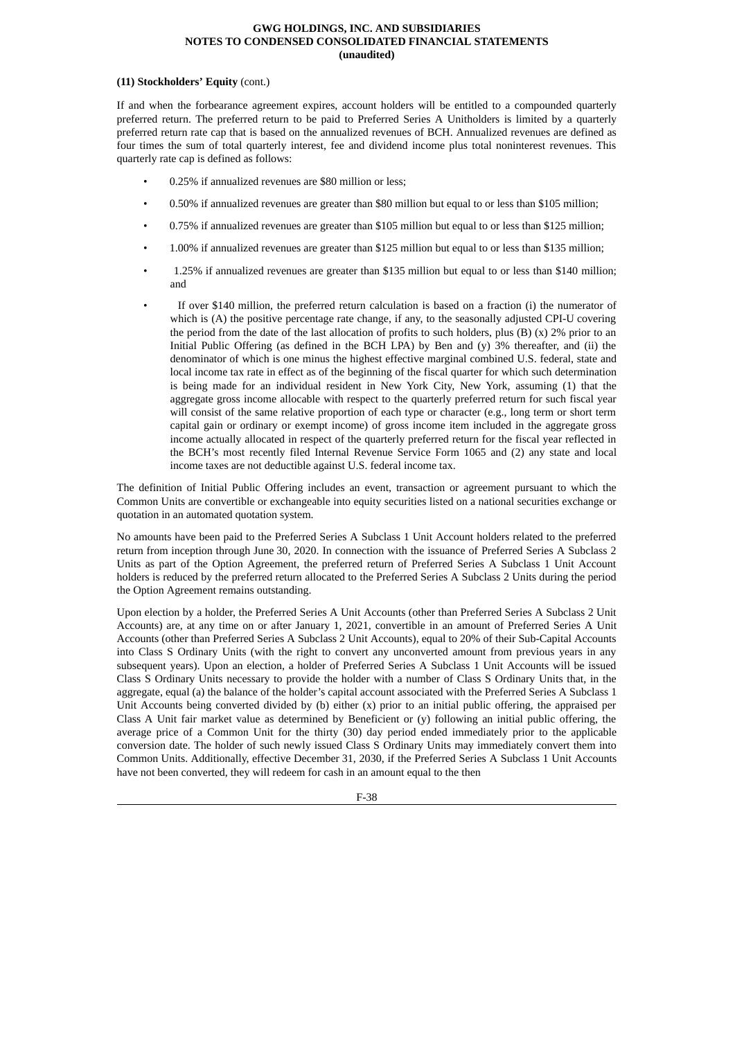**(11) Stockholders' Equity** (cont.)

If and when the forbearance agreement expires, account holders will be entitled to a compounded quarterly preferred return. The preferred return to be paid to Preferred Series A Unitholders is limited by a quarterly preferred return rate cap that is based on the annualized revenues of BCH. Annualized revenues are defined as four times the sum of total quarterly interest, fee and dividend income plus total noninterest revenues. This quarterly rate cap is defined as follows:

- 0.25% if annualized revenues are $80 million or less;
- 0.50% if annualized revenues are greater than $80 million but equal to or less than $105 million;
- 0.75% if annualized revenues are greater than $105 million but equal to or less than $125 million;
- 1.00% if annualized revenues are greater than $125 million but equal to or less than $135 million;
- 1.25% if annualized revenues are greater than $135 million but equal to or less than $140 million; and
- If over $140 million, the preferred return calculation is based on a fraction (i) the numerator of which is (A) the positive percentage rate change, if any, to the seasonally adjusted CPI-U covering the period from the date of the last allocation of profits to such holders, plus (B) (x) 2% prior to an Initial Public Offering (as defined in the BCH LPA) by Ben and (y) 3% thereafter, and (ii) the denominator of which is one minus the highest effective marginal combined U.S. federal, state and local income tax rate in effect as of the beginning of the fiscal quarter for which such determination is being made for an individual resident in New York City, New York, assuming (1) that the aggregate gross income allocable with respect to the quarterly preferred return for such fiscal year will consist of the same relative proportion of each type or character (e.g., long term or short term capital gain or ordinary or exempt income) of gross income item included in the aggregate gross income actually allocated in respect of the quarterly preferred return for the fiscal year reflected in the BCH's most recently filed Internal Revenue Service Form 1065 and (2) any state and local income taxes are not deductible against U.S. federal income tax.

The definition of Initial Public Offering includes an event, transaction or agreement pursuant to which the Common Units are convertible or exchangeable into equity securities listed on a national securities exchange or quotation in an automated quotation system.

No amounts have been paid to the Preferred Series A Subclass 1 Unit Account holders related to the preferred return from inception through June 30, 2020. In connection with the issuance of Preferred Series A Subclass 2 Units as part of the Option Agreement, the preferred return of Preferred Series A Subclass 1 Unit Account holders is reduced by the preferred return allocated to the Preferred Series A Subclass 2 Units during the period the Option Agreement remains outstanding.

Upon election by a holder, the Preferred Series A Unit Accounts (other than Preferred Series A Subclass 2 Unit Accounts) are, at any time on or after January 1, 2021, convertible in an amount of Preferred Series A Unit Accounts (other than Preferred Series A Subclass 2 Unit Accounts), equal to 20% of their Sub-Capital Accounts into Class S Ordinary Units (with the right to convert any unconverted amount from previous years in any subsequent years). Upon an election, a holder of Preferred Series A Subclass 1 Unit Accounts will be issued Class S Ordinary Units necessary to provide the holder with a number of Class S Ordinary Units that, in the aggregate, equal (a) the balance of the holder's capital account associated with the Preferred Series A Subclass 1 Unit Accounts being converted divided by (b) either (x) prior to an initial public offering, the appraised per Class A Unit fair market value as determined by Beneficient or (y) following an initial public offering, the average price of a Common Unit for the thirty (30) day period ended immediately prior to the applicable conversion date. The holder of such newly issued Class S Ordinary Units may immediately convert them into Common Units. Additionally, effective December 31, 2030, if the Preferred Series A Subclass 1 Unit Accounts have not been converted, they will redeem for cash in an amount equal to the then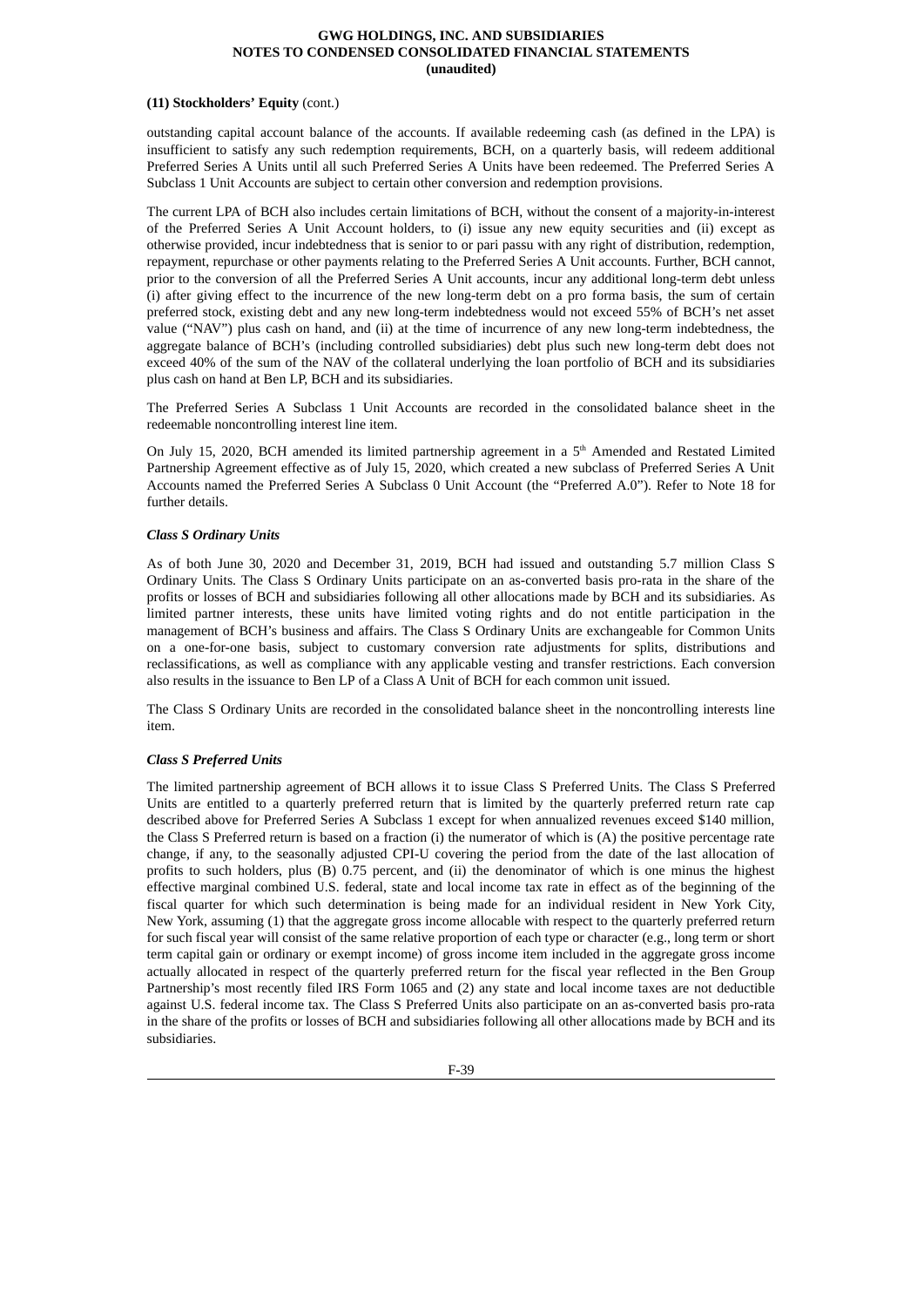**(11) Stockholders' Equity** (cont.)

outstanding capital account balance of the accounts. If available redeeming cash (as defined in the LPA) is insufficient to satisfy any such redemption requirements, BCH, on a quarterly basis, will redeem additional Preferred Series A Units until all such Preferred Series A Units have been redeemed. The Preferred Series A Subclass 1 Unit Accounts are subject to certain other conversion and redemption provisions.

The current LPA of BCH also includes certain limitations of BCH, without the consent of a majority-in-interest of the Preferred Series A Unit Account holders, to (i) issue any new equity securities and (ii) except as otherwise provided, incur indebtedness that is senior to or pari passu with any right of distribution, redemption, repayment, repurchase or other payments relating to the Preferred Series A Unit accounts. Further, BCH cannot, prior to the conversion of all the Preferred Series A Unit accounts, incur any additional long-term debt unless (i) after giving effect to the incurrence of the new long-term debt on a pro forma basis, the sum of certain preferred stock, existing debt and any new long-term indebtedness would not exceed 55% of BCH's net asset value ("NAV") plus cash on hand, and (ii) at the time of incurrence of any new long-term indebtedness, the aggregate balance of BCH's (including controlled subsidiaries) debt plus such new long-term debt does not exceed 40% of the sum of the NAV of the collateral underlying the loan portfolio of BCH and its subsidiaries plus cash on hand at Ben LP, BCH and its subsidiaries.

The Preferred Series A Subclass 1 Unit Accounts are recorded in the consolidated balance sheet in the redeemable noncontrolling interest line item.

On July 15, 2020, BCH amended its limited partnership agreement in a 5th Amended and Restated Limited Partnership Agreement effective as of July 15, 2020, which created a new subclass of Preferred Series A Unit Accounts named the Preferred Series A Subclass 0 Unit Account (the "Preferred A.0"). Refer to Note 18 for further details.

***Class S Ordinary Units***

As of both June 30, 2020 and December 31, 2019, BCH had issued and outstanding 5.7 million Class S Ordinary Units. The Class S Ordinary Units participate on an as-converted basis pro-rata in the share of the profits or losses of BCH and subsidiaries following all other allocations made by BCH and its subsidiaries. As limited partner interests, these units have limited voting rights and do not entitle participation in the management of BCH's business and affairs. The Class S Ordinary Units are exchangeable for Common Units on a one-for-one basis, subject to customary conversion rate adjustments for splits, distributions and reclassifications, as well as compliance with any applicable vesting and transfer restrictions. Each conversion also results in the issuance to Ben LP of a Class A Unit of BCH for each common unit issued.

The Class S Ordinary Units are recorded in the consolidated balance sheet in the noncontrolling interests line item.

***Class S Preferred Units***

The limited partnership agreement of BCH allows it to issue Class S Preferred Units. The Class S Preferred Units are entitled to a quarterly preferred return that is limited by the quarterly preferred return rate cap described above for Preferred Series A Subclass 1 except for when annualized revenues exceed $140 million, the Class S Preferred return is based on a fraction (i) the numerator of which is (A) the positive percentage rate change, if any, to the seasonally adjusted CPI-U covering the period from the date of the last allocation of profits to such holders, plus (B) 0.75 percent, and (ii) the denominator of which is one minus the highest effective marginal combined U.S. federal, state and local income tax rate in effect as of the beginning of the fiscal quarter for which such determination is being made for an individual resident in New York City, New York, assuming (1) that the aggregate gross income allocable with respect to the quarterly preferred return for such fiscal year will consist of the same relative proportion of each type or character (e.g., long term or short term capital gain or ordinary or exempt income) of gross income item included in the aggregate gross income actually allocated in respect of the quarterly preferred return for the fiscal year reflected in the Ben Group Partnership's most recently filed IRS Form 1065 and (2) any state and local income taxes are not deductible against U.S. federal income tax. The Class S Preferred Units also participate on an as-converted basis pro-rata in the share of the profits or losses of BCH and subsidiaries following all other allocations made by BCH and its subsidiaries.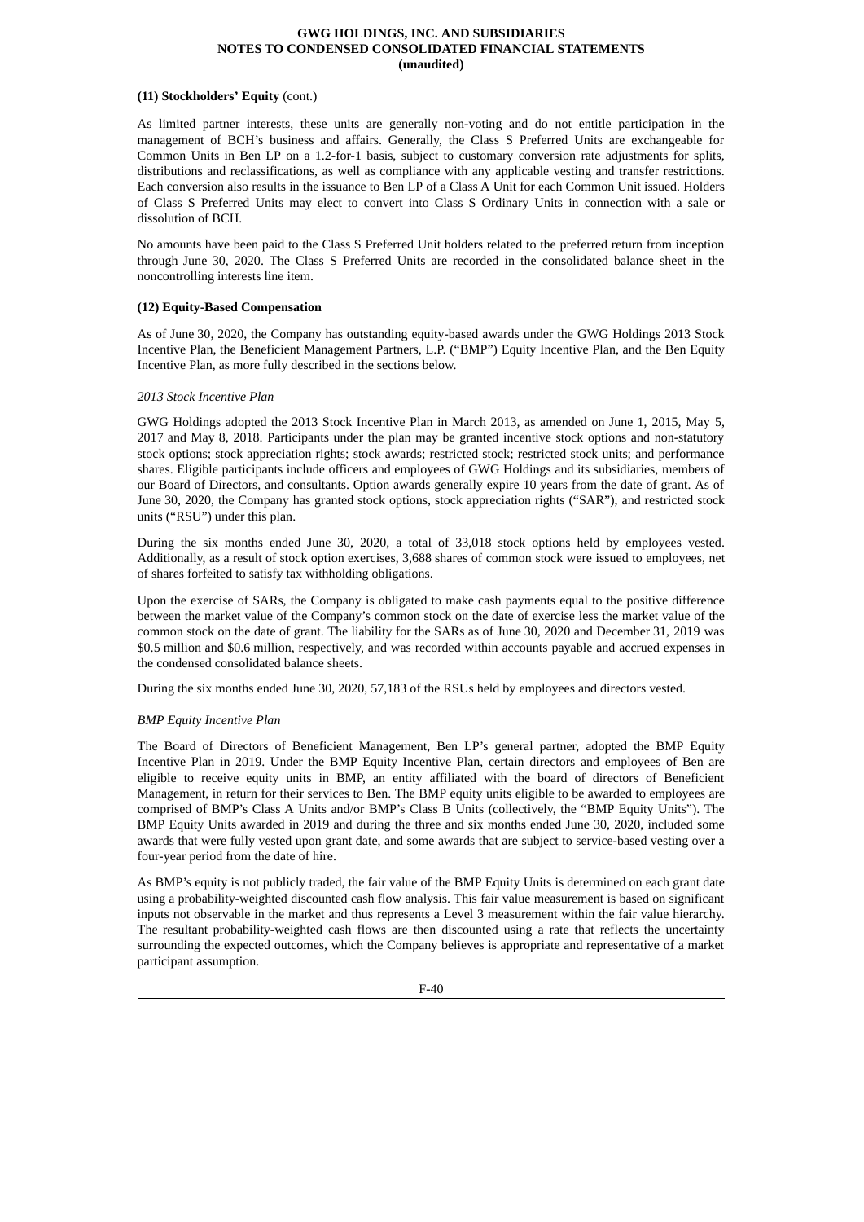**(11) Stockholders' Equity** (cont.)

As limited partner interests, these units are generally non-voting and do not entitle participation in the management of BCH's business and affairs. Generally, the Class S Preferred Units are exchangeable for Common Units in Ben LP on a 1.2-for-1 basis, subject to customary conversion rate adjustments for splits, distributions and reclassifications, as well as compliance with any applicable vesting and transfer restrictions. Each conversion also results in the issuance to Ben LP of a Class A Unit for each Common Unit issued. Holders of Class S Preferred Units may elect to convert into Class S Ordinary Units in connection with a sale or dissolution of BCH.

No amounts have been paid to the Class S Preferred Unit holders related to the preferred return from inception through June 30, 2020. The Class S Preferred Units are recorded in the consolidated balance sheet in the noncontrolling interests line item.

**(12) Equity-Based Compensation**

As of June 30, 2020, the Company has outstanding equity-based awards under the GWG Holdings 2013 Stock Incentive Plan, the Beneficient Management Partners, L.P. ("BMP") Equity Incentive Plan, and the Ben Equity Incentive Plan, as more fully described in the sections below.

*2013 Stock Incentive Plan*

GWG Holdings adopted the 2013 Stock Incentive Plan in March 2013, as amended on June 1, 2015, May 5, 2017 and May 8, 2018. Participants under the plan may be granted incentive stock options and non-statutory stock options; stock appreciation rights; stock awards; restricted stock; restricted stock units; and performance shares. Eligible participants include officers and employees of GWG Holdings and its subsidiaries, members of our Board of Directors, and consultants. Option awards generally expire 10 years from the date of grant. As of June 30, 2020, the Company has granted stock options, stock appreciation rights ("SAR"), and restricted stock units ("RSU") under this plan.

During the six months ended June 30, 2020, a total of 33,018 stock options held by employees vested. Additionally, as a result of stock option exercises, 3,688 shares of common stock were issued to employees, net of shares forfeited to satisfy tax withholding obligations.

Upon the exercise of SARs, the Company is obligated to make cash payments equal to the positive difference between the market value of the Company's common stock on the date of exercise less the market value of the common stock on the date of grant. The liability for the SARs as of June 30, 2020 and December 31, 2019 was \$0.5 million and \$0.6 million, respectively, and was recorded within accounts payable and accrued expenses in the condensed consolidated balance sheets.

During the six months ended June 30, 2020, 57,183 of the RSUs held by employees and directors vested.

*BMP Equity Incentive Plan*

The Board of Directors of Beneficient Management, Ben LP's general partner, adopted the BMP Equity Incentive Plan in 2019. Under the BMP Equity Incentive Plan, certain directors and employees of Ben are eligible to receive equity units in BMP, an entity affiliated with the board of directors of Beneficient Management, in return for their services to Ben. The BMP equity units eligible to be awarded to employees are comprised of BMP's Class A Units and/or BMP's Class B Units (collectively, the "BMP Equity Units"). The BMP Equity Units awarded in 2019 and during the three and six months ended June 30, 2020, included some awards that were fully vested upon grant date, and some awards that are subject to service-based vesting over a four-year period from the date of hire.

As BMP's equity is not publicly traded, the fair value of the BMP Equity Units is determined on each grant date using a probability-weighted discounted cash flow analysis. This fair value measurement is based on significant inputs not observable in the market and thus represents a Level 3 measurement within the fair value hierarchy. The resultant probability-weighted cash flows are then discounted using a rate that reflects the uncertainty surrounding the expected outcomes, which the Company believes is appropriate and representative of a market participant assumption.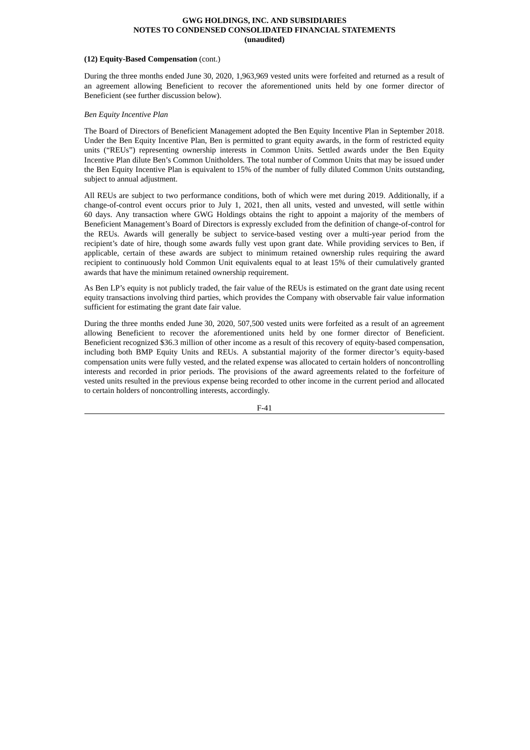**(12) Equity-Based Compensation** (cont.)

During the three months ended June 30, 2020, 1,963,969 vested units were forfeited and returned as a result of an agreement allowing Beneficient to recover the aforementioned units held by one former director of Beneficient (see further discussion below).

*Ben Equity Incentive Plan*

The Board of Directors of Beneficient Management adopted the Ben Equity Incentive Plan in September 2018. Under the Ben Equity Incentive Plan, Ben is permitted to grant equity awards, in the form of restricted equity units ("REUs") representing ownership interests in Common Units. Settled awards under the Ben Equity Incentive Plan dilute Ben's Common Unitholders. The total number of Common Units that may be issued under the Ben Equity Incentive Plan is equivalent to 15% of the number of fully diluted Common Units outstanding, subject to annual adjustment.

All REUs are subject to two performance conditions, both of which were met during 2019. Additionally, if a change-of-control event occurs prior to July 1, 2021, then all units, vested and unvested, will settle within 60 days. Any transaction where GWG Holdings obtains the right to appoint a majority of the members of Beneficient Management's Board of Directors is expressly excluded from the definition of change-of-control for the REUs. Awards will generally be subject to service-based vesting over a multi-year period from the recipient's date of hire, though some awards fully vest upon grant date. While providing services to Ben, if applicable, certain of these awards are subject to minimum retained ownership rules requiring the award recipient to continuously hold Common Unit equivalents equal to at least 15% of their cumulatively granted awards that have the minimum retained ownership requirement.

As Ben LP's equity is not publicly traded, the fair value of the REUs is estimated on the grant date using recent equity transactions involving third parties, which provides the Company with observable fair value information sufficient for estimating the grant date fair value.

During the three months ended June 30, 2020, 507,500 vested units were forfeited as a result of an agreement allowing Beneficient to recover the aforementioned units held by one former director of Beneficient. Beneficient recognized $36.3 million of other income as a result of this recovery of equity-based compensation, including both BMP Equity Units and REUs. A substantial majority of the former director's equity-based compensation units were fully vested, and the related expense was allocated to certain holders of noncontrolling interests and recorded in prior periods. The provisions of the award agreements related to the forfeiture of vested units resulted in the previous expense being recorded to other income in the current period and allocated to certain holders of noncontrolling interests, accordingly.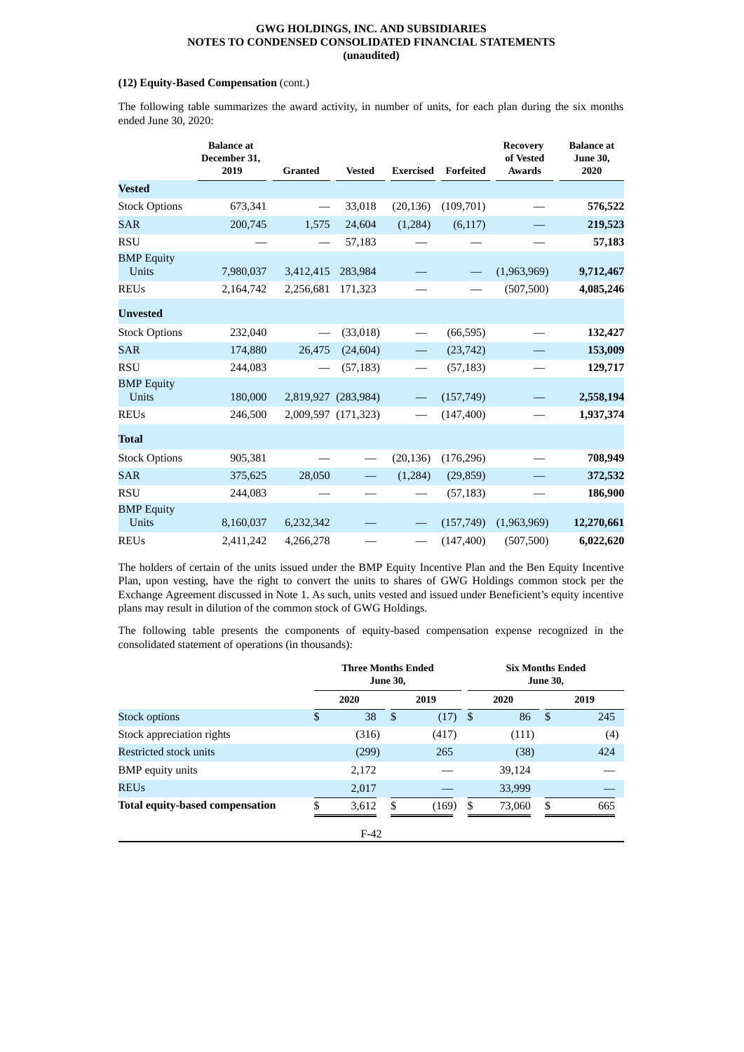**(12) Equity-Based Compensation** (cont.)

The following table summarizes the award activity, in number of units, for each plan during the six months ended June 30, 2020:

| | Balance at December 31, 2019 | Granted | Vested | Exercised | Forfeited | Recovery of Vested Awards | Balance at June 30, 2020 |
|---|---|---|---|---|---|---|---|
| **Vested** | | | | | | | |
| Stock Options | 673,341 | — | 33,018 | (20,136) | (109,701) | — | **576,522** |
| SAR | 200,745 | 1,575 | 24,604 | (1,284) | (6,117) | — | **219,523** |
| RSU | — | — | 57,183 | — | — | — | **57,183** |
| BMP Equity Units | 7,980,037 | 3,412,415 | 283,984 | — | — | (1,963,969) | **9,712,467** |
| REUs | 2,164,742 | 2,256,681 | 171,323 | — | — | (507,500) | **4,085,246** |
| **Unvested** | | | | | | | |
| Stock Options | 232,040 | — | (33,018) | — | (66,595) | — | **132,427** |
| SAR | 174,880 | 26,475 | (24,604) | — | (23,742) | — | **153,009** |
| RSU | 244,083 | — | (57,183) | — | (57,183) | — | **129,717** |
| BMP Equity Units | 180,000 | 2,819,927 | (283,984) | — | (157,749) | — | **2,558,194** |
| REUs | 246,500 | 2,009,597 | (171,323) | — | (147,400) | — | **1,937,374** |
| **Total** | | | | | | | |
| Stock Options | 905,381 | — | — | (20,136) | (176,296) | — | **708,949** |
| SAR | 375,625 | 28,050 | — | (1,284) | (29,859) | — | **372,532** |
| RSU | 244,083 | — | — | — | (57,183) | — | **186,900** |
| BMP Equity Units | 8,160,037 | 6,232,342 | — | — | (157,749) | (1,963,969) | **12,270,661** |
| REUs | 2,411,242 | 4,266,278 | — | — | (147,400) | (507,500) | **6,022,620** |

The holders of certain of the units issued under the BMP Equity Incentive Plan and the Ben Equity Incentive Plan, upon vesting, have the right to convert the units to shares of GWG Holdings common stock per the Exchange Agreement discussed in Note 1. As such, units vested and issued under Beneficient's equity incentive plans may result in dilution of the common stock of GWG Holdings.

The following table presents the components of equity-based compensation expense recognized in the consolidated statement of operations (in thousands):

| | Three Months Ended June 30, | | Six Months Ended June 30, | |
|---|---|---|---|---|
| | 2020 | 2019 | 2020 | 2019 |
| Stock options | $ 38 | $ (17) | $ 86 | $ 245 |
| Stock appreciation rights | (316) | (417) | (111) | (4) |
| Restricted stock units | (299) | 265 | (38) | 424 |
| BMP equity units | 2,172 | — | 39,124 | — |
| REUs | 2,017 | — | 33,999 | — |
| **Total equity-based compensation** | $ 3,612 | $ (169) | $ 73,060 | $ 665 |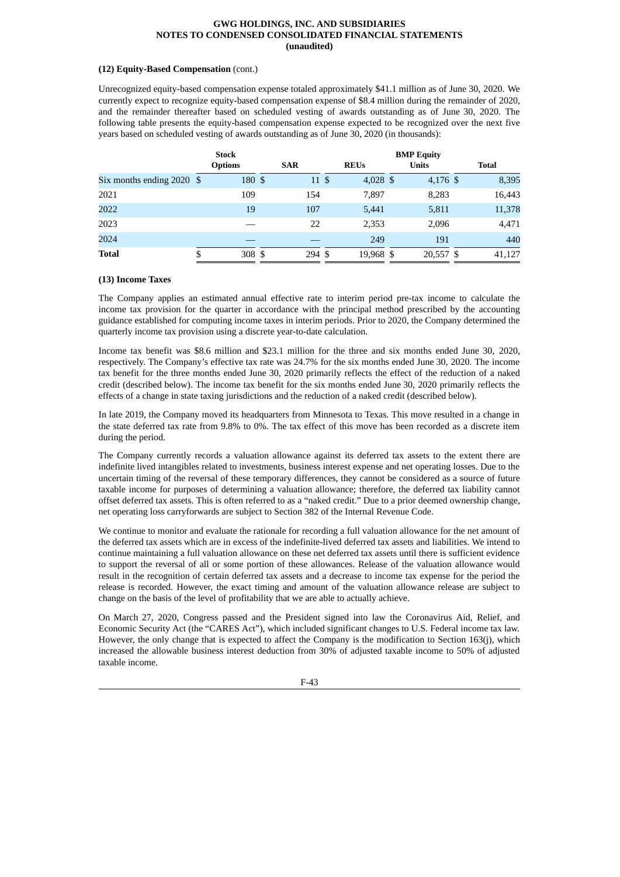**(12) Equity-Based Compensation** (cont.)

Unrecognized equity-based compensation expense totaled approximately $41.1 million as of June 30, 2020. We currently expect to recognize equity-based compensation expense of $8.4 million during the remainder of 2020, and the remainder thereafter based on scheduled vesting of awards outstanding as of June 30, 2020. The following table presents the equity-based compensation expense expected to be recognized over the next five years based on scheduled vesting of awards outstanding as of June 30, 2020 (in thousands):

| | Stock Options | SAR | REUs | BMP Equity Units | Total |
|---|---|---|---|---|---|
| Six months ending 2020 | $ 180 | $ 11 | $ 4,028 | $ 4,176 | $ 8,395 |
| 2021 | 109 | 154 | 7,897 | 8,283 | 16,443 |
| 2022 | 19 | 107 | 5,441 | 5,811 | 11,378 |
| 2023 | — | 22 | 2,353 | 2,096 | 4,471 |
| 2024 | — | — | 249 | 191 | 440 |
| **Total** | $ 308 | $ 294 | $ 19,968 | $ 20,557 | $ 41,127 |

**(13) Income Taxes**

The Company applies an estimated annual effective rate to interim period pre-tax income to calculate the income tax provision for the quarter in accordance with the principal method prescribed by the accounting guidance established for computing income taxes in interim periods. Prior to 2020, the Company determined the quarterly income tax provision using a discrete year-to-date calculation.

Income tax benefit was $8.6 million and $23.1 million for the three and six months ended June 30, 2020, respectively. The Company's effective tax rate was 24.7% for the six months ended June 30, 2020. The income tax benefit for the three months ended June 30, 2020 primarily reflects the effect of the reduction of a naked credit (described below). The income tax benefit for the six months ended June 30, 2020 primarily reflects the effects of a change in state taxing jurisdictions and the reduction of a naked credit (described below).

In late 2019, the Company moved its headquarters from Minnesota to Texas. This move resulted in a change in the state deferred tax rate from 9.8% to 0%. The tax effect of this move has been recorded as a discrete item during the period.

The Company currently records a valuation allowance against its deferred tax assets to the extent there are indefinite lived intangibles related to investments, business interest expense and net operating losses. Due to the uncertain timing of the reversal of these temporary differences, they cannot be considered as a source of future taxable income for purposes of determining a valuation allowance; therefore, the deferred tax liability cannot offset deferred tax assets. This is often referred to as a "naked credit." Due to a prior deemed ownership change, net operating loss carryforwards are subject to Section 382 of the Internal Revenue Code.

We continue to monitor and evaluate the rationale for recording a full valuation allowance for the net amount of the deferred tax assets which are in excess of the indefinite-lived deferred tax assets and liabilities. We intend to continue maintaining a full valuation allowance on these net deferred tax assets until there is sufficient evidence to support the reversal of all or some portion of these allowances. Release of the valuation allowance would result in the recognition of certain deferred tax assets and a decrease to income tax expense for the period the release is recorded. However, the exact timing and amount of the valuation allowance release are subject to change on the basis of the level of profitability that we are able to actually achieve.

On March 27, 2020, Congress passed and the President signed into law the Coronavirus Aid, Relief, and Economic Security Act (the "CARES Act"), which included significant changes to U.S. Federal income tax law. However, the only change that is expected to affect the Company is the modification to Section 163(j), which increased the allowable business interest deduction from 30% of adjusted taxable income to 50% of adjusted taxable income.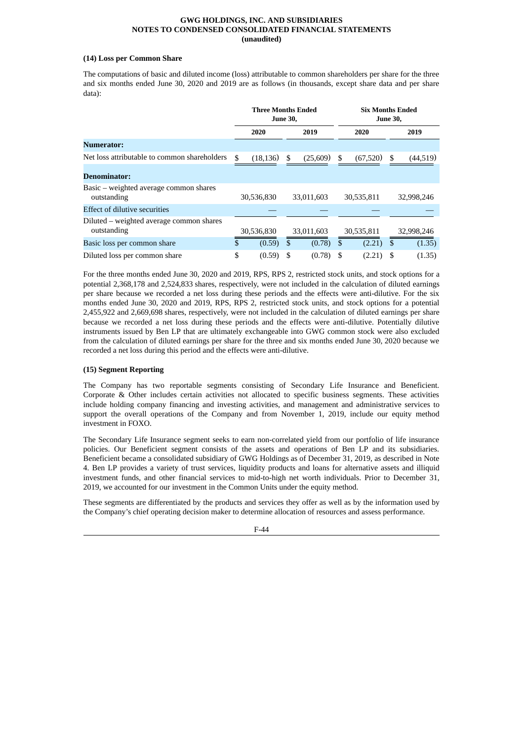### (14) Loss per Common Share

The computations of basic and diluted income (loss) attributable to common shareholders per share for the three and six months ended June 30, 2020 and 2019 are as follows (in thousands, except share data and per share data):

| | Three Months Ended June 30, | | Six Months Ended June 30, | |
|---|---|---|---|---|
| | 2020 | 2019 | 2020 | 2019 |
| **Numerator:** | | | | |
| Net loss attributable to common shareholders | $ (18,136) | $ (25,609) | $ (67,520) | $ (44,519) |
| **Denominator:** | | | | |
| Basic – weighted average common shares outstanding | 30,536,830 | 33,011,603 | 30,535,811 | 32,998,246 |
| Effect of dilutive securities | — | — | — | — |
| Diluted – weighted average common shares outstanding | 30,536,830 | 33,011,603 | 30,535,811 | 32,998,246 |
| Basic loss per common share | $ (0.59) | $ (0.78) | $ (2.21) | $ (1.35) |
| Diluted loss per common share | $ (0.59) | $ (0.78) | $ (2.21) | $ (1.35) |

For the three months ended June 30, 2020 and 2019, RPS, RPS 2, restricted stock units, and stock options for a potential 2,368,178 and 2,524,833 shares, respectively, were not included in the calculation of diluted earnings per share because we recorded a net loss during these periods and the effects were anti-dilutive. For the six months ended June 30, 2020 and 2019, RPS, RPS 2, restricted stock units, and stock options for a potential 2,455,922 and 2,669,698 shares, respectively, were not included in the calculation of diluted earnings per share because we recorded a net loss during these periods and the effects were anti-dilutive. Potentially dilutive instruments issued by Ben LP that are ultimately exchangeable into GWG common stock were also excluded from the calculation of diluted earnings per share for the three and six months ended June 30, 2020 because we recorded a net loss during this period and the effects were anti-dilutive.

### (15) Segment Reporting

The Company has two reportable segments consisting of Secondary Life Insurance and Beneficient. Corporate & Other includes certain activities not allocated to specific business segments. These activities include holding company financing and investing activities, and management and administrative services to support the overall operations of the Company and from November 1, 2019, include our equity method investment in FOXO.

The Secondary Life Insurance segment seeks to earn non-correlated yield from our portfolio of life insurance policies. Our Beneficient segment consists of the assets and operations of Ben LP and its subsidiaries. Beneficient became a consolidated subsidiary of GWG Holdings as of December 31, 2019, as described in Note 4. Ben LP provides a variety of trust services, liquidity products and loans for alternative assets and illiquid investment funds, and other financial services to mid-to-high net worth individuals. Prior to December 31, 2019, we accounted for our investment in the Common Units under the equity method.

These segments are differentiated by the products and services they offer as well as by the information used by the Company's chief operating decision maker to determine allocation of resources and assess performance.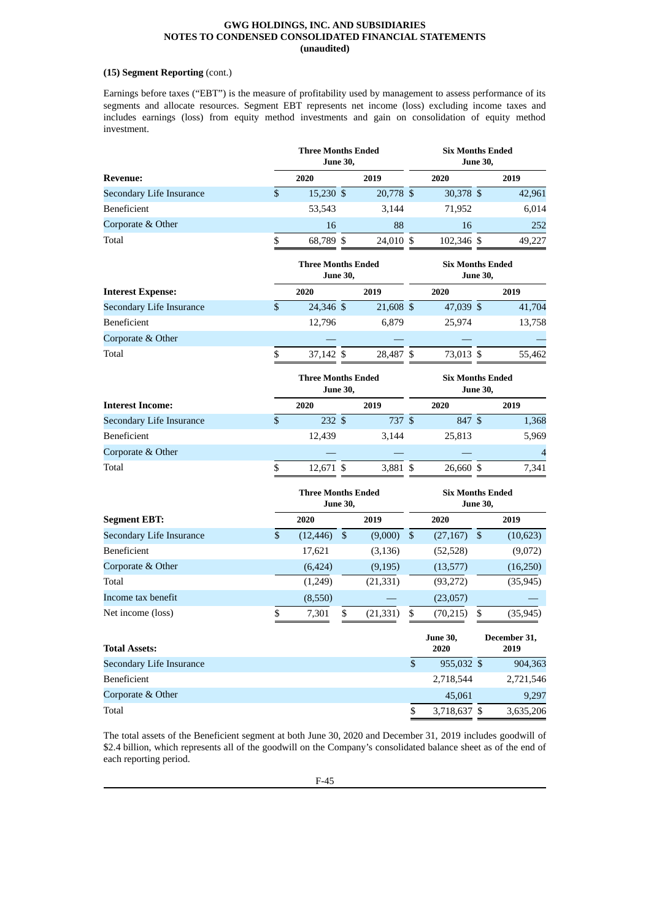**(15) Segment Reporting** (cont.)

Earnings before taxes ("EBT") is the measure of profitability used by management to assess performance of its segments and allocate resources. Segment EBT represents net income (loss) excluding income taxes and includes earnings (loss) from equity method investments and gain on consolidation of equity method investment.

| | Three Months Ended June 30, | | Six Months Ended June 30, | |
|---|---|---|---|---|
| **Revenue:** | **2020** | **2019** | **2020** | **2019** |
| Secondary Life Insurance | $ 15,230 | $ 20,778 | $ 30,378 | $ 42,961 |
| Beneficient | 53,543 | 3,144 | 71,952 | 6,014 |
| Corporate & Other | 16 | 88 | 16 | 252 |
| Total | $ 68,789 | $ 24,010 | $ 102,346 | $ 49,227 |

| | Three Months Ended June 30, | | Six Months Ended June 30, | |
|---|---|---|---|---|
| **Interest Expense:** | **2020** | **2019** | **2020** | **2019** |
| Secondary Life Insurance | $ 24,346 | $ 21,608 | $ 47,039 | $ 41,704 |
| Beneficient | 12,796 | 6,879 | 25,974 | 13,758 |
| Corporate & Other | — | — | — | — |
| Total | $ 37,142 | $ 28,487 | $ 73,013 | $ 55,462 |

| | Three Months Ended June 30, | | Six Months Ended June 30, | |
|---|---|---|---|---|
| **Interest Income:** | **2020** | **2019** | **2020** | **2019** |
| Secondary Life Insurance | $ 232 | $ 737 | $ 847 | $ 1,368 |
| Beneficient | 12,439 | 3,144 | 25,813 | 5,969 |
| Corporate & Other | — | — | — | 4 |
| Total | $ 12,671 | $ 3,881 | $ 26,660 | $ 7,341 |

| | Three Months Ended June 30, | | Six Months Ended June 30, | |
|---|---|---|---|---|
| **Segment EBT:** | **2020** | **2019** | **2020** | **2019** |
| Secondary Life Insurance | $ (12,446) | $ (9,000) | $ (27,167) | $ (10,623) |
| Beneficient | 17,621 | (3,136) | (52,528) | (9,072) |
| Corporate & Other | (6,424) | (9,195) | (13,577) | (16,250) |
| Total | (1,249) | (21,331) | (93,272) | (35,945) |
| Income tax benefit | (8,550) | — | (23,057) | — |
| Net income (loss) | $ 7,301 | $ (21,331) | $ (70,215) | $ (35,945) |

| **Total Assets:** | June 30, 2020 | December 31, 2019 |
|---|---|---|
| Secondary Life Insurance | $ 955,032 | $ 904,363 |
| Beneficient | 2,718,544 | 2,721,546 |
| Corporate & Other | 45,061 | 9,297 |
| Total | $ 3,718,637 | $ 3,635,206 |

The total assets of the Beneficient segment at both June 30, 2020 and December 31, 2019 includes goodwill of $2.4 billion, which represents all of the goodwill on the Company's consolidated balance sheet as of the end of each reporting period.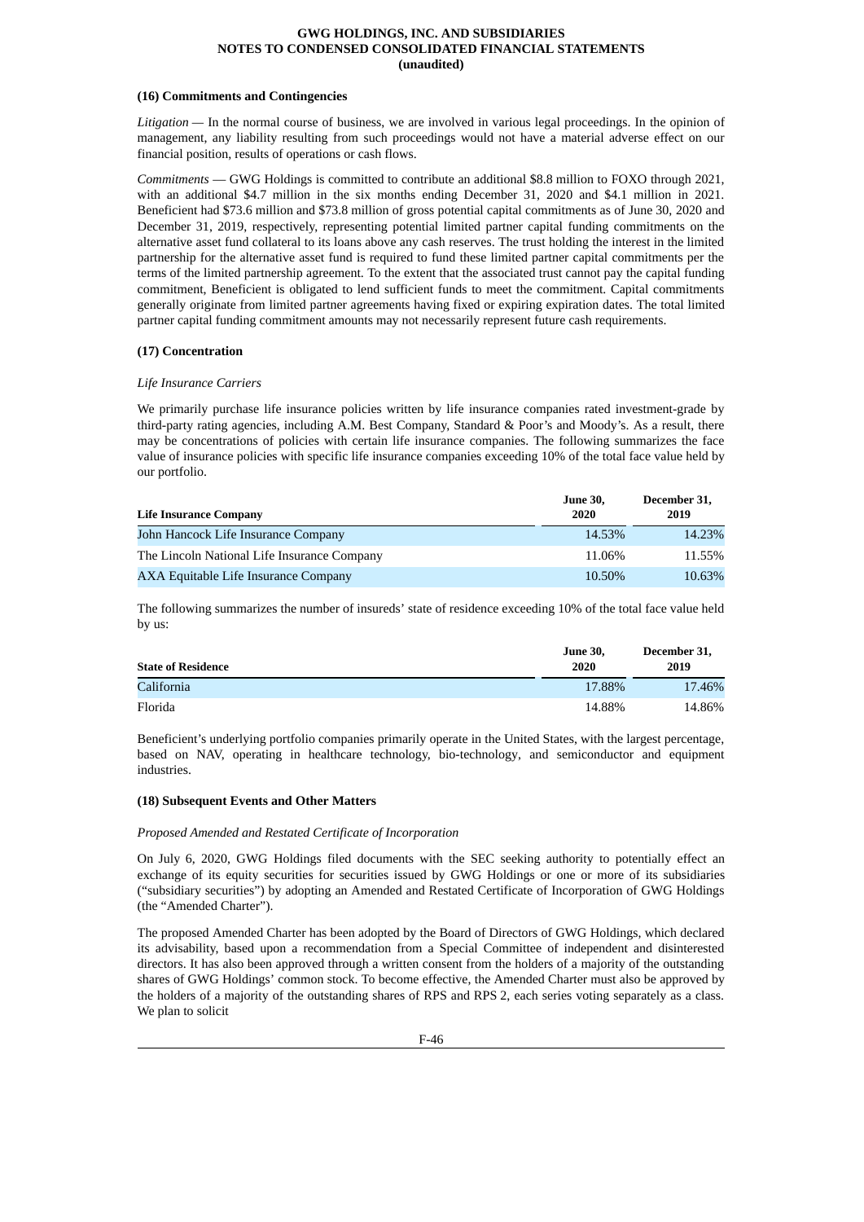### (16) Commitments and Contingencies

*Litigation* — In the normal course of business, we are involved in various legal proceedings. In the opinion of management, any liability resulting from such proceedings would not have a material adverse effect on our financial position, results of operations or cash flows.

*Commitments* — GWG Holdings is committed to contribute an additional $8.8 million to FOXO through 2021, with an additional $4.7 million in the six months ending December 31, 2020 and $4.1 million in 2021. Beneficient had $73.6 million and $73.8 million of gross potential capital commitments as of June 30, 2020 and December 31, 2019, respectively, representing potential limited partner capital funding commitments on the alternative asset fund collateral to its loans above any cash reserves. The trust holding the interest in the limited partnership for the alternative asset fund is required to fund these limited partner capital commitments per the terms of the limited partnership agreement. To the extent that the associated trust cannot pay the capital funding commitment, Beneficient is obligated to lend sufficient funds to meet the commitment. Capital commitments generally originate from limited partner agreements having fixed or expiring expiration dates. The total limited partner capital funding commitment amounts may not necessarily represent future cash requirements.

### (17) Concentration

*Life Insurance Carriers*

We primarily purchase life insurance policies written by life insurance companies rated investment-grade by third-party rating agencies, including A.M. Best Company, Standard & Poor's and Moody's. As a result, there may be concentrations of policies with certain life insurance companies. The following summarizes the face value of insurance policies with specific life insurance companies exceeding 10% of the total face value held by our portfolio.

| Life Insurance Company | June 30, 2020 | December 31, 2019 |
|---|---|---|
| John Hancock Life Insurance Company | 14.53% | 14.23% |
| The Lincoln National Life Insurance Company | 11.06% | 11.55% |
| AXA Equitable Life Insurance Company | 10.50% | 10.63% |

The following summarizes the number of insureds' state of residence exceeding 10% of the total face value held by us:

| State of Residence | June 30, 2020 | December 31, 2019 |
|---|---|---|
| California | 17.88% | 17.46% |
| Florida | 14.88% | 14.86% |

Beneficient's underlying portfolio companies primarily operate in the United States, with the largest percentage, based on NAV, operating in healthcare technology, bio-technology, and semiconductor and equipment industries.

### (18) Subsequent Events and Other Matters

*Proposed Amended and Restated Certificate of Incorporation*

On July 6, 2020, GWG Holdings filed documents with the SEC seeking authority to potentially effect an exchange of its equity securities for securities issued by GWG Holdings or one or more of its subsidiaries ("subsidiary securities") by adopting an Amended and Restated Certificate of Incorporation of GWG Holdings (the "Amended Charter").

The proposed Amended Charter has been adopted by the Board of Directors of GWG Holdings, which declared its advisability, based upon a recommendation from a Special Committee of independent and disinterested directors. It has also been approved through a written consent from the holders of a majority of the outstanding shares of GWG Holdings' common stock. To become effective, the Amended Charter must also be approved by the holders of a majority of the outstanding shares of RPS and RPS 2, each series voting separately as a class. We plan to solicit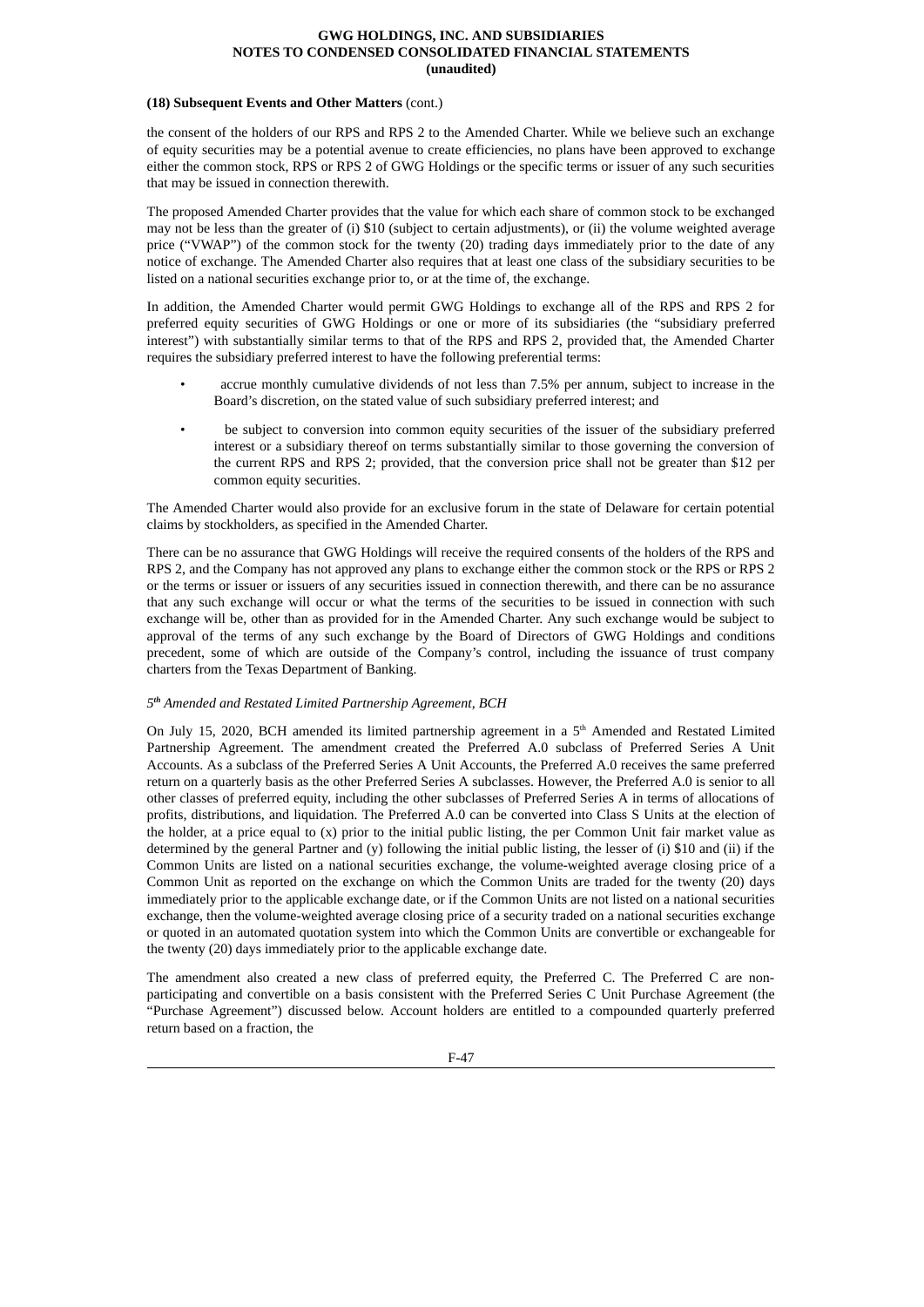**(18) Subsequent Events and Other Matters** (cont.)

the consent of the holders of our RPS and RPS 2 to the Amended Charter. While we believe such an exchange of equity securities may be a potential avenue to create efficiencies, no plans have been approved to exchange either the common stock, RPS or RPS 2 of GWG Holdings or the specific terms or issuer of any such securities that may be issued in connection therewith.

The proposed Amended Charter provides that the value for which each share of common stock to be exchanged may not be less than the greater of (i) $10 (subject to certain adjustments), or (ii) the volume weighted average price ("VWAP") of the common stock for the twenty (20) trading days immediately prior to the date of any notice of exchange. The Amended Charter also requires that at least one class of the subsidiary securities to be listed on a national securities exchange prior to, or at the time of, the exchange.

In addition, the Amended Charter would permit GWG Holdings to exchange all of the RPS and RPS 2 for preferred equity securities of GWG Holdings or one or more of its subsidiaries (the "subsidiary preferred interest") with substantially similar terms to that of the RPS and RPS 2, provided that, the Amended Charter requires the subsidiary preferred interest to have the following preferential terms:

- accrue monthly cumulative dividends of not less than 7.5% per annum, subject to increase in the Board's discretion, on the stated value of such subsidiary preferred interest; and
- be subject to conversion into common equity securities of the issuer of the subsidiary preferred interest or a subsidiary thereof on terms substantially similar to those governing the conversion of the current RPS and RPS 2; provided, that the conversion price shall not be greater than $12 per common equity securities.

The Amended Charter would also provide for an exclusive forum in the state of Delaware for certain potential claims by stockholders, as specified in the Amended Charter.

There can be no assurance that GWG Holdings will receive the required consents of the holders of the RPS and RPS 2, and the Company has not approved any plans to exchange either the common stock or the RPS or RPS 2 or the terms or issuer or issuers of any securities issued in connection therewith, and there can be no assurance that any such exchange will occur or what the terms of the securities to be issued in connection with such exchange will be, other than as provided for in the Amended Charter. Any such exchange would be subject to approval of the terms of any such exchange by the Board of Directors of GWG Holdings and conditions precedent, some of which are outside of the Company's control, including the issuance of trust company charters from the Texas Department of Banking.

*5th Amended and Restated Limited Partnership Agreement, BCH*

On July 15, 2020, BCH amended its limited partnership agreement in a 5th Amended and Restated Limited Partnership Agreement. The amendment created the Preferred A.0 subclass of Preferred Series A Unit Accounts. As a subclass of the Preferred Series A Unit Accounts, the Preferred A.0 receives the same preferred return on a quarterly basis as the other Preferred Series A subclasses. However, the Preferred A.0 is senior to all other classes of preferred equity, including the other subclasses of Preferred Series A in terms of allocations of profits, distributions, and liquidation. The Preferred A.0 can be converted into Class S Units at the election of the holder, at a price equal to (x) prior to the initial public listing, the per Common Unit fair market value as determined by the general Partner and (y) following the initial public listing, the lesser of (i) $10 and (ii) if the Common Units are listed on a national securities exchange, the volume-weighted average closing price of a Common Unit as reported on the exchange on which the Common Units are traded for the twenty (20) days immediately prior to the applicable exchange date, or if the Common Units are not listed on a national securities exchange, then the volume-weighted average closing price of a security traded on a national securities exchange or quoted in an automated quotation system into which the Common Units are convertible or exchangeable for the twenty (20) days immediately prior to the applicable exchange date.

The amendment also created a new class of preferred equity, the Preferred C. The Preferred C are non-participating and convertible on a basis consistent with the Preferred Series C Unit Purchase Agreement (the "Purchase Agreement") discussed below. Account holders are entitled to a compounded quarterly preferred return based on a fraction, the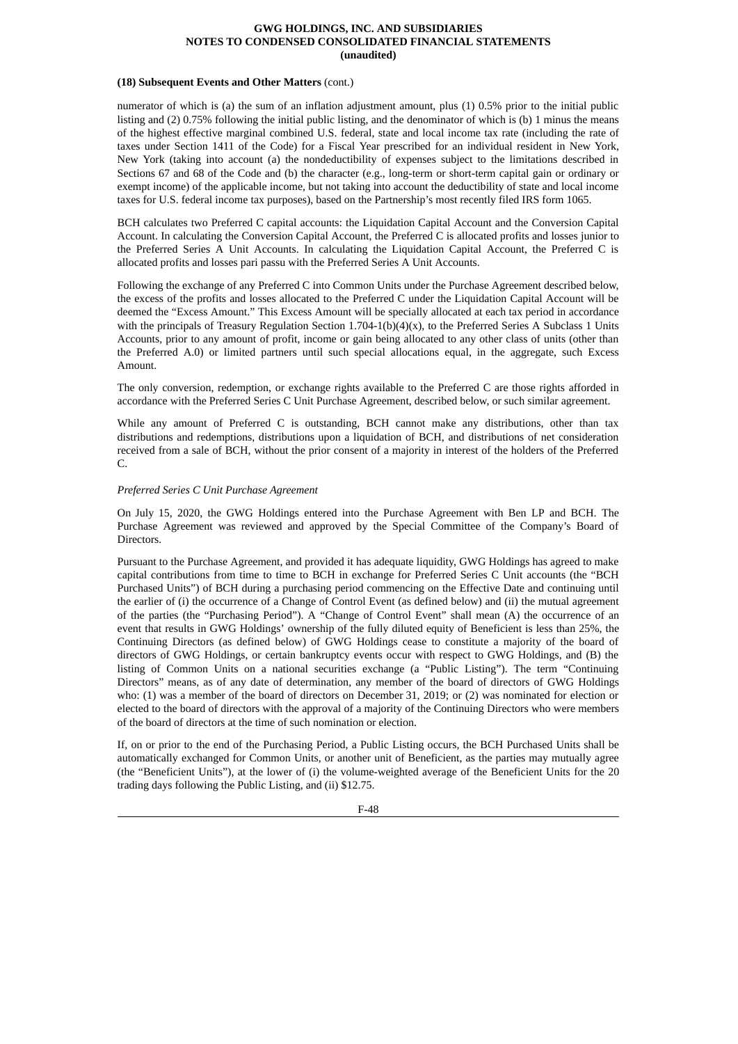**(18) Subsequent Events and Other Matters** (cont.)

numerator of which is (a) the sum of an inflation adjustment amount, plus (1) 0.5% prior to the initial public listing and (2) 0.75% following the initial public listing, and the denominator of which is (b) 1 minus the means of the highest effective marginal combined U.S. federal, state and local income tax rate (including the rate of taxes under Section 1411 of the Code) for a Fiscal Year prescribed for an individual resident in New York, New York (taking into account (a) the nondeductibility of expenses subject to the limitations described in Sections 67 and 68 of the Code and (b) the character (e.g., long-term or short-term capital gain or ordinary or exempt income) of the applicable income, but not taking into account the deductibility of state and local income taxes for U.S. federal income tax purposes), based on the Partnership's most recently filed IRS form 1065.

BCH calculates two Preferred C capital accounts: the Liquidation Capital Account and the Conversion Capital Account. In calculating the Conversion Capital Account, the Preferred C is allocated profits and losses junior to the Preferred Series A Unit Accounts. In calculating the Liquidation Capital Account, the Preferred C is allocated profits and losses pari passu with the Preferred Series A Unit Accounts.

Following the exchange of any Preferred C into Common Units under the Purchase Agreement described below, the excess of the profits and losses allocated to the Preferred C under the Liquidation Capital Account will be deemed the "Excess Amount." This Excess Amount will be specially allocated at each tax period in accordance with the principals of Treasury Regulation Section 1.704-1(b)(4)(x), to the Preferred Series A Subclass 1 Units Accounts, prior to any amount of profit, income or gain being allocated to any other class of units (other than the Preferred A.0) or limited partners until such special allocations equal, in the aggregate, such Excess Amount.

The only conversion, redemption, or exchange rights available to the Preferred C are those rights afforded in accordance with the Preferred Series C Unit Purchase Agreement, described below, or such similar agreement.

While any amount of Preferred C is outstanding, BCH cannot make any distributions, other than tax distributions and redemptions, distributions upon a liquidation of BCH, and distributions of net consideration received from a sale of BCH, without the prior consent of a majority in interest of the holders of the Preferred C.

*Preferred Series C Unit Purchase Agreement*

On July 15, 2020, the GWG Holdings entered into the Purchase Agreement with Ben LP and BCH. The Purchase Agreement was reviewed and approved by the Special Committee of the Company's Board of Directors.

Pursuant to the Purchase Agreement, and provided it has adequate liquidity, GWG Holdings has agreed to make capital contributions from time to time to BCH in exchange for Preferred Series C Unit accounts (the "BCH Purchased Units") of BCH during a purchasing period commencing on the Effective Date and continuing until the earlier of (i) the occurrence of a Change of Control Event (as defined below) and (ii) the mutual agreement of the parties (the "Purchasing Period"). A "Change of Control Event" shall mean (A) the occurrence of an event that results in GWG Holdings' ownership of the fully diluted equity of Beneficient is less than 25%, the Continuing Directors (as defined below) of GWG Holdings cease to constitute a majority of the board of directors of GWG Holdings, or certain bankruptcy events occur with respect to GWG Holdings, and (B) the listing of Common Units on a national securities exchange (a "Public Listing"). The term "Continuing Directors" means, as of any date of determination, any member of the board of directors of GWG Holdings who: (1) was a member of the board of directors on December 31, 2019; or (2) was nominated for election or elected to the board of directors with the approval of a majority of the Continuing Directors who were members of the board of directors at the time of such nomination or election.

If, on or prior to the end of the Purchasing Period, a Public Listing occurs, the BCH Purchased Units shall be automatically exchanged for Common Units, or another unit of Beneficient, as the parties may mutually agree (the "Beneficient Units"), at the lower of (i) the volume-weighted average of the Beneficient Units for the 20 trading days following the Public Listing, and (ii) $12.75.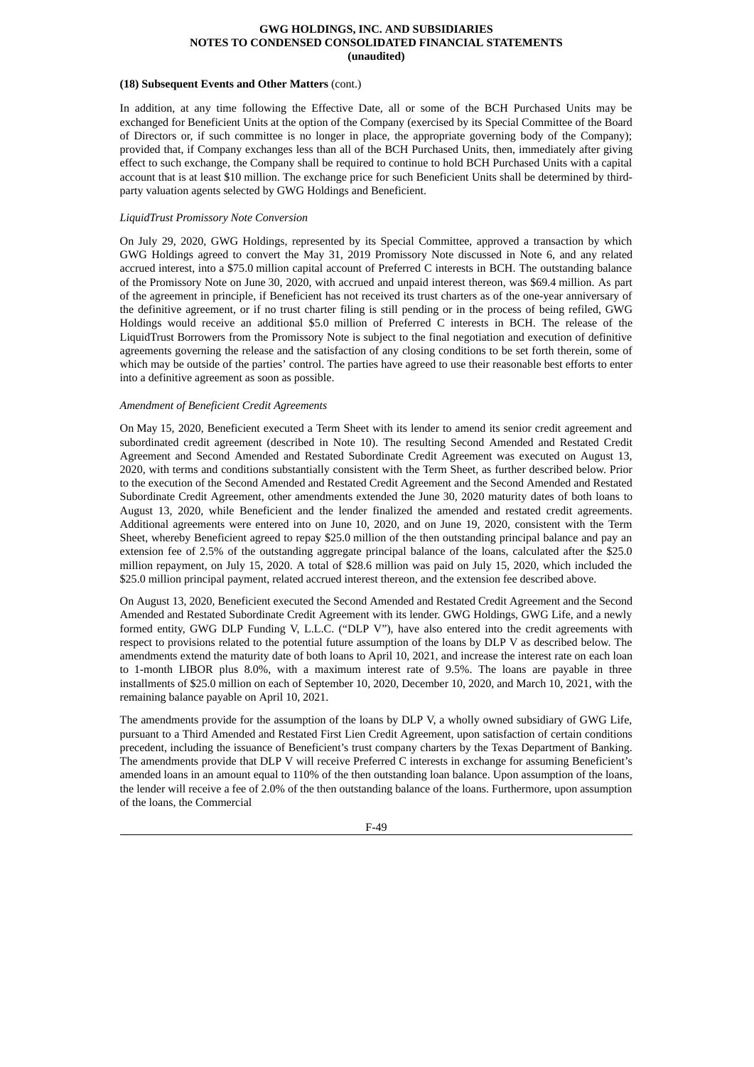**(18) Subsequent Events and Other Matters** (cont.)

In addition, at any time following the Effective Date, all or some of the BCH Purchased Units may be exchanged for Beneficient Units at the option of the Company (exercised by its Special Committee of the Board of Directors or, if such committee is no longer in place, the appropriate governing body of the Company); provided that, if Company exchanges less than all of the BCH Purchased Units, then, immediately after giving effect to such exchange, the Company shall be required to continue to hold BCH Purchased Units with a capital account that is at least $10 million. The exchange price for such Beneficient Units shall be determined by third-party valuation agents selected by GWG Holdings and Beneficient.

*LiquidTrust Promissory Note Conversion*

On July 29, 2020, GWG Holdings, represented by its Special Committee, approved a transaction by which GWG Holdings agreed to convert the May 31, 2019 Promissory Note discussed in Note 6, and any related accrued interest, into a $75.0 million capital account of Preferred C interests in BCH. The outstanding balance of the Promissory Note on June 30, 2020, with accrued and unpaid interest thereon, was $69.4 million. As part of the agreement in principle, if Beneficient has not received its trust charters as of the one-year anniversary of the definitive agreement, or if no trust charter filing is still pending or in the process of being refiled, GWG Holdings would receive an additional $5.0 million of Preferred C interests in BCH. The release of the LiquidTrust Borrowers from the Promissory Note is subject to the final negotiation and execution of definitive agreements governing the release and the satisfaction of any closing conditions to be set forth therein, some of which may be outside of the parties' control. The parties have agreed to use their reasonable best efforts to enter into a definitive agreement as soon as possible.

*Amendment of Beneficient Credit Agreements*

On May 15, 2020, Beneficient executed a Term Sheet with its lender to amend its senior credit agreement and subordinated credit agreement (described in Note 10). The resulting Second Amended and Restated Credit Agreement and Second Amended and Restated Subordinate Credit Agreement was executed on August 13, 2020, with terms and conditions substantially consistent with the Term Sheet, as further described below. Prior to the execution of the Second Amended and Restated Credit Agreement and the Second Amended and Restated Subordinate Credit Agreement, other amendments extended the June 30, 2020 maturity dates of both loans to August 13, 2020, while Beneficient and the lender finalized the amended and restated credit agreements. Additional agreements were entered into on June 10, 2020, and on June 19, 2020, consistent with the Term Sheet, whereby Beneficient agreed to repay $25.0 million of the then outstanding principal balance and pay an extension fee of 2.5% of the outstanding aggregate principal balance of the loans, calculated after the $25.0 million repayment, on July 15, 2020. A total of $28.6 million was paid on July 15, 2020, which included the $25.0 million principal payment, related accrued interest thereon, and the extension fee described above.

On August 13, 2020, Beneficient executed the Second Amended and Restated Credit Agreement and the Second Amended and Restated Subordinate Credit Agreement with its lender. GWG Holdings, GWG Life, and a newly formed entity, GWG DLP Funding V, L.L.C. ("DLP V"), have also entered into the credit agreements with respect to provisions related to the potential future assumption of the loans by DLP V as described below. The amendments extend the maturity date of both loans to April 10, 2021, and increase the interest rate on each loan to 1-month LIBOR plus 8.0%, with a maximum interest rate of 9.5%. The loans are payable in three installments of $25.0 million on each of September 10, 2020, December 10, 2020, and March 10, 2021, with the remaining balance payable on April 10, 2021.

The amendments provide for the assumption of the loans by DLP V, a wholly owned subsidiary of GWG Life, pursuant to a Third Amended and Restated First Lien Credit Agreement, upon satisfaction of certain conditions precedent, including the issuance of Beneficient's trust company charters by the Texas Department of Banking. The amendments provide that DLP V will receive Preferred C interests in exchange for assuming Beneficient's amended loans in an amount equal to 110% of the then outstanding loan balance. Upon assumption of the loans, the lender will receive a fee of 2.0% of the then outstanding balance of the loans. Furthermore, upon assumption of the loans, the Commercial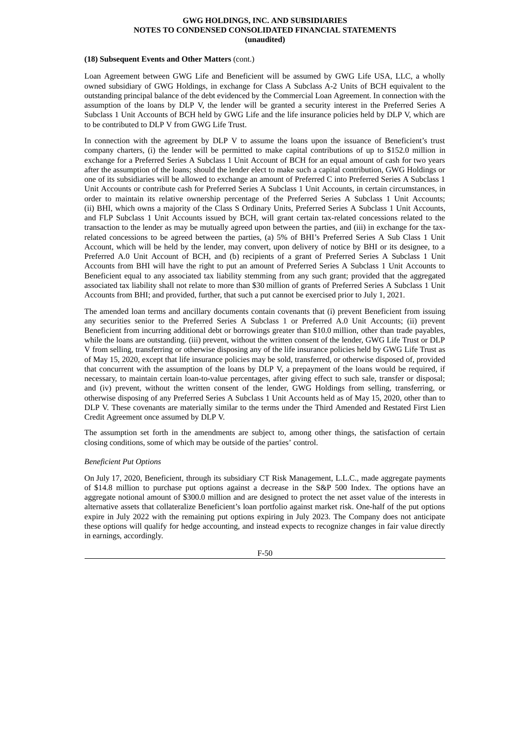**(18) Subsequent Events and Other Matters** (cont.)

Loan Agreement between GWG Life and Beneficient will be assumed by GWG Life USA, LLC, a wholly owned subsidiary of GWG Holdings, in exchange for Class A Subclass A-2 Units of BCH equivalent to the outstanding principal balance of the debt evidenced by the Commercial Loan Agreement. In connection with the assumption of the loans by DLP V, the lender will be granted a security interest in the Preferred Series A Subclass 1 Unit Accounts of BCH held by GWG Life and the life insurance policies held by DLP V, which are to be contributed to DLP V from GWG Life Trust.

In connection with the agreement by DLP V to assume the loans upon the issuance of Beneficient's trust company charters, (i) the lender will be permitted to make capital contributions of up to $152.0 million in exchange for a Preferred Series A Subclass 1 Unit Account of BCH for an equal amount of cash for two years after the assumption of the loans; should the lender elect to make such a capital contribution, GWG Holdings or one of its subsidiaries will be allowed to exchange an amount of Preferred C into Preferred Series A Subclass 1 Unit Accounts or contribute cash for Preferred Series A Subclass 1 Unit Accounts, in certain circumstances, in order to maintain its relative ownership percentage of the Preferred Series A Subclass 1 Unit Accounts; (ii) BHI, which owns a majority of the Class S Ordinary Units, Preferred Series A Subclass 1 Unit Accounts, and FLP Subclass 1 Unit Accounts issued by BCH, will grant certain tax-related concessions related to the transaction to the lender as may be mutually agreed upon between the parties, and (iii) in exchange for the tax-related concessions to be agreed between the parties, (a) 5% of BHI's Preferred Series A Sub Class 1 Unit Account, which will be held by the lender, may convert, upon delivery of notice by BHI or its designee, to a Preferred A.0 Unit Account of BCH, and (b) recipients of a grant of Preferred Series A Subclass 1 Unit Accounts from BHI will have the right to put an amount of Preferred Series A Subclass 1 Unit Accounts to Beneficient equal to any associated tax liability stemming from any such grant; provided that the aggregated associated tax liability shall not relate to more than $30 million of grants of Preferred Series A Subclass 1 Unit Accounts from BHI; and provided, further, that such a put cannot be exercised prior to July 1, 2021.

The amended loan terms and ancillary documents contain covenants that (i) prevent Beneficient from issuing any securities senior to the Preferred Series A Subclass 1 or Preferred A.0 Unit Accounts; (ii) prevent Beneficient from incurring additional debt or borrowings greater than $10.0 million, other than trade payables, while the loans are outstanding. (iii) prevent, without the written consent of the lender, GWG Life Trust or DLP V from selling, transferring or otherwise disposing any of the life insurance policies held by GWG Life Trust as of May 15, 2020, except that life insurance policies may be sold, transferred, or otherwise disposed of, provided that concurrent with the assumption of the loans by DLP V, a prepayment of the loans would be required, if necessary, to maintain certain loan-to-value percentages, after giving effect to such sale, transfer or disposal; and (iv) prevent, without the written consent of the lender, GWG Holdings from selling, transferring, or otherwise disposing of any Preferred Series A Subclass 1 Unit Accounts held as of May 15, 2020, other than to DLP V. These covenants are materially similar to the terms under the Third Amended and Restated First Lien Credit Agreement once assumed by DLP V.

The assumption set forth in the amendments are subject to, among other things, the satisfaction of certain closing conditions, some of which may be outside of the parties' control.

*Beneficient Put Options*

On July 17, 2020, Beneficient, through its subsidiary CT Risk Management, L.L.C., made aggregate payments of $14.8 million to purchase put options against a decrease in the S&P 500 Index. The options have an aggregate notional amount of $300.0 million and are designed to protect the net asset value of the interests in alternative assets that collateralize Beneficient's loan portfolio against market risk. One-half of the put options expire in July 2022 with the remaining put options expiring in July 2023. The Company does not anticipate these options will qualify for hedge accounting, and instead expects to recognize changes in fair value directly in earnings, accordingly.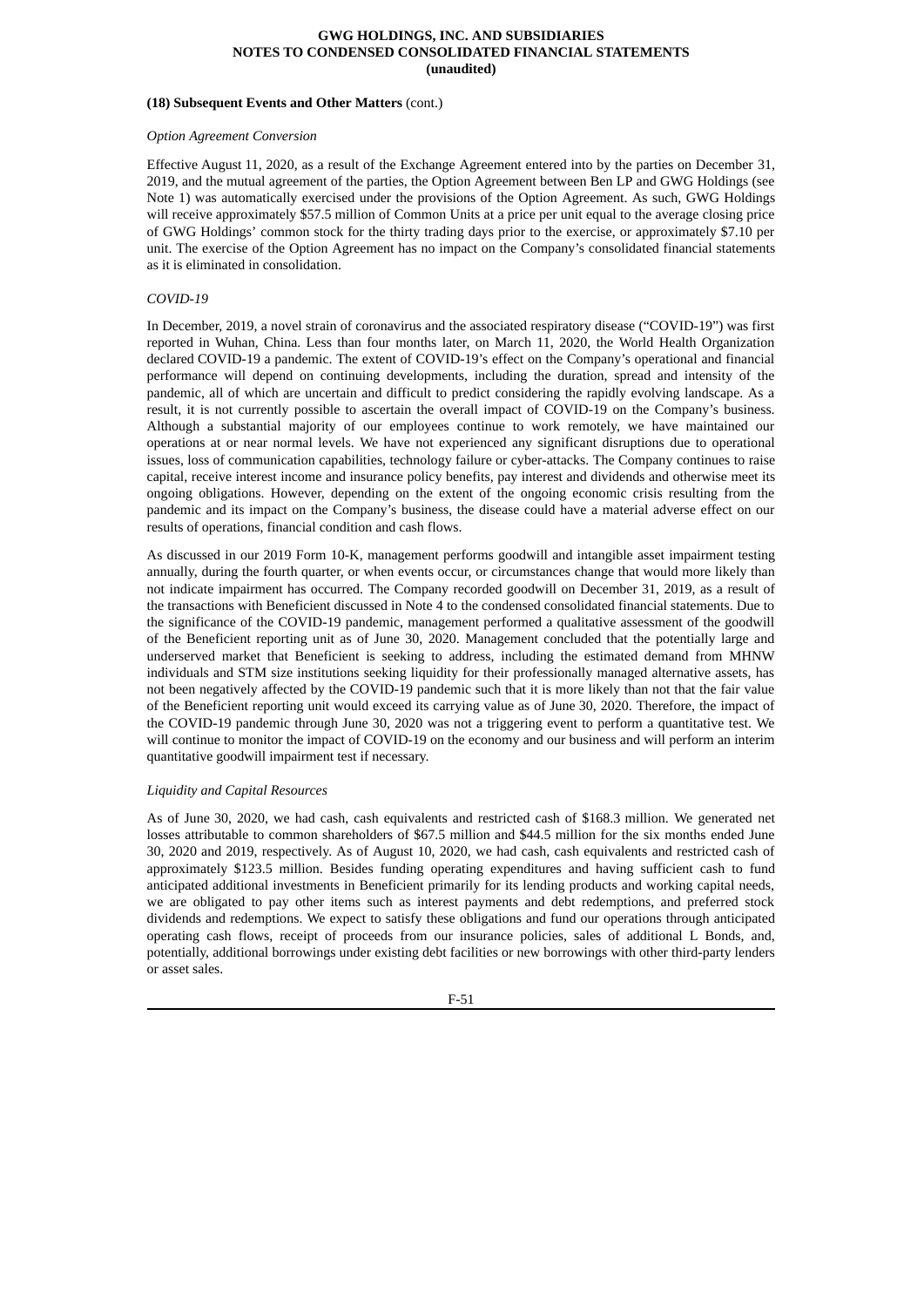**(18) Subsequent Events and Other Matters** (cont.)

*Option Agreement Conversion*

Effective August 11, 2020, as a result of the Exchange Agreement entered into by the parties on December 31, 2019, and the mutual agreement of the parties, the Option Agreement between Ben LP and GWG Holdings (see Note 1) was automatically exercised under the provisions of the Option Agreement. As such, GWG Holdings will receive approximately $57.5 million of Common Units at a price per unit equal to the average closing price of GWG Holdings' common stock for the thirty trading days prior to the exercise, or approximately $7.10 per unit. The exercise of the Option Agreement has no impact on the Company's consolidated financial statements as it is eliminated in consolidation.

*COVID-19*

In December, 2019, a novel strain of coronavirus and the associated respiratory disease ("COVID-19") was first reported in Wuhan, China. Less than four months later, on March 11, 2020, the World Health Organization declared COVID-19 a pandemic. The extent of COVID-19's effect on the Company's operational and financial performance will depend on continuing developments, including the duration, spread and intensity of the pandemic, all of which are uncertain and difficult to predict considering the rapidly evolving landscape. As a result, it is not currently possible to ascertain the overall impact of COVID-19 on the Company's business. Although a substantial majority of our employees continue to work remotely, we have maintained our operations at or near normal levels. We have not experienced any significant disruptions due to operational issues, loss of communication capabilities, technology failure or cyber-attacks. The Company continues to raise capital, receive interest income and insurance policy benefits, pay interest and dividends and otherwise meet its ongoing obligations. However, depending on the extent of the ongoing economic crisis resulting from the pandemic and its impact on the Company's business, the disease could have a material adverse effect on our results of operations, financial condition and cash flows.

As discussed in our 2019 Form 10-K, management performs goodwill and intangible asset impairment testing annually, during the fourth quarter, or when events occur, or circumstances change that would more likely than not indicate impairment has occurred. The Company recorded goodwill on December 31, 2019, as a result of the transactions with Beneficient discussed in Note 4 to the condensed consolidated financial statements. Due to the significance of the COVID-19 pandemic, management performed a qualitative assessment of the goodwill of the Beneficient reporting unit as of June 30, 2020. Management concluded that the potentially large and underserved market that Beneficient is seeking to address, including the estimated demand from MHNW individuals and STM size institutions seeking liquidity for their professionally managed alternative assets, has not been negatively affected by the COVID-19 pandemic such that it is more likely than not that the fair value of the Beneficient reporting unit would exceed its carrying value as of June 30, 2020. Therefore, the impact of the COVID-19 pandemic through June 30, 2020 was not a triggering event to perform a quantitative test. We will continue to monitor the impact of COVID-19 on the economy and our business and will perform an interim quantitative goodwill impairment test if necessary.

*Liquidity and Capital Resources*

As of June 30, 2020, we had cash, cash equivalents and restricted cash of $168.3 million. We generated net losses attributable to common shareholders of $67.5 million and $44.5 million for the six months ended June 30, 2020 and 2019, respectively. As of August 10, 2020, we had cash, cash equivalents and restricted cash of approximately $123.5 million. Besides funding operating expenditures and having sufficient cash to fund anticipated additional investments in Beneficient primarily for its lending products and working capital needs, we are obligated to pay other items such as interest payments and debt redemptions, and preferred stock dividends and redemptions. We expect to satisfy these obligations and fund our operations through anticipated operating cash flows, receipt of proceeds from our insurance policies, sales of additional L Bonds, and, potentially, additional borrowings under existing debt facilities or new borrowings with other third-party lenders or asset sales.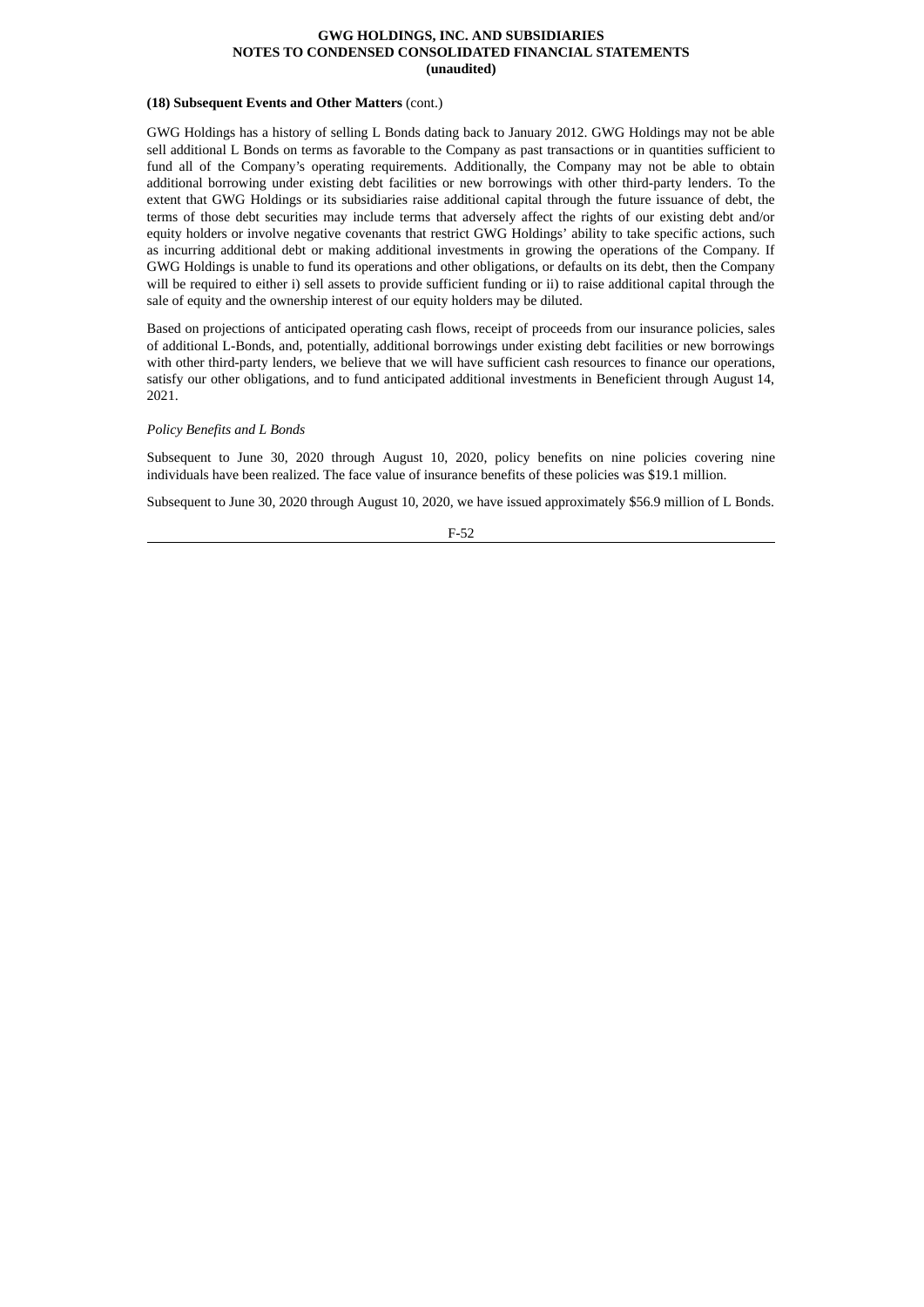**(18) Subsequent Events and Other Matters** (cont.)

GWG Holdings has a history of selling L Bonds dating back to January 2012. GWG Holdings may not be able sell additional L Bonds on terms as favorable to the Company as past transactions or in quantities sufficient to fund all of the Company's operating requirements. Additionally, the Company may not be able to obtain additional borrowing under existing debt facilities or new borrowings with other third-party lenders. To the extent that GWG Holdings or its subsidiaries raise additional capital through the future issuance of debt, the terms of those debt securities may include terms that adversely affect the rights of our existing debt and/or equity holders or involve negative covenants that restrict GWG Holdings' ability to take specific actions, such as incurring additional debt or making additional investments in growing the operations of the Company. If GWG Holdings is unable to fund its operations and other obligations, or defaults on its debt, then the Company will be required to either i) sell assets to provide sufficient funding or ii) to raise additional capital through the sale of equity and the ownership interest of our equity holders may be diluted.

Based on projections of anticipated operating cash flows, receipt of proceeds from our insurance policies, sales of additional L-Bonds, and, potentially, additional borrowings under existing debt facilities or new borrowings with other third-party lenders, we believe that we will have sufficient cash resources to finance our operations, satisfy our other obligations, and to fund anticipated additional investments in Beneficient through August 14, 2021.

*Policy Benefits and L Bonds*

Subsequent to June 30, 2020 through August 10, 2020, policy benefits on nine policies covering nine individuals have been realized. The face value of insurance benefits of these policies was $19.1 million.

Subsequent to June 30, 2020 through August 10, 2020, we have issued approximately $56.9 million of L Bonds.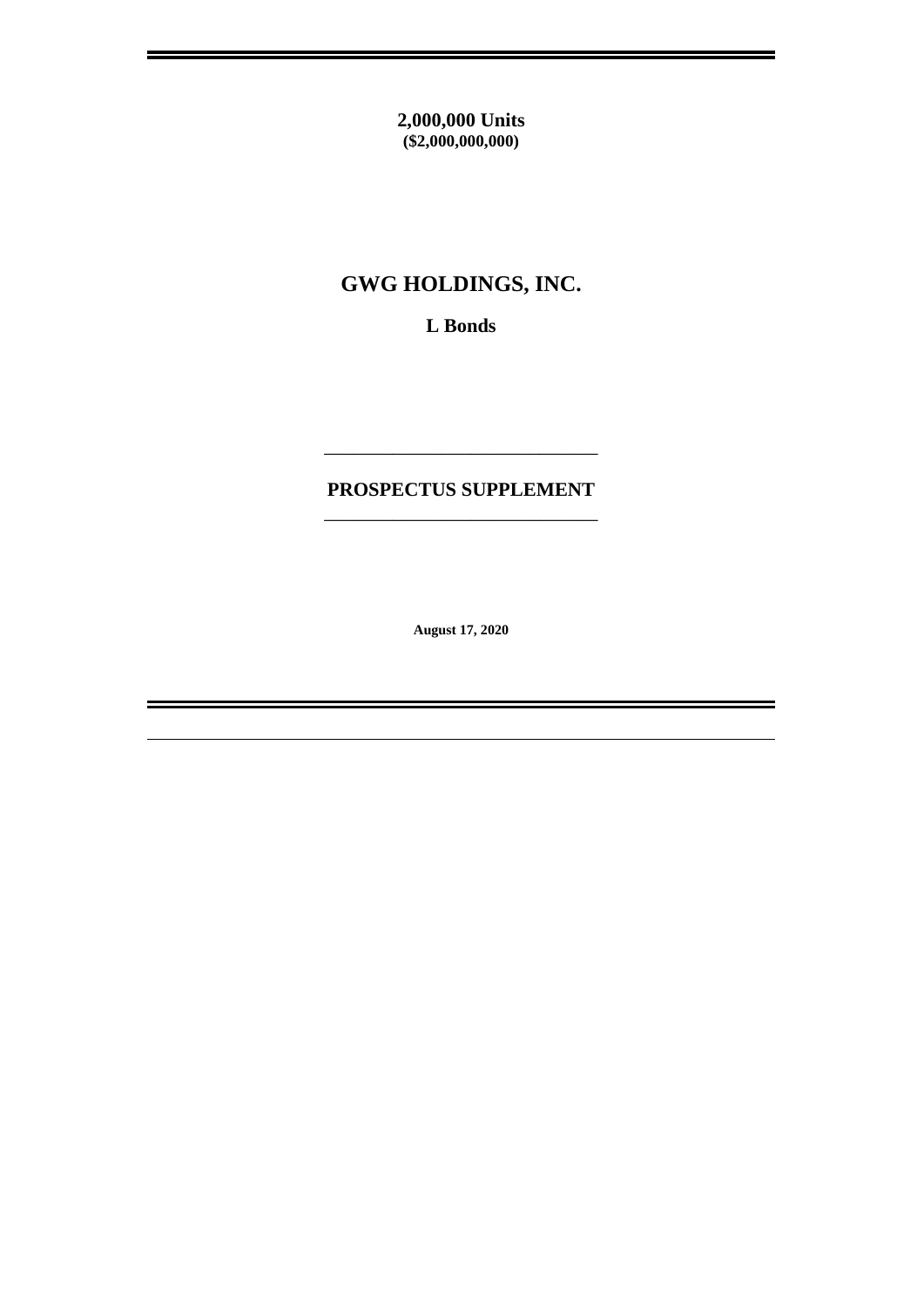**2,000,000 Units**
**($2,000,000,000)**

# GWG HOLDINGS, INC.

**L Bonds**

---

## PROSPECTUS SUPPLEMENT

---

**August 17, 2020**